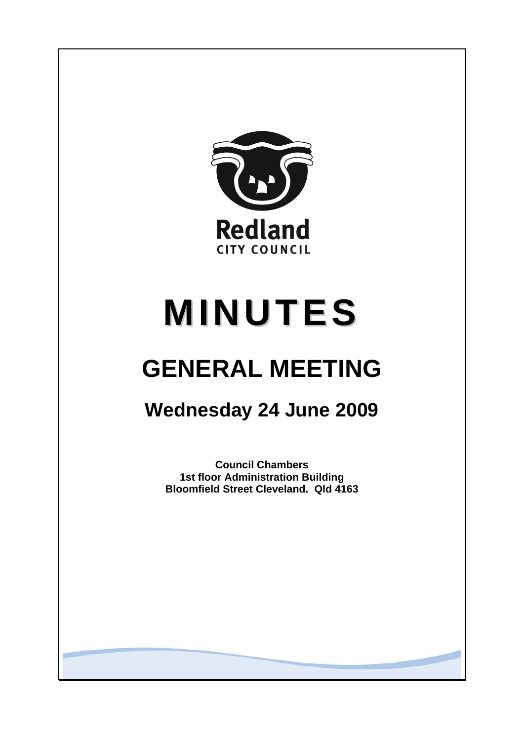Redland

CITY COUNCIL

# MINUTES

# GENERAL MEETING

## Wednesday 24 June 2009

**Council Chambers**
**1st floor Administration Building**
**Bloomfield Street Cleveland. Qld 4163**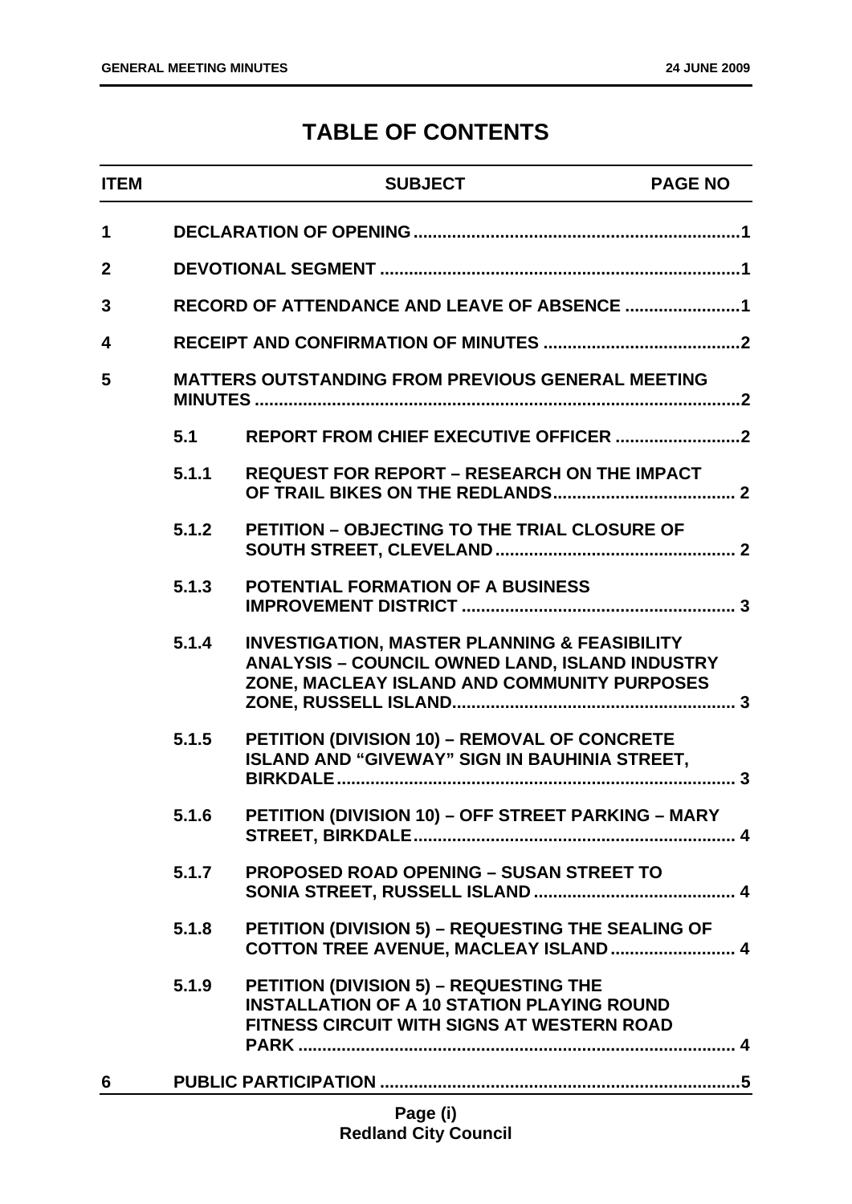# TABLE OF CONTENTS

| ITEM | | SUBJECT | PAGE NO |
|---|---|---|---|
| 1 | | DECLARATION OF OPENING | 1 |
| 2 | | DEVOTIONAL SEGMENT | 1 |
| 3 | | RECORD OF ATTENDANCE AND LEAVE OF ABSENCE | 1 |
| 4 | | RECEIPT AND CONFIRMATION OF MINUTES | 2 |
| 5 | | MATTERS OUTSTANDING FROM PREVIOUS GENERAL MEETING MINUTES | 2 |
| | 5.1 | REPORT FROM CHIEF EXECUTIVE OFFICER | 2 |
| | 5.1.1 | REQUEST FOR REPORT – RESEARCH ON THE IMPACT OF TRAIL BIKES ON THE REDLANDS | 2 |
| | 5.1.2 | PETITION – OBJECTING TO THE TRIAL CLOSURE OF SOUTH STREET, CLEVELAND | 2 |
| | 5.1.3 | POTENTIAL FORMATION OF A BUSINESS IMPROVEMENT DISTRICT | 3 |
| | 5.1.4 | INVESTIGATION, MASTER PLANNING & FEASIBILITY ANALYSIS – COUNCIL OWNED LAND, ISLAND INDUSTRY ZONE, MACLEAY ISLAND AND COMMUNITY PURPOSES ZONE, RUSSELL ISLAND | 3 |
| | 5.1.5 | PETITION (DIVISION 10) – REMOVAL OF CONCRETE ISLAND AND "GIVEWAY" SIGN IN BAUHINIA STREET, BIRKDALE | 3 |
| | 5.1.6 | PETITION (DIVISION 10) – OFF STREET PARKING – MARY STREET, BIRKDALE | 4 |
| | 5.1.7 | PROPOSED ROAD OPENING – SUSAN STREET TO SONIA STREET, RUSSELL ISLAND | 4 |
| | 5.1.8 | PETITION (DIVISION 5) – REQUESTING THE SEALING OF COTTON TREE AVENUE, MACLEAY ISLAND | 4 |
| | 5.1.9 | PETITION (DIVISION 5) – REQUESTING THE INSTALLATION OF A 10 STATION PLAYING ROUND FITNESS CIRCUIT WITH SIGNS AT WESTERN ROAD PARK | 4 |
| 6 | | PUBLIC PARTICIPATION | 5 |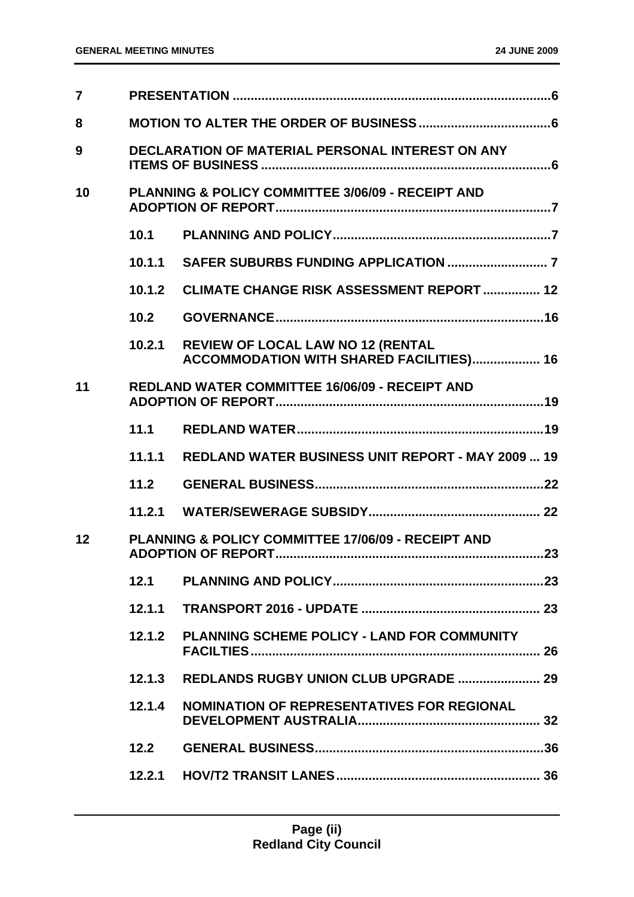| | | | |
|---|---|---|---|
| 7 | | PRESENTATION | 6 |
| 8 | | MOTION TO ALTER THE ORDER OF BUSINESS | 6 |
| 9 | | DECLARATION OF MATERIAL PERSONAL INTEREST ON ANY ITEMS OF BUSINESS | 6 |
| 10 | | PLANNING & POLICY COMMITTEE 3/06/09 - RECEIPT AND ADOPTION OF REPORT | 7 |
| | 10.1 | PLANNING AND POLICY | 7 |
| | 10.1.1 | SAFER SUBURBS FUNDING APPLICATION | 7 |
| | 10.1.2 | CLIMATE CHANGE RISK ASSESSMENT REPORT | 12 |
| | 10.2 | GOVERNANCE | 16 |
| | 10.2.1 | REVIEW OF LOCAL LAW NO 12 (RENTAL ACCOMMODATION WITH SHARED FACILITIES) | 16 |
| 11 | | REDLAND WATER COMMITTEE 16/06/09 - RECEIPT AND ADOPTION OF REPORT | 19 |
| | 11.1 | REDLAND WATER | 19 |
| | 11.1.1 | REDLAND WATER BUSINESS UNIT REPORT - MAY 2009 | 19 |
| | 11.2 | GENERAL BUSINESS | 22 |
| | 11.2.1 | WATER/SEWERAGE SUBSIDY | 22 |
| 12 | | PLANNING & POLICY COMMITTEE 17/06/09 - RECEIPT AND ADOPTION OF REPORT | 23 |
| | 12.1 | PLANNING AND POLICY | 23 |
| | 12.1.1 | TRANSPORT 2016 - UPDATE | 23 |
| | 12.1.2 | PLANNING SCHEME POLICY - LAND FOR COMMUNITY FACILTIES | 26 |
| | 12.1.3 | REDLANDS RUGBY UNION CLUB UPGRADE | 29 |
| | 12.1.4 | NOMINATION OF REPRESENTATIVES FOR REGIONAL DEVELOPMENT AUSTRALIA | 32 |
| | 12.2 | GENERAL BUSINESS | 36 |
| | 12.2.1 | HOV/T2 TRANSIT LANES | 36 |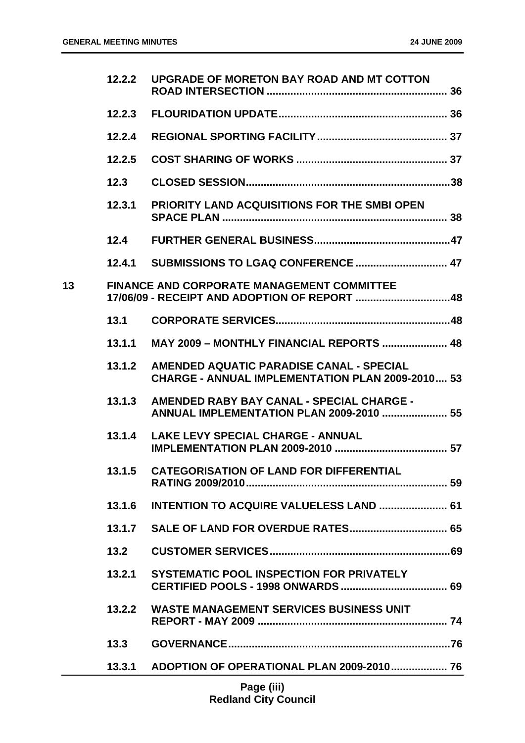| | | | |
|---|---|---|---|
| | 12.2.2 | UPGRADE OF MORETON BAY ROAD AND MT COTTON ROAD INTERSECTION | 36 |
| | 12.2.3 | FLOURIDATION UPDATE | 36 |
| | 12.2.4 | REGIONAL SPORTING FACILITY | 37 |
| | 12.2.5 | COST SHARING OF WORKS | 37 |
| | 12.3 | CLOSED SESSION | 38 |
| | 12.3.1 | PRIORITY LAND ACQUISITIONS FOR THE SMBI OPEN SPACE PLAN | 38 |
| | 12.4 | FURTHER GENERAL BUSINESS | 47 |
| | 12.4.1 | SUBMISSIONS TO LGAQ CONFERENCE | 47 |
| 13 | | FINANCE AND CORPORATE MANAGEMENT COMMITTEE 17/06/09 - RECEIPT AND ADOPTION OF REPORT | 48 |
| | 13.1 | CORPORATE SERVICES | 48 |
| | 13.1.1 | MAY 2009 – MONTHLY FINANCIAL REPORTS | 48 |
| | 13.1.2 | AMENDED AQUATIC PARADISE CANAL - SPECIAL CHARGE - ANNUAL IMPLEMENTATION PLAN 2009-2010 | 53 |
| | 13.1.3 | AMENDED RABY BAY CANAL - SPECIAL CHARGE - ANNUAL IMPLEMENTATION PLAN 2009-2010 | 55 |
| | 13.1.4 | LAKE LEVY SPECIAL CHARGE - ANNUAL IMPLEMENTATION PLAN 2009-2010 | 57 |
| | 13.1.5 | CATEGORISATION OF LAND FOR DIFFERENTIAL RATING 2009/2010 | 59 |
| | 13.1.6 | INTENTION TO ACQUIRE VALUELESS LAND | 61 |
| | 13.1.7 | SALE OF LAND FOR OVERDUE RATES | 65 |
| | 13.2 | CUSTOMER SERVICES | 69 |
| | 13.2.1 | SYSTEMATIC POOL INSPECTION FOR PRIVATELY CERTIFIED POOLS - 1998 ONWARDS | 69 |
| | 13.2.2 | WASTE MANAGEMENT SERVICES BUSINESS UNIT REPORT - MAY 2009 | 74 |
| | 13.3 | GOVERNANCE | 76 |
| | 13.3.1 | ADOPTION OF OPERATIONAL PLAN 2009-2010 | 76 |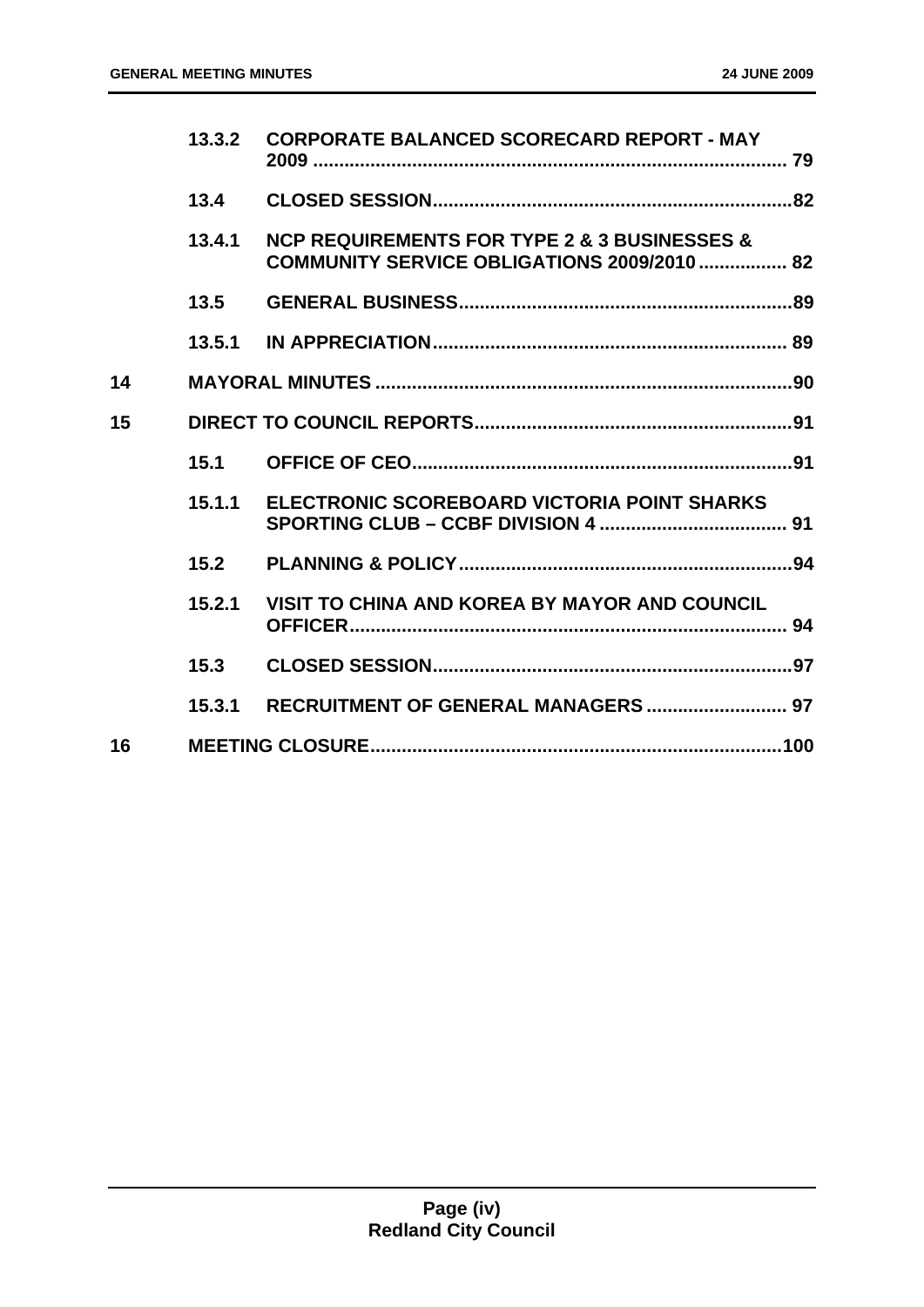| | | | |
|---|---|---|---|
| | 13.3.2 | CORPORATE BALANCED SCORECARD REPORT - MAY 2009 | 79 |
| | 13.4 | CLOSED SESSION | 82 |
| | 13.4.1 | NCP REQUIREMENTS FOR TYPE 2 & 3 BUSINESSES & COMMUNITY SERVICE OBLIGATIONS 2009/2010 | 82 |
| | 13.5 | GENERAL BUSINESS | 89 |
| | 13.5.1 | IN APPRECIATION | 89 |
| 14 | | MAYORAL MINUTES | 90 |
| 15 | | DIRECT TO COUNCIL REPORTS | 91 |
| | 15.1 | OFFICE OF CEO | 91 |
| | 15.1.1 | ELECTRONIC SCOREBOARD VICTORIA POINT SHARKS SPORTING CLUB – CCBF DIVISION 4 | 91 |
| | 15.2 | PLANNING & POLICY | 94 |
| | 15.2.1 | VISIT TO CHINA AND KOREA BY MAYOR AND COUNCIL OFFICER | 94 |
| | 15.3 | CLOSED SESSION | 97 |
| | 15.3.1 | RECRUITMENT OF GENERAL MANAGERS | 97 |
| 16 | | MEETING CLOSURE | 100 |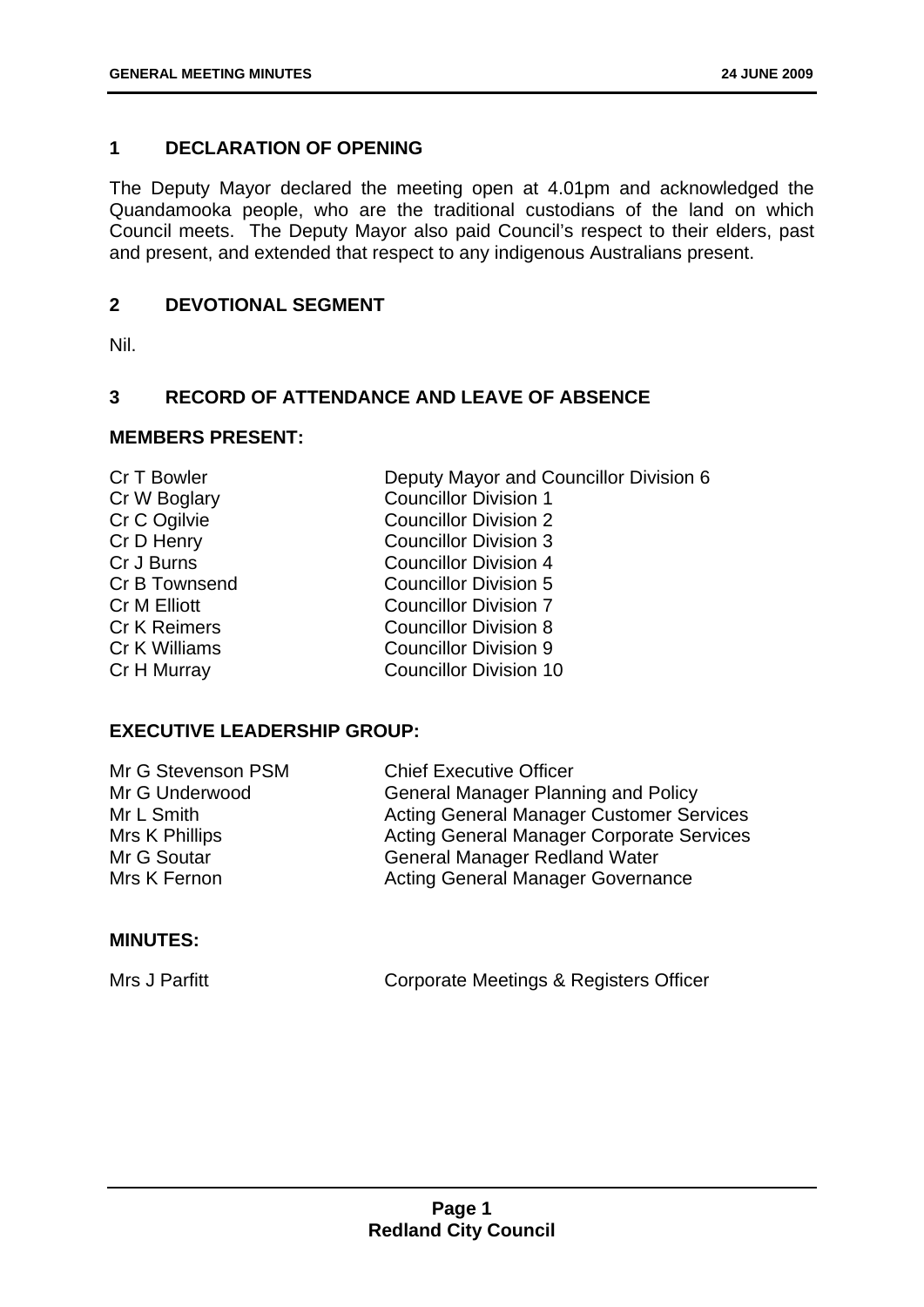## 1 DECLARATION OF OPENING

The Deputy Mayor declared the meeting open at 4.01pm and acknowledged the Quandamooka people, who are the traditional custodians of the land on which Council meets. The Deputy Mayor also paid Council's respect to their elders, past and present, and extended that respect to any indigenous Australians present.

## 2 DEVOTIONAL SEGMENT

Nil.

## 3 RECORD OF ATTENDANCE AND LEAVE OF ABSENCE

### MEMBERS PRESENT:

| | |
|---|---|
| Cr T Bowler | Deputy Mayor and Councillor Division 6 |
| Cr W Boglary | Councillor Division 1 |
| Cr C Ogilvie | Councillor Division 2 |
| Cr D Henry | Councillor Division 3 |
| Cr J Burns | Councillor Division 4 |
| Cr B Townsend | Councillor Division 5 |
| Cr M Elliott | Councillor Division 7 |
| Cr K Reimers | Councillor Division 8 |
| Cr K Williams | Councillor Division 9 |
| Cr H Murray | Councillor Division 10 |

### EXECUTIVE LEADERSHIP GROUP:

| | |
|---|---|
| Mr G Stevenson PSM | Chief Executive Officer |
| Mr G Underwood | General Manager Planning and Policy |
| Mr L Smith | Acting General Manager Customer Services |
| Mrs K Phillips | Acting General Manager Corporate Services |
| Mr G Soutar | General Manager Redland Water |
| Mrs K Fernon | Acting General Manager Governance |

### MINUTES:

| | |
|---|---|
| Mrs J Parfitt | Corporate Meetings & Registers Officer |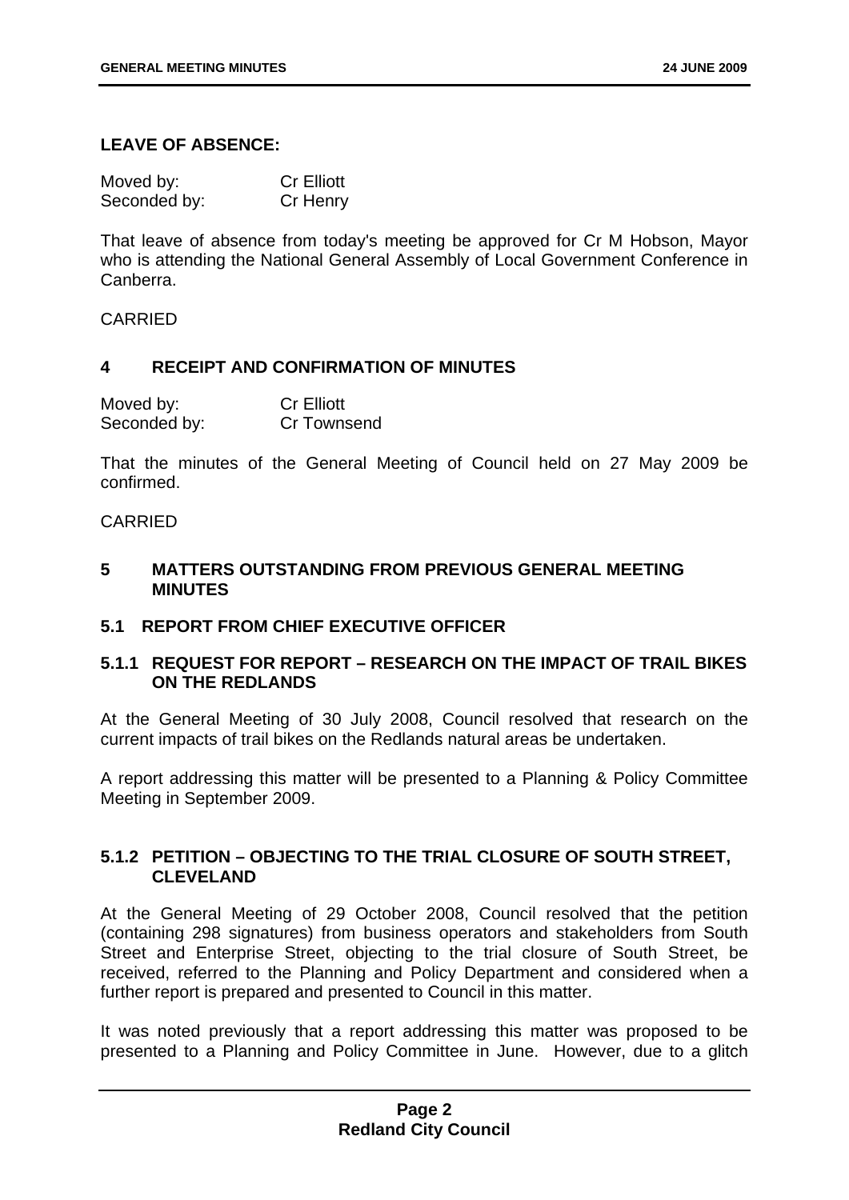**LEAVE OF ABSENCE:**

Moved by: Cr Elliott
Seconded by: Cr Henry

That leave of absence from today's meeting be approved for Cr M Hobson, Mayor who is attending the National General Assembly of Local Government Conference in Canberra.

CARRIED

## 4 RECEIPT AND CONFIRMATION OF MINUTES

Moved by: Cr Elliott
Seconded by: Cr Townsend

That the minutes of the General Meeting of Council held on 27 May 2009 be confirmed.

CARRIED

## 5 MATTERS OUTSTANDING FROM PREVIOUS GENERAL MEETING MINUTES

### 5.1 REPORT FROM CHIEF EXECUTIVE OFFICER

### 5.1.1 REQUEST FOR REPORT – RESEARCH ON THE IMPACT OF TRAIL BIKES ON THE REDLANDS

At the General Meeting of 30 July 2008, Council resolved that research on the current impacts of trail bikes on the Redlands natural areas be undertaken.

A report addressing this matter will be presented to a Planning & Policy Committee Meeting in September 2009.

### 5.1.2 PETITION – OBJECTING TO THE TRIAL CLOSURE OF SOUTH STREET, CLEVELAND

At the General Meeting of 29 October 2008, Council resolved that the petition (containing 298 signatures) from business operators and stakeholders from South Street and Enterprise Street, objecting to the trial closure of South Street, be received, referred to the Planning and Policy Department and considered when a further report is prepared and presented to Council in this matter.

It was noted previously that a report addressing this matter was proposed to be presented to a Planning and Policy Committee in June. However, due to a glitch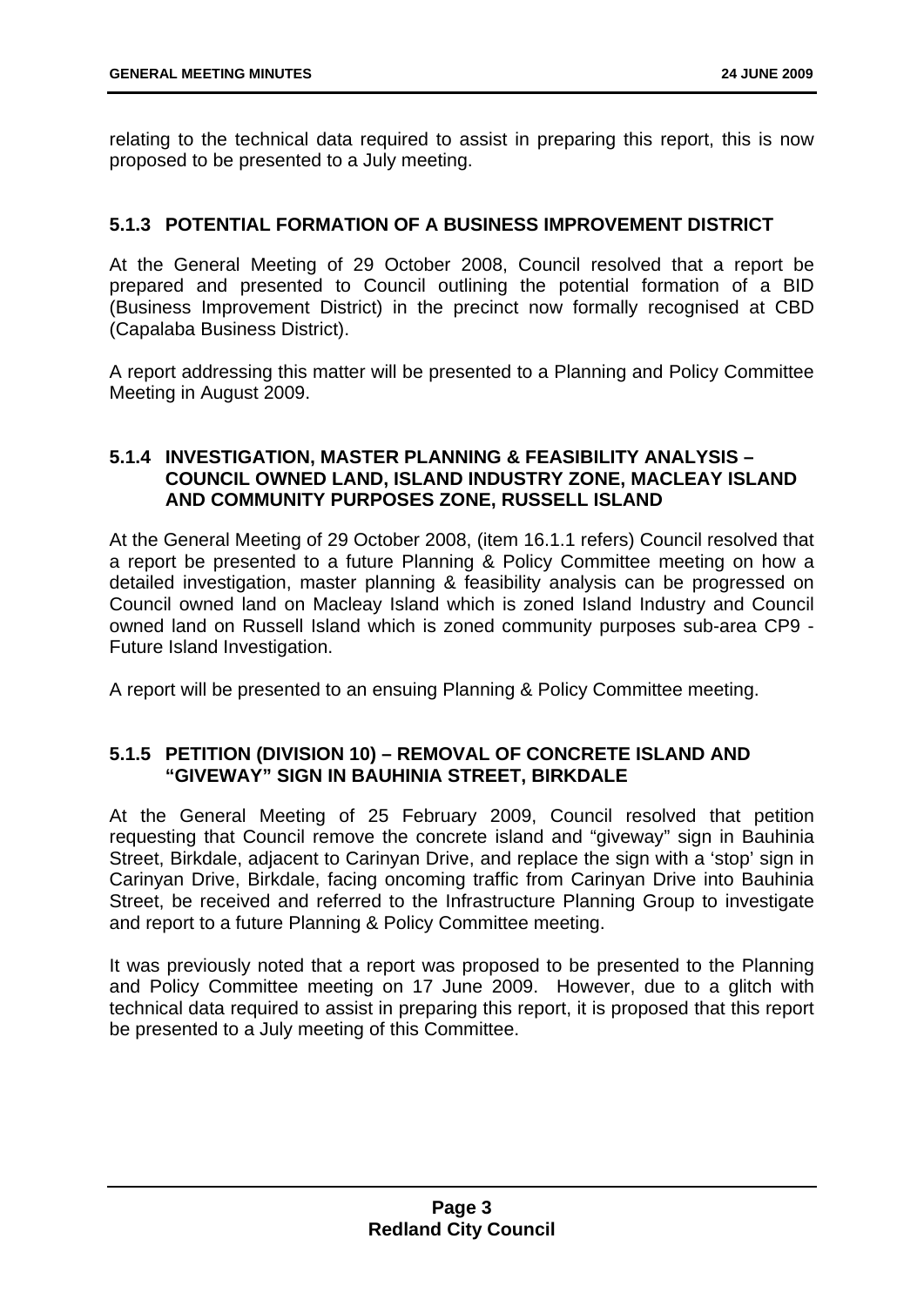relating to the technical data required to assist in preparing this report, this is now proposed to be presented to a July meeting.

### 5.1.3 POTENTIAL FORMATION OF A BUSINESS IMPROVEMENT DISTRICT

At the General Meeting of 29 October 2008, Council resolved that a report be prepared and presented to Council outlining the potential formation of a BID (Business Improvement District) in the precinct now formally recognised at CBD (Capalaba Business District).

A report addressing this matter will be presented to a Planning and Policy Committee Meeting in August 2009.

### 5.1.4 INVESTIGATION, MASTER PLANNING & FEASIBILITY ANALYSIS – COUNCIL OWNED LAND, ISLAND INDUSTRY ZONE, MACLEAY ISLAND AND COMMUNITY PURPOSES ZONE, RUSSELL ISLAND

At the General Meeting of 29 October 2008, (item 16.1.1 refers) Council resolved that a report be presented to a future Planning & Policy Committee meeting on how a detailed investigation, master planning & feasibility analysis can be progressed on Council owned land on Macleay Island which is zoned Island Industry and Council owned land on Russell Island which is zoned community purposes sub-area CP9 - Future Island Investigation.

A report will be presented to an ensuing Planning & Policy Committee meeting.

### 5.1.5 PETITION (DIVISION 10) – REMOVAL OF CONCRETE ISLAND AND "GIVEWAY" SIGN IN BAUHINIA STREET, BIRKDALE

At the General Meeting of 25 February 2009, Council resolved that petition requesting that Council remove the concrete island and "giveway" sign in Bauhinia Street, Birkdale, adjacent to Carinyan Drive, and replace the sign with a 'stop' sign in Carinyan Drive, Birkdale, facing oncoming traffic from Carinyan Drive into Bauhinia Street, be received and referred to the Infrastructure Planning Group to investigate and report to a future Planning & Policy Committee meeting.

It was previously noted that a report was proposed to be presented to the Planning and Policy Committee meeting on 17 June 2009. However, due to a glitch with technical data required to assist in preparing this report, it is proposed that this report be presented to a July meeting of this Committee.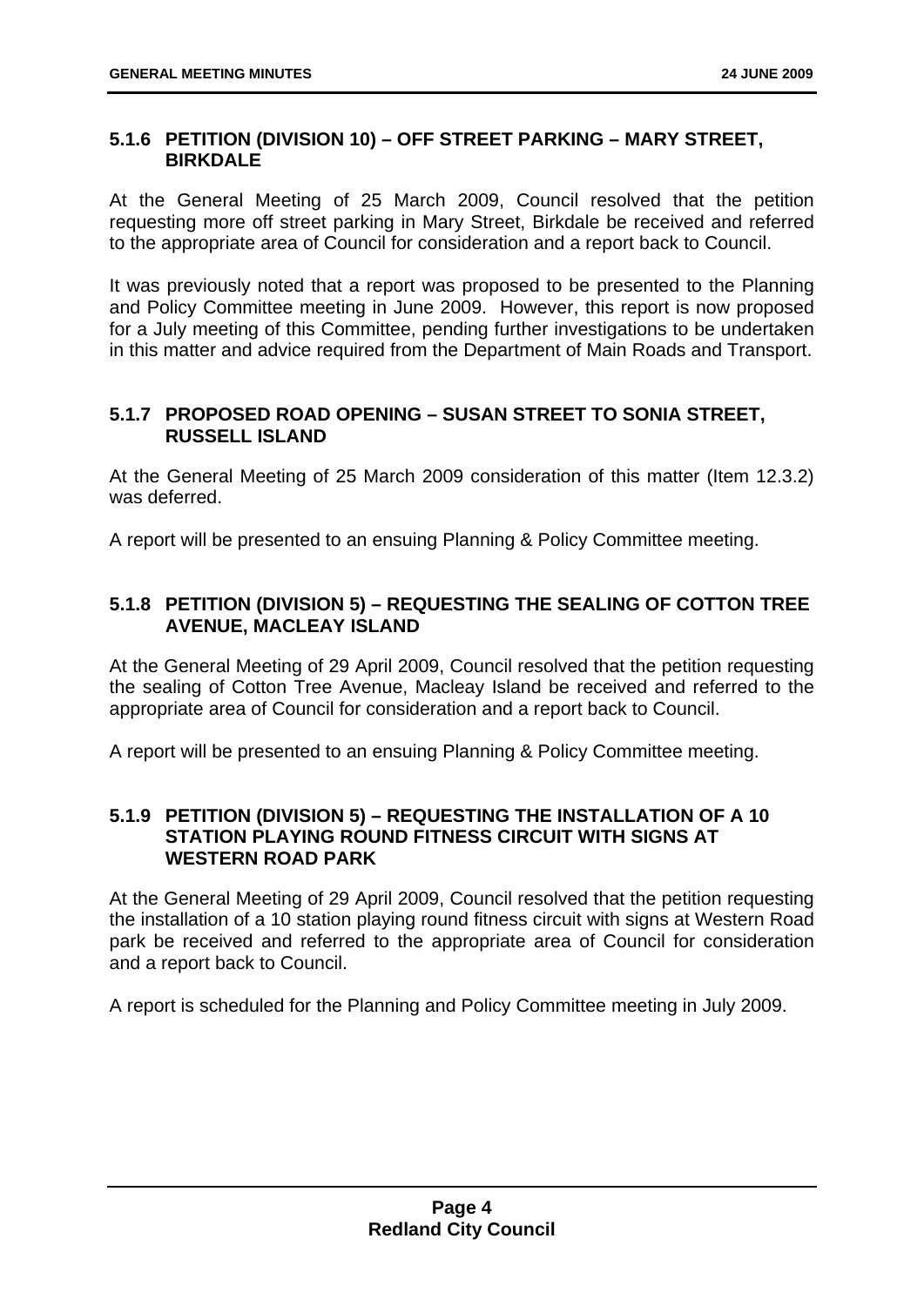### 5.1.6 PETITION (DIVISION 10) – OFF STREET PARKING – MARY STREET, BIRKDALE

At the General Meeting of 25 March 2009, Council resolved that the petition requesting more off street parking in Mary Street, Birkdale be received and referred to the appropriate area of Council for consideration and a report back to Council.

It was previously noted that a report was proposed to be presented to the Planning and Policy Committee meeting in June 2009. However, this report is now proposed for a July meeting of this Committee, pending further investigations to be undertaken in this matter and advice required from the Department of Main Roads and Transport.

### 5.1.7 PROPOSED ROAD OPENING – SUSAN STREET TO SONIA STREET, RUSSELL ISLAND

At the General Meeting of 25 March 2009 consideration of this matter (Item 12.3.2) was deferred.

A report will be presented to an ensuing Planning & Policy Committee meeting.

### 5.1.8 PETITION (DIVISION 5) – REQUESTING THE SEALING OF COTTON TREE AVENUE, MACLEAY ISLAND

At the General Meeting of 29 April 2009, Council resolved that the petition requesting the sealing of Cotton Tree Avenue, Macleay Island be received and referred to the appropriate area of Council for consideration and a report back to Council.

A report will be presented to an ensuing Planning & Policy Committee meeting.

### 5.1.9 PETITION (DIVISION 5) – REQUESTING THE INSTALLATION OF A 10 STATION PLAYING ROUND FITNESS CIRCUIT WITH SIGNS AT WESTERN ROAD PARK

At the General Meeting of 29 April 2009, Council resolved that the petition requesting the installation of a 10 station playing round fitness circuit with signs at Western Road park be received and referred to the appropriate area of Council for consideration and a report back to Council.

A report is scheduled for the Planning and Policy Committee meeting in July 2009.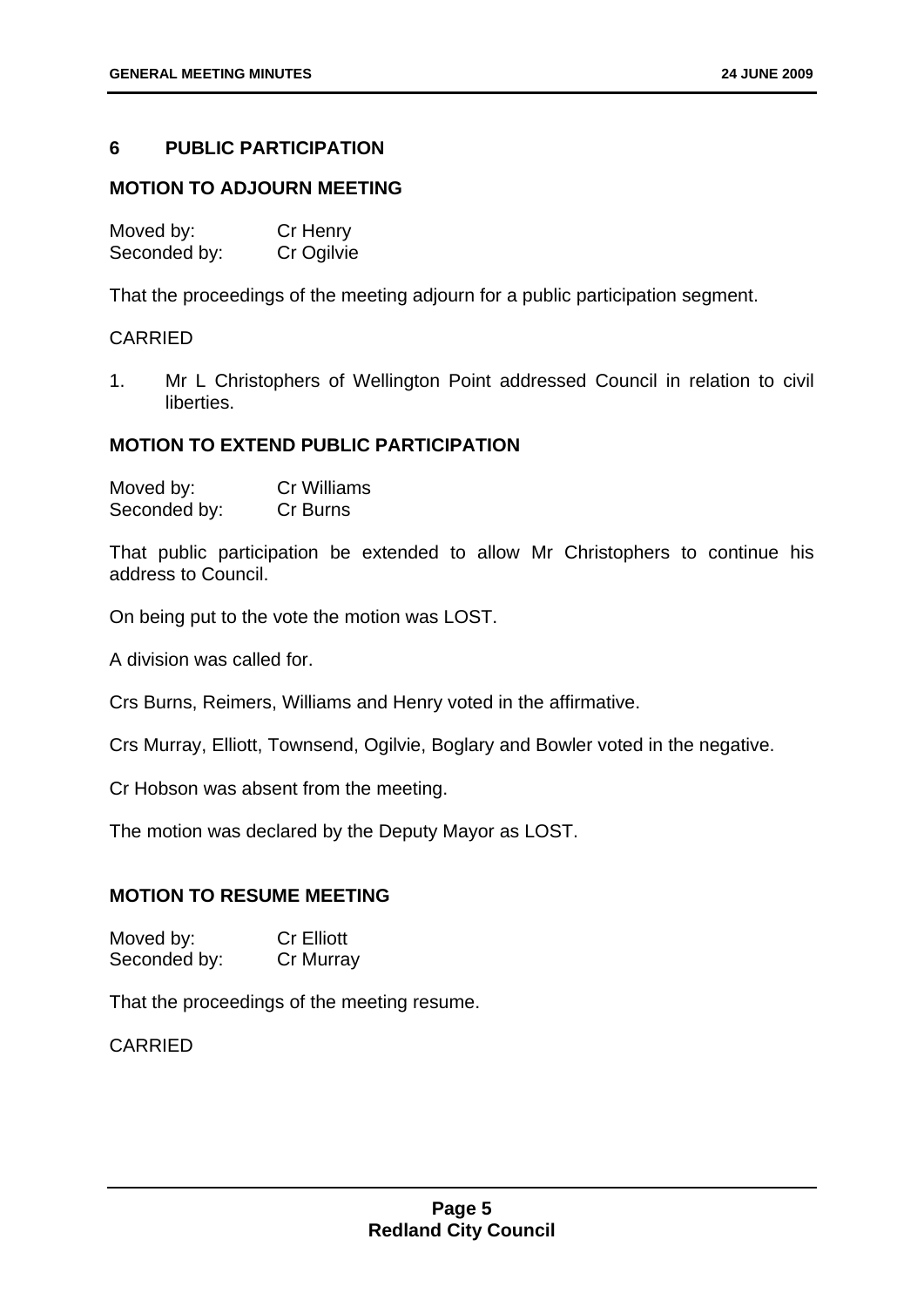## 6 PUBLIC PARTICIPATION

### MOTION TO ADJOURN MEETING

Moved by: Cr Henry
Seconded by: Cr Ogilvie

That the proceedings of the meeting adjourn for a public participation segment.

CARRIED

1. Mr L Christophers of Wellington Point addressed Council in relation to civil liberties.

### MOTION TO EXTEND PUBLIC PARTICIPATION

Moved by: Cr Williams
Seconded by: Cr Burns

That public participation be extended to allow Mr Christophers to continue his address to Council.

On being put to the vote the motion was LOST.

A division was called for.

Crs Burns, Reimers, Williams and Henry voted in the affirmative.

Crs Murray, Elliott, Townsend, Ogilvie, Boglary and Bowler voted in the negative.

Cr Hobson was absent from the meeting.

The motion was declared by the Deputy Mayor as LOST.

### MOTION TO RESUME MEETING

Moved by: Cr Elliott
Seconded by: Cr Murray

That the proceedings of the meeting resume.

CARRIED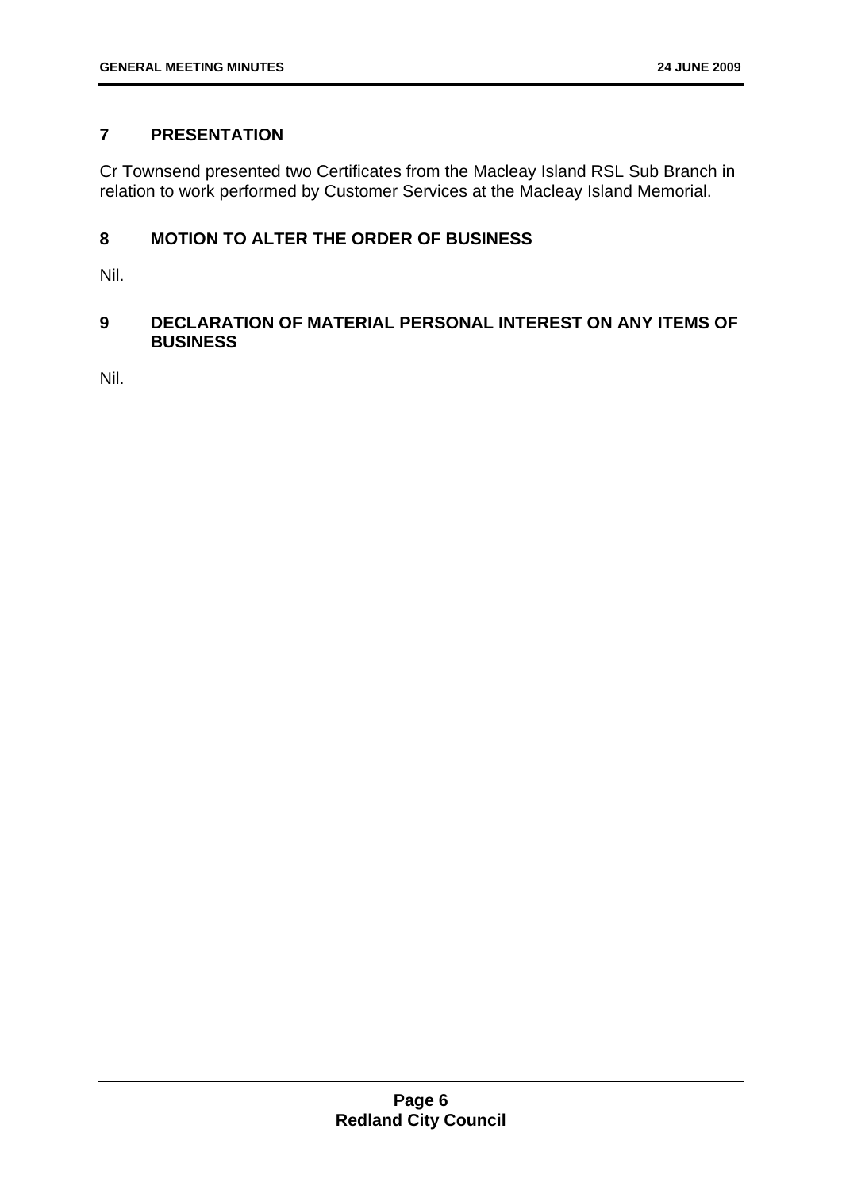## 7 PRESENTATION

Cr Townsend presented two Certificates from the Macleay Island RSL Sub Branch in relation to work performed by Customer Services at the Macleay Island Memorial.

## 8 MOTION TO ALTER THE ORDER OF BUSINESS

Nil.

## 9 DECLARATION OF MATERIAL PERSONAL INTEREST ON ANY ITEMS OF BUSINESS

Nil.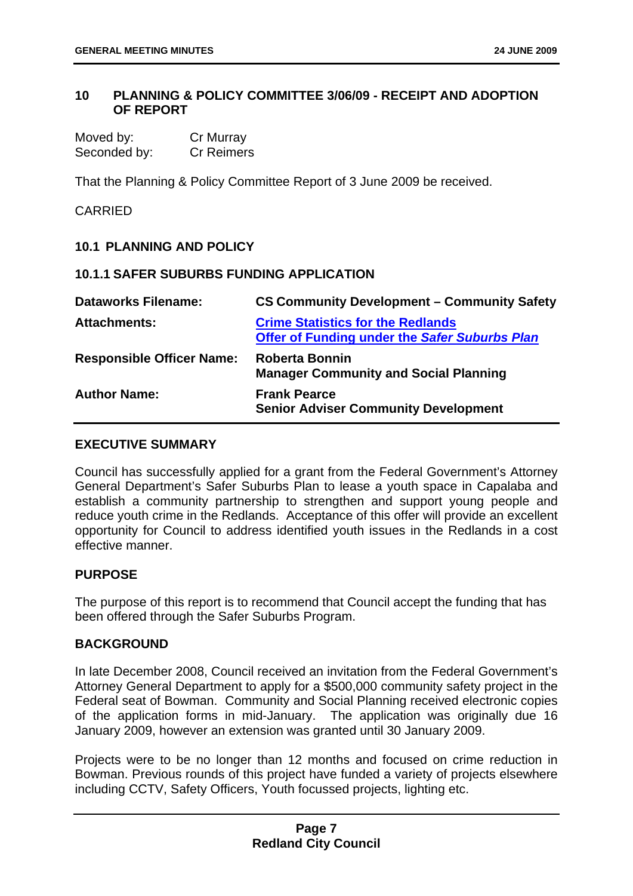## 10 PLANNING & POLICY COMMITTEE 3/06/09 - RECEIPT AND ADOPTION OF REPORT

Moved by: Cr Murray
Seconded by: Cr Reimers

That the Planning & Policy Committee Report of 3 June 2009 be received.

CARRIED

### 10.1 PLANNING AND POLICY

#### 10.1.1 SAFER SUBURBS FUNDING APPLICATION

| | |
|---|---|
| **Dataworks Filename:** | **CS Community Development – Community Safety** |
| **Attachments:** | **Crime Statistics for the Redlands**<br>**Offer of Funding under the *Safer Suburbs Plan*** |
| **Responsible Officer Name:** | **Roberta Bonnin**<br>**Manager Community and Social Planning** |
| **Author Name:** | **Frank Pearce**<br>**Senior Adviser Community Development** |

**EXECUTIVE SUMMARY**

Council has successfully applied for a grant from the Federal Government's Attorney General Department's Safer Suburbs Plan to lease a youth space in Capalaba and establish a community partnership to strengthen and support young people and reduce youth crime in the Redlands. Acceptance of this offer will provide an excellent opportunity for Council to address identified youth issues in the Redlands in a cost effective manner.

**PURPOSE**

The purpose of this report is to recommend that Council accept the funding that has been offered through the Safer Suburbs Program.

**BACKGROUND**

In late December 2008, Council received an invitation from the Federal Government's Attorney General Department to apply for a $500,000 community safety project in the Federal seat of Bowman. Community and Social Planning received electronic copies of the application forms in mid-January. The application was originally due 16 January 2009, however an extension was granted until 30 January 2009.

Projects were to be no longer than 12 months and focused on crime reduction in Bowman. Previous rounds of this project have funded a variety of projects elsewhere including CCTV, Safety Officers, Youth focussed projects, lighting etc.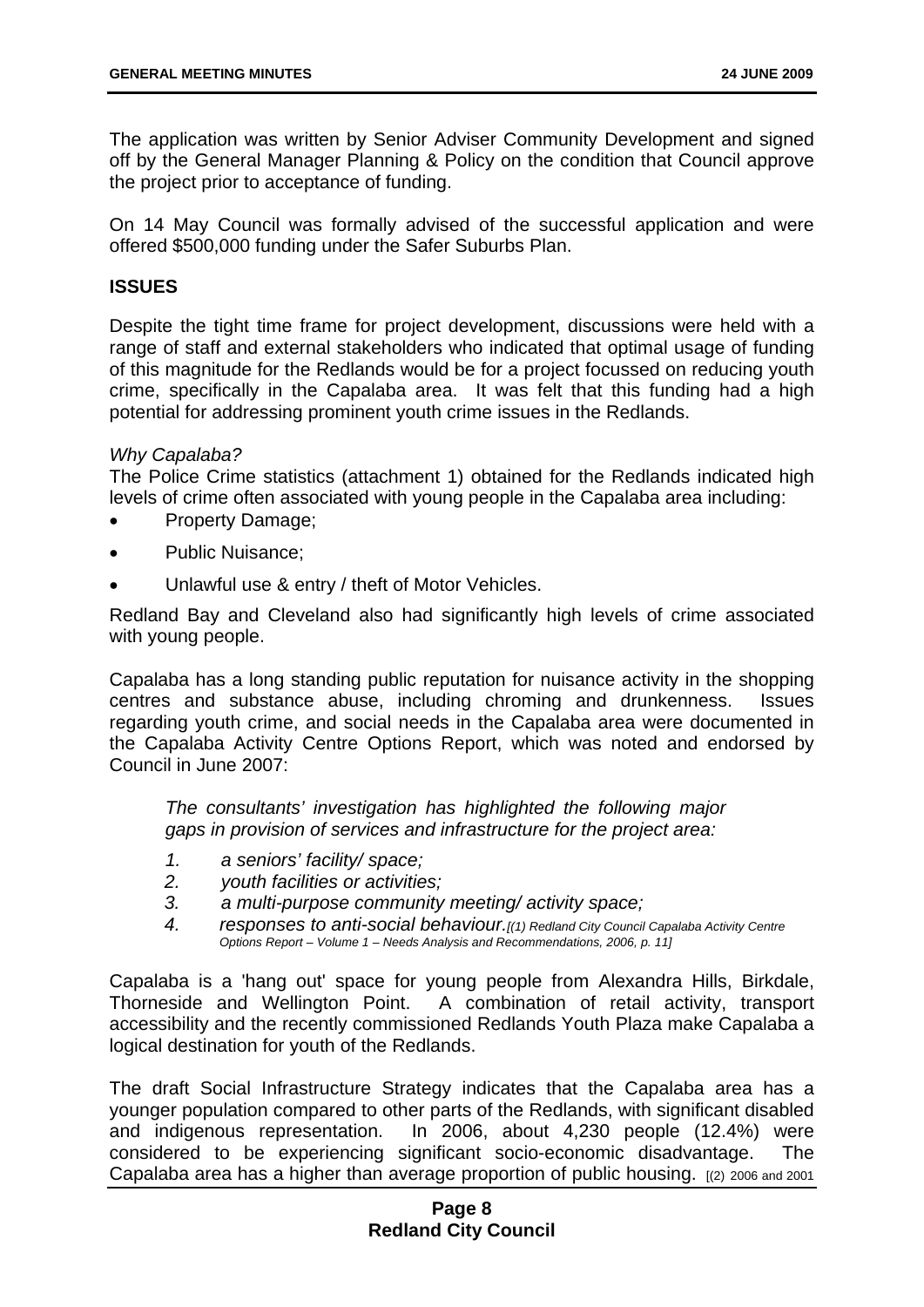The application was written by Senior Adviser Community Development and signed off by the General Manager Planning & Policy on the condition that Council approve the project prior to acceptance of funding.

On 14 May Council was formally advised of the successful application and were offered $500,000 funding under the Safer Suburbs Plan.

## ISSUES

Despite the tight time frame for project development, discussions were held with a range of staff and external stakeholders who indicated that optimal usage of funding of this magnitude for the Redlands would be for a project focussed on reducing youth crime, specifically in the Capalaba area. It was felt that this funding had a high potential for addressing prominent youth crime issues in the Redlands.

*Why Capalaba?*

The Police Crime statistics (attachment 1) obtained for the Redlands indicated high levels of crime often associated with young people in the Capalaba area including:

- Property Damage;
- Public Nuisance;
- Unlawful use & entry / theft of Motor Vehicles.

Redland Bay and Cleveland also had significantly high levels of crime associated with young people.

Capalaba has a long standing public reputation for nuisance activity in the shopping centres and substance abuse, including chroming and drunkenness. Issues regarding youth crime, and social needs in the Capalaba area were documented in the Capalaba Activity Centre Options Report, which was noted and endorsed by Council in June 2007:

> *The consultants' investigation has highlighted the following major gaps in provision of services and infrastructure for the project area:*
>
> *1. a seniors' facility/ space;*
> *2. youth facilities or activities;*
> *3. a multi-purpose community meeting/ activity space;*
> *4. responses to anti-social behaviour.[(1) Redland City Council Capalaba Activity Centre Options Report – Volume 1 – Needs Analysis and Recommendations, 2006, p. 11]*

Capalaba is a 'hang out' space for young people from Alexandra Hills, Birkdale, Thorneside and Wellington Point. A combination of retail activity, transport accessibility and the recently commissioned Redlands Youth Plaza make Capalaba a logical destination for youth of the Redlands.

The draft Social Infrastructure Strategy indicates that the Capalaba area has a younger population compared to other parts of the Redlands, with significant disabled and indigenous representation. In 2006, about 4,230 people (12.4%) were considered to be experiencing significant socio-economic disadvantage. The Capalaba area has a higher than average proportion of public housing. [(2) 2006 and 2001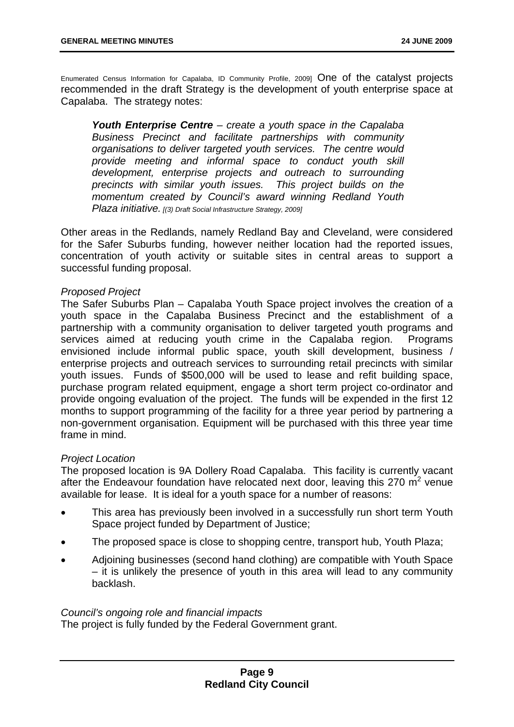Enumerated Census Information for Capalaba, ID Community Profile, 2009] One of the catalyst projects recommended in the draft Strategy is the development of youth enterprise space at Capalaba. The strategy notes:

> ***Youth Enterprise Centre*** *– create a youth space in the Capalaba Business Precinct and facilitate partnerships with community organisations to deliver targeted youth services. The centre would provide meeting and informal space to conduct youth skill development, enterprise projects and outreach to surrounding precincts with similar youth issues. This project builds on the momentum created by Council's award winning Redland Youth Plaza initiative. [(3) Draft Social Infrastructure Strategy, 2009]*

Other areas in the Redlands, namely Redland Bay and Cleveland, were considered for the Safer Suburbs funding, however neither location had the reported issues, concentration of youth activity or suitable sites in central areas to support a successful funding proposal.

*Proposed Project*

The Safer Suburbs Plan – Capalaba Youth Space project involves the creation of a youth space in the Capalaba Business Precinct and the establishment of a partnership with a community organisation to deliver targeted youth programs and services aimed at reducing youth crime in the Capalaba region. Programs envisioned include informal public space, youth skill development, business / enterprise projects and outreach services to surrounding retail precincts with similar youth issues. Funds of $500,000 will be used to lease and refit building space, purchase program related equipment, engage a short term project co-ordinator and provide ongoing evaluation of the project. The funds will be expended in the first 12 months to support programming of the facility for a three year period by partnering a non-government organisation. Equipment will be purchased with this three year time frame in mind.

*Project Location*

The proposed location is 9A Dollery Road Capalaba. This facility is currently vacant after the Endeavour foundation have relocated next door, leaving this 270 $m^2$ venue available for lease. It is ideal for a youth space for a number of reasons:

- This area has previously been involved in a successfully run short term Youth Space project funded by Department of Justice;
- The proposed space is close to shopping centre, transport hub, Youth Plaza;
- Adjoining businesses (second hand clothing) are compatible with Youth Space – it is unlikely the presence of youth in this area will lead to any community backlash.

*Council's ongoing role and financial impacts*

The project is fully funded by the Federal Government grant.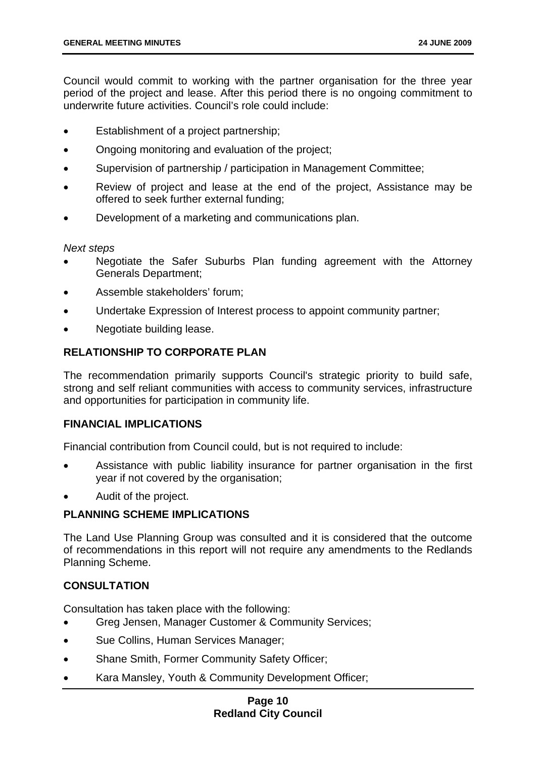Council would commit to working with the partner organisation for the three year period of the project and lease. After this period there is no ongoing commitment to underwrite future activities. Council's role could include:

- Establishment of a project partnership;
- Ongoing monitoring and evaluation of the project;
- Supervision of partnership / participation in Management Committee;
- Review of project and lease at the end of the project, Assistance may be offered to seek further external funding;
- Development of a marketing and communications plan.

*Next steps*

- Negotiate the Safer Suburbs Plan funding agreement with the Attorney Generals Department;
- Assemble stakeholders' forum;
- Undertake Expression of Interest process to appoint community partner;
- Negotiate building lease.

**RELATIONSHIP TO CORPORATE PLAN**

The recommendation primarily supports Council's strategic priority to build safe, strong and self reliant communities with access to community services, infrastructure and opportunities for participation in community life.

**FINANCIAL IMPLICATIONS**

Financial contribution from Council could, but is not required to include:

- Assistance with public liability insurance for partner organisation in the first year if not covered by the organisation;
- Audit of the project.

**PLANNING SCHEME IMPLICATIONS**

The Land Use Planning Group was consulted and it is considered that the outcome of recommendations in this report will not require any amendments to the Redlands Planning Scheme.

**CONSULTATION**

Consultation has taken place with the following:

- Greg Jensen, Manager Customer & Community Services;
- Sue Collins, Human Services Manager;
- Shane Smith, Former Community Safety Officer;
- Kara Mansley, Youth & Community Development Officer;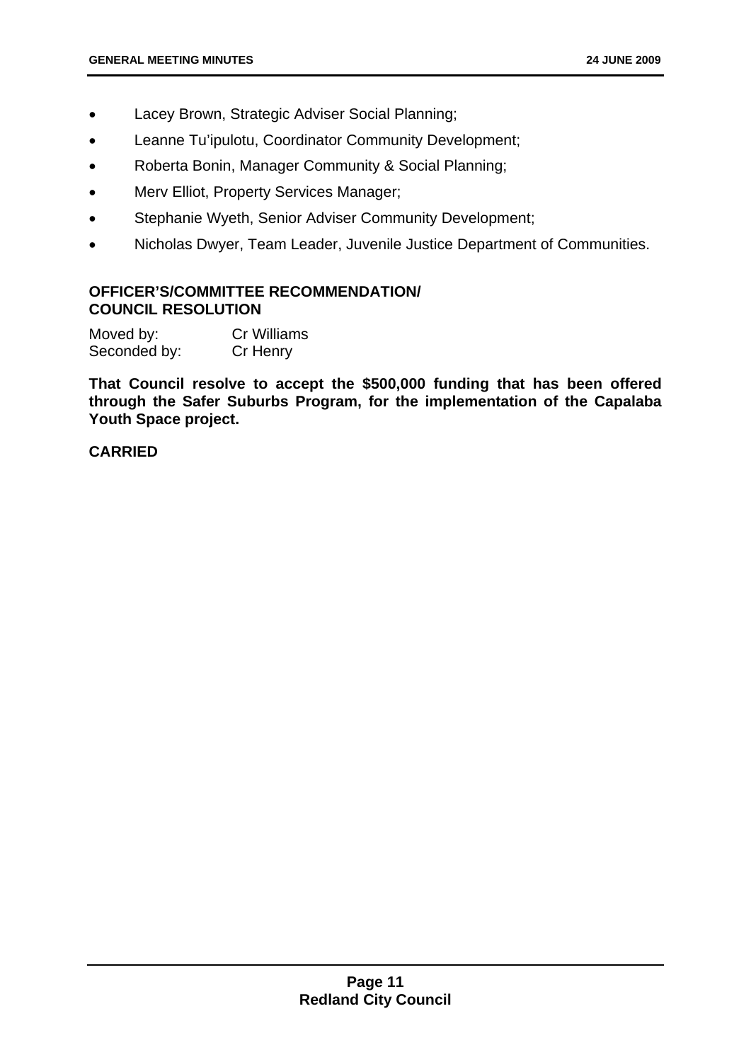- Lacey Brown, Strategic Adviser Social Planning;
- Leanne Tu'ipulotu, Coordinator Community Development;
- Roberta Bonin, Manager Community & Social Planning;
- Merv Elliot, Property Services Manager;
- Stephanie Wyeth, Senior Adviser Community Development;
- Nicholas Dwyer, Team Leader, Juvenile Justice Department of Communities.

**OFFICER'S/COMMITTEE RECOMMENDATION/
COUNCIL RESOLUTION**

Moved by: Cr Williams
Seconded by: Cr Henry

**That Council resolve to accept the $500,000 funding that has been offered through the Safer Suburbs Program, for the implementation of the Capalaba Youth Space project.**

**CARRIED**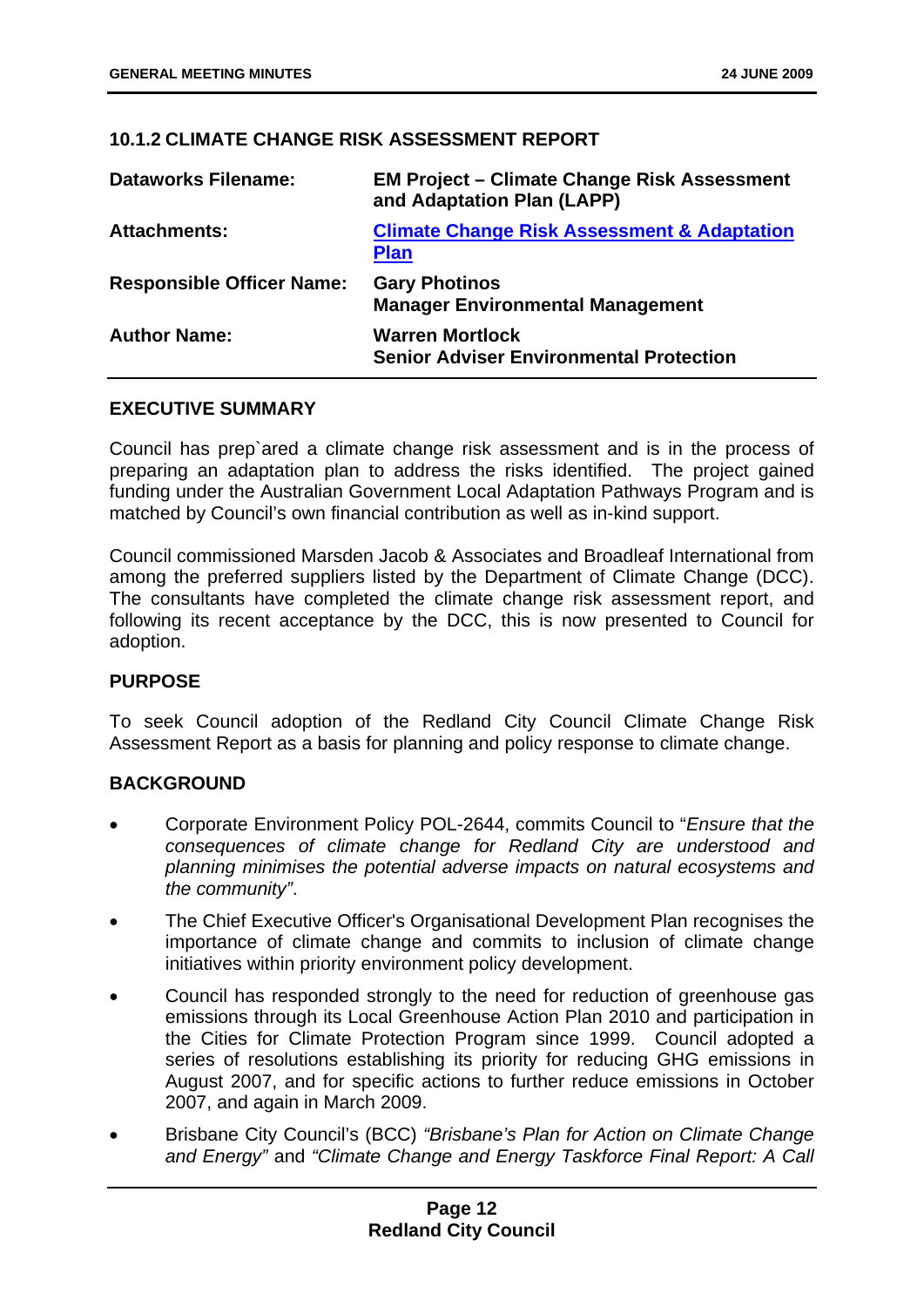## 10.1.2 CLIMATE CHANGE RISK ASSESSMENT REPORT

| | |
|---|---|
| **Dataworks Filename:** | **EM Project – Climate Change Risk Assessment and Adaptation Plan (LAPP)** |
| **Attachments:** | **Climate Change Risk Assessment & Adaptation Plan** |
| **Responsible Officer Name:** | **Gary Photinos**<br>**Manager Environmental Management** |
| **Author Name:** | **Warren Mortlock**<br>**Senior Adviser Environmental Protection** |

### EXECUTIVE SUMMARY

Council has prep`ared a climate change risk assessment and is in the process of preparing an adaptation plan to address the risks identified. The project gained funding under the Australian Government Local Adaptation Pathways Program and is matched by Council's own financial contribution as well as in-kind support.

Council commissioned Marsden Jacob & Associates and Broadleaf International from among the preferred suppliers listed by the Department of Climate Change (DCC). The consultants have completed the climate change risk assessment report, and following its recent acceptance by the DCC, this is now presented to Council for adoption.

### PURPOSE

To seek Council adoption of the Redland City Council Climate Change Risk Assessment Report as a basis for planning and policy response to climate change.

### BACKGROUND

- Corporate Environment Policy POL-2644, commits Council to "*Ensure that the consequences of climate change for Redland City are understood and planning minimises the potential adverse impacts on natural ecosystems and the community"*.
- The Chief Executive Officer's Organisational Development Plan recognises the importance of climate change and commits to inclusion of climate change initiatives within priority environment policy development.
- Council has responded strongly to the need for reduction of greenhouse gas emissions through its Local Greenhouse Action Plan 2010 and participation in the Cities for Climate Protection Program since 1999. Council adopted a series of resolutions establishing its priority for reducing GHG emissions in August 2007, and for specific actions to further reduce emissions in October 2007, and again in March 2009.
- Brisbane City Council's (BCC) *"Brisbane's Plan for Action on Climate Change and Energy"* and *"Climate Change and Energy Taskforce Final Report: A Call*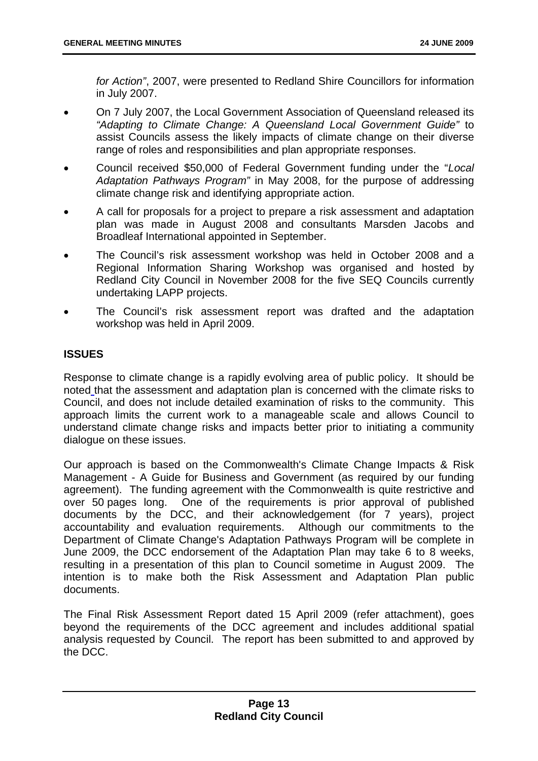*for Action"*, 2007, were presented to Redland Shire Councillors for information in July 2007.

- On 7 July 2007, the Local Government Association of Queensland released its *"Adapting to Climate Change: A Queensland Local Government Guide"* to assist Councils assess the likely impacts of climate change on their diverse range of roles and responsibilities and plan appropriate responses.
- Council received $50,000 of Federal Government funding under the "*Local Adaptation Pathways Program"* in May 2008, for the purpose of addressing climate change risk and identifying appropriate action.
- A call for proposals for a project to prepare a risk assessment and adaptation plan was made in August 2008 and consultants Marsden Jacobs and Broadleaf International appointed in September.
- The Council's risk assessment workshop was held in October 2008 and a Regional Information Sharing Workshop was organised and hosted by Redland City Council in November 2008 for the five SEQ Councils currently undertaking LAPP projects.
- The Council's risk assessment report was drafted and the adaptation workshop was held in April 2009.

## ISSUES

Response to climate change is a rapidly evolving area of public policy. It should be noted that the assessment and adaptation plan is concerned with the climate risks to Council, and does not include detailed examination of risks to the community. This approach limits the current work to a manageable scale and allows Council to understand climate change risks and impacts better prior to initiating a community dialogue on these issues.

Our approach is based on the Commonwealth's Climate Change Impacts & Risk Management - A Guide for Business and Government (as required by our funding agreement). The funding agreement with the Commonwealth is quite restrictive and over 50 pages long. One of the requirements is prior approval of published documents by the DCC, and their acknowledgement (for 7 years), project accountability and evaluation requirements. Although our commitments to the Department of Climate Change's Adaptation Pathways Program will be complete in June 2009, the DCC endorsement of the Adaptation Plan may take 6 to 8 weeks, resulting in a presentation of this plan to Council sometime in August 2009. The intention is to make both the Risk Assessment and Adaptation Plan public documents.

The Final Risk Assessment Report dated 15 April 2009 (refer attachment), goes beyond the requirements of the DCC agreement and includes additional spatial analysis requested by Council. The report has been submitted to and approved by the DCC.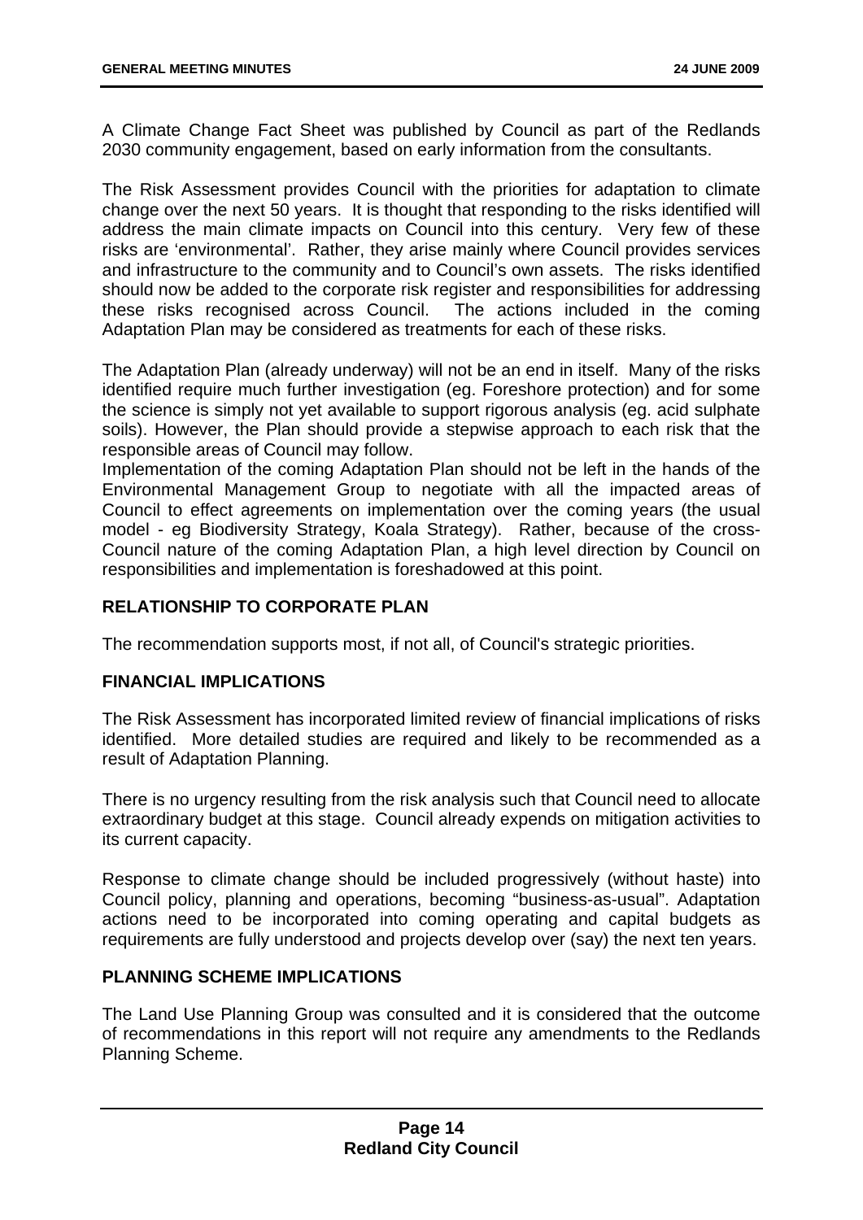A Climate Change Fact Sheet was published by Council as part of the Redlands 2030 community engagement, based on early information from the consultants.

The Risk Assessment provides Council with the priorities for adaptation to climate change over the next 50 years. It is thought that responding to the risks identified will address the main climate impacts on Council into this century. Very few of these risks are 'environmental'. Rather, they arise mainly where Council provides services and infrastructure to the community and to Council's own assets. The risks identified should now be added to the corporate risk register and responsibilities for addressing these risks recognised across Council. The actions included in the coming Adaptation Plan may be considered as treatments for each of these risks.

The Adaptation Plan (already underway) will not be an end in itself. Many of the risks identified require much further investigation (eg. Foreshore protection) and for some the science is simply not yet available to support rigorous analysis (eg. acid sulphate soils). However, the Plan should provide a stepwise approach to each risk that the responsible areas of Council may follow.

Implementation of the coming Adaptation Plan should not be left in the hands of the Environmental Management Group to negotiate with all the impacted areas of Council to effect agreements on implementation over the coming years (the usual model - eg Biodiversity Strategy, Koala Strategy). Rather, because of the cross-Council nature of the coming Adaptation Plan, a high level direction by Council on responsibilities and implementation is foreshadowed at this point.

## RELATIONSHIP TO CORPORATE PLAN

The recommendation supports most, if not all, of Council's strategic priorities.

## FINANCIAL IMPLICATIONS

The Risk Assessment has incorporated limited review of financial implications of risks identified. More detailed studies are required and likely to be recommended as a result of Adaptation Planning.

There is no urgency resulting from the risk analysis such that Council need to allocate extraordinary budget at this stage. Council already expends on mitigation activities to its current capacity.

Response to climate change should be included progressively (without haste) into Council policy, planning and operations, becoming "business-as-usual". Adaptation actions need to be incorporated into coming operating and capital budgets as requirements are fully understood and projects develop over (say) the next ten years.

## PLANNING SCHEME IMPLICATIONS

The Land Use Planning Group was consulted and it is considered that the outcome of recommendations in this report will not require any amendments to the Redlands Planning Scheme.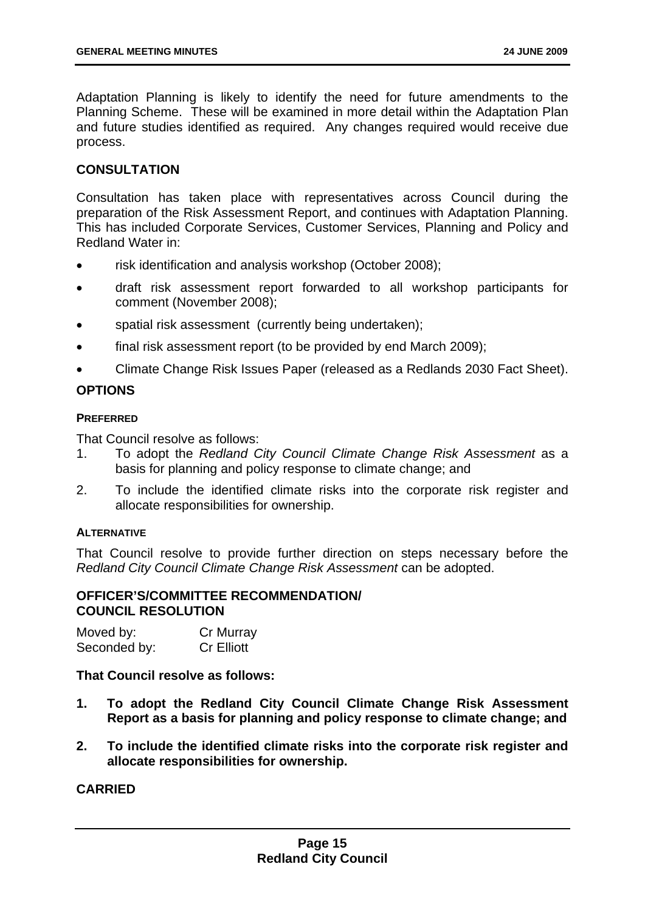Adaptation Planning is likely to identify the need for future amendments to the Planning Scheme. These will be examined in more detail within the Adaptation Plan and future studies identified as required. Any changes required would receive due process.

## CONSULTATION

Consultation has taken place with representatives across Council during the preparation of the Risk Assessment Report, and continues with Adaptation Planning. This has included Corporate Services, Customer Services, Planning and Policy and Redland Water in:

- risk identification and analysis workshop (October 2008);
- draft risk assessment report forwarded to all workshop participants for comment (November 2008);
- spatial risk assessment (currently being undertaken);
- final risk assessment report (to be provided by end March 2009);
- Climate Change Risk Issues Paper (released as a Redlands 2030 Fact Sheet).

## OPTIONS

### PREFERRED

That Council resolve as follows:

1. To adopt the *Redland City Council Climate Change Risk Assessment* as a basis for planning and policy response to climate change; and
2. To include the identified climate risks into the corporate risk register and allocate responsibilities for ownership.

### ALTERNATIVE

That Council resolve to provide further direction on steps necessary before the *Redland City Council Climate Change Risk Assessment* can be adopted.

## OFFICER'S/COMMITTEE RECOMMENDATION/ COUNCIL RESOLUTION

Moved by: Cr Murray
Seconded by: Cr Elliott

**That Council resolve as follows:**

1. **To adopt the Redland City Council Climate Change Risk Assessment Report as a basis for planning and policy response to climate change; and**
2. **To include the identified climate risks into the corporate risk register and allocate responsibilities for ownership.**

**CARRIED**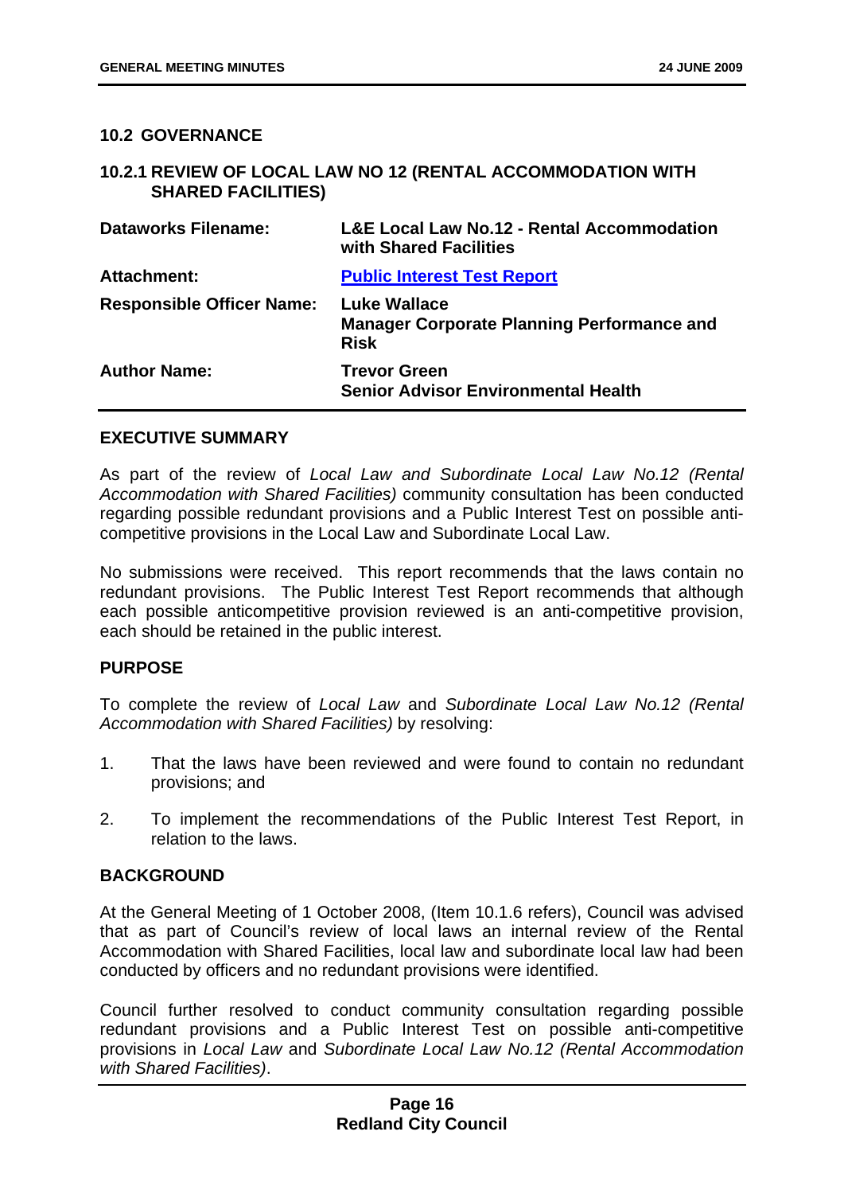## 10.2 GOVERNANCE

### 10.2.1 REVIEW OF LOCAL LAW NO 12 (RENTAL ACCOMMODATION WITH SHARED FACILITIES)

| | |
|---|---|
| **Dataworks Filename:** | **L&E Local Law No.12 - Rental Accommodation with Shared Facilities** |
| **Attachment:** | **Public Interest Test Report** |
| **Responsible Officer Name:** | **Luke Wallace**<br>**Manager Corporate Planning Performance and Risk** |
| **Author Name:** | **Trevor Green**<br>**Senior Advisor Environmental Health** |

**EXECUTIVE SUMMARY**

As part of the review of *Local Law and Subordinate Local Law No.12 (Rental Accommodation with Shared Facilities)* community consultation has been conducted regarding possible redundant provisions and a Public Interest Test on possible anti-competitive provisions in the Local Law and Subordinate Local Law.

No submissions were received. This report recommends that the laws contain no redundant provisions. The Public Interest Test Report recommends that although each possible anticompetitive provision reviewed is an anti-competitive provision, each should be retained in the public interest.

**PURPOSE**

To complete the review of *Local Law* and *Subordinate Local Law No.12 (Rental Accommodation with Shared Facilities)* by resolving:

1. That the laws have been reviewed and were found to contain no redundant provisions; and
2. To implement the recommendations of the Public Interest Test Report, in relation to the laws.

**BACKGROUND**

At the General Meeting of 1 October 2008, (Item 10.1.6 refers), Council was advised that as part of Council's review of local laws an internal review of the Rental Accommodation with Shared Facilities, local law and subordinate local law had been conducted by officers and no redundant provisions were identified.

Council further resolved to conduct community consultation regarding possible redundant provisions and a Public Interest Test on possible anti-competitive provisions in *Local Law* and *Subordinate Local Law No.12 (Rental Accommodation with Shared Facilities)*.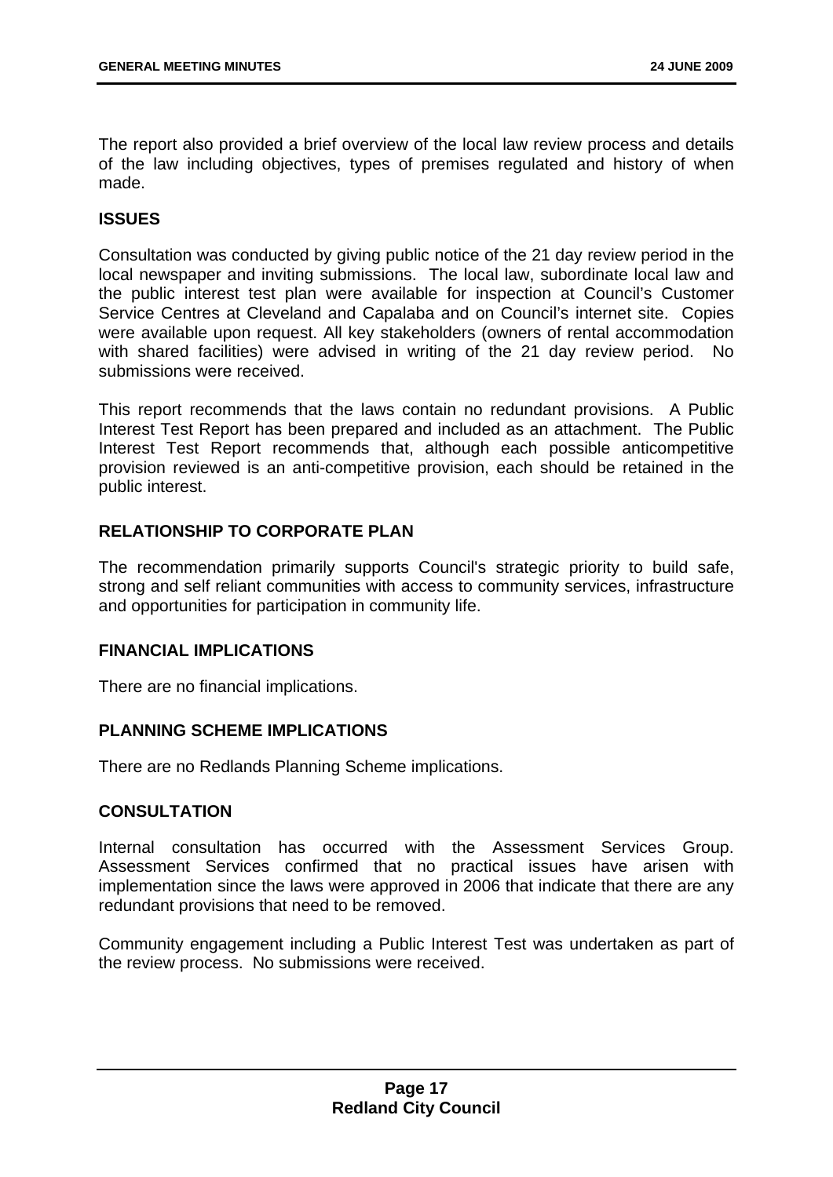The report also provided a brief overview of the local law review process and details of the law including objectives, types of premises regulated and history of when made.

## ISSUES

Consultation was conducted by giving public notice of the 21 day review period in the local newspaper and inviting submissions. The local law, subordinate local law and the public interest test plan were available for inspection at Council's Customer Service Centres at Cleveland and Capalaba and on Council's internet site. Copies were available upon request. All key stakeholders (owners of rental accommodation with shared facilities) were advised in writing of the 21 day review period. No submissions were received.

This report recommends that the laws contain no redundant provisions. A Public Interest Test Report has been prepared and included as an attachment. The Public Interest Test Report recommends that, although each possible anticompetitive provision reviewed is an anti-competitive provision, each should be retained in the public interest.

## RELATIONSHIP TO CORPORATE PLAN

The recommendation primarily supports Council's strategic priority to build safe, strong and self reliant communities with access to community services, infrastructure and opportunities for participation in community life.

## FINANCIAL IMPLICATIONS

There are no financial implications.

## PLANNING SCHEME IMPLICATIONS

There are no Redlands Planning Scheme implications.

## CONSULTATION

Internal consultation has occurred with the Assessment Services Group. Assessment Services confirmed that no practical issues have arisen with implementation since the laws were approved in 2006 that indicate that there are any redundant provisions that need to be removed.

Community engagement including a Public Interest Test was undertaken as part of the review process. No submissions were received.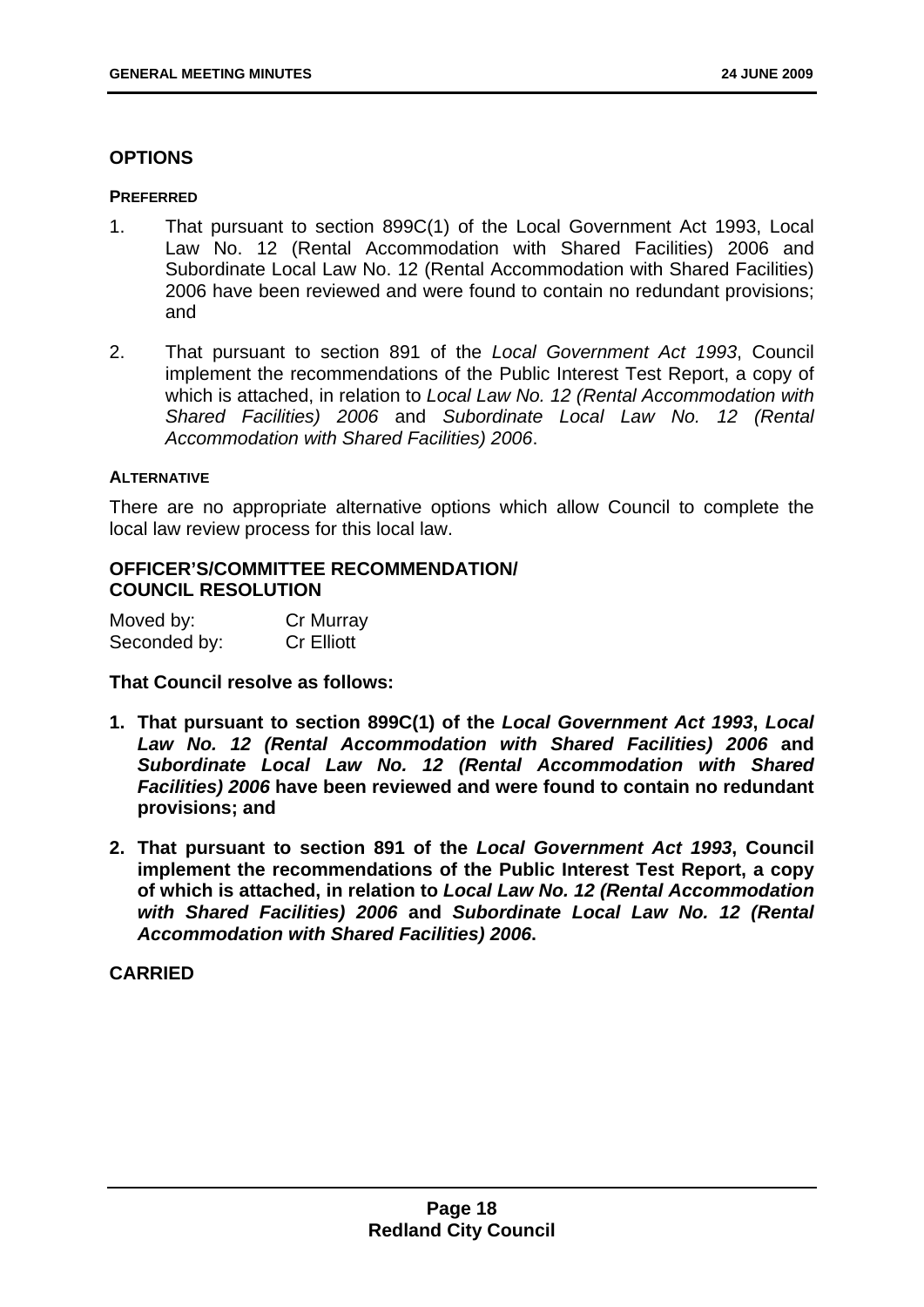## OPTIONS

### PREFERRED

1. That pursuant to section 899C(1) of the Local Government Act 1993, Local Law No. 12 (Rental Accommodation with Shared Facilities) 2006 and Subordinate Local Law No. 12 (Rental Accommodation with Shared Facilities) 2006 have been reviewed and were found to contain no redundant provisions; and

2. That pursuant to section 891 of the *Local Government Act 1993*, Council implement the recommendations of the Public Interest Test Report, a copy of which is attached, in relation to *Local Law No. 12 (Rental Accommodation with Shared Facilities) 2006* and *Subordinate Local Law No. 12 (Rental Accommodation with Shared Facilities) 2006*.

### ALTERNATIVE

There are no appropriate alternative options which allow Council to complete the local law review process for this local law.

## OFFICER'S/COMMITTEE RECOMMENDATION/ COUNCIL RESOLUTION

| | |
|---|---|
| Moved by: | Cr Murray |
| Seconded by: | Cr Elliott |

**That Council resolve as follows:**

1. **That pursuant to section 899C(1) of the *Local Government Act 1993*, *Local Law No. 12 (Rental Accommodation with Shared Facilities) 2006* and *Subordinate Local Law No. 12 (Rental Accommodation with Shared Facilities) 2006* have been reviewed and were found to contain no redundant provisions; and**

2. **That pursuant to section 891 of the *Local Government Act 1993*, Council implement the recommendations of the Public Interest Test Report, a copy of which is attached, in relation to *Local Law No. 12 (Rental Accommodation with Shared Facilities) 2006* and *Subordinate Local Law No. 12 (Rental Accommodation with Shared Facilities) 2006*.**

**CARRIED**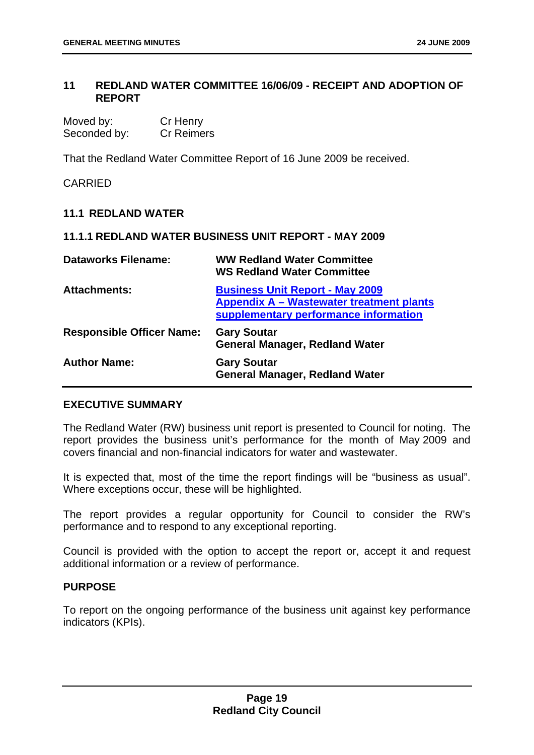## 11 REDLAND WATER COMMITTEE 16/06/09 - RECEIPT AND ADOPTION OF REPORT

Moved by: Cr Henry
Seconded by: Cr Reimers

That the Redland Water Committee Report of 16 June 2009 be received.

CARRIED

### 11.1 REDLAND WATER

#### 11.1.1 REDLAND WATER BUSINESS UNIT REPORT - MAY 2009

| | |
|---|---|
| **Dataworks Filename:** | **WW Redland Water Committee**<br>**WS Redland Water Committee** |
| **Attachments:** | **Business Unit Report - May 2009**<br>**Appendix A – Wastewater treatment plants supplementary performance information** |
| **Responsible Officer Name:** | **Gary Soutar**<br>**General Manager, Redland Water** |
| **Author Name:** | **Gary Soutar**<br>**General Manager, Redland Water** |

**EXECUTIVE SUMMARY**

The Redland Water (RW) business unit report is presented to Council for noting. The report provides the business unit's performance for the month of May 2009 and covers financial and non-financial indicators for water and wastewater.

It is expected that, most of the time the report findings will be "business as usual". Where exceptions occur, these will be highlighted.

The report provides a regular opportunity for Council to consider the RW's performance and to respond to any exceptional reporting.

Council is provided with the option to accept the report or, accept it and request additional information or a review of performance.

**PURPOSE**

To report on the ongoing performance of the business unit against key performance indicators (KPIs).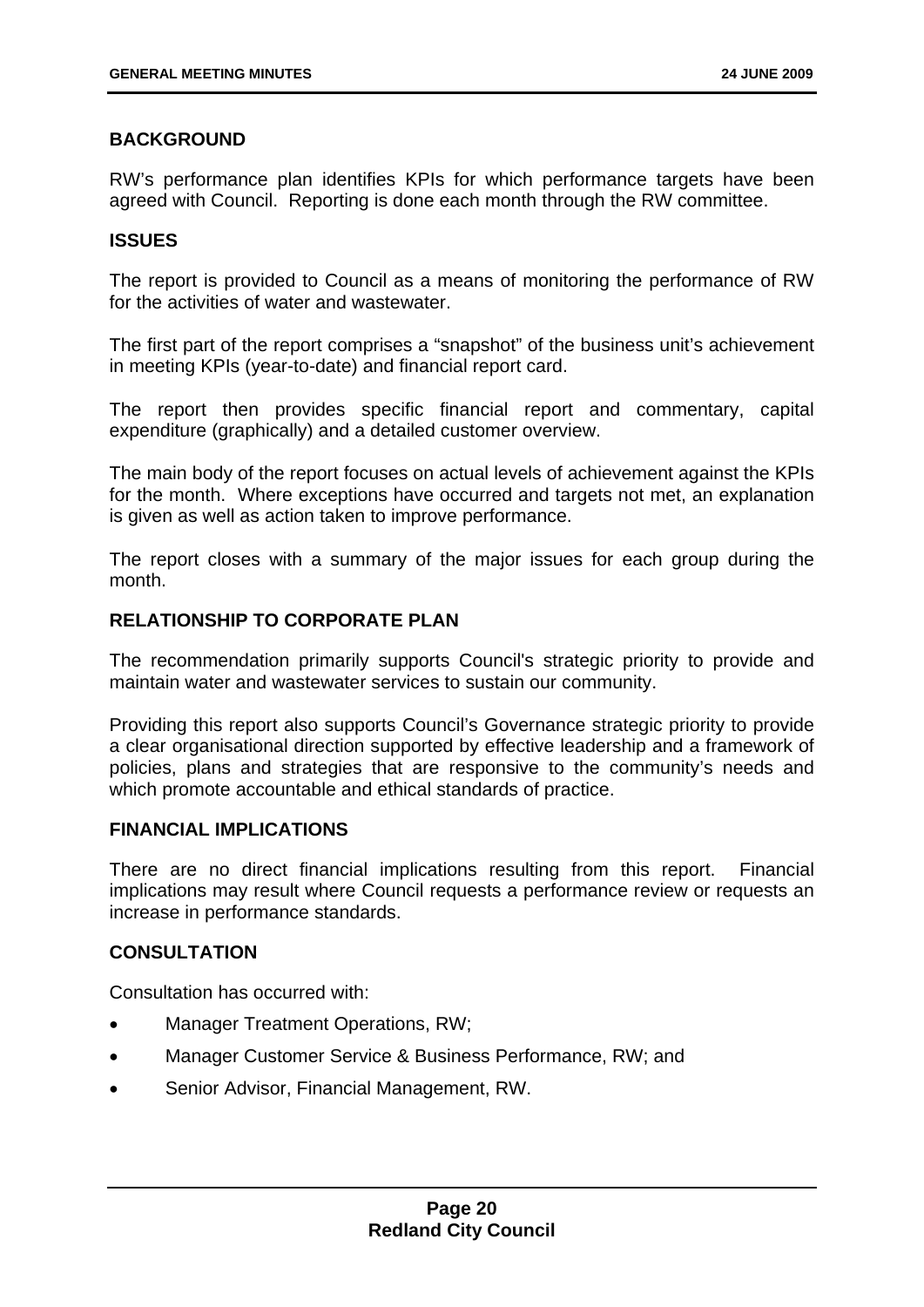**BACKGROUND**

RW's performance plan identifies KPIs for which performance targets have been agreed with Council. Reporting is done each month through the RW committee.

**ISSUES**

The report is provided to Council as a means of monitoring the performance of RW for the activities of water and wastewater.

The first part of the report comprises a "snapshot" of the business unit's achievement in meeting KPIs (year-to-date) and financial report card.

The report then provides specific financial report and commentary, capital expenditure (graphically) and a detailed customer overview.

The main body of the report focuses on actual levels of achievement against the KPIs for the month. Where exceptions have occurred and targets not met, an explanation is given as well as action taken to improve performance.

The report closes with a summary of the major issues for each group during the month.

**RELATIONSHIP TO CORPORATE PLAN**

The recommendation primarily supports Council's strategic priority to provide and maintain water and wastewater services to sustain our community.

Providing this report also supports Council's Governance strategic priority to provide a clear organisational direction supported by effective leadership and a framework of policies, plans and strategies that are responsive to the community's needs and which promote accountable and ethical standards of practice.

**FINANCIAL IMPLICATIONS**

There are no direct financial implications resulting from this report. Financial implications may result where Council requests a performance review or requests an increase in performance standards.

**CONSULTATION**

Consultation has occurred with:

- Manager Treatment Operations, RW;
- Manager Customer Service & Business Performance, RW; and
- Senior Advisor, Financial Management, RW.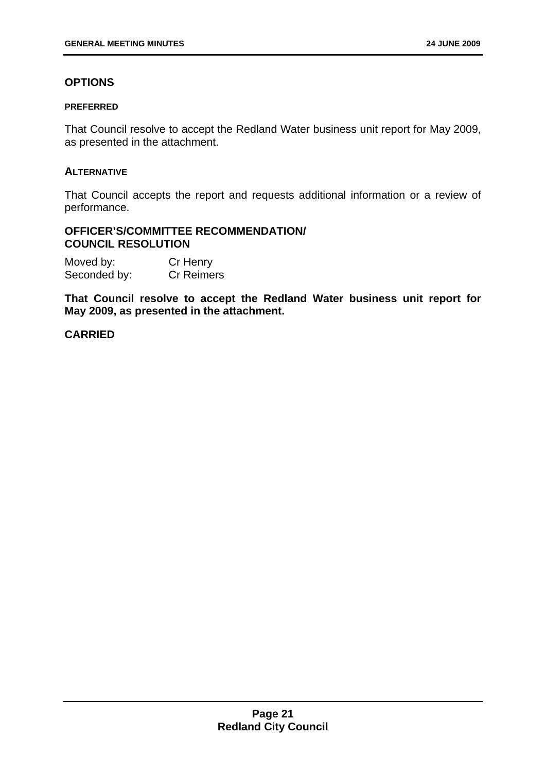## OPTIONS

#### PREFERRED

That Council resolve to accept the Redland Water business unit report for May 2009, as presented in the attachment.

#### ALTERNATIVE

That Council accepts the report and requests additional information or a review of performance.

### OFFICER'S/COMMITTEE RECOMMENDATION/ COUNCIL RESOLUTION

Moved by: Cr Henry
Seconded by: Cr Reimers

**That Council resolve to accept the Redland Water business unit report for May 2009, as presented in the attachment.**

**CARRIED**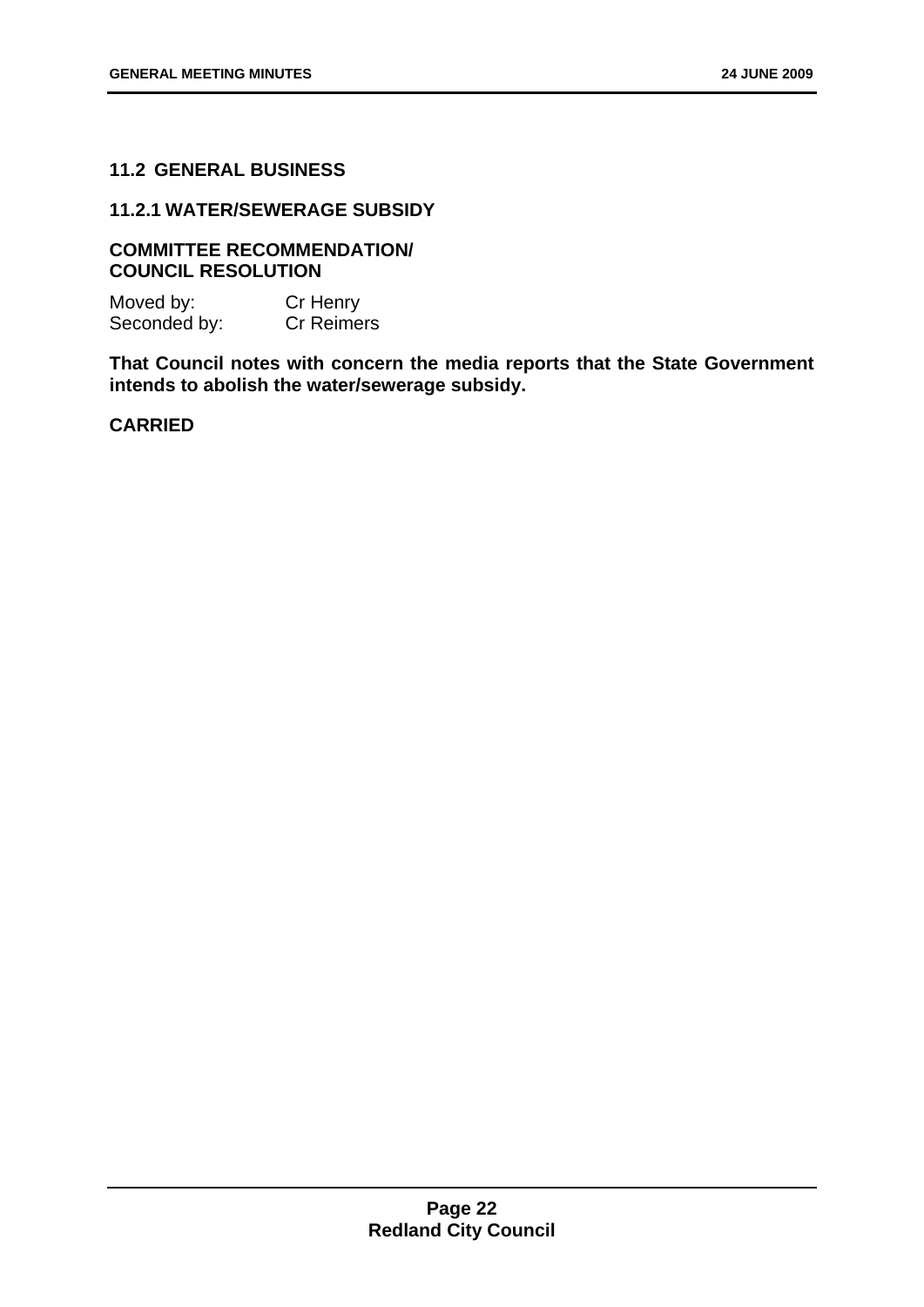## 11.2 GENERAL BUSINESS

### 11.2.1 WATER/SEWERAGE SUBSIDY

**COMMITTEE RECOMMENDATION/ COUNCIL RESOLUTION**

Moved by: Cr Henry
Seconded by: Cr Reimers

**That Council notes with concern the media reports that the State Government intends to abolish the water/sewerage subsidy.**

**CARRIED**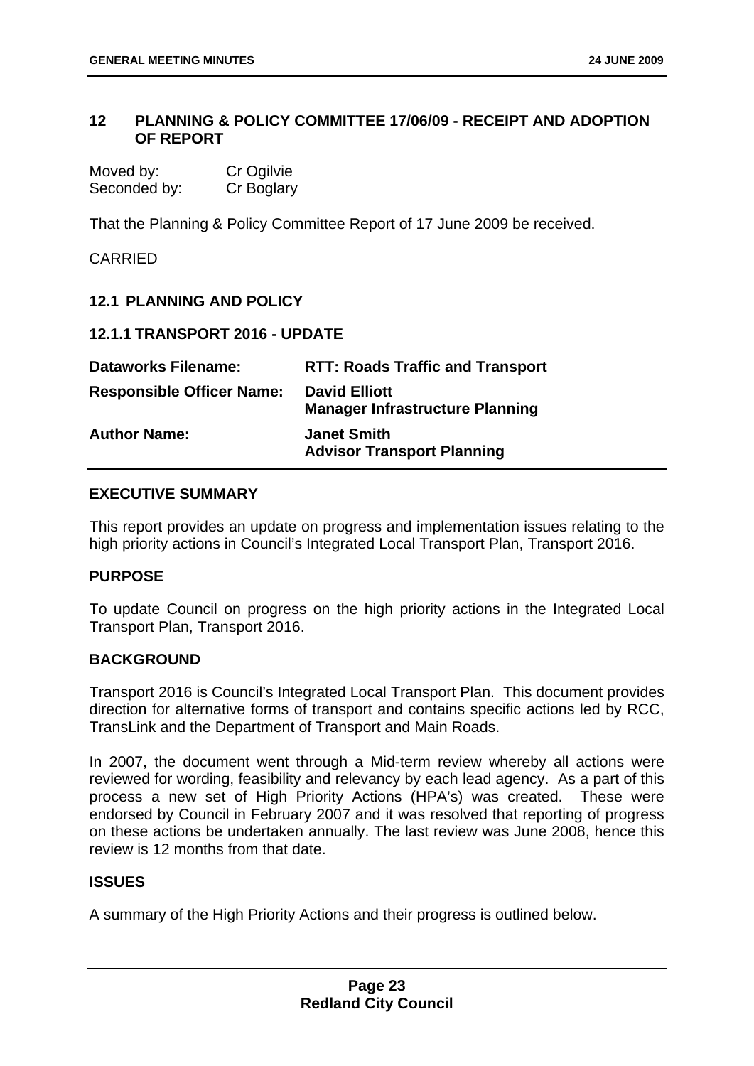## 12 PLANNING & POLICY COMMITTEE 17/06/09 - RECEIPT AND ADOPTION OF REPORT

| | |
|---|---|
| Moved by: | Cr Ogilvie |
| Seconded by: | Cr Boglary |

That the Planning & Policy Committee Report of 17 June 2009 be received.

CARRIED

### 12.1 PLANNING AND POLICY

#### 12.1.1 TRANSPORT 2016 - UPDATE

| | |
|---|---|
| **Dataworks Filename:** | **RTT: Roads Traffic and Transport** |
| **Responsible Officer Name:** | **David Elliott**<br>**Manager Infrastructure Planning** |
| **Author Name:** | **Janet Smith**<br>**Advisor Transport Planning** |

**EXECUTIVE SUMMARY**

This report provides an update on progress and implementation issues relating to the high priority actions in Council's Integrated Local Transport Plan, Transport 2016.

**PURPOSE**

To update Council on progress on the high priority actions in the Integrated Local Transport Plan, Transport 2016.

**BACKGROUND**

Transport 2016 is Council's Integrated Local Transport Plan. This document provides direction for alternative forms of transport and contains specific actions led by RCC, TransLink and the Department of Transport and Main Roads.

In 2007, the document went through a Mid-term review whereby all actions were reviewed for wording, feasibility and relevancy by each lead agency. As a part of this process a new set of High Priority Actions (HPA's) was created. These were endorsed by Council in February 2007 and it was resolved that reporting of progress on these actions be undertaken annually. The last review was June 2008, hence this review is 12 months from that date.

**ISSUES**

A summary of the High Priority Actions and their progress is outlined below.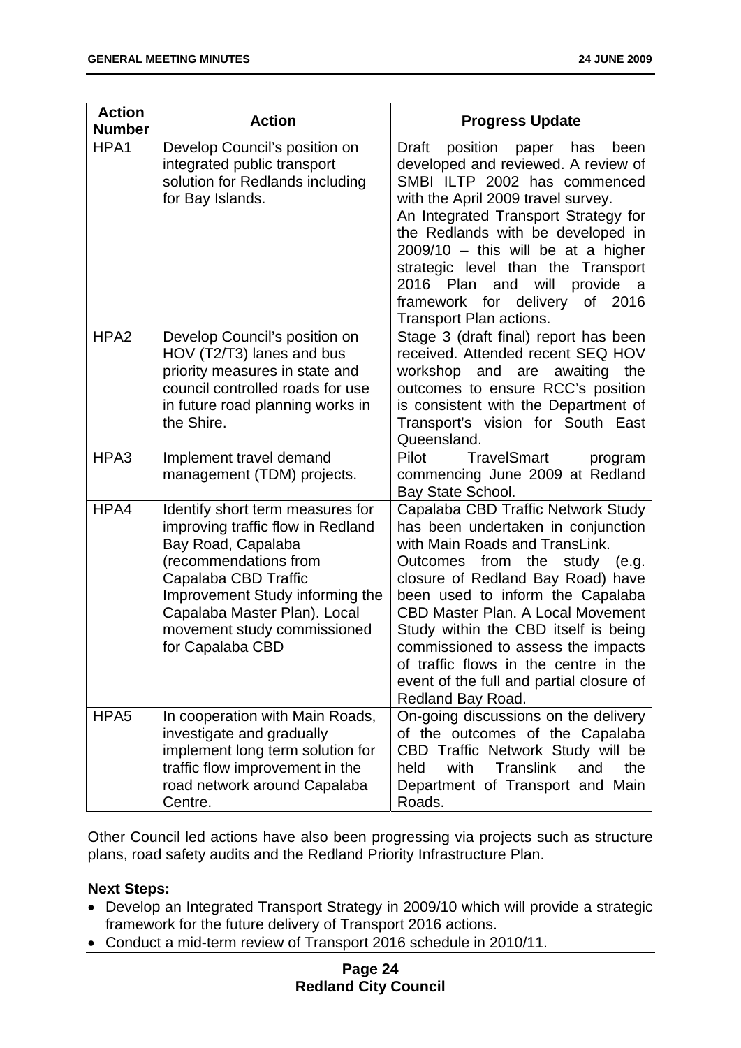| Action Number | Action | Progress Update |
|---|---|---|
| HPA1 | Develop Council's position on integrated public transport solution for Redlands including for Bay Islands. | Draft position paper has been developed and reviewed. A review of SMBI ILTP 2002 has commenced with the April 2009 travel survey. An Integrated Transport Strategy for the Redlands with be developed in 2009/10 – this will be at a higher strategic level than the Transport 2016 Plan and will provide a framework for delivery of 2016 Transport Plan actions. |
| HPA2 | Develop Council's position on HOV (T2/T3) lanes and bus priority measures in state and council controlled roads for use in future road planning works in the Shire. | Stage 3 (draft final) report has been received. Attended recent SEQ HOV workshop and are awaiting the outcomes to ensure RCC's position is consistent with the Department of Transport's vision for South East Queensland. |
| HPA3 | Implement travel demand management (TDM) projects. | Pilot TravelSmart program commencing June 2009 at Redland Bay State School. |
| HPA4 | Identify short term measures for improving traffic flow in Redland Bay Road, Capalaba (recommendations from Capalaba CBD Traffic Improvement Study informing the Capalaba Master Plan). Local movement study commissioned for Capalaba CBD | Capalaba CBD Traffic Network Study has been undertaken in conjunction with Main Roads and TransLink. Outcomes from the study (e.g. closure of Redland Bay Road) have been used to inform the Capalaba CBD Master Plan. A Local Movement Study within the CBD itself is being commissioned to assess the impacts of traffic flows in the centre in the event of the full and partial closure of Redland Bay Road. |
| HPA5 | In cooperation with Main Roads, investigate and gradually implement long term solution for traffic flow improvement in the road network around Capalaba Centre. | On-going discussions on the delivery of the outcomes of the Capalaba CBD Traffic Network Study will be held with Translink and the Department of Transport and Main Roads. |

Other Council led actions have also been progressing via projects such as structure plans, road safety audits and the Redland Priority Infrastructure Plan.

**Next Steps:**

- Develop an Integrated Transport Strategy in 2009/10 which will provide a strategic framework for the future delivery of Transport 2016 actions.
- Conduct a mid-term review of Transport 2016 schedule in 2010/11.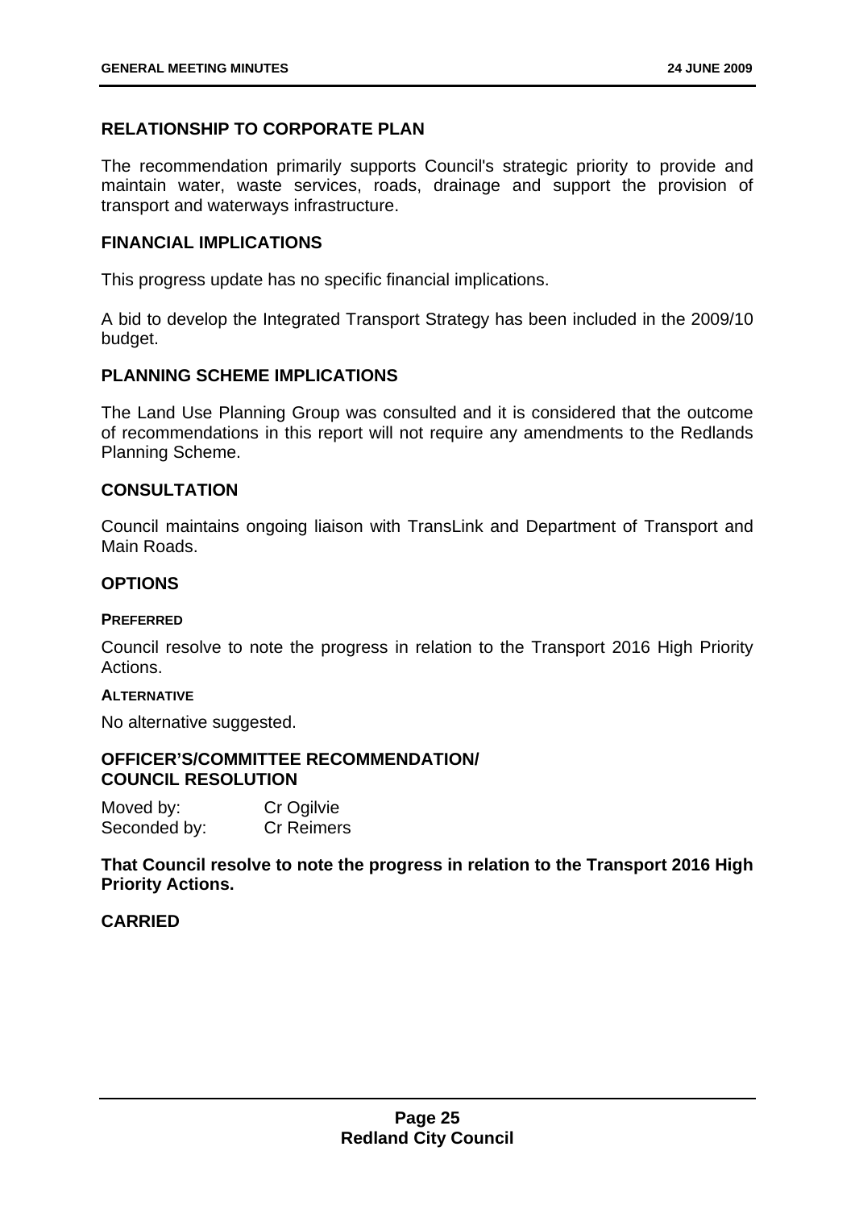## RELATIONSHIP TO CORPORATE PLAN

The recommendation primarily supports Council's strategic priority to provide and maintain water, waste services, roads, drainage and support the provision of transport and waterways infrastructure.

## FINANCIAL IMPLICATIONS

This progress update has no specific financial implications.

A bid to develop the Integrated Transport Strategy has been included in the 2009/10 budget.

## PLANNING SCHEME IMPLICATIONS

The Land Use Planning Group was consulted and it is considered that the outcome of recommendations in this report will not require any amendments to the Redlands Planning Scheme.

## CONSULTATION

Council maintains ongoing liaison with TransLink and Department of Transport and Main Roads.

## OPTIONS

### PREFERRED

Council resolve to note the progress in relation to the Transport 2016 High Priority Actions.

### ALTERNATIVE

No alternative suggested.

## OFFICER'S/COMMITTEE RECOMMENDATION/ COUNCIL RESOLUTION

Moved by: Cr Ogilvie
Seconded by: Cr Reimers

**That Council resolve to note the progress in relation to the Transport 2016 High Priority Actions.**

**CARRIED**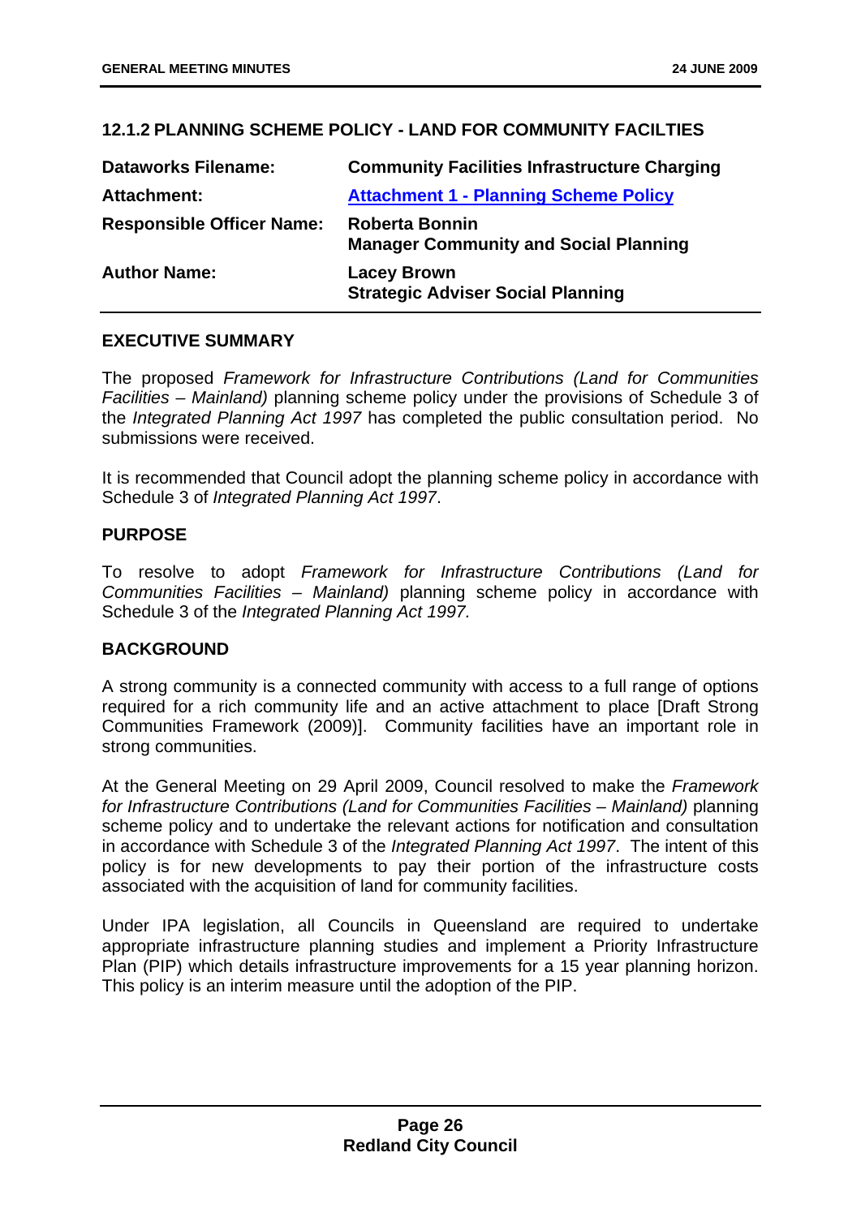### 12.1.2 PLANNING SCHEME POLICY - LAND FOR COMMUNITY FACILTIES

| | |
|---|---|
| **Dataworks Filename:** | **Community Facilities Infrastructure Charging** |
| **Attachment:** | **Attachment 1 - Planning Scheme Policy** |
| **Responsible Officer Name:** | **Roberta Bonnin**<br>**Manager Community and Social Planning** |
| **Author Name:** | **Lacey Brown**<br>**Strategic Adviser Social Planning** |

#### EXECUTIVE SUMMARY

The proposed *Framework for Infrastructure Contributions (Land for Communities Facilities – Mainland)* planning scheme policy under the provisions of Schedule 3 of the *Integrated Planning Act 1997* has completed the public consultation period. No submissions were received.

It is recommended that Council adopt the planning scheme policy in accordance with Schedule 3 of *Integrated Planning Act 1997*.

#### PURPOSE

To resolve to adopt *Framework for Infrastructure Contributions (Land for Communities Facilities – Mainland)* planning scheme policy in accordance with Schedule 3 of the *Integrated Planning Act 1997.*

#### BACKGROUND

A strong community is a connected community with access to a full range of options required for a rich community life and an active attachment to place [Draft Strong Communities Framework (2009)]. Community facilities have an important role in strong communities.

At the General Meeting on 29 April 2009, Council resolved to make the *Framework for Infrastructure Contributions (Land for Communities Facilities – Mainland)* planning scheme policy and to undertake the relevant actions for notification and consultation in accordance with Schedule 3 of the *Integrated Planning Act 1997*. The intent of this policy is for new developments to pay their portion of the infrastructure costs associated with the acquisition of land for community facilities.

Under IPA legislation, all Councils in Queensland are required to undertake appropriate infrastructure planning studies and implement a Priority Infrastructure Plan (PIP) which details infrastructure improvements for a 15 year planning horizon. This policy is an interim measure until the adoption of the PIP.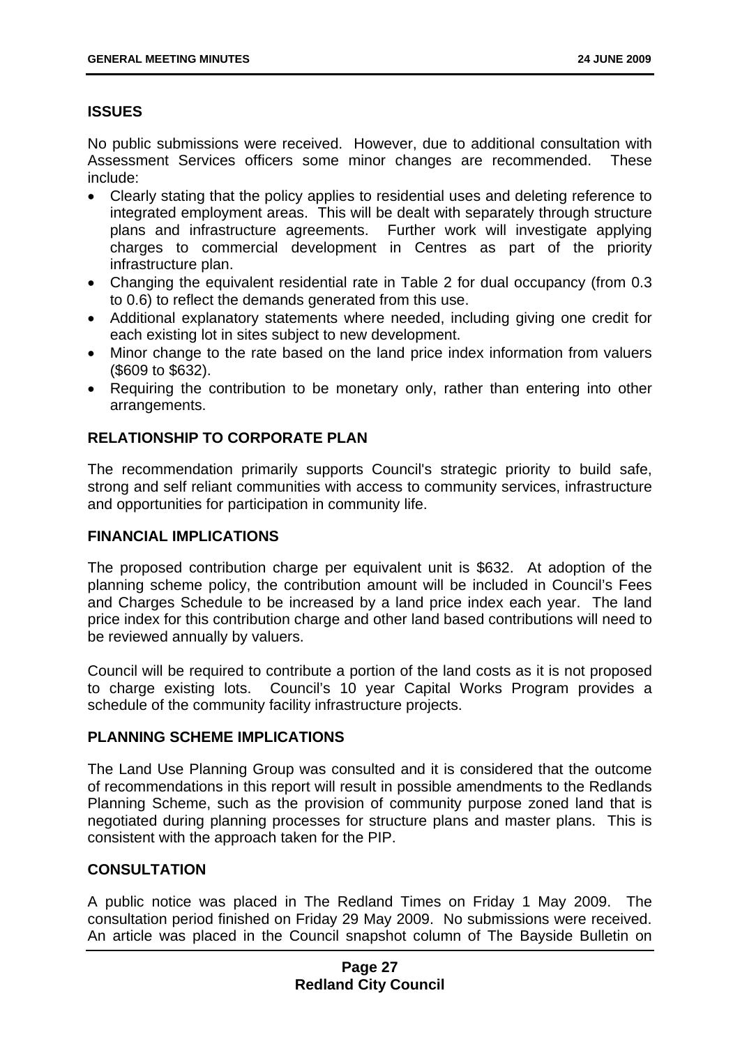## ISSUES

No public submissions were received. However, due to additional consultation with Assessment Services officers some minor changes are recommended. These include:

- Clearly stating that the policy applies to residential uses and deleting reference to integrated employment areas. This will be dealt with separately through structure plans and infrastructure agreements. Further work will investigate applying charges to commercial development in Centres as part of the priority infrastructure plan.
- Changing the equivalent residential rate in Table 2 for dual occupancy (from 0.3 to 0.6) to reflect the demands generated from this use.
- Additional explanatory statements where needed, including giving one credit for each existing lot in sites subject to new development.
- Minor change to the rate based on the land price index information from valuers ($609 to $632).
- Requiring the contribution to be monetary only, rather than entering into other arrangements.

## RELATIONSHIP TO CORPORATE PLAN

The recommendation primarily supports Council's strategic priority to build safe, strong and self reliant communities with access to community services, infrastructure and opportunities for participation in community life.

## FINANCIAL IMPLICATIONS

The proposed contribution charge per equivalent unit is $632. At adoption of the planning scheme policy, the contribution amount will be included in Council's Fees and Charges Schedule to be increased by a land price index each year. The land price index for this contribution charge and other land based contributions will need to be reviewed annually by valuers.

Council will be required to contribute a portion of the land costs as it is not proposed to charge existing lots. Council's 10 year Capital Works Program provides a schedule of the community facility infrastructure projects.

## PLANNING SCHEME IMPLICATIONS

The Land Use Planning Group was consulted and it is considered that the outcome of recommendations in this report will result in possible amendments to the Redlands Planning Scheme, such as the provision of community purpose zoned land that is negotiated during planning processes for structure plans and master plans. This is consistent with the approach taken for the PIP.

## CONSULTATION

A public notice was placed in The Redland Times on Friday 1 May 2009. The consultation period finished on Friday 29 May 2009. No submissions were received. An article was placed in the Council snapshot column of The Bayside Bulletin on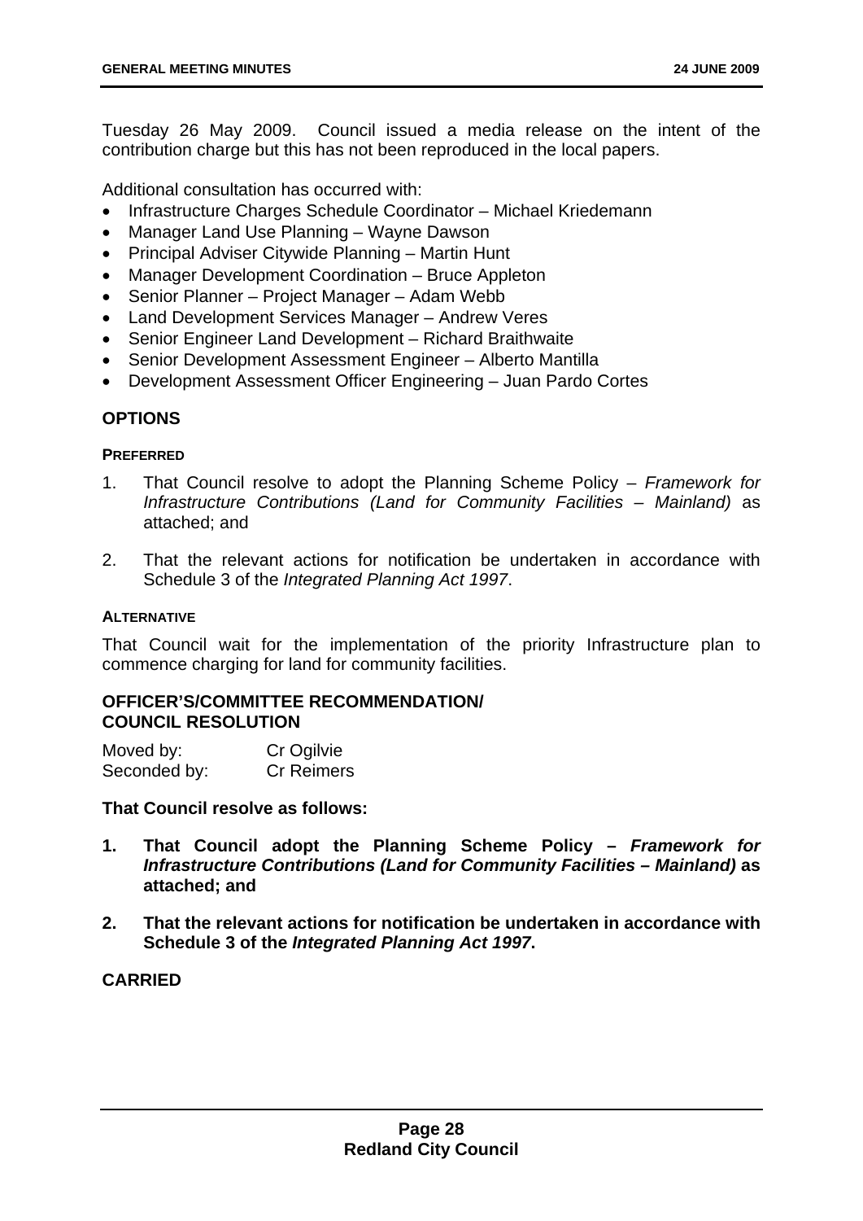Tuesday 26 May 2009. Council issued a media release on the intent of the contribution charge but this has not been reproduced in the local papers.

Additional consultation has occurred with:

- Infrastructure Charges Schedule Coordinator – Michael Kriedemann
- Manager Land Use Planning – Wayne Dawson
- Principal Adviser Citywide Planning – Martin Hunt
- Manager Development Coordination – Bruce Appleton
- Senior Planner – Project Manager – Adam Webb
- Land Development Services Manager – Andrew Veres
- Senior Engineer Land Development – Richard Braithwaite
- Senior Development Assessment Engineer – Alberto Mantilla
- Development Assessment Officer Engineering – Juan Pardo Cortes

## OPTIONS

#### PREFERRED

1. That Council resolve to adopt the Planning Scheme Policy – *Framework for Infrastructure Contributions (Land for Community Facilities – Mainland)* as attached; and

2. That the relevant actions for notification be undertaken in accordance with Schedule 3 of the *Integrated Planning Act 1997*.

#### ALTERNATIVE

That Council wait for the implementation of the priority Infrastructure plan to commence charging for land for community facilities.

## OFFICER'S/COMMITTEE RECOMMENDATION/ COUNCIL RESOLUTION

| Moved by: | Cr Ogilvie |
|---|---|
| Seconded by: | Cr Reimers |

**That Council resolve as follows:**

1. **That Council adopt the Planning Scheme Policy – *Framework for Infrastructure Contributions (Land for Community Facilities – Mainland)* as attached; and**

2. **That the relevant actions for notification be undertaken in accordance with Schedule 3 of the *Integrated Planning Act 1997*.**

**CARRIED**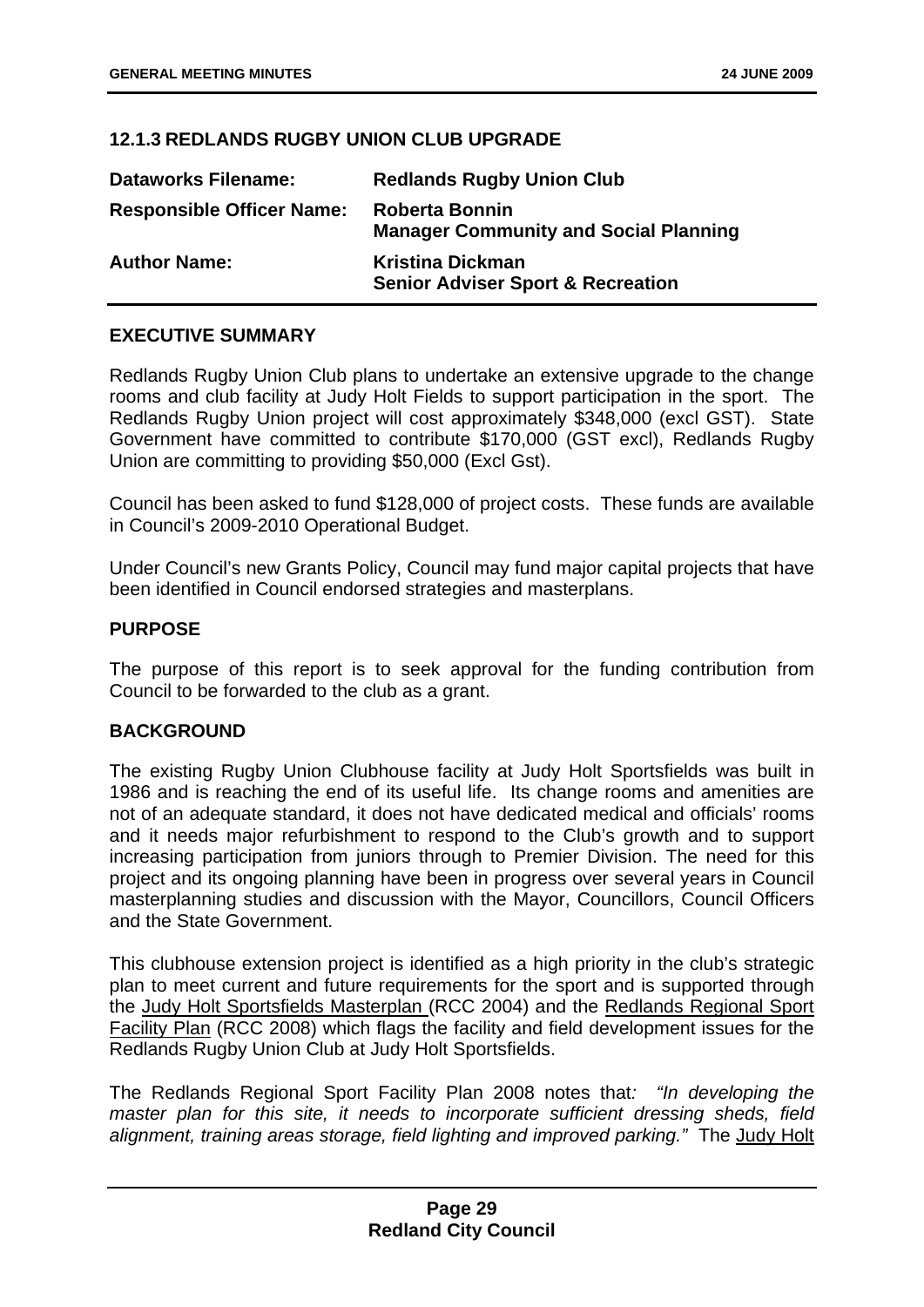### 12.1.3 REDLANDS RUGBY UNION CLUB UPGRADE

| | |
|---|---|
| **Dataworks Filename:** | **Redlands Rugby Union Club** |
| **Responsible Officer Name:** | **Roberta Bonnin**<br>**Manager Community and Social Planning** |
| **Author Name:** | **Kristina Dickman**<br>**Senior Adviser Sport & Recreation** |

**EXECUTIVE SUMMARY**

Redlands Rugby Union Club plans to undertake an extensive upgrade to the change rooms and club facility at Judy Holt Fields to support participation in the sport. The Redlands Rugby Union project will cost approximately $348,000 (excl GST). State Government have committed to contribute $170,000 (GST excl), Redlands Rugby Union are committing to providing $50,000 (Excl Gst).

Council has been asked to fund $128,000 of project costs. These funds are available in Council's 2009-2010 Operational Budget.

Under Council's new Grants Policy, Council may fund major capital projects that have been identified in Council endorsed strategies and masterplans.

**PURPOSE**

The purpose of this report is to seek approval for the funding contribution from Council to be forwarded to the club as a grant.

**BACKGROUND**

The existing Rugby Union Clubhouse facility at Judy Holt Sportsfields was built in 1986 and is reaching the end of its useful life. Its change rooms and amenities are not of an adequate standard, it does not have dedicated medical and officials' rooms and it needs major refurbishment to respond to the Club's growth and to support increasing participation from juniors through to Premier Division. The need for this project and its ongoing planning have been in progress over several years in Council masterplanning studies and discussion with the Mayor, Councillors, Council Officers and the State Government.

This clubhouse extension project is identified as a high priority in the club's strategic plan to meet current and future requirements for the sport and is supported through the Judy Holt Sportsfields Masterplan (RCC 2004) and the Redlands Regional Sport Facility Plan (RCC 2008) which flags the facility and field development issues for the Redlands Rugby Union Club at Judy Holt Sportsfields.

The Redlands Regional Sport Facility Plan 2008 notes that: *"In developing the master plan for this site, it needs to incorporate sufficient dressing sheds, field alignment, training areas storage, field lighting and improved parking."* The Judy Holt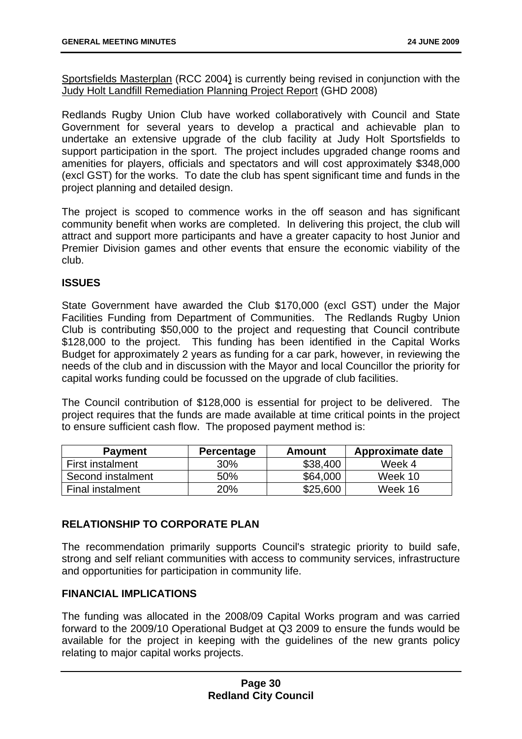Sportsfields Masterplan (RCC 2004) is currently being revised in conjunction with the Judy Holt Landfill Remediation Planning Project Report (GHD 2008)

Redlands Rugby Union Club have worked collaboratively with Council and State Government for several years to develop a practical and achievable plan to undertake an extensive upgrade of the club facility at Judy Holt Sportsfields to support participation in the sport. The project includes upgraded change rooms and amenities for players, officials and spectators and will cost approximately $348,000 (excl GST) for the works. To date the club has spent significant time and funds in the project planning and detailed design.

The project is scoped to commence works in the off season and has significant community benefit when works are completed. In delivering this project, the club will attract and support more participants and have a greater capacity to host Junior and Premier Division games and other events that ensure the economic viability of the club.

## ISSUES

State Government have awarded the Club $170,000 (excl GST) under the Major Facilities Funding from Department of Communities. The Redlands Rugby Union Club is contributing $50,000 to the project and requesting that Council contribute $128,000 to the project. This funding has been identified in the Capital Works Budget for approximately 2 years as funding for a car park, however, in reviewing the needs of the club and in discussion with the Mayor and local Councillor the priority for capital works funding could be focussed on the upgrade of club facilities.

The Council contribution of $128,000 is essential for project to be delivered. The project requires that the funds are made available at time critical points in the project to ensure sufficient cash flow. The proposed payment method is:

| Payment | Percentage | Amount | Approximate date |
|---|---|---|---|
| First instalment | 30% | $38,400 | Week 4 |
| Second instalment | 50% | $64,000 | Week 10 |
| Final instalment | 20% | $25,600 | Week 16 |

## RELATIONSHIP TO CORPORATE PLAN

The recommendation primarily supports Council's strategic priority to build safe, strong and self reliant communities with access to community services, infrastructure and opportunities for participation in community life.

## FINANCIAL IMPLICATIONS

The funding was allocated in the 2008/09 Capital Works program and was carried forward to the 2009/10 Operational Budget at Q3 2009 to ensure the funds would be available for the project in keeping with the guidelines of the new grants policy relating to major capital works projects.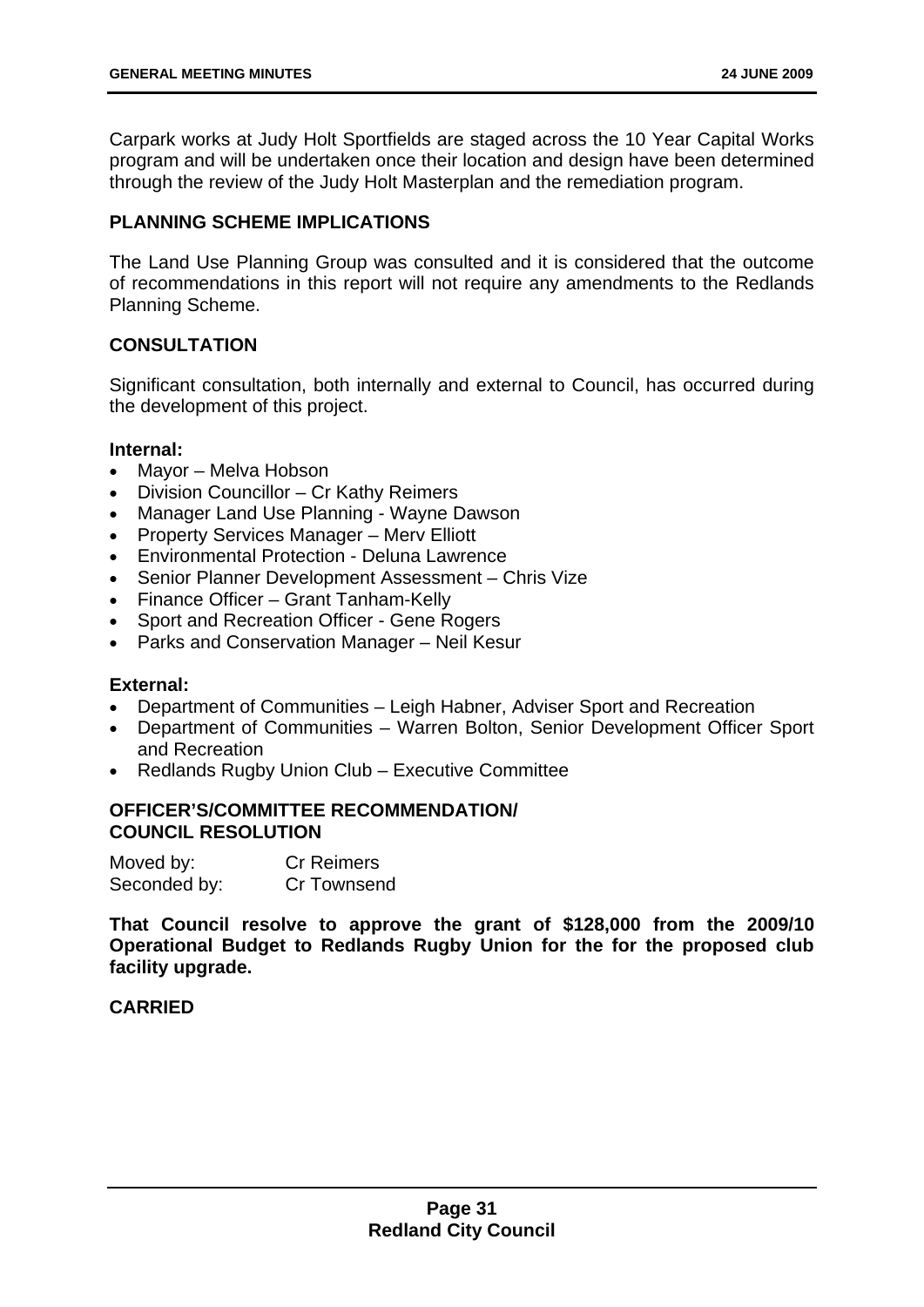Carpark works at Judy Holt Sportfields are staged across the 10 Year Capital Works program and will be undertaken once their location and design have been determined through the review of the Judy Holt Masterplan and the remediation program.

## PLANNING SCHEME IMPLICATIONS

The Land Use Planning Group was consulted and it is considered that the outcome of recommendations in this report will not require any amendments to the Redlands Planning Scheme.

## CONSULTATION

Significant consultation, both internally and external to Council, has occurred during the development of this project.

### Internal:

- Mayor – Melva Hobson
- Division Councillor – Cr Kathy Reimers
- Manager Land Use Planning - Wayne Dawson
- Property Services Manager – Merv Elliott
- Environmental Protection - Deluna Lawrence
- Senior Planner Development Assessment – Chris Vize
- Finance Officer – Grant Tanham-Kelly
- Sport and Recreation Officer - Gene Rogers
- Parks and Conservation Manager – Neil Kesur

### External:

- Department of Communities – Leigh Habner, Adviser Sport and Recreation
- Department of Communities – Warren Bolton, Senior Development Officer Sport and Recreation
- Redlands Rugby Union Club – Executive Committee

## OFFICER'S/COMMITTEE RECOMMENDATION/ COUNCIL RESOLUTION

Moved by: Cr Reimers
Seconded by: Cr Townsend

**That Council resolve to approve the grant of $128,000 from the 2009/10 Operational Budget to Redlands Rugby Union for the for the proposed club facility upgrade.**

**CARRIED**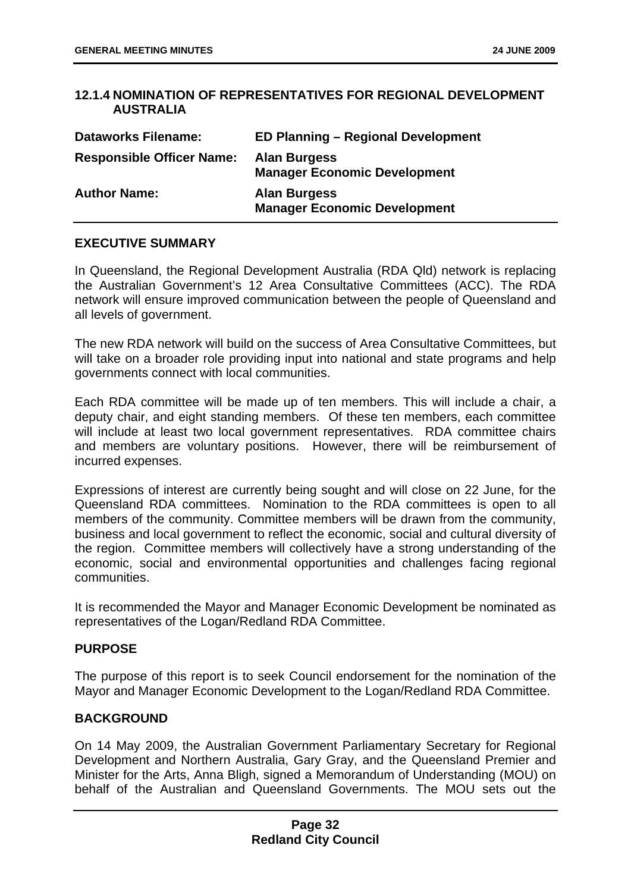## 12.1.4 NOMINATION OF REPRESENTATIVES FOR REGIONAL DEVELOPMENT AUSTRALIA

| | |
|---|---|
| **Dataworks Filename:** | **ED Planning – Regional Development** |
| **Responsible Officer Name:** | **Alan Burgess**<br>**Manager Economic Development** |
| **Author Name:** | **Alan Burgess**<br>**Manager Economic Development** |

### EXECUTIVE SUMMARY

In Queensland, the Regional Development Australia (RDA Qld) network is replacing the Australian Government's 12 Area Consultative Committees (ACC). The RDA network will ensure improved communication between the people of Queensland and all levels of government.

The new RDA network will build on the success of Area Consultative Committees, but will take on a broader role providing input into national and state programs and help governments connect with local communities.

Each RDA committee will be made up of ten members. This will include a chair, a deputy chair, and eight standing members. Of these ten members, each committee will include at least two local government representatives. RDA committee chairs and members are voluntary positions. However, there will be reimbursement of incurred expenses.

Expressions of interest are currently being sought and will close on 22 June, for the Queensland RDA committees. Nomination to the RDA committees is open to all members of the community. Committee members will be drawn from the community, business and local government to reflect the economic, social and cultural diversity of the region. Committee members will collectively have a strong understanding of the economic, social and environmental opportunities and challenges facing regional communities.

It is recommended the Mayor and Manager Economic Development be nominated as representatives of the Logan/Redland RDA Committee.

### PURPOSE

The purpose of this report is to seek Council endorsement for the nomination of the Mayor and Manager Economic Development to the Logan/Redland RDA Committee.

### BACKGROUND

On 14 May 2009, the Australian Government Parliamentary Secretary for Regional Development and Northern Australia, Gary Gray, and the Queensland Premier and Minister for the Arts, Anna Bligh, signed a Memorandum of Understanding (MOU) on behalf of the Australian and Queensland Governments. The MOU sets out the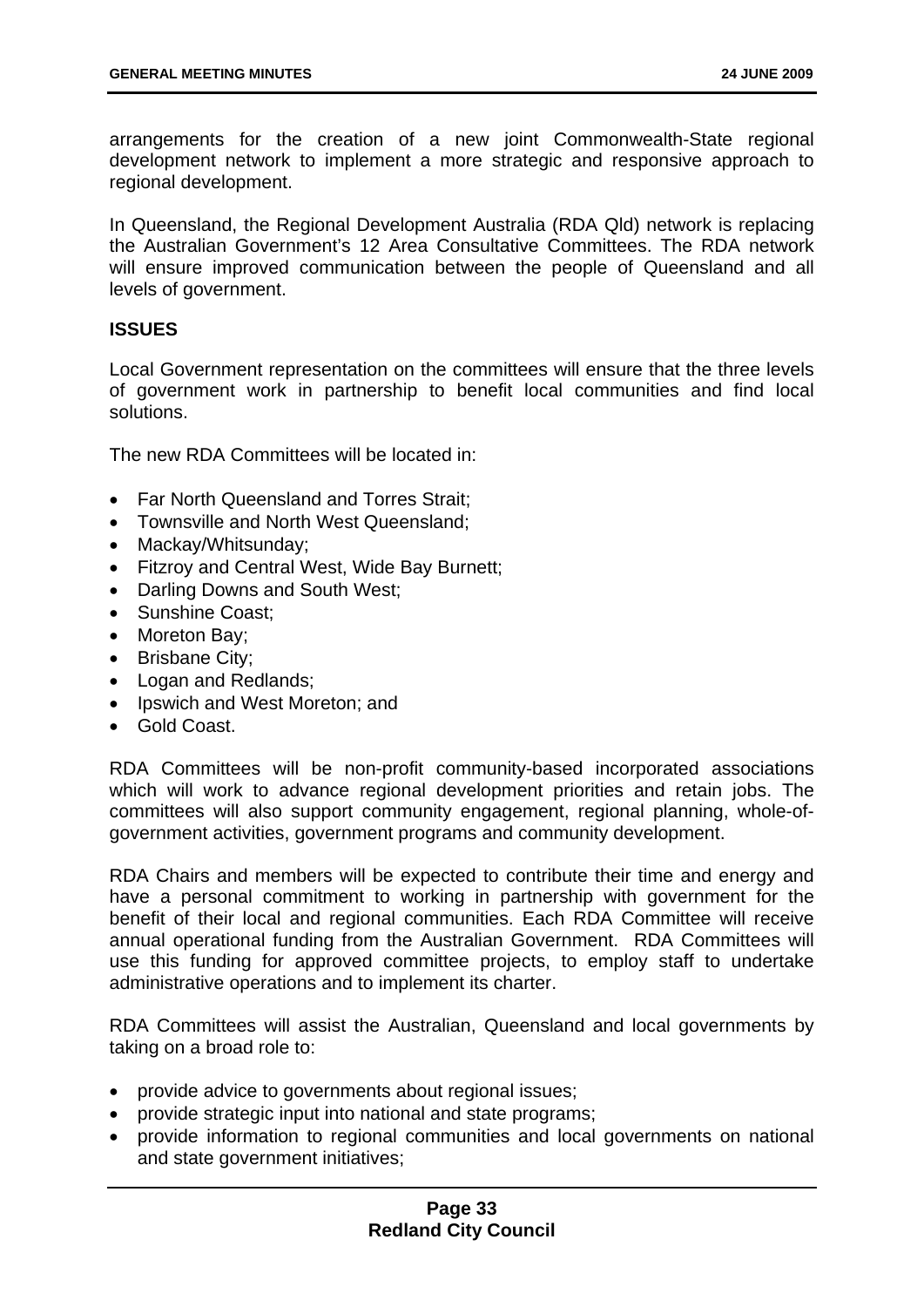arrangements for the creation of a new joint Commonwealth-State regional development network to implement a more strategic and responsive approach to regional development.

In Queensland, the Regional Development Australia (RDA Qld) network is replacing the Australian Government's 12 Area Consultative Committees. The RDA network will ensure improved communication between the people of Queensland and all levels of government.

**ISSUES**

Local Government representation on the committees will ensure that the three levels of government work in partnership to benefit local communities and find local solutions.

The new RDA Committees will be located in:

- Far North Queensland and Torres Strait;
- Townsville and North West Queensland;
- Mackay/Whitsunday;
- Fitzroy and Central West, Wide Bay Burnett;
- Darling Downs and South West;
- Sunshine Coast;
- Moreton Bay;
- Brisbane City;
- Logan and Redlands;
- Ipswich and West Moreton; and
- Gold Coast.

RDA Committees will be non-profit community-based incorporated associations which will work to advance regional development priorities and retain jobs. The committees will also support community engagement, regional planning, whole-of-government activities, government programs and community development.

RDA Chairs and members will be expected to contribute their time and energy and have a personal commitment to working in partnership with government for the benefit of their local and regional communities. Each RDA Committee will receive annual operational funding from the Australian Government. RDA Committees will use this funding for approved committee projects, to employ staff to undertake administrative operations and to implement its charter.

RDA Committees will assist the Australian, Queensland and local governments by taking on a broad role to:

- provide advice to governments about regional issues;
- provide strategic input into national and state programs;
- provide information to regional communities and local governments on national and state government initiatives;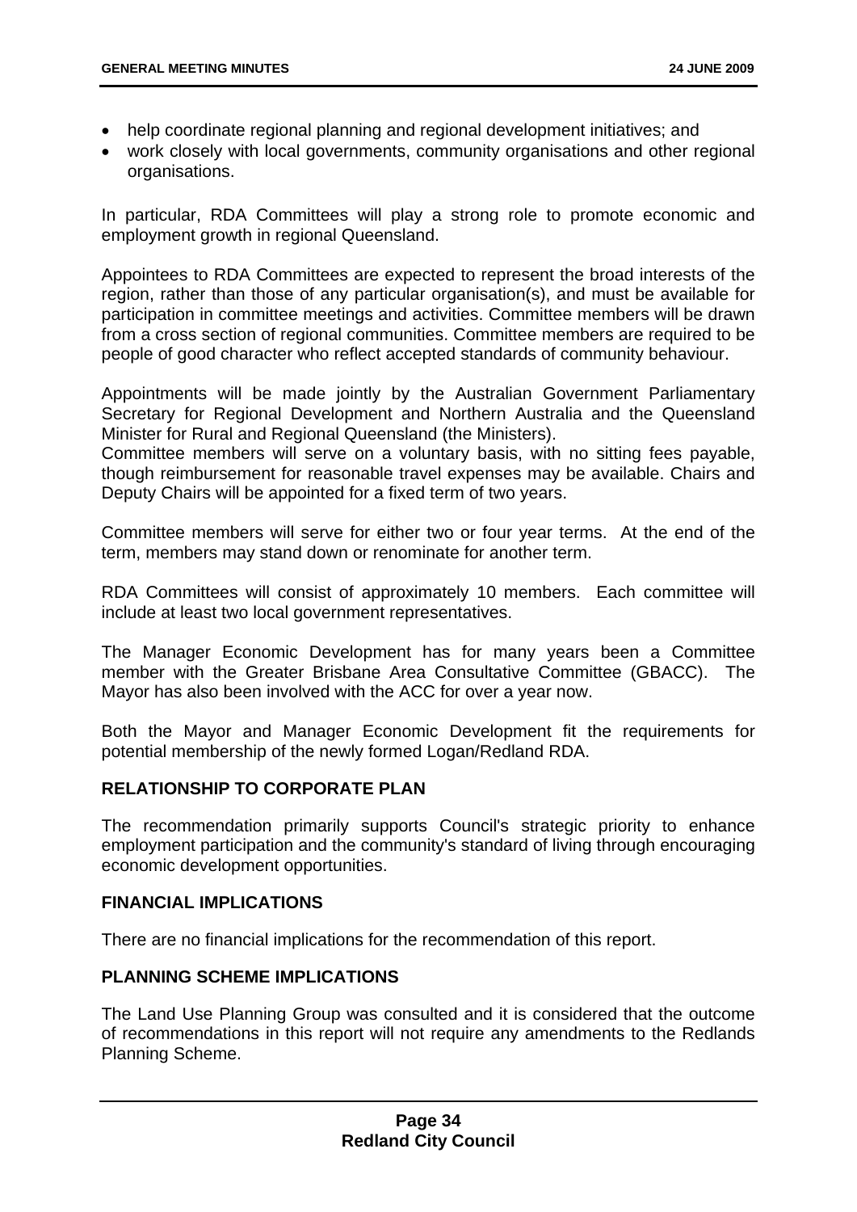- help coordinate regional planning and regional development initiatives; and
- work closely with local governments, community organisations and other regional organisations.

In particular, RDA Committees will play a strong role to promote economic and employment growth in regional Queensland.

Appointees to RDA Committees are expected to represent the broad interests of the region, rather than those of any particular organisation(s), and must be available for participation in committee meetings and activities. Committee members will be drawn from a cross section of regional communities. Committee members are required to be people of good character who reflect accepted standards of community behaviour.

Appointments will be made jointly by the Australian Government Parliamentary Secretary for Regional Development and Northern Australia and the Queensland Minister for Rural and Regional Queensland (the Ministers).
Committee members will serve on a voluntary basis, with no sitting fees payable, though reimbursement for reasonable travel expenses may be available. Chairs and Deputy Chairs will be appointed for a fixed term of two years.

Committee members will serve for either two or four year terms. At the end of the term, members may stand down or renominate for another term.

RDA Committees will consist of approximately 10 members. Each committee will include at least two local government representatives.

The Manager Economic Development has for many years been a Committee member with the Greater Brisbane Area Consultative Committee (GBACC). The Mayor has also been involved with the ACC for over a year now.

Both the Mayor and Manager Economic Development fit the requirements for potential membership of the newly formed Logan/Redland RDA.

## RELATIONSHIP TO CORPORATE PLAN

The recommendation primarily supports Council's strategic priority to enhance employment participation and the community's standard of living through encouraging economic development opportunities.

## FINANCIAL IMPLICATIONS

There are no financial implications for the recommendation of this report.

## PLANNING SCHEME IMPLICATIONS

The Land Use Planning Group was consulted and it is considered that the outcome of recommendations in this report will not require any amendments to the Redlands Planning Scheme.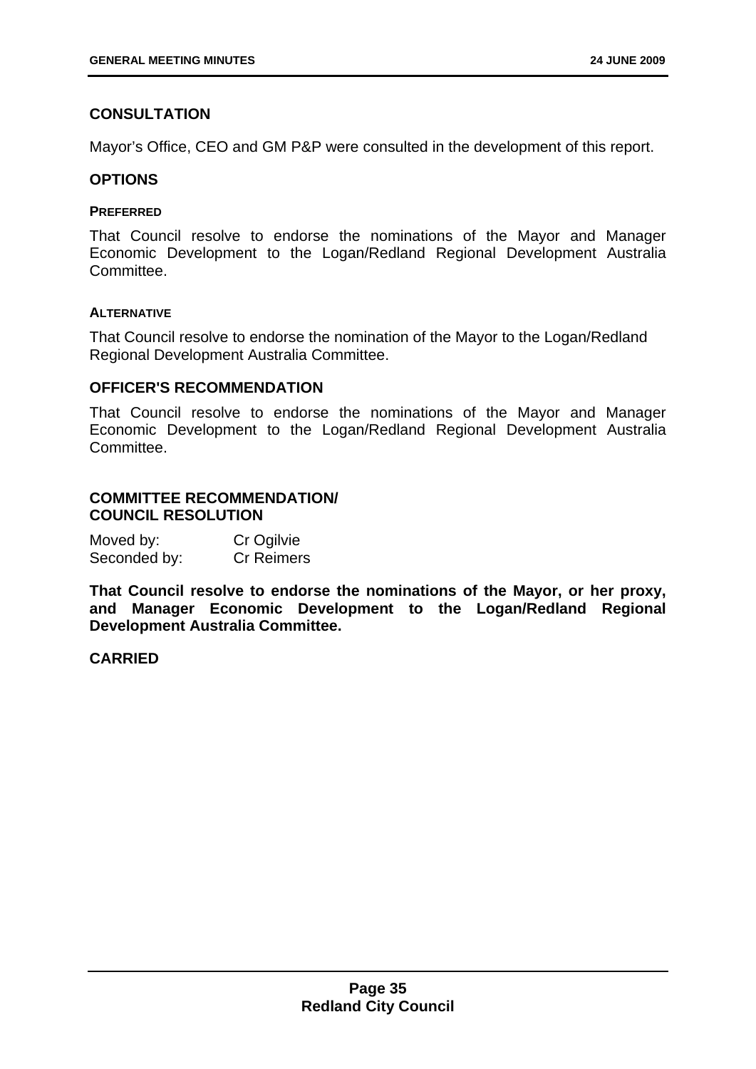## CONSULTATION

Mayor's Office, CEO and GM P&P were consulted in the development of this report.

## OPTIONS

#### PREFERRED

That Council resolve to endorse the nominations of the Mayor and Manager Economic Development to the Logan/Redland Regional Development Australia Committee.

#### ALTERNATIVE

That Council resolve to endorse the nomination of the Mayor to the Logan/Redland Regional Development Australia Committee.

## OFFICER'S RECOMMENDATION

That Council resolve to endorse the nominations of the Mayor and Manager Economic Development to the Logan/Redland Regional Development Australia Committee.

## COMMITTEE RECOMMENDATION/ COUNCIL RESOLUTION

Moved by: Cr Ogilvie
Seconded by: Cr Reimers

**That Council resolve to endorse the nominations of the Mayor, or her proxy, and Manager Economic Development to the Logan/Redland Regional Development Australia Committee.**

**CARRIED**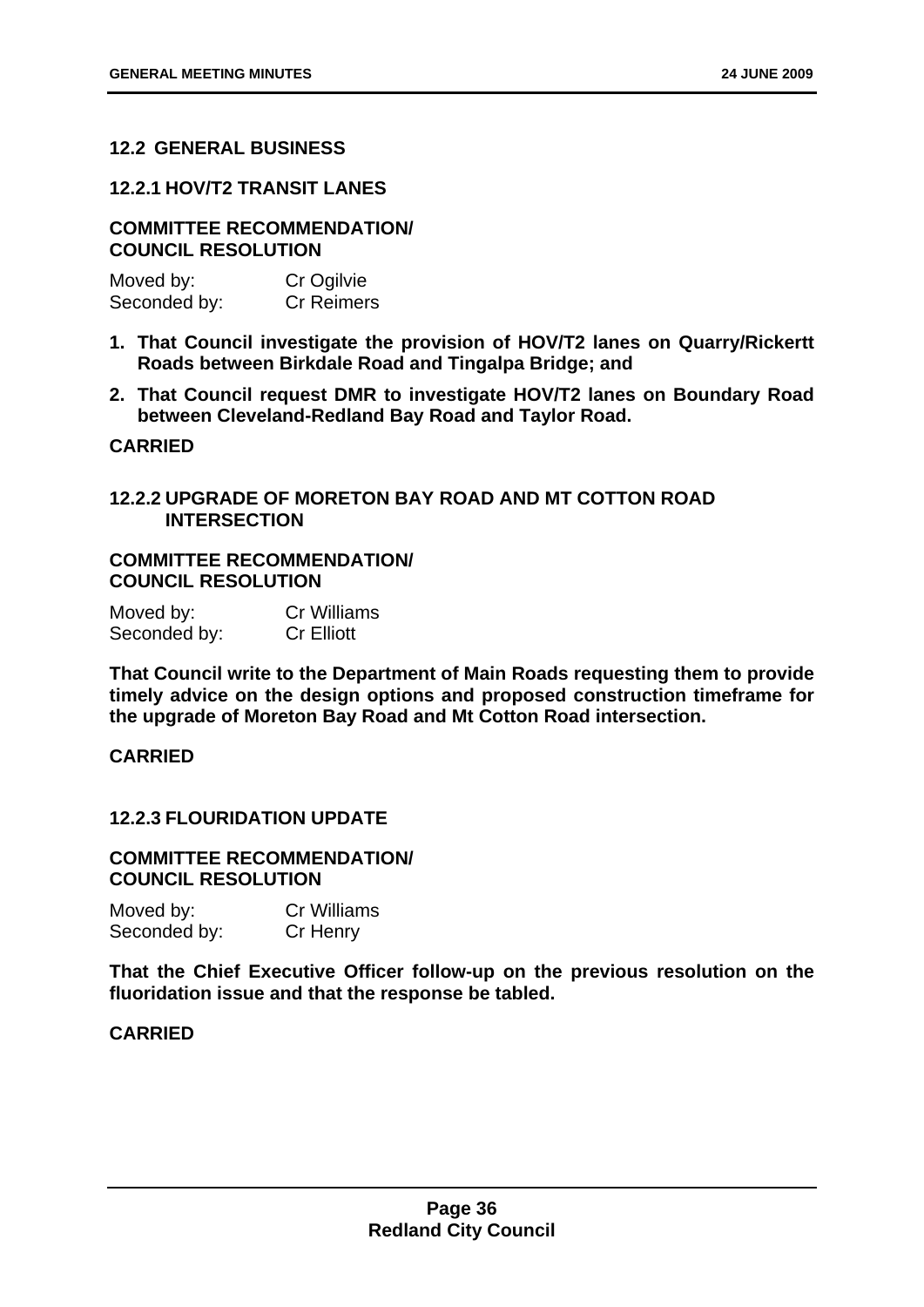## 12.2 GENERAL BUSINESS

### 12.2.1 HOV/T2 TRANSIT LANES

**COMMITTEE RECOMMENDATION/ COUNCIL RESOLUTION**

Moved by: Cr Ogilvie
Seconded by: Cr Reimers

1. **That Council investigate the provision of HOV/T2 lanes on Quarry/Rickertt Roads between Birkdale Road and Tingalpa Bridge; and**
2. **That Council request DMR to investigate HOV/T2 lanes on Boundary Road between Cleveland-Redland Bay Road and Taylor Road.**

**CARRIED**

### 12.2.2 UPGRADE OF MORETON BAY ROAD AND MT COTTON ROAD INTERSECTION

**COMMITTEE RECOMMENDATION/ COUNCIL RESOLUTION**

Moved by: Cr Williams
Seconded by: Cr Elliott

**That Council write to the Department of Main Roads requesting them to provide timely advice on the design options and proposed construction timeframe for the upgrade of Moreton Bay Road and Mt Cotton Road intersection.**

**CARRIED**

### 12.2.3 FLOURIDATION UPDATE

**COMMITTEE RECOMMENDATION/ COUNCIL RESOLUTION**

Moved by: Cr Williams
Seconded by: Cr Henry

**That the Chief Executive Officer follow-up on the previous resolution on the fluoridation issue and that the response be tabled.**

**CARRIED**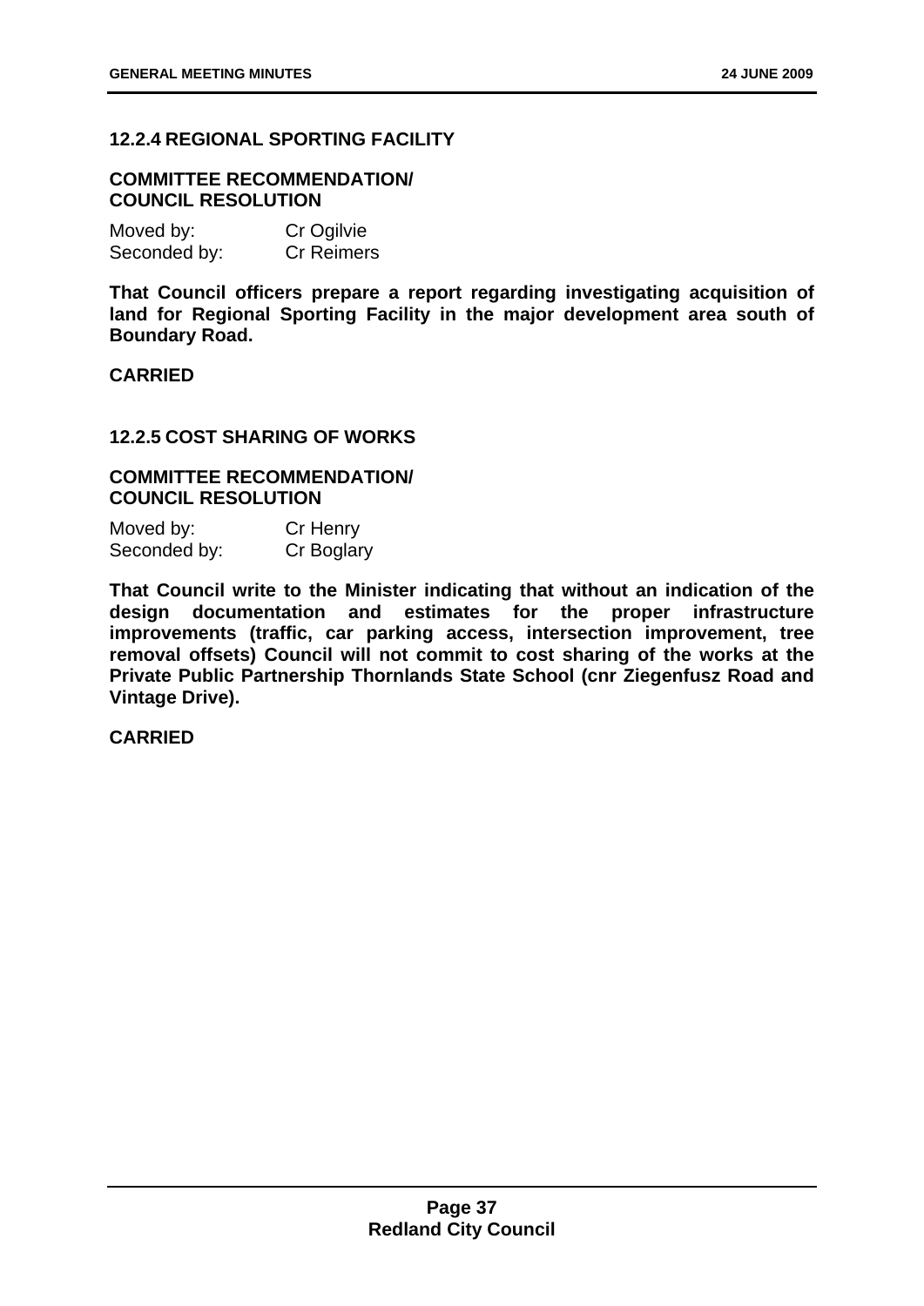### 12.2.4 REGIONAL SPORTING FACILITY

**COMMITTEE RECOMMENDATION/ COUNCIL RESOLUTION**

Moved by: Cr Ogilvie
Seconded by: Cr Reimers

**That Council officers prepare a report regarding investigating acquisition of land for Regional Sporting Facility in the major development area south of Boundary Road.**

**CARRIED**

### 12.2.5 COST SHARING OF WORKS

**COMMITTEE RECOMMENDATION/ COUNCIL RESOLUTION**

Moved by: Cr Henry
Seconded by: Cr Boglary

**That Council write to the Minister indicating that without an indication of the design documentation and estimates for the proper infrastructure improvements (traffic, car parking access, intersection improvement, tree removal offsets) Council will not commit to cost sharing of the works at the Private Public Partnership Thornlands State School (cnr Ziegenfusz Road and Vintage Drive).**

**CARRIED**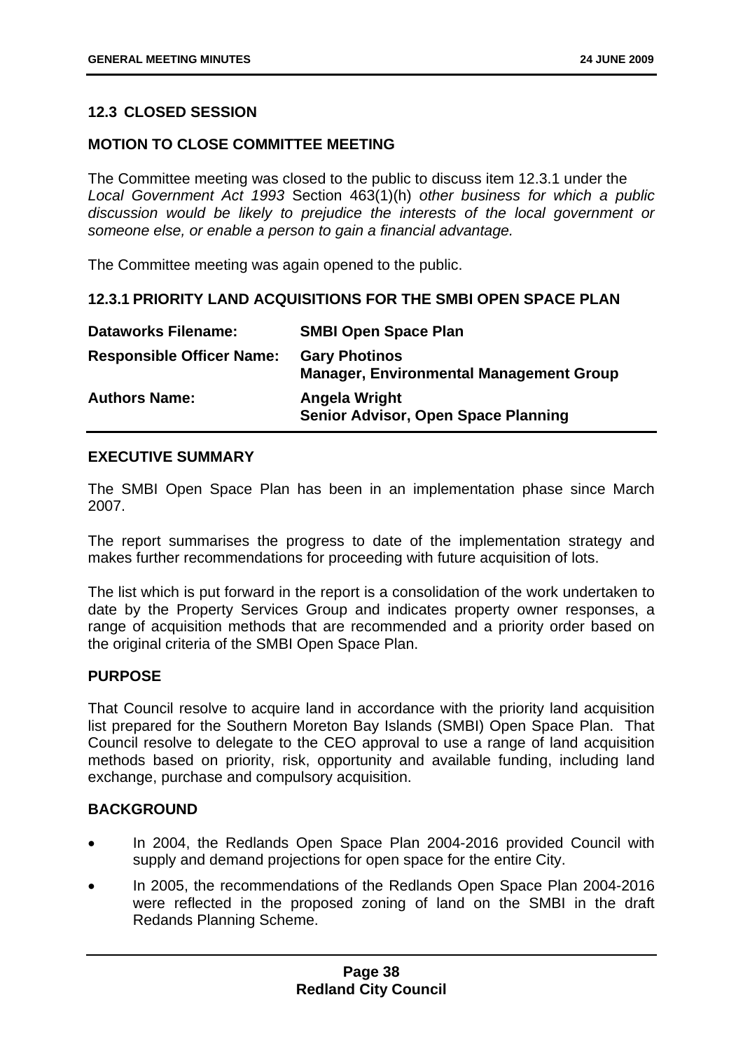## 12.3 CLOSED SESSION

### MOTION TO CLOSE COMMITTEE MEETING

The Committee meeting was closed to the public to discuss item 12.3.1 under the *Local Government Act 1993* Section 463(1)(h) *other business for which a public discussion would be likely to prejudice the interests of the local government or someone else, or enable a person to gain a financial advantage.*

The Committee meeting was again opened to the public.

### 12.3.1 PRIORITY LAND ACQUISITIONS FOR THE SMBI OPEN SPACE PLAN

| | |
|---|---|
| **Dataworks Filename:** | **SMBI Open Space Plan** |
| **Responsible Officer Name:** | **Gary Photinos**<br>**Manager, Environmental Management Group** |
| **Authors Name:** | **Angela Wright**<br>**Senior Advisor, Open Space Planning** |

### EXECUTIVE SUMMARY

The SMBI Open Space Plan has been in an implementation phase since March 2007.

The report summarises the progress to date of the implementation strategy and makes further recommendations for proceeding with future acquisition of lots.

The list which is put forward in the report is a consolidation of the work undertaken to date by the Property Services Group and indicates property owner responses, a range of acquisition methods that are recommended and a priority order based on the original criteria of the SMBI Open Space Plan.

### PURPOSE

That Council resolve to acquire land in accordance with the priority land acquisition list prepared for the Southern Moreton Bay Islands (SMBI) Open Space Plan. That Council resolve to delegate to the CEO approval to use a range of land acquisition methods based on priority, risk, opportunity and available funding, including land exchange, purchase and compulsory acquisition.

### BACKGROUND

- In 2004, the Redlands Open Space Plan 2004-2016 provided Council with supply and demand projections for open space for the entire City.
- In 2005, the recommendations of the Redlands Open Space Plan 2004-2016 were reflected in the proposed zoning of land on the SMBI in the draft Redands Planning Scheme.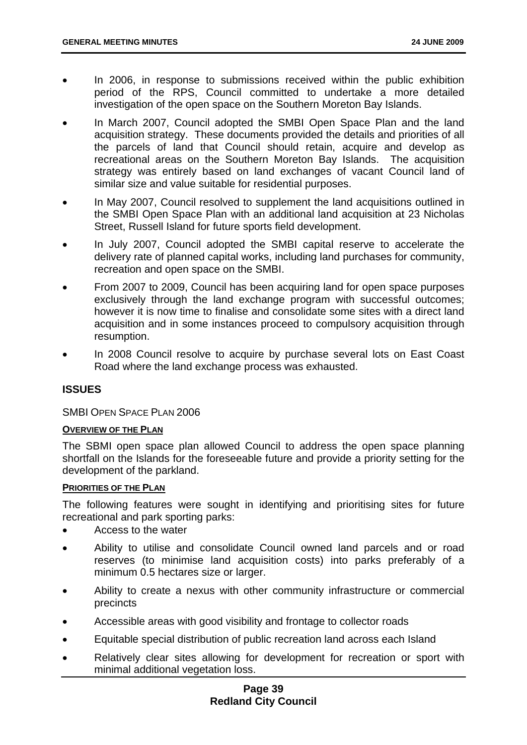- In 2006, in response to submissions received within the public exhibition period of the RPS, Council committed to undertake a more detailed investigation of the open space on the Southern Moreton Bay Islands.
- In March 2007, Council adopted the SMBI Open Space Plan and the land acquisition strategy. These documents provided the details and priorities of all the parcels of land that Council should retain, acquire and develop as recreational areas on the Southern Moreton Bay Islands. The acquisition strategy was entirely based on land exchanges of vacant Council land of similar size and value suitable for residential purposes.
- In May 2007, Council resolved to supplement the land acquisitions outlined in the SMBI Open Space Plan with an additional land acquisition at 23 Nicholas Street, Russell Island for future sports field development.
- In July 2007, Council adopted the SMBI capital reserve to accelerate the delivery rate of planned capital works, including land purchases for community, recreation and open space on the SMBI.
- From 2007 to 2009, Council has been acquiring land for open space purposes exclusively through the land exchange program with successful outcomes; however it is now time to finalise and consolidate some sites with a direct land acquisition and in some instances proceed to compulsory acquisition through resumption.
- In 2008 Council resolve to acquire by purchase several lots on East Coast Road where the land exchange process was exhausted.

## ISSUES

SMBI OPEN SPACE PLAN 2006

**OVERVIEW OF THE PLAN**

The SBMI open space plan allowed Council to address the open space planning shortfall on the Islands for the foreseeable future and provide a priority setting for the development of the parkland.

**PRIORITIES OF THE PLAN**

The following features were sought in identifying and prioritising sites for future recreational and park sporting parks:

- Access to the water
- Ability to utilise and consolidate Council owned land parcels and or road reserves (to minimise land acquisition costs) into parks preferably of a minimum 0.5 hectares size or larger.
- Ability to create a nexus with other community infrastructure or commercial precincts
- Accessible areas with good visibility and frontage to collector roads
- Equitable special distribution of public recreation land across each Island
- Relatively clear sites allowing for development for recreation or sport with minimal additional vegetation loss.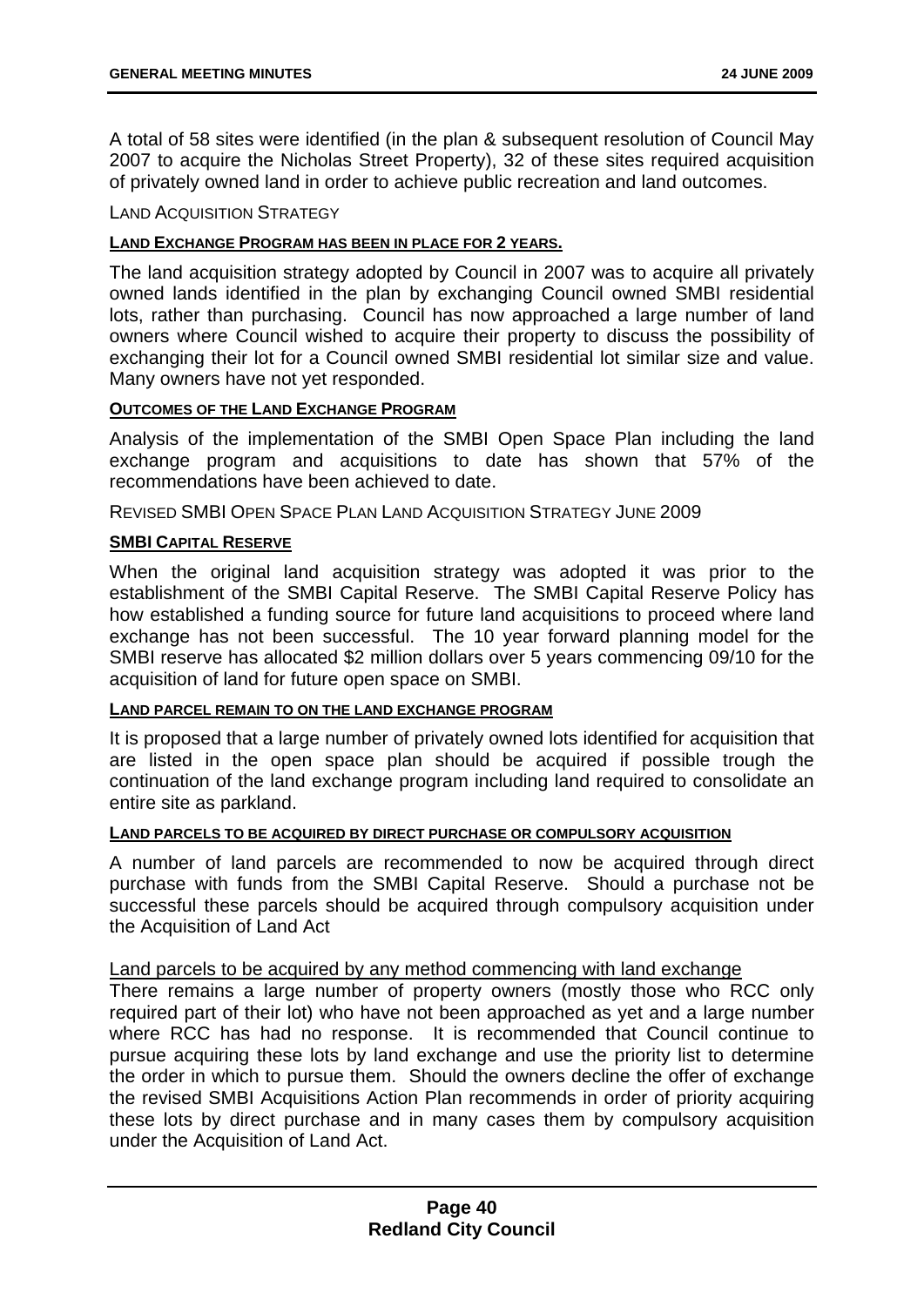A total of 58 sites were identified (in the plan & subsequent resolution of Council May 2007 to acquire the Nicholas Street Property), 32 of these sites required acquisition of privately owned land in order to achieve public recreation and land outcomes.

LAND ACQUISITION STRATEGY

**LAND EXCHANGE PROGRAM HAS BEEN IN PLACE FOR 2 YEARS.**

The land acquisition strategy adopted by Council in 2007 was to acquire all privately owned lands identified in the plan by exchanging Council owned SMBI residential lots, rather than purchasing. Council has now approached a large number of land owners where Council wished to acquire their property to discuss the possibility of exchanging their lot for a Council owned SMBI residential lot similar size and value. Many owners have not yet responded.

**OUTCOMES OF THE LAND EXCHANGE PROGRAM**

Analysis of the implementation of the SMBI Open Space Plan including the land exchange program and acquisitions to date has shown that 57% of the recommendations have been achieved to date.

REVISED SMBI OPEN SPACE PLAN LAND ACQUISITION STRATEGY JUNE 2009

**SMBI CAPITAL RESERVE**

When the original land acquisition strategy was adopted it was prior to the establishment of the SMBI Capital Reserve. The SMBI Capital Reserve Policy has how established a funding source for future land acquisitions to proceed where land exchange has not been successful. The 10 year forward planning model for the SMBI reserve has allocated $2 million dollars over 5 years commencing 09/10 for the acquisition of land for future open space on SMBI.

**LAND PARCEL REMAIN TO ON THE LAND EXCHANGE PROGRAM**

It is proposed that a large number of privately owned lots identified for acquisition that are listed in the open space plan should be acquired if possible trough the continuation of the land exchange program including land required to consolidate an entire site as parkland.

**LAND PARCELS TO BE ACQUIRED BY DIRECT PURCHASE OR COMPULSORY ACQUISITION**

A number of land parcels are recommended to now be acquired through direct purchase with funds from the SMBI Capital Reserve. Should a purchase not be successful these parcels should be acquired through compulsory acquisition under the Acquisition of Land Act

Land parcels to be acquired by any method commencing with land exchange

There remains a large number of property owners (mostly those who RCC only required part of their lot) who have not been approached as yet and a large number where RCC has had no response. It is recommended that Council continue to pursue acquiring these lots by land exchange and use the priority list to determine the order in which to pursue them. Should the owners decline the offer of exchange the revised SMBI Acquisitions Action Plan recommends in order of priority acquiring these lots by direct purchase and in many cases them by compulsory acquisition under the Acquisition of Land Act.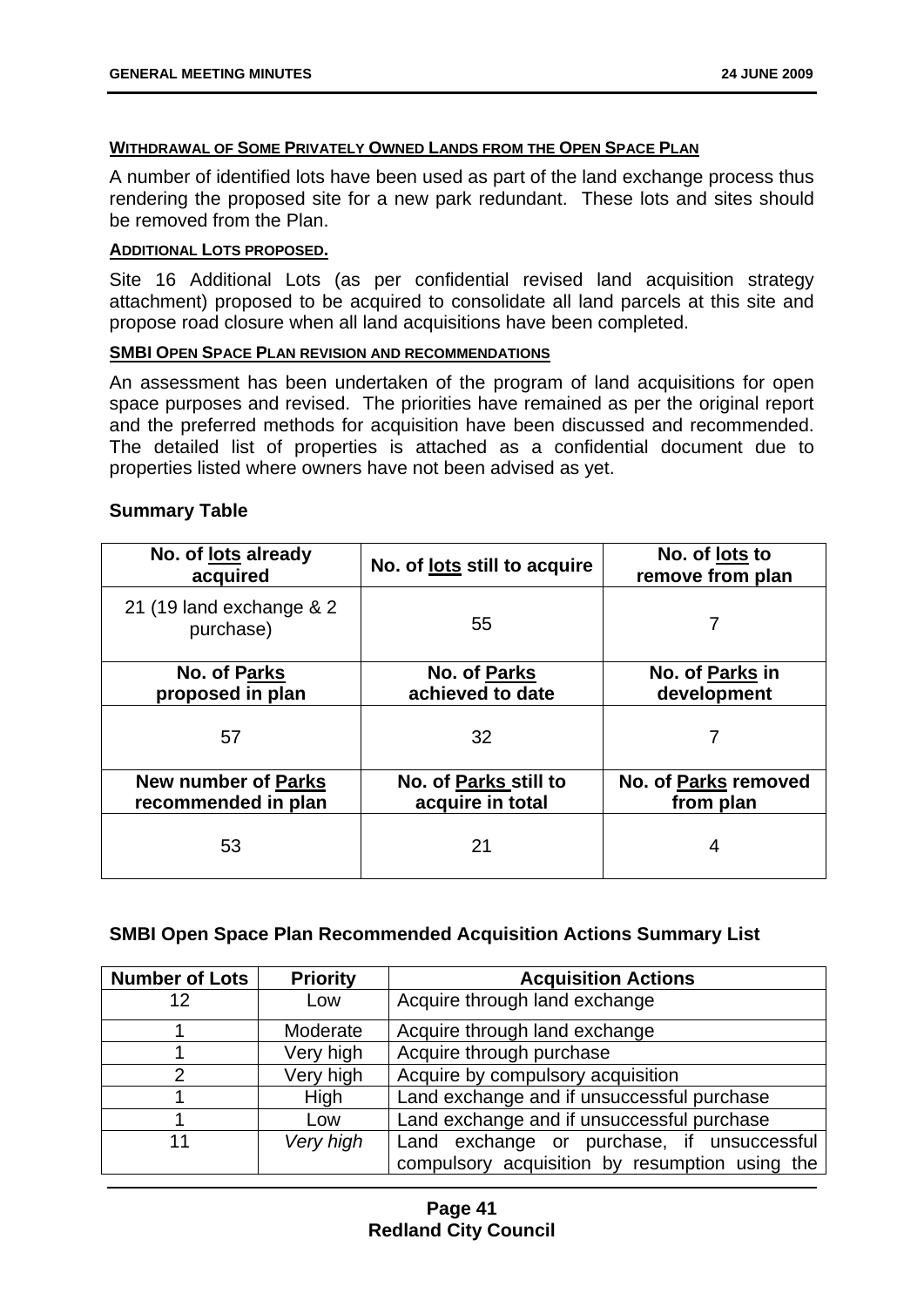#### WITHDRAWAL OF SOME PRIVATELY OWNED LANDS FROM THE OPEN SPACE PLAN

A number of identified lots have been used as part of the land exchange process thus rendering the proposed site for a new park redundant. These lots and sites should be removed from the Plan.

#### ADDITIONAL LOTS PROPOSED.

Site 16 Additional Lots (as per confidential revised land acquisition strategy attachment) proposed to be acquired to consolidate all land parcels at this site and propose road closure when all land acquisitions have been completed.

#### SMBI OPEN SPACE PLAN REVISION AND RECOMMENDATIONS

An assessment has been undertaken of the program of land acquisitions for open space purposes and revised. The priorities have remained as per the original report and the preferred methods for acquisition have been discussed and recommended. The detailed list of properties is attached as a confidential document due to properties listed where owners have not been advised as yet.

### Summary Table

| No. of lots already acquired | No. of lots still to acquire | No. of lots to remove from plan |
|---|---|---|
| 21 (19 land exchange & 2 purchase) | 55 | 7 |
| **No. of Parks proposed in plan** | **No. of Parks achieved to date** | **No. of Parks in development** |
| 57 | 32 | 7 |
| **New number of Parks recommended in plan** | **No. of Parks still to acquire in total** | **No. of Parks removed from plan** |
| 53 | 21 | 4 |

### SMBI Open Space Plan Recommended Acquisition Actions Summary List

| Number of Lots | Priority | Acquisition Actions |
|---|---|---|
| 12 | Low | Acquire through land exchange |
| 1 | Moderate | Acquire through land exchange |
| 1 | Very high | Acquire through purchase |
| 2 | Very high | Acquire by compulsory acquisition |
| 1 | High | Land exchange and if unsuccessful purchase |
| 1 | Low | Land exchange and if unsuccessful purchase |
| 11 | *Very high* | Land exchange or purchase, if unsuccessful compulsory acquisition by resumption using the |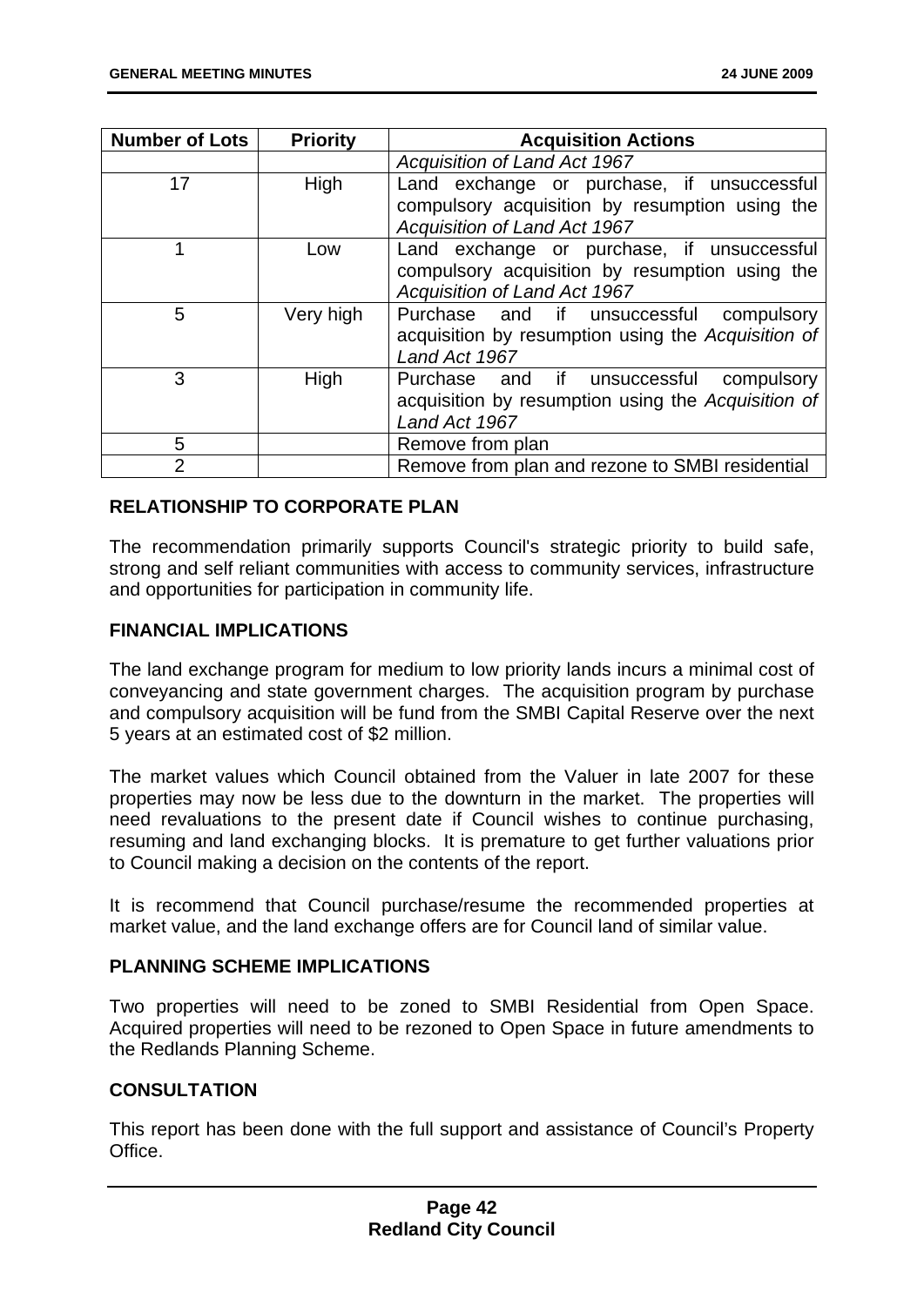| Number of Lots | Priority | Acquisition Actions |
|---|---|---|
| | | *Acquisition of Land Act 1967* |
| 17 | High | Land exchange or purchase, if unsuccessful compulsory acquisition by resumption using the *Acquisition of Land Act 1967* |
| 1 | Low | Land exchange or purchase, if unsuccessful compulsory acquisition by resumption using the *Acquisition of Land Act 1967* |
| 5 | Very high | Purchase and if unsuccessful compulsory acquisition by resumption using the *Acquisition of Land Act 1967* |
| 3 | High | Purchase and if unsuccessful compulsory acquisition by resumption using the *Acquisition of Land Act 1967* |
| 5 | | Remove from plan |
| 2 | | Remove from plan and rezone to SMBI residential |

**RELATIONSHIP TO CORPORATE PLAN**

The recommendation primarily supports Council's strategic priority to build safe, strong and self reliant communities with access to community services, infrastructure and opportunities for participation in community life.

**FINANCIAL IMPLICATIONS**

The land exchange program for medium to low priority lands incurs a minimal cost of conveyancing and state government charges. The acquisition program by purchase and compulsory acquisition will be fund from the SMBI Capital Reserve over the next 5 years at an estimated cost of $2 million.

The market values which Council obtained from the Valuer in late 2007 for these properties may now be less due to the downturn in the market. The properties will need revaluations to the present date if Council wishes to continue purchasing, resuming and land exchanging blocks. It is premature to get further valuations prior to Council making a decision on the contents of the report.

It is recommend that Council purchase/resume the recommended properties at market value, and the land exchange offers are for Council land of similar value.

**PLANNING SCHEME IMPLICATIONS**

Two properties will need to be zoned to SMBI Residential from Open Space. Acquired properties will need to be rezoned to Open Space in future amendments to the Redlands Planning Scheme.

**CONSULTATION**

This report has been done with the full support and assistance of Council's Property Office.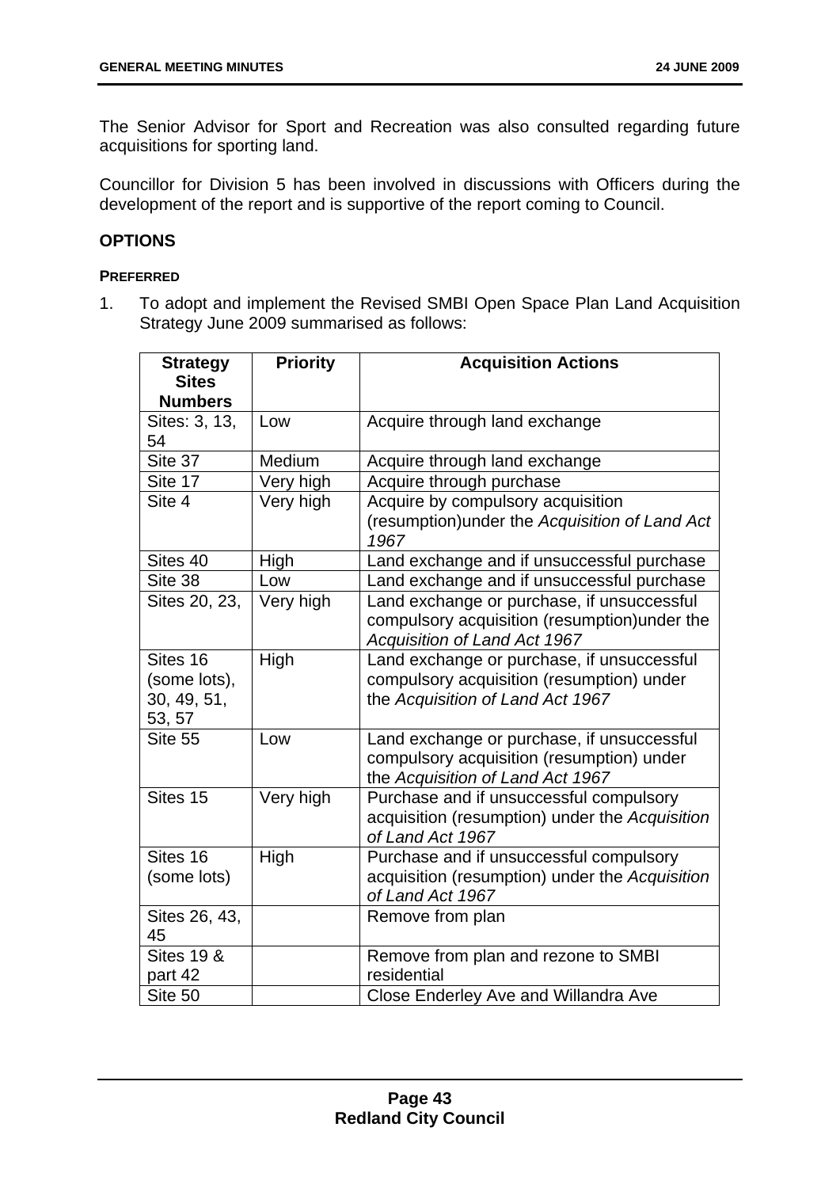The Senior Advisor for Sport and Recreation was also consulted regarding future acquisitions for sporting land.

Councillor for Division 5 has been involved in discussions with Officers during the development of the report and is supportive of the report coming to Council.

## OPTIONS

### PREFERRED

1. To adopt and implement the Revised SMBI Open Space Plan Land Acquisition Strategy June 2009 summarised as follows:

| Strategy Sites Numbers | Priority | Acquisition Actions |
|---|---|---|
| Sites: 3, 13, 54 | Low | Acquire through land exchange |
| Site 37 | Medium | Acquire through land exchange |
| Site 17 | Very high | Acquire through purchase |
| Site 4 | Very high | Acquire by compulsory acquisition (resumption)under the *Acquisition of Land Act 1967* |
| Sites 40 | High | Land exchange and if unsuccessful purchase |
| Site 38 | Low | Land exchange and if unsuccessful purchase |
| Sites 20, 23, | Very high | Land exchange or purchase, if unsuccessful compulsory acquisition (resumption)under the *Acquisition of Land Act 1967* |
| Sites 16 (some lots), 30, 49, 51, 53, 57 | High | Land exchange or purchase, if unsuccessful compulsory acquisition (resumption) under the *Acquisition of Land Act 1967* |
| Site 55 | Low | Land exchange or purchase, if unsuccessful compulsory acquisition (resumption) under the *Acquisition of Land Act 1967* |
| Sites 15 | Very high | Purchase and if unsuccessful compulsory acquisition (resumption) under the *Acquisition of Land Act 1967* |
| Sites 16 (some lots) | High | Purchase and if unsuccessful compulsory acquisition (resumption) under the *Acquisition of Land Act 1967* |
| Sites 26, 43, 45 | | Remove from plan |
| Sites 19 & part 42 | | Remove from plan and rezone to SMBI residential |
| Site 50 | | Close Enderley Ave and Willandra Ave |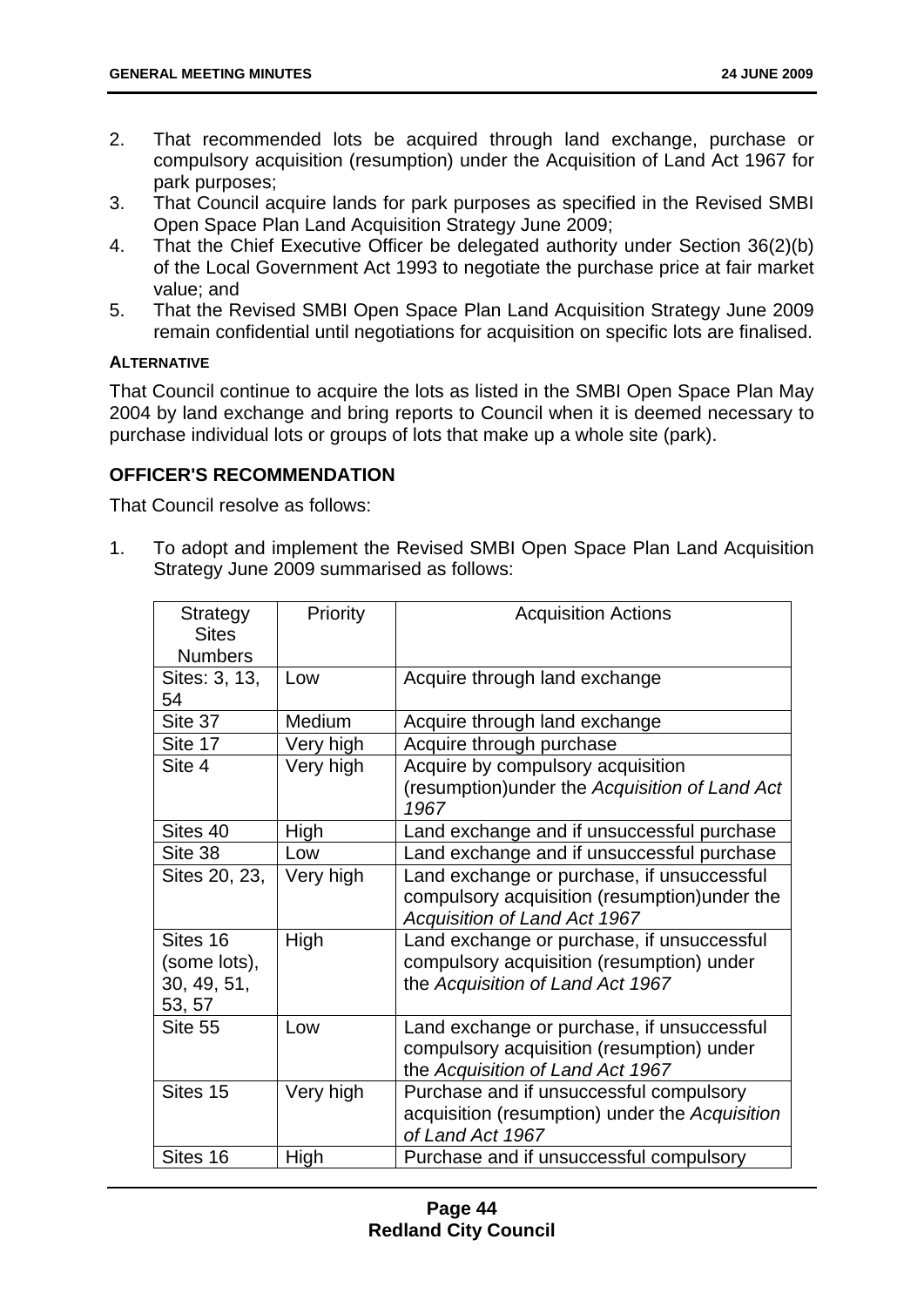2. That recommended lots be acquired through land exchange, purchase or compulsory acquisition (resumption) under the Acquisition of Land Act 1967 for park purposes;
3. That Council acquire lands for park purposes as specified in the Revised SMBI Open Space Plan Land Acquisition Strategy June 2009;
4. That the Chief Executive Officer be delegated authority under Section 36(2)(b) of the Local Government Act 1993 to negotiate the purchase price at fair market value; and
5. That the Revised SMBI Open Space Plan Land Acquisition Strategy June 2009 remain confidential until negotiations for acquisition on specific lots are finalised.

**ALTERNATIVE**

That Council continue to acquire the lots as listed in the SMBI Open Space Plan May 2004 by land exchange and bring reports to Council when it is deemed necessary to purchase individual lots or groups of lots that make up a whole site (park).

## OFFICER'S RECOMMENDATION

That Council resolve as follows:

1. To adopt and implement the Revised SMBI Open Space Plan Land Acquisition Strategy June 2009 summarised as follows:

| Strategy Sites Numbers | Priority | Acquisition Actions |
|---|---|---|
| Sites: 3, 13, 54 | Low | Acquire through land exchange |
| Site 37 | Medium | Acquire through land exchange |
| Site 17 | Very high | Acquire through purchase |
| Site 4 | Very high | Acquire by compulsory acquisition (resumption)under the *Acquisition of Land Act 1967* |
| Sites 40 | High | Land exchange and if unsuccessful purchase |
| Site 38 | Low | Land exchange and if unsuccessful purchase |
| Sites 20, 23, | Very high | Land exchange or purchase, if unsuccessful compulsory acquisition (resumption)under the *Acquisition of Land Act 1967* |
| Sites 16 (some lots), 30, 49, 51, 53, 57 | High | Land exchange or purchase, if unsuccessful compulsory acquisition (resumption) under the *Acquisition of Land Act 1967* |
| Site 55 | Low | Land exchange or purchase, if unsuccessful compulsory acquisition (resumption) under the *Acquisition of Land Act 1967* |
| Sites 15 | Very high | Purchase and if unsuccessful compulsory acquisition (resumption) under the *Acquisition of Land Act 1967* |
| Sites 16 | High | Purchase and if unsuccessful compulsory |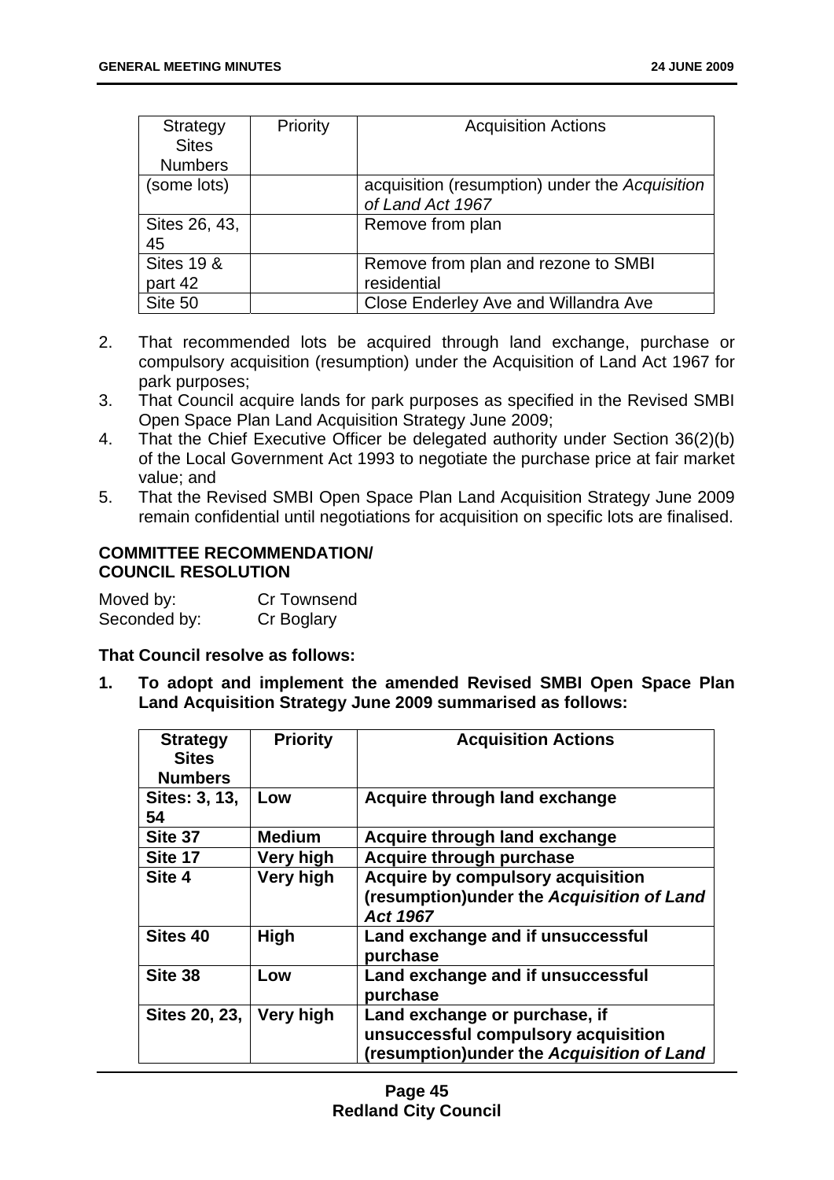| Strategy Sites Numbers | Priority | Acquisition Actions |
|---|---|---|
| (some lots) | | acquisition (resumption) under the *Acquisition of Land Act 1967* |
| Sites 26, 43, 45 | | Remove from plan |
| Sites 19 & part 42 | | Remove from plan and rezone to SMBI residential |
| Site 50 | | Close Enderley Ave and Willandra Ave |

2. That recommended lots be acquired through land exchange, purchase or compulsory acquisition (resumption) under the Acquisition of Land Act 1967 for park purposes;
3. That Council acquire lands for park purposes as specified in the Revised SMBI Open Space Plan Land Acquisition Strategy June 2009;
4. That the Chief Executive Officer be delegated authority under Section 36(2)(b) of the Local Government Act 1993 to negotiate the purchase price at fair market value; and
5. That the Revised SMBI Open Space Plan Land Acquisition Strategy June 2009 remain confidential until negotiations for acquisition on specific lots are finalised.

**COMMITTEE RECOMMENDATION/ COUNCIL RESOLUTION**

Moved by: Cr Townsend
Seconded by: Cr Boglary

**That Council resolve as follows:**

**1. To adopt and implement the amended Revised SMBI Open Space Plan Land Acquisition Strategy June 2009 summarised as follows:**

| **Strategy Sites Numbers** | **Priority** | **Acquisition Actions** |
|---|---|---|
| **Sites: 3, 13, 54** | **Low** | **Acquire through land exchange** |
| **Site 37** | **Medium** | **Acquire through land exchange** |
| **Site 17** | **Very high** | **Acquire through purchase** |
| **Site 4** | **Very high** | **Acquire by compulsory acquisition (resumption)under the *Acquisition of Land Act 1967*** |
| **Sites 40** | **High** | **Land exchange and if unsuccessful purchase** |
| **Site 38** | **Low** | **Land exchange and if unsuccessful purchase** |
| **Sites 20, 23,** | **Very high** | **Land exchange or purchase, if unsuccessful compulsory acquisition (resumption)under the *Acquisition of Land*** |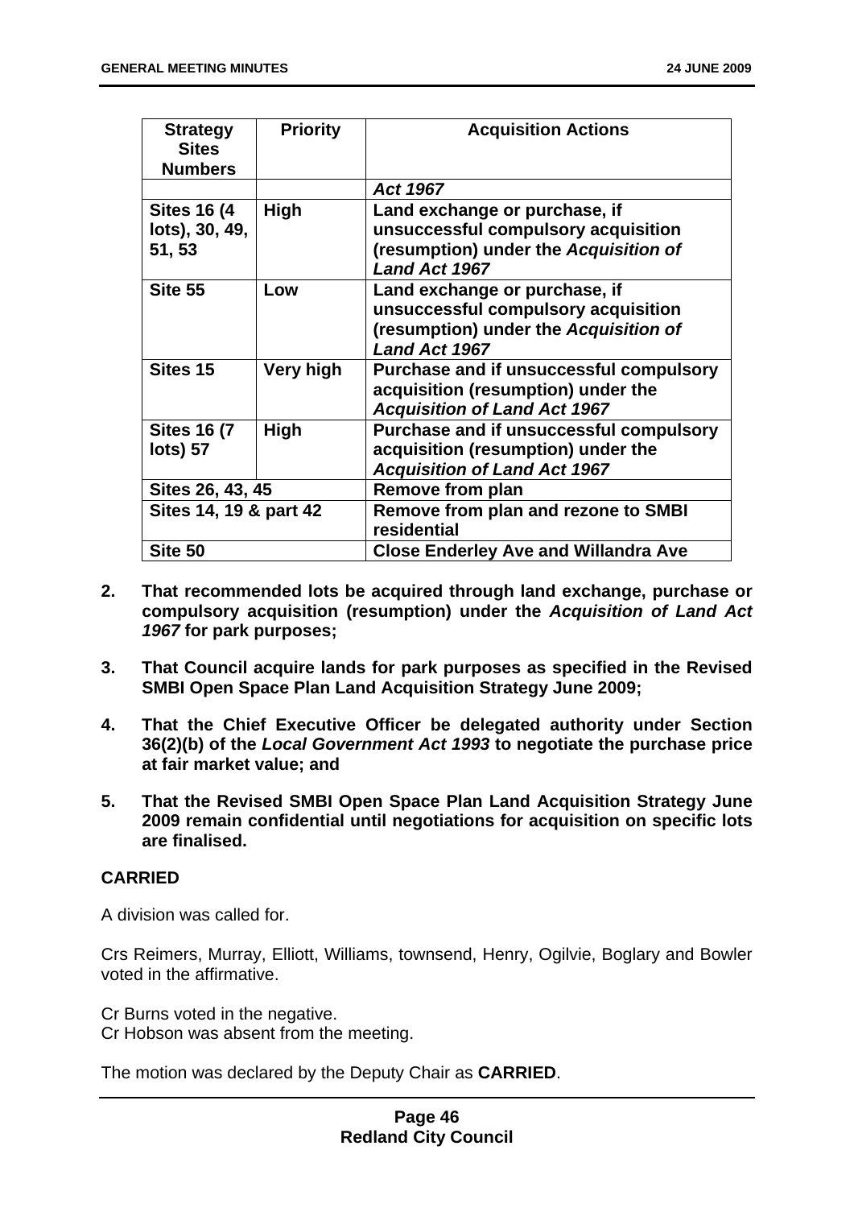| Strategy Sites Numbers | Priority | Acquisition Actions |
|---|---|---|
| | | ***Act 1967*** |
| **Sites 16 (4 lots), 30, 49, 51, 53** | **High** | **Land exchange or purchase, if unsuccessful compulsory acquisition (resumption) under the *Acquisition of Land Act 1967*** |
| **Site 55** | **Low** | **Land exchange or purchase, if unsuccessful compulsory acquisition (resumption) under the *Acquisition of Land Act 1967*** |
| **Sites 15** | **Very high** | **Purchase and if unsuccessful compulsory acquisition (resumption) under the *Acquisition of Land Act 1967*** |
| **Sites 16 (7 lots) 57** | **High** | **Purchase and if unsuccessful compulsory acquisition (resumption) under the *Acquisition of Land Act 1967*** |
| **Sites 26, 43, 45** | | **Remove from plan** |
| **Sites 14, 19 & part 42** | | **Remove from plan and rezone to SMBI residential** |
| **Site 50** | | **Close Enderley Ave and Willandra Ave** |

2. **That recommended lots be acquired through land exchange, purchase or compulsory acquisition (resumption) under the *Acquisition of Land Act 1967* for park purposes;**

3. **That Council acquire lands for park purposes as specified in the Revised SMBI Open Space Plan Land Acquisition Strategy June 2009;**

4. **That the Chief Executive Officer be delegated authority under Section 36(2)(b) of the *Local Government Act 1993* to negotiate the purchase price at fair market value; and**

5. **That the Revised SMBI Open Space Plan Land Acquisition Strategy June 2009 remain confidential until negotiations for acquisition on specific lots are finalised.**

**CARRIED**

A division was called for.

Crs Reimers, Murray, Elliott, Williams, townsend, Henry, Ogilvie, Boglary and Bowler voted in the affirmative.

Cr Burns voted in the negative.
Cr Hobson was absent from the meeting.

The motion was declared by the Deputy Chair as **CARRIED**.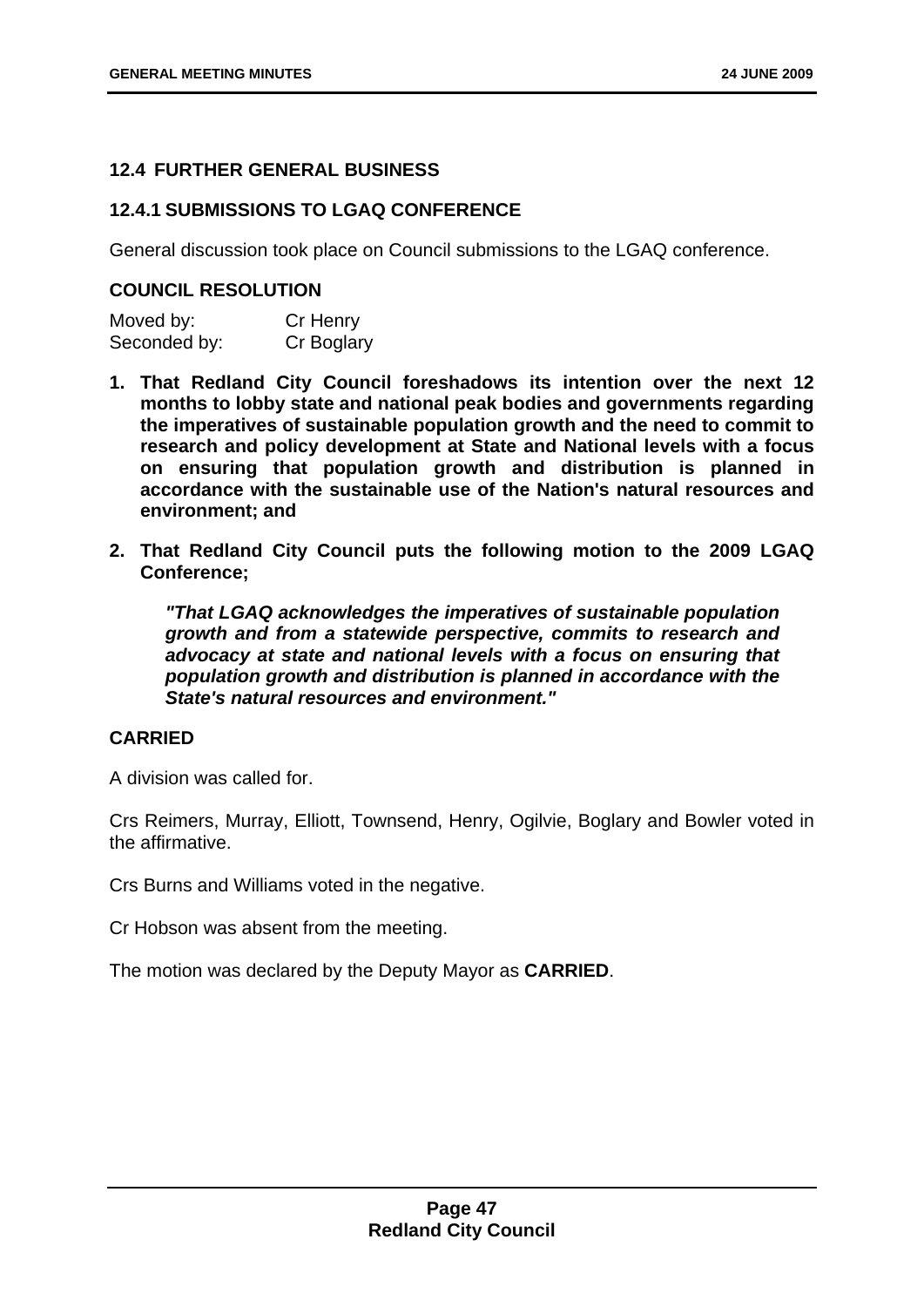## 12.4 FURTHER GENERAL BUSINESS

### 12.4.1 SUBMISSIONS TO LGAQ CONFERENCE

General discussion took place on Council submissions to the LGAQ conference.

#### COUNCIL RESOLUTION

Moved by: Cr Henry
Seconded by: Cr Boglary

1. **That Redland City Council foreshadows its intention over the next 12 months to lobby state and national peak bodies and governments regarding the imperatives of sustainable population growth and the need to commit to research and policy development at State and National levels with a focus on ensuring that population growth and distribution is planned in accordance with the sustainable use of the Nation's natural resources and environment; and**

2. **That Redland City Council puts the following motion to the 2009 LGAQ Conference;**

   ***"That LGAQ acknowledges the imperatives of sustainable population growth and from a statewide perspective, commits to research and advocacy at state and national levels with a focus on ensuring that population growth and distribution is planned in accordance with the State's natural resources and environment."***

**CARRIED**

A division was called for.

Crs Reimers, Murray, Elliott, Townsend, Henry, Ogilvie, Boglary and Bowler voted in the affirmative.

Crs Burns and Williams voted in the negative.

Cr Hobson was absent from the meeting.

The motion was declared by the Deputy Mayor as **CARRIED**.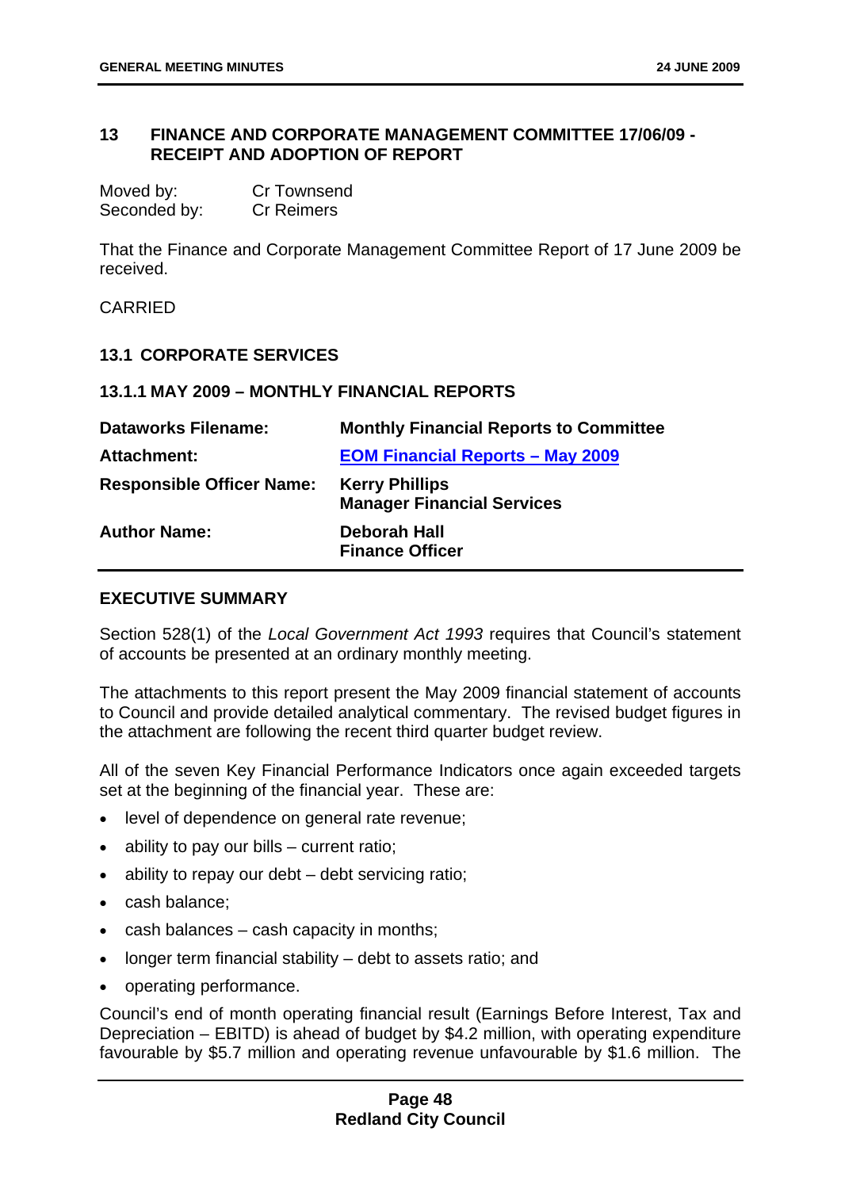## 13 FINANCE AND CORPORATE MANAGEMENT COMMITTEE 17/06/09 - RECEIPT AND ADOPTION OF REPORT

| | |
|---|---|
| Moved by: | Cr Townsend |
| Seconded by: | Cr Reimers |

That the Finance and Corporate Management Committee Report of 17 June 2009 be received.

CARRIED

### 13.1 CORPORATE SERVICES

#### 13.1.1 MAY 2009 – MONTHLY FINANCIAL REPORTS

| | |
|---|---|
| **Dataworks Filename:** | **Monthly Financial Reports to Committee** |
| **Attachment:** | **EOM Financial Reports – May 2009** |
| **Responsible Officer Name:** | **Kerry Phillips**<br>**Manager Financial Services** |
| **Author Name:** | **Deborah Hall**<br>**Finance Officer** |

**EXECUTIVE SUMMARY**

Section 528(1) of the *Local Government Act 1993* requires that Council's statement of accounts be presented at an ordinary monthly meeting.

The attachments to this report present the May 2009 financial statement of accounts to Council and provide detailed analytical commentary. The revised budget figures in the attachment are following the recent third quarter budget review.

All of the seven Key Financial Performance Indicators once again exceeded targets set at the beginning of the financial year. These are:

- level of dependence on general rate revenue;
- ability to pay our bills – current ratio;
- ability to repay our debt – debt servicing ratio;
- cash balance;
- cash balances – cash capacity in months;
- longer term financial stability – debt to assets ratio; and
- operating performance.

Council's end of month operating financial result (Earnings Before Interest, Tax and Depreciation – EBITD) is ahead of budget by $4.2 million, with operating expenditure favourable by $5.7 million and operating revenue unfavourable by $1.6 million. The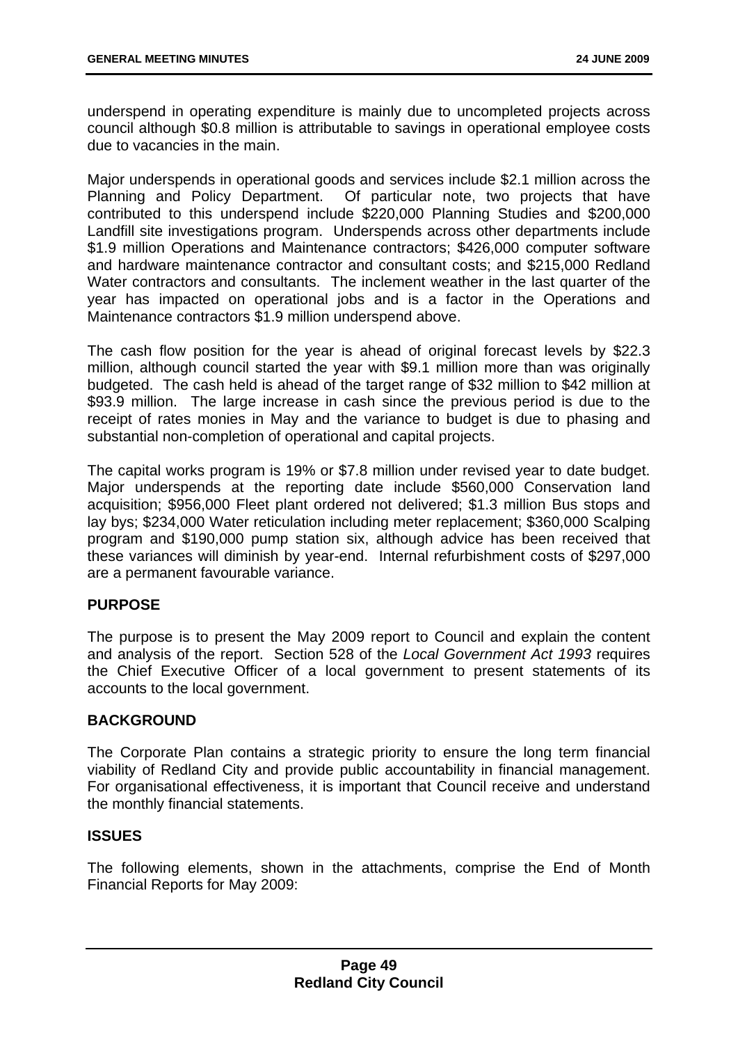underspend in operating expenditure is mainly due to uncompleted projects across council although $0.8 million is attributable to savings in operational employee costs due to vacancies in the main.

Major underspends in operational goods and services include $2.1 million across the Planning and Policy Department. Of particular note, two projects that have contributed to this underspend include $220,000 Planning Studies and $200,000 Landfill site investigations program. Underspends across other departments include $1.9 million Operations and Maintenance contractors; $426,000 computer software and hardware maintenance contractor and consultant costs; and $215,000 Redland Water contractors and consultants. The inclement weather in the last quarter of the year has impacted on operational jobs and is a factor in the Operations and Maintenance contractors $1.9 million underspend above.

The cash flow position for the year is ahead of original forecast levels by $22.3 million, although council started the year with $9.1 million more than was originally budgeted. The cash held is ahead of the target range of $32 million to $42 million at $93.9 million. The large increase in cash since the previous period is due to the receipt of rates monies in May and the variance to budget is due to phasing and substantial non-completion of operational and capital projects.

The capital works program is 19% or $7.8 million under revised year to date budget. Major underspends at the reporting date include $560,000 Conservation land acquisition; $956,000 Fleet plant ordered not delivered; $1.3 million Bus stops and lay bys; $234,000 Water reticulation including meter replacement; $360,000 Scalping program and $190,000 pump station six, although advice has been received that these variances will diminish by year-end. Internal refurbishment costs of $297,000 are a permanent favourable variance.

## PURPOSE

The purpose is to present the May 2009 report to Council and explain the content and analysis of the report. Section 528 of the *Local Government Act 1993* requires the Chief Executive Officer of a local government to present statements of its accounts to the local government.

## BACKGROUND

The Corporate Plan contains a strategic priority to ensure the long term financial viability of Redland City and provide public accountability in financial management. For organisational effectiveness, it is important that Council receive and understand the monthly financial statements.

## ISSUES

The following elements, shown in the attachments, comprise the End of Month Financial Reports for May 2009: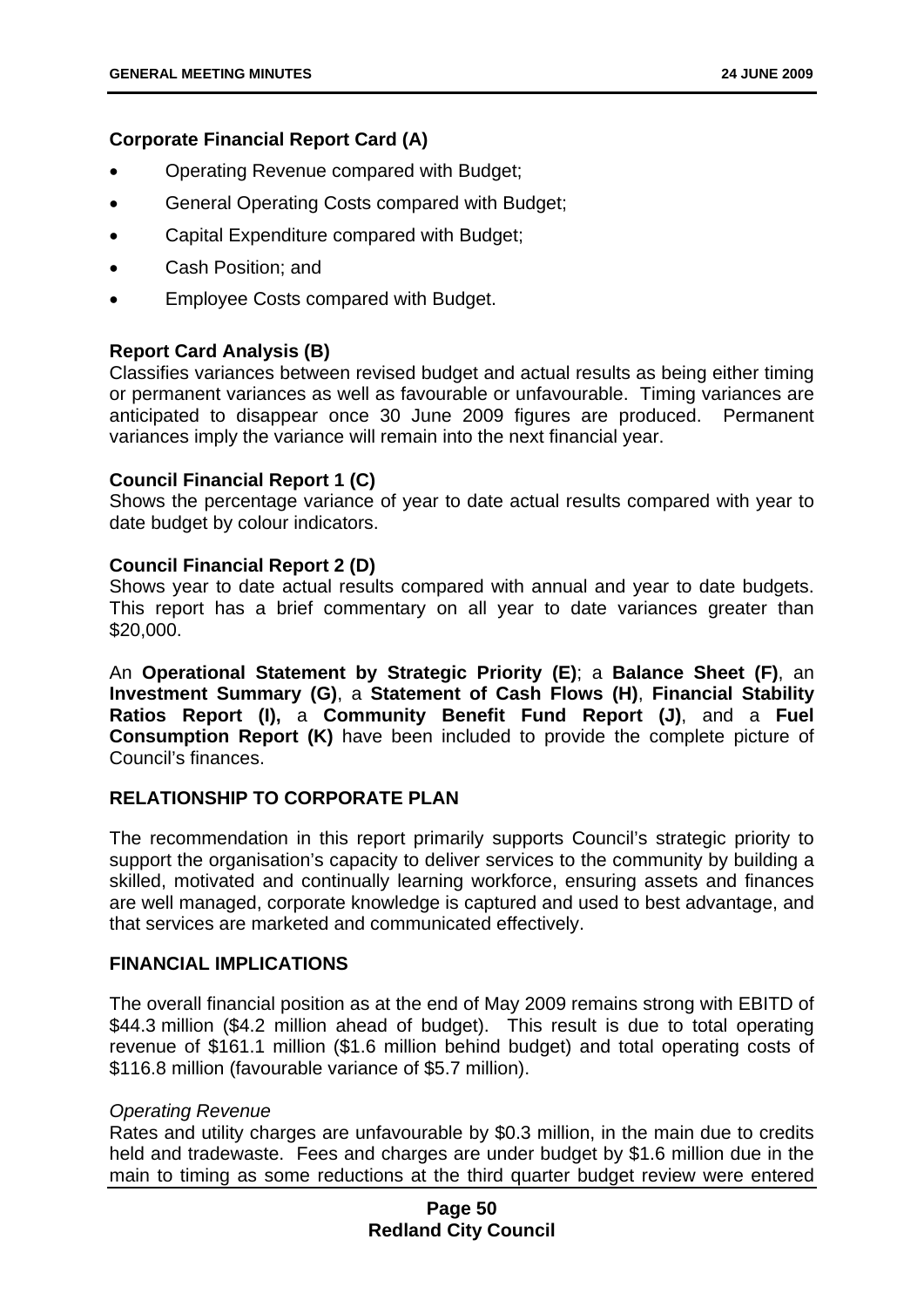**Corporate Financial Report Card (A)**

- Operating Revenue compared with Budget;
- General Operating Costs compared with Budget;
- Capital Expenditure compared with Budget;
- Cash Position; and
- Employee Costs compared with Budget.

**Report Card Analysis (B)**
Classifies variances between revised budget and actual results as being either timing or permanent variances as well as favourable or unfavourable. Timing variances are anticipated to disappear once 30 June 2009 figures are produced. Permanent variances imply the variance will remain into the next financial year.

**Council Financial Report 1 (C)**
Shows the percentage variance of year to date actual results compared with year to date budget by colour indicators.

**Council Financial Report 2 (D)**
Shows year to date actual results compared with annual and year to date budgets. This report has a brief commentary on all year to date variances greater than $20,000.

An **Operational Statement by Strategic Priority (E)**; a **Balance Sheet (F)**, an **Investment Summary (G)**, a **Statement of Cash Flows (H)**, **Financial Stability Ratios Report (I),** a **Community Benefit Fund Report (J)**, and a **Fuel Consumption Report (K)** have been included to provide the complete picture of Council's finances.

## RELATIONSHIP TO CORPORATE PLAN

The recommendation in this report primarily supports Council's strategic priority to support the organisation's capacity to deliver services to the community by building a skilled, motivated and continually learning workforce, ensuring assets and finances are well managed, corporate knowledge is captured and used to best advantage, and that services are marketed and communicated effectively.

## FINANCIAL IMPLICATIONS

The overall financial position as at the end of May 2009 remains strong with EBITD of $44.3 million ($4.2 million ahead of budget). This result is due to total operating revenue of $161.1 million ($1.6 million behind budget) and total operating costs of $116.8 million (favourable variance of $5.7 million).

*Operating Revenue*
Rates and utility charges are unfavourable by $0.3 million, in the main due to credits held and tradewaste. Fees and charges are under budget by $1.6 million due in the main to timing as some reductions at the third quarter budget review were entered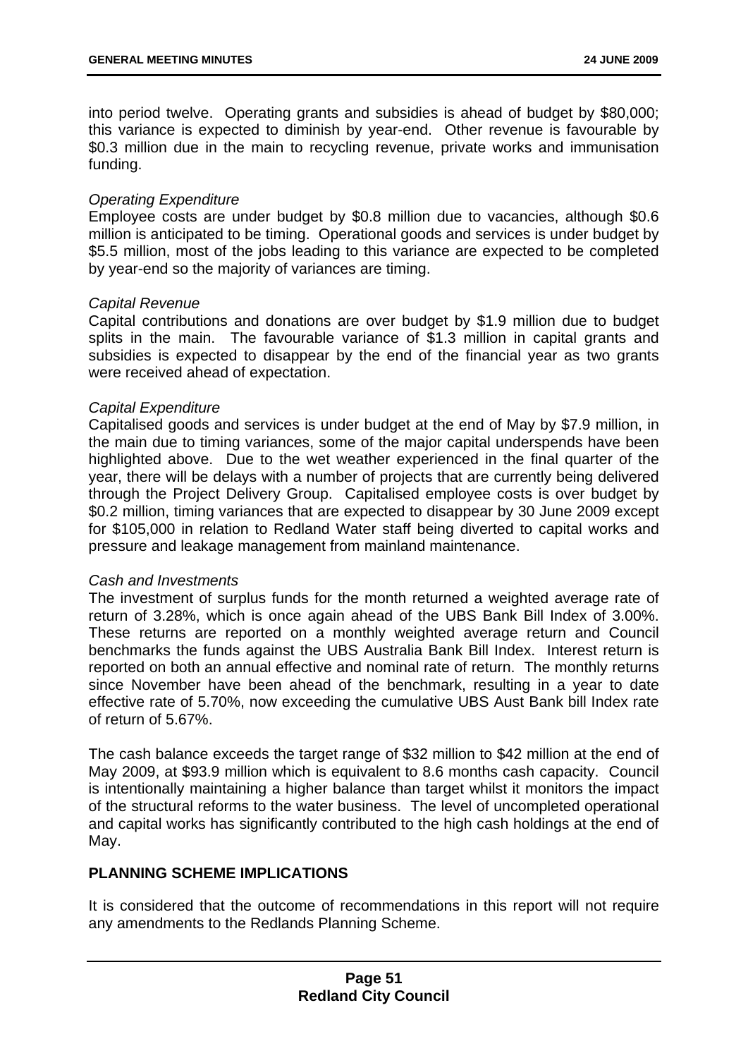into period twelve. Operating grants and subsidies is ahead of budget by $80,000; this variance is expected to diminish by year-end. Other revenue is favourable by $0.3 million due in the main to recycling revenue, private works and immunisation funding.

*Operating Expenditure*
Employee costs are under budget by $0.8 million due to vacancies, although $0.6 million is anticipated to be timing. Operational goods and services is under budget by $5.5 million, most of the jobs leading to this variance are expected to be completed by year-end so the majority of variances are timing.

*Capital Revenue*
Capital contributions and donations are over budget by $1.9 million due to budget splits in the main. The favourable variance of $1.3 million in capital grants and subsidies is expected to disappear by the end of the financial year as two grants were received ahead of expectation.

*Capital Expenditure*
Capitalised goods and services is under budget at the end of May by $7.9 million, in the main due to timing variances, some of the major capital underspends have been highlighted above. Due to the wet weather experienced in the final quarter of the year, there will be delays with a number of projects that are currently being delivered through the Project Delivery Group. Capitalised employee costs is over budget by $0.2 million, timing variances that are expected to disappear by 30 June 2009 except for $105,000 in relation to Redland Water staff being diverted to capital works and pressure and leakage management from mainland maintenance.

*Cash and Investments*
The investment of surplus funds for the month returned a weighted average rate of return of 3.28%, which is once again ahead of the UBS Bank Bill Index of 3.00%. These returns are reported on a monthly weighted average return and Council benchmarks the funds against the UBS Australia Bank Bill Index. Interest return is reported on both an annual effective and nominal rate of return. The monthly returns since November have been ahead of the benchmark, resulting in a year to date effective rate of 5.70%, now exceeding the cumulative UBS Aust Bank bill Index rate of return of 5.67%.

The cash balance exceeds the target range of $32 million to $42 million at the end of May 2009, at $93.9 million which is equivalent to 8.6 months cash capacity. Council is intentionally maintaining a higher balance than target whilst it monitors the impact of the structural reforms to the water business. The level of uncompleted operational and capital works has significantly contributed to the high cash holdings at the end of May.

## PLANNING SCHEME IMPLICATIONS

It is considered that the outcome of recommendations in this report will not require any amendments to the Redlands Planning Scheme.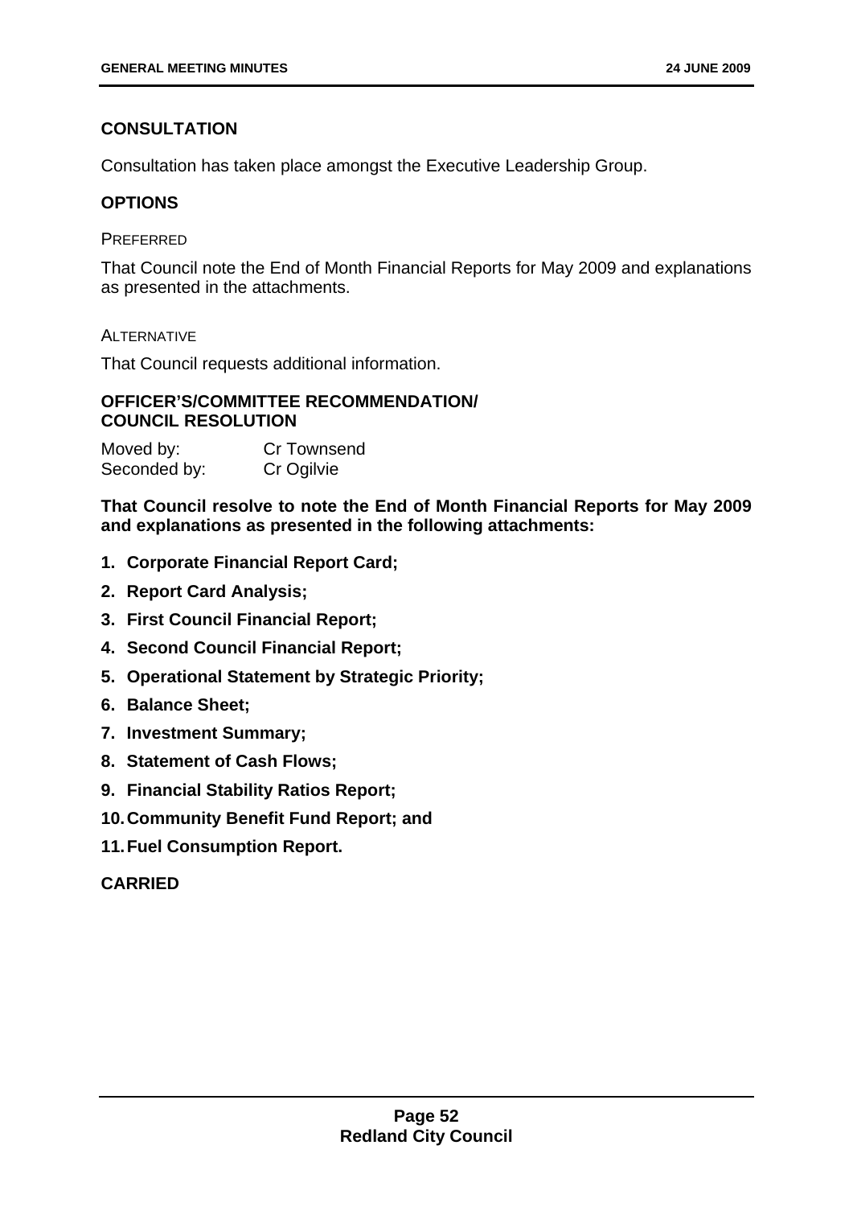## CONSULTATION

Consultation has taken place amongst the Executive Leadership Group.

## OPTIONS

PREFERRED

That Council note the End of Month Financial Reports for May 2009 and explanations as presented in the attachments.

ALTERNATIVE

That Council requests additional information.

## OFFICER'S/COMMITTEE RECOMMENDATION/ COUNCIL RESOLUTION

Moved by: Cr Townsend
Seconded by: Cr Ogilvie

**That Council resolve to note the End of Month Financial Reports for May 2009 and explanations as presented in the following attachments:**

1. **Corporate Financial Report Card;**
2. **Report Card Analysis;**
3. **First Council Financial Report;**
4. **Second Council Financial Report;**
5. **Operational Statement by Strategic Priority;**
6. **Balance Sheet;**
7. **Investment Summary;**
8. **Statement of Cash Flows;**
9. **Financial Stability Ratios Report;**
10. **Community Benefit Fund Report; and**
11. **Fuel Consumption Report.**

**CARRIED**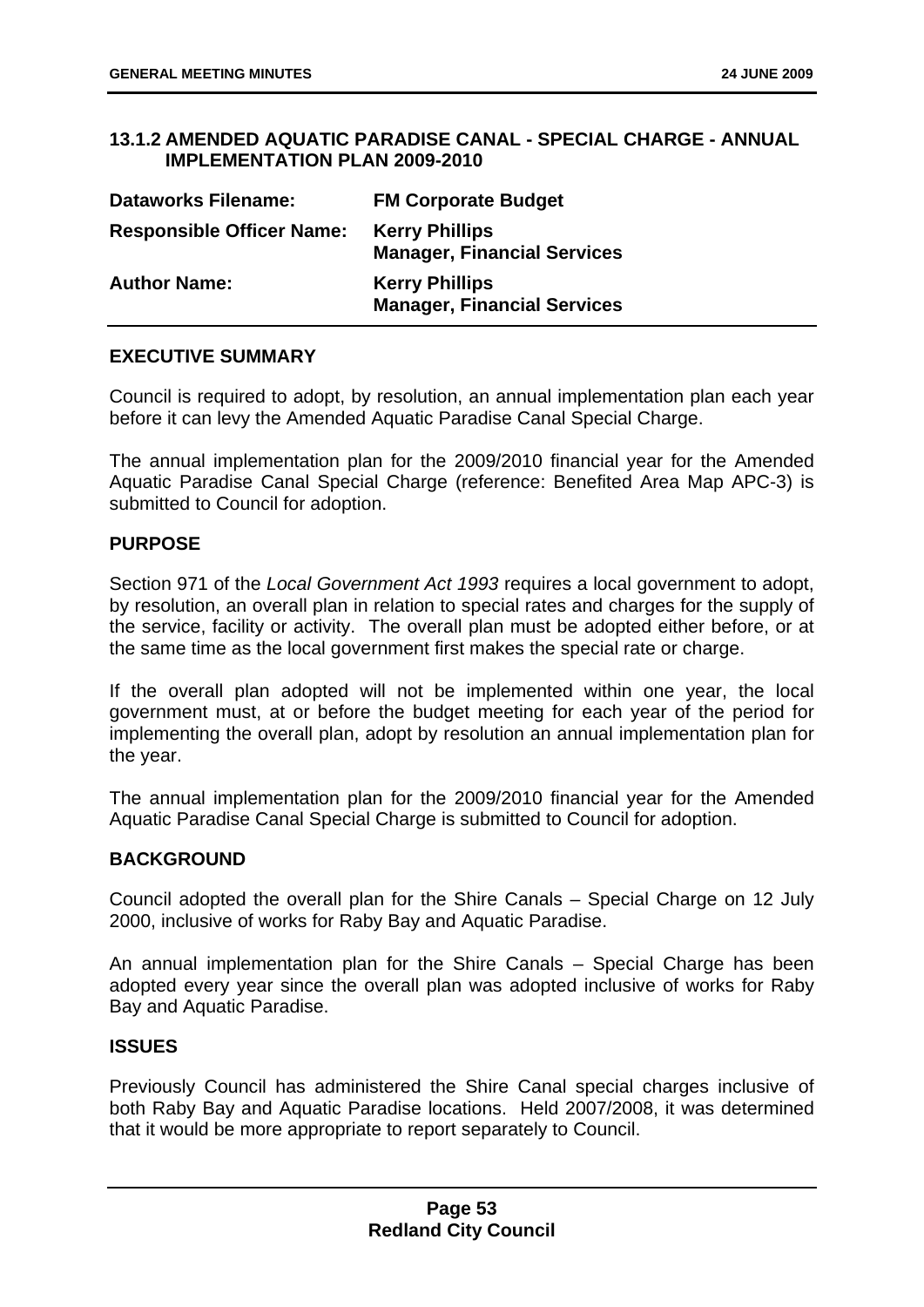### 13.1.2 AMENDED AQUATIC PARADISE CANAL - SPECIAL CHARGE - ANNUAL IMPLEMENTATION PLAN 2009-2010

| | |
|---|---|
| **Dataworks Filename:** | **FM Corporate Budget** |
| **Responsible Officer Name:** | **Kerry Phillips**<br>**Manager, Financial Services** |
| **Author Name:** | **Kerry Phillips**<br>**Manager, Financial Services** |

#### EXECUTIVE SUMMARY

Council is required to adopt, by resolution, an annual implementation plan each year before it can levy the Amended Aquatic Paradise Canal Special Charge.

The annual implementation plan for the 2009/2010 financial year for the Amended Aquatic Paradise Canal Special Charge (reference: Benefited Area Map APC-3) is submitted to Council for adoption.

#### PURPOSE

Section 971 of the *Local Government Act 1993* requires a local government to adopt, by resolution, an overall plan in relation to special rates and charges for the supply of the service, facility or activity. The overall plan must be adopted either before, or at the same time as the local government first makes the special rate or charge.

If the overall plan adopted will not be implemented within one year, the local government must, at or before the budget meeting for each year of the period for implementing the overall plan, adopt by resolution an annual implementation plan for the year.

The annual implementation plan for the 2009/2010 financial year for the Amended Aquatic Paradise Canal Special Charge is submitted to Council for adoption.

#### BACKGROUND

Council adopted the overall plan for the Shire Canals – Special Charge on 12 July 2000, inclusive of works for Raby Bay and Aquatic Paradise.

An annual implementation plan for the Shire Canals – Special Charge has been adopted every year since the overall plan was adopted inclusive of works for Raby Bay and Aquatic Paradise.

#### ISSUES

Previously Council has administered the Shire Canal special charges inclusive of both Raby Bay and Aquatic Paradise locations. Held 2007/2008, it was determined that it would be more appropriate to report separately to Council.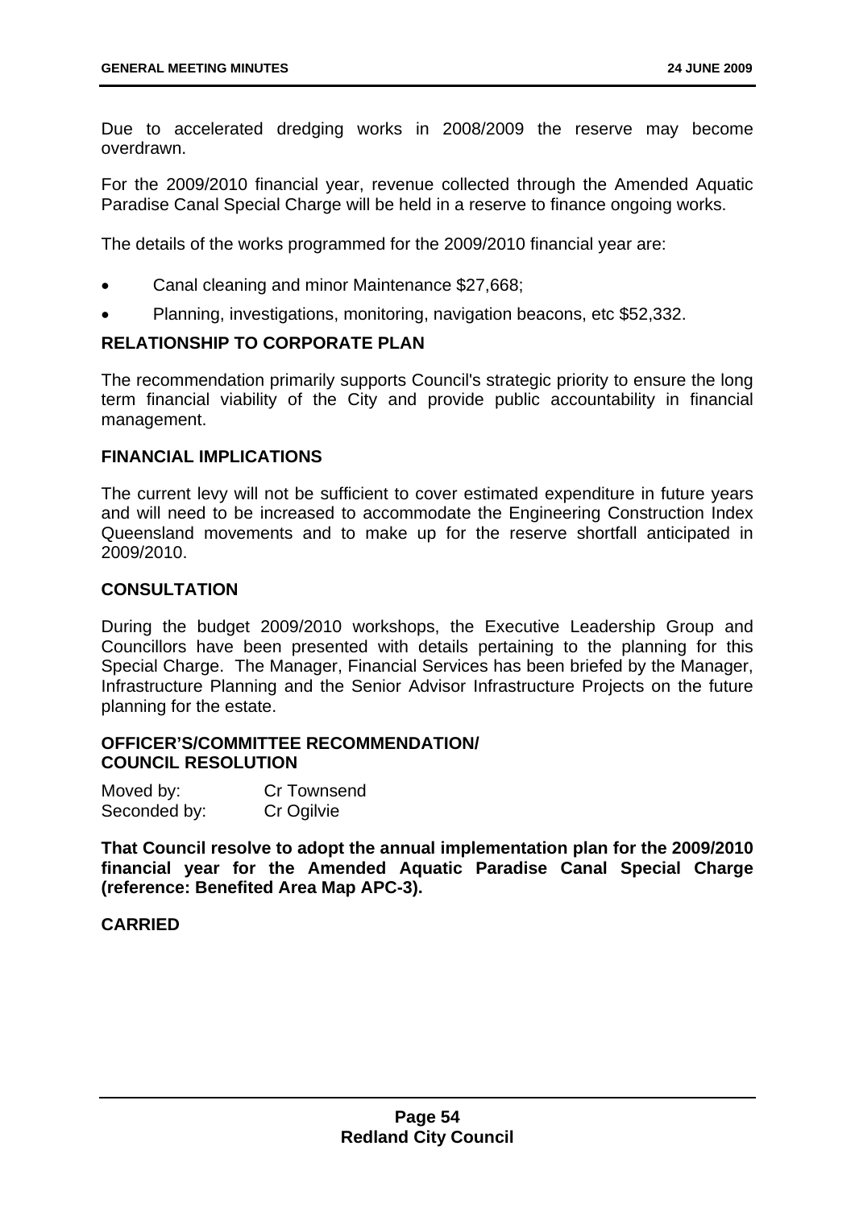Due to accelerated dredging works in 2008/2009 the reserve may become overdrawn.

For the 2009/2010 financial year, revenue collected through the Amended Aquatic Paradise Canal Special Charge will be held in a reserve to finance ongoing works.

The details of the works programmed for the 2009/2010 financial year are:

- Canal cleaning and minor Maintenance $27,668;
- Planning, investigations, monitoring, navigation beacons, etc $52,332.

## RELATIONSHIP TO CORPORATE PLAN

The recommendation primarily supports Council's strategic priority to ensure the long term financial viability of the City and provide public accountability in financial management.

## FINANCIAL IMPLICATIONS

The current levy will not be sufficient to cover estimated expenditure in future years and will need to be increased to accommodate the Engineering Construction Index Queensland movements and to make up for the reserve shortfall anticipated in 2009/2010.

## CONSULTATION

During the budget 2009/2010 workshops, the Executive Leadership Group and Councillors have been presented with details pertaining to the planning for this Special Charge. The Manager, Financial Services has been briefed by the Manager, Infrastructure Planning and the Senior Advisor Infrastructure Projects on the future planning for the estate.

## OFFICER'S/COMMITTEE RECOMMENDATION/ COUNCIL RESOLUTION

Moved by: Cr Townsend
Seconded by: Cr Ogilvie

**That Council resolve to adopt the annual implementation plan for the 2009/2010 financial year for the Amended Aquatic Paradise Canal Special Charge (reference: Benefited Area Map APC-3).**

**CARRIED**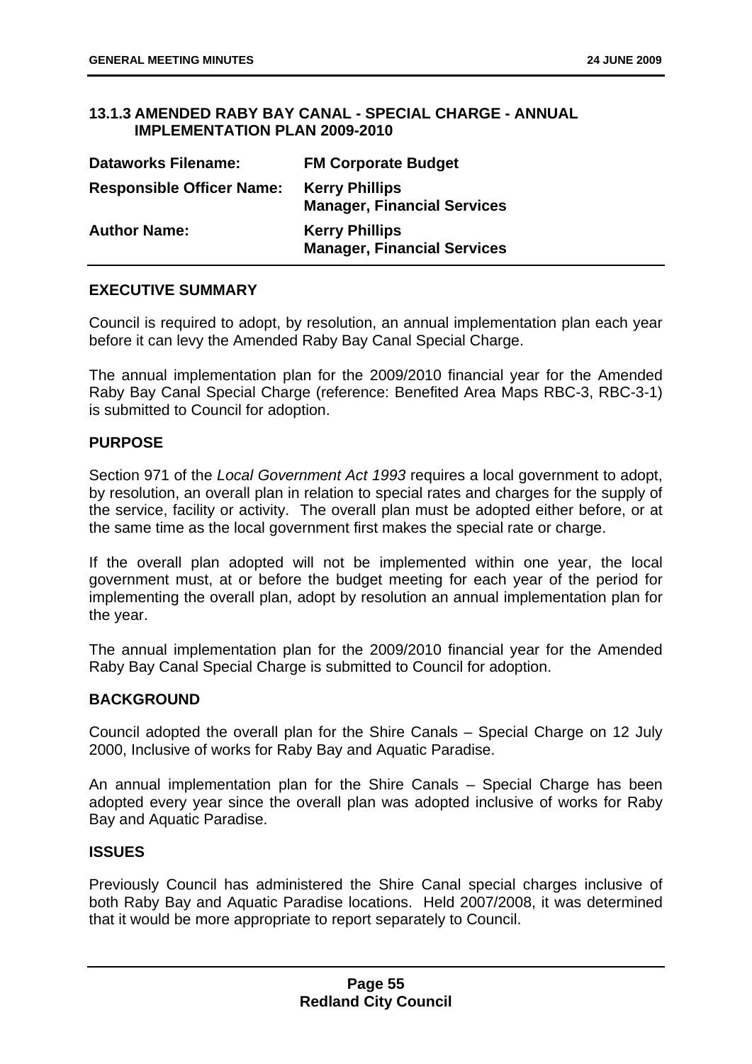### 13.1.3 AMENDED RABY BAY CANAL - SPECIAL CHARGE - ANNUAL IMPLEMENTATION PLAN 2009-2010

| | |
|---|---|
| **Dataworks Filename:** | **FM Corporate Budget** |
| **Responsible Officer Name:** | **Kerry Phillips**<br>**Manager, Financial Services** |
| **Author Name:** | **Kerry Phillips**<br>**Manager, Financial Services** |

#### EXECUTIVE SUMMARY

Council is required to adopt, by resolution, an annual implementation plan each year before it can levy the Amended Raby Bay Canal Special Charge.

The annual implementation plan for the 2009/2010 financial year for the Amended Raby Bay Canal Special Charge (reference: Benefited Area Maps RBC-3, RBC-3-1) is submitted to Council for adoption.

#### PURPOSE

Section 971 of the *Local Government Act 1993* requires a local government to adopt, by resolution, an overall plan in relation to special rates and charges for the supply of the service, facility or activity. The overall plan must be adopted either before, or at the same time as the local government first makes the special rate or charge.

If the overall plan adopted will not be implemented within one year, the local government must, at or before the budget meeting for each year of the period for implementing the overall plan, adopt by resolution an annual implementation plan for the year.

The annual implementation plan for the 2009/2010 financial year for the Amended Raby Bay Canal Special Charge is submitted to Council for adoption.

#### BACKGROUND

Council adopted the overall plan for the Shire Canals – Special Charge on 12 July 2000, Inclusive of works for Raby Bay and Aquatic Paradise.

An annual implementation plan for the Shire Canals – Special Charge has been adopted every year since the overall plan was adopted inclusive of works for Raby Bay and Aquatic Paradise.

#### ISSUES

Previously Council has administered the Shire Canal special charges inclusive of both Raby Bay and Aquatic Paradise locations. Held 2007/2008, it was determined that it would be more appropriate to report separately to Council.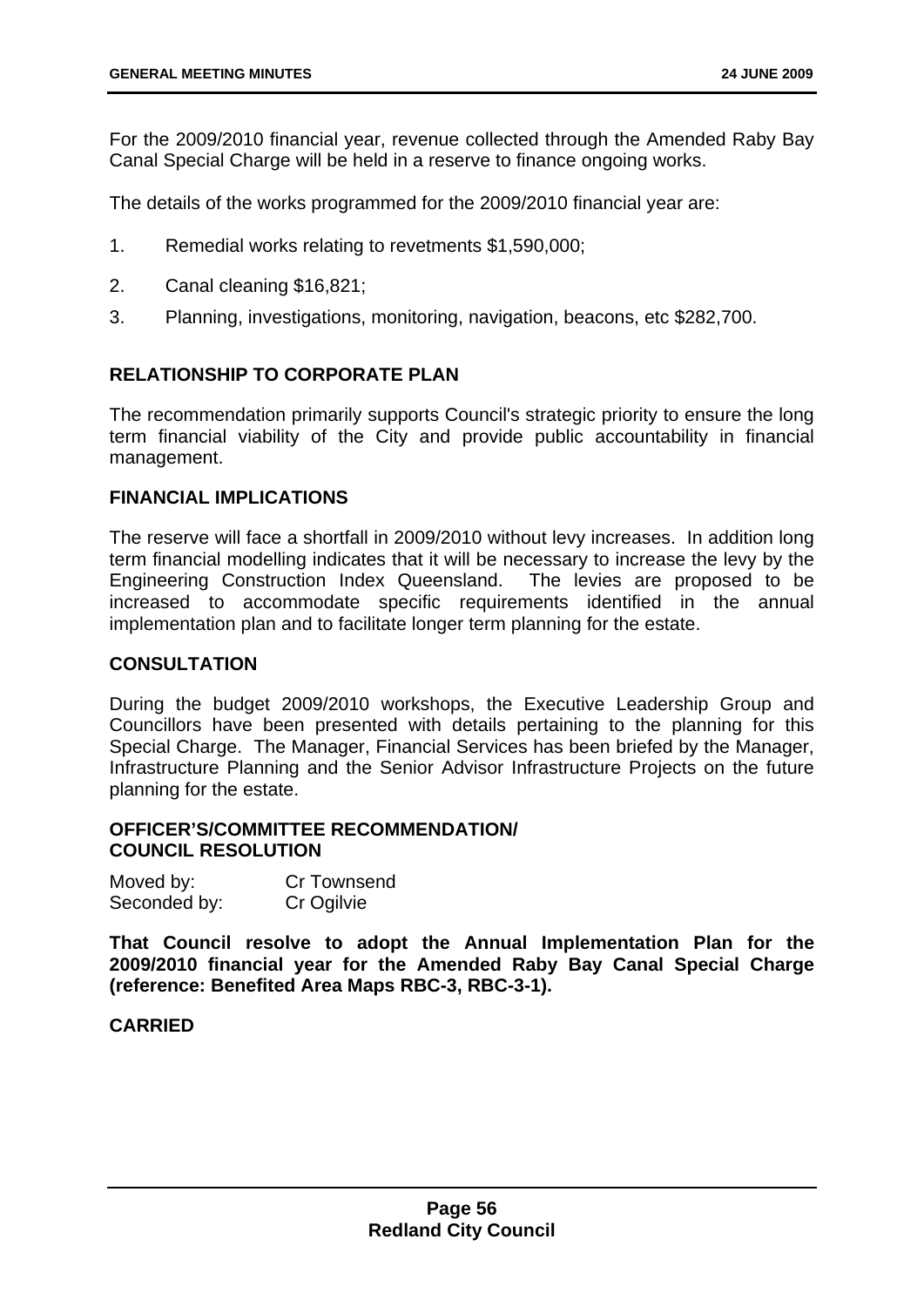For the 2009/2010 financial year, revenue collected through the Amended Raby Bay Canal Special Charge will be held in a reserve to finance ongoing works.

The details of the works programmed for the 2009/2010 financial year are:

1. Remedial works relating to revetments $1,590,000;
2. Canal cleaning $16,821;
3. Planning, investigations, monitoring, navigation, beacons, etc $282,700.

## RELATIONSHIP TO CORPORATE PLAN

The recommendation primarily supports Council's strategic priority to ensure the long term financial viability of the City and provide public accountability in financial management.

## FINANCIAL IMPLICATIONS

The reserve will face a shortfall in 2009/2010 without levy increases. In addition long term financial modelling indicates that it will be necessary to increase the levy by the Engineering Construction Index Queensland. The levies are proposed to be increased to accommodate specific requirements identified in the annual implementation plan and to facilitate longer term planning for the estate.

## CONSULTATION

During the budget 2009/2010 workshops, the Executive Leadership Group and Councillors have been presented with details pertaining to the planning for this Special Charge. The Manager, Financial Services has been briefed by the Manager, Infrastructure Planning and the Senior Advisor Infrastructure Projects on the future planning for the estate.

## OFFICER'S/COMMITTEE RECOMMENDATION/ COUNCIL RESOLUTION

Moved by: Cr Townsend
Seconded by: Cr Ogilvie

**That Council resolve to adopt the Annual Implementation Plan for the 2009/2010 financial year for the Amended Raby Bay Canal Special Charge (reference: Benefited Area Maps RBC-3, RBC-3-1).**

**CARRIED**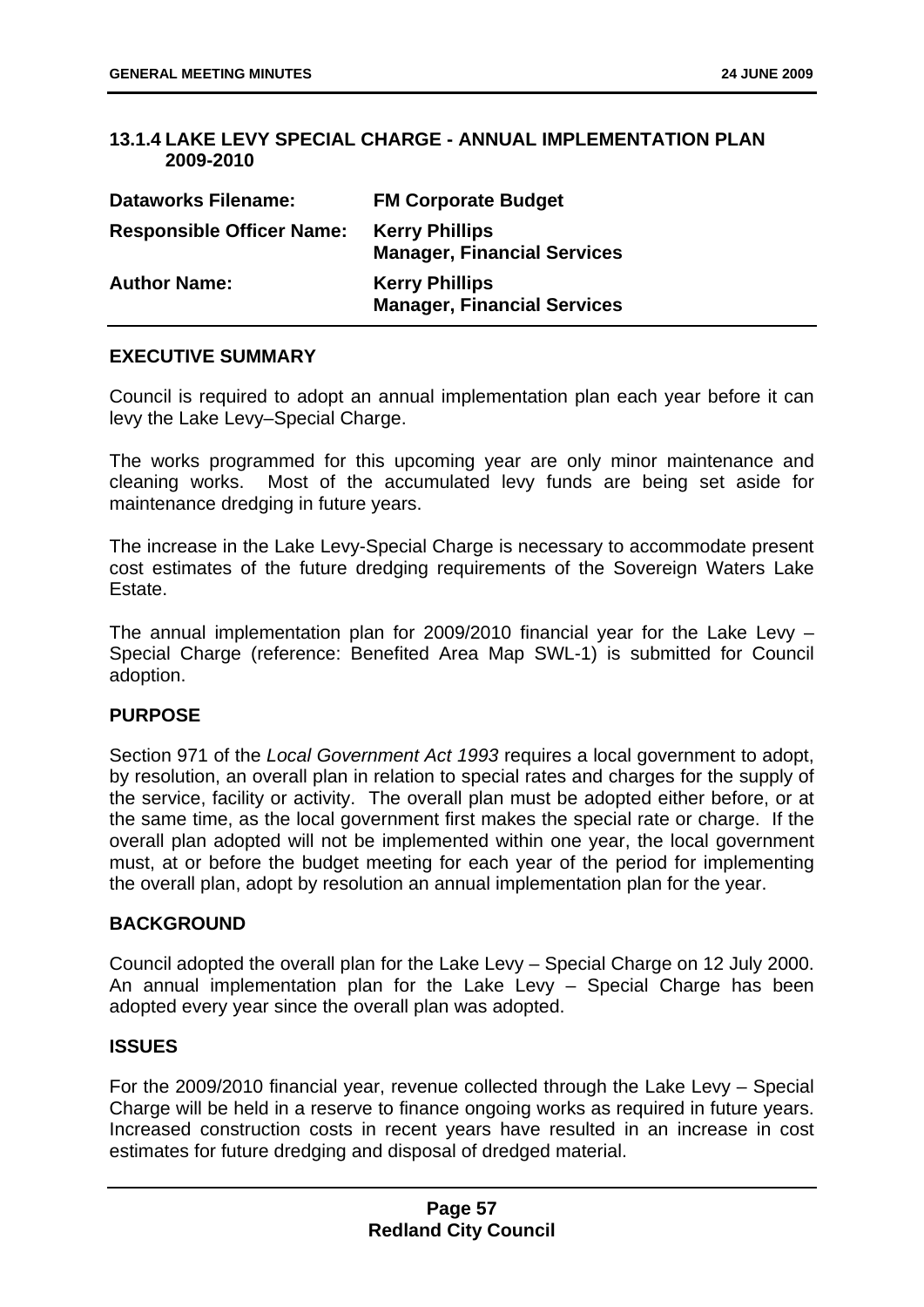### 13.1.4 LAKE LEVY SPECIAL CHARGE - ANNUAL IMPLEMENTATION PLAN 2009-2010

| | |
|---|---|
| **Dataworks Filename:** | **FM Corporate Budget** |
| **Responsible Officer Name:** | **Kerry Phillips**<br>**Manager, Financial Services** |
| **Author Name:** | **Kerry Phillips**<br>**Manager, Financial Services** |

#### EXECUTIVE SUMMARY

Council is required to adopt an annual implementation plan each year before it can levy the Lake Levy–Special Charge.

The works programmed for this upcoming year are only minor maintenance and cleaning works. Most of the accumulated levy funds are being set aside for maintenance dredging in future years.

The increase in the Lake Levy-Special Charge is necessary to accommodate present cost estimates of the future dredging requirements of the Sovereign Waters Lake Estate.

The annual implementation plan for 2009/2010 financial year for the Lake Levy – Special Charge (reference: Benefited Area Map SWL-1) is submitted for Council adoption.

#### PURPOSE

Section 971 of the *Local Government Act 1993* requires a local government to adopt, by resolution, an overall plan in relation to special rates and charges for the supply of the service, facility or activity. The overall plan must be adopted either before, or at the same time, as the local government first makes the special rate or charge. If the overall plan adopted will not be implemented within one year, the local government must, at or before the budget meeting for each year of the period for implementing the overall plan, adopt by resolution an annual implementation plan for the year.

#### BACKGROUND

Council adopted the overall plan for the Lake Levy – Special Charge on 12 July 2000. An annual implementation plan for the Lake Levy – Special Charge has been adopted every year since the overall plan was adopted.

#### ISSUES

For the 2009/2010 financial year, revenue collected through the Lake Levy – Special Charge will be held in a reserve to finance ongoing works as required in future years. Increased construction costs in recent years have resulted in an increase in cost estimates for future dredging and disposal of dredged material.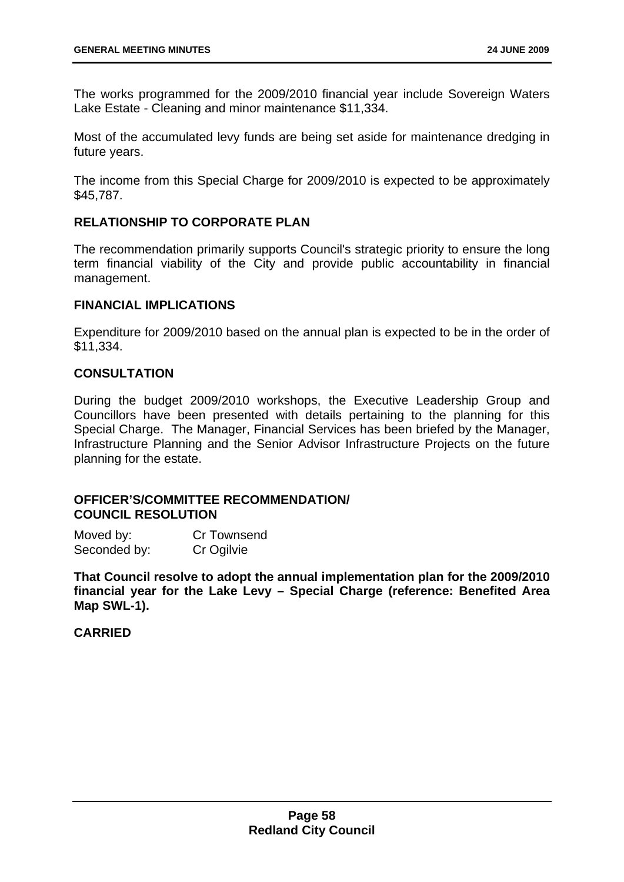The works programmed for the 2009/2010 financial year include Sovereign Waters Lake Estate - Cleaning and minor maintenance $11,334.

Most of the accumulated levy funds are being set aside for maintenance dredging in future years.

The income from this Special Charge for 2009/2010 is expected to be approximately $45,787.

### RELATIONSHIP TO CORPORATE PLAN

The recommendation primarily supports Council's strategic priority to ensure the long term financial viability of the City and provide public accountability in financial management.

### FINANCIAL IMPLICATIONS

Expenditure for 2009/2010 based on the annual plan is expected to be in the order of $11,334.

### CONSULTATION

During the budget 2009/2010 workshops, the Executive Leadership Group and Councillors have been presented with details pertaining to the planning for this Special Charge. The Manager, Financial Services has been briefed by the Manager, Infrastructure Planning and the Senior Advisor Infrastructure Projects on the future planning for the estate.

### OFFICER'S/COMMITTEE RECOMMENDATION/ COUNCIL RESOLUTION

Moved by: Cr Townsend
Seconded by: Cr Ogilvie

**That Council resolve to adopt the annual implementation plan for the 2009/2010 financial year for the Lake Levy – Special Charge (reference: Benefited Area Map SWL-1).**

**CARRIED**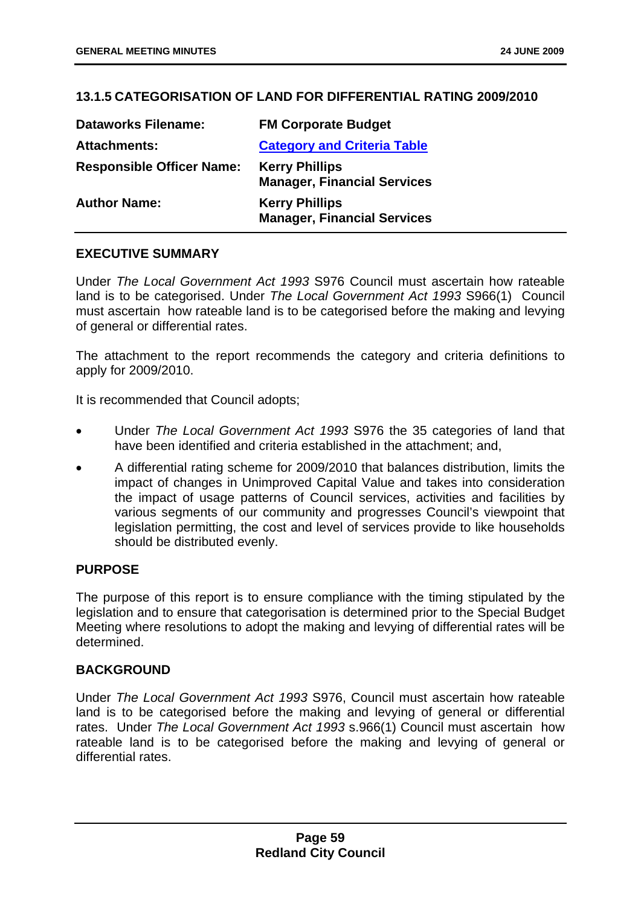## 13.1.5 CATEGORISATION OF LAND FOR DIFFERENTIAL RATING 2009/2010

| | |
|---|---|
| **Dataworks Filename:** | **FM Corporate Budget** |
| **Attachments:** | **Category and Criteria Table** |
| **Responsible Officer Name:** | **Kerry Phillips**<br>**Manager, Financial Services** |
| **Author Name:** | **Kerry Phillips**<br>**Manager, Financial Services** |

### EXECUTIVE SUMMARY

Under *The Local Government Act 1993* S976 Council must ascertain how rateable land is to be categorised. Under *The Local Government Act 1993* S966(1) Council must ascertain how rateable land is to be categorised before the making and levying of general or differential rates.

The attachment to the report recommends the category and criteria definitions to apply for 2009/2010.

It is recommended that Council adopts;

- Under *The Local Government Act 1993* S976 the 35 categories of land that have been identified and criteria established in the attachment; and,
- A differential rating scheme for 2009/2010 that balances distribution, limits the impact of changes in Unimproved Capital Value and takes into consideration the impact of usage patterns of Council services, activities and facilities by various segments of our community and progresses Council's viewpoint that legislation permitting, the cost and level of services provide to like households should be distributed evenly.

### PURPOSE

The purpose of this report is to ensure compliance with the timing stipulated by the legislation and to ensure that categorisation is determined prior to the Special Budget Meeting where resolutions to adopt the making and levying of differential rates will be determined.

### BACKGROUND

Under *The Local Government Act 1993* S976, Council must ascertain how rateable land is to be categorised before the making and levying of general or differential rates. Under *The Local Government Act 1993* s.966(1) Council must ascertain how rateable land is to be categorised before the making and levying of general or differential rates.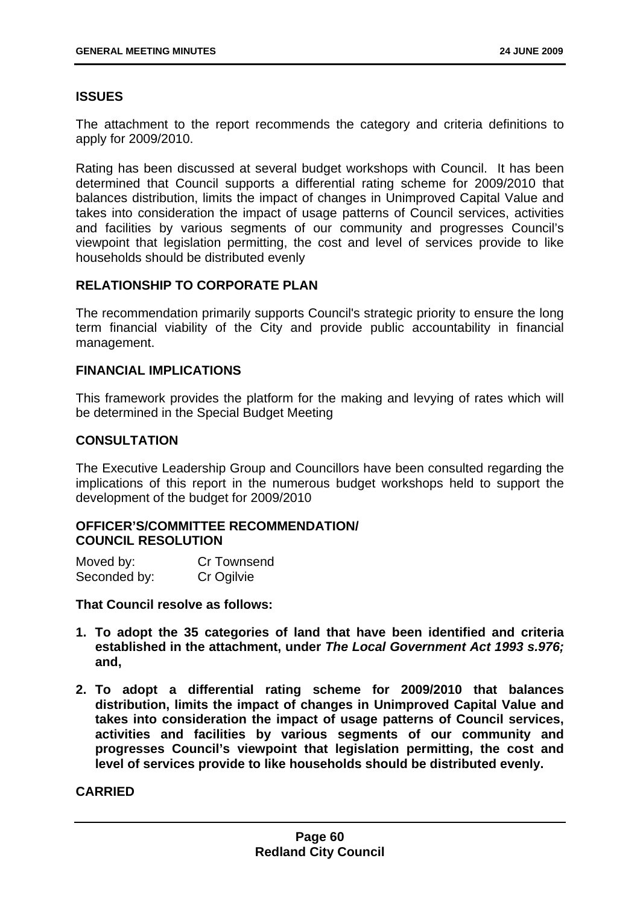## ISSUES

The attachment to the report recommends the category and criteria definitions to apply for 2009/2010.

Rating has been discussed at several budget workshops with Council. It has been determined that Council supports a differential rating scheme for 2009/2010 that balances distribution, limits the impact of changes in Unimproved Capital Value and takes into consideration the impact of usage patterns of Council services, activities and facilities by various segments of our community and progresses Council's viewpoint that legislation permitting, the cost and level of services provide to like households should be distributed evenly

## RELATIONSHIP TO CORPORATE PLAN

The recommendation primarily supports Council's strategic priority to ensure the long term financial viability of the City and provide public accountability in financial management.

## FINANCIAL IMPLICATIONS

This framework provides the platform for the making and levying of rates which will be determined in the Special Budget Meeting

## CONSULTATION

The Executive Leadership Group and Councillors have been consulted regarding the implications of this report in the numerous budget workshops held to support the development of the budget for 2009/2010

## OFFICER'S/COMMITTEE RECOMMENDATION/ COUNCIL RESOLUTION

Moved by: Cr Townsend
Seconded by: Cr Ogilvie

**That Council resolve as follows:**

1. **To adopt the 35 categories of land that have been identified and criteria established in the attachment, under *The Local Government Act 1993 s.976;* and,**
2. **To adopt a differential rating scheme for 2009/2010 that balances distribution, limits the impact of changes in Unimproved Capital Value and takes into consideration the impact of usage patterns of Council services, activities and facilities by various segments of our community and progresses Council's viewpoint that legislation permitting, the cost and level of services provide to like households should be distributed evenly.**

**CARRIED**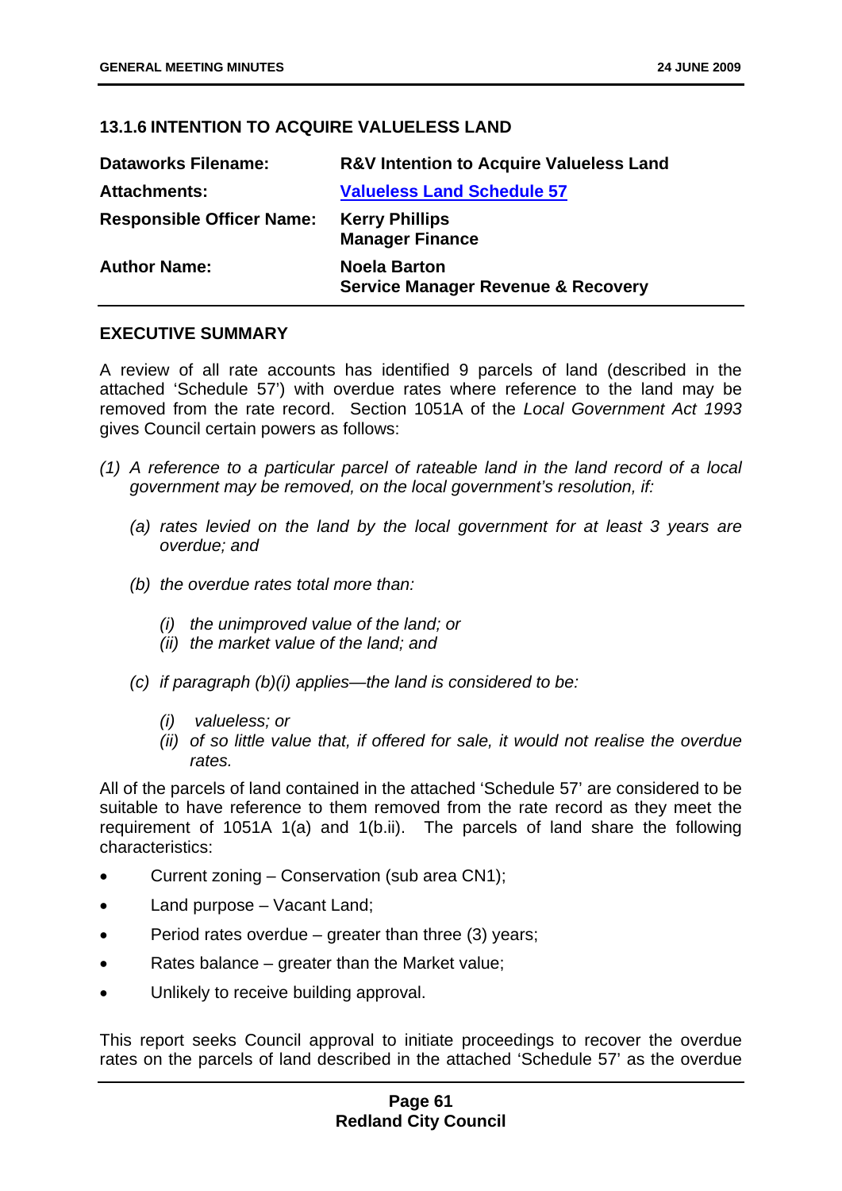### 13.1.6 INTENTION TO ACQUIRE VALUELESS LAND

| | |
|---|---|
| **Dataworks Filename:** | **R&V Intention to Acquire Valueless Land** |
| **Attachments:** | **Valueless Land Schedule 57** |
| **Responsible Officer Name:** | **Kerry Phillips**<br>**Manager Finance** |
| **Author Name:** | **Noela Barton**<br>**Service Manager Revenue & Recovery** |

**EXECUTIVE SUMMARY**

A review of all rate accounts has identified 9 parcels of land (described in the attached 'Schedule 57') with overdue rates where reference to the land may be removed from the rate record. Section 1051A of the *Local Government Act 1993* gives Council certain powers as follows:

*(1) A reference to a particular parcel of rateable land in the land record of a local government may be removed, on the local government's resolution, if:*

*(a) rates levied on the land by the local government for at least 3 years are overdue; and*

*(b) the overdue rates total more than:*

*(i) the unimproved value of the land; or*
*(ii) the market value of the land; and*

*(c) if paragraph (b)(i) applies—the land is considered to be:*

*(i) valueless; or*
*(ii) of so little value that, if offered for sale, it would not realise the overdue rates.*

All of the parcels of land contained in the attached 'Schedule 57' are considered to be suitable to have reference to them removed from the rate record as they meet the requirement of 1051A 1(a) and 1(b.ii). The parcels of land share the following characteristics:

- Current zoning – Conservation (sub area CN1);
- Land purpose – Vacant Land;
- Period rates overdue – greater than three (3) years;
- Rates balance – greater than the Market value;
- Unlikely to receive building approval.

This report seeks Council approval to initiate proceedings to recover the overdue rates on the parcels of land described in the attached 'Schedule 57' as the overdue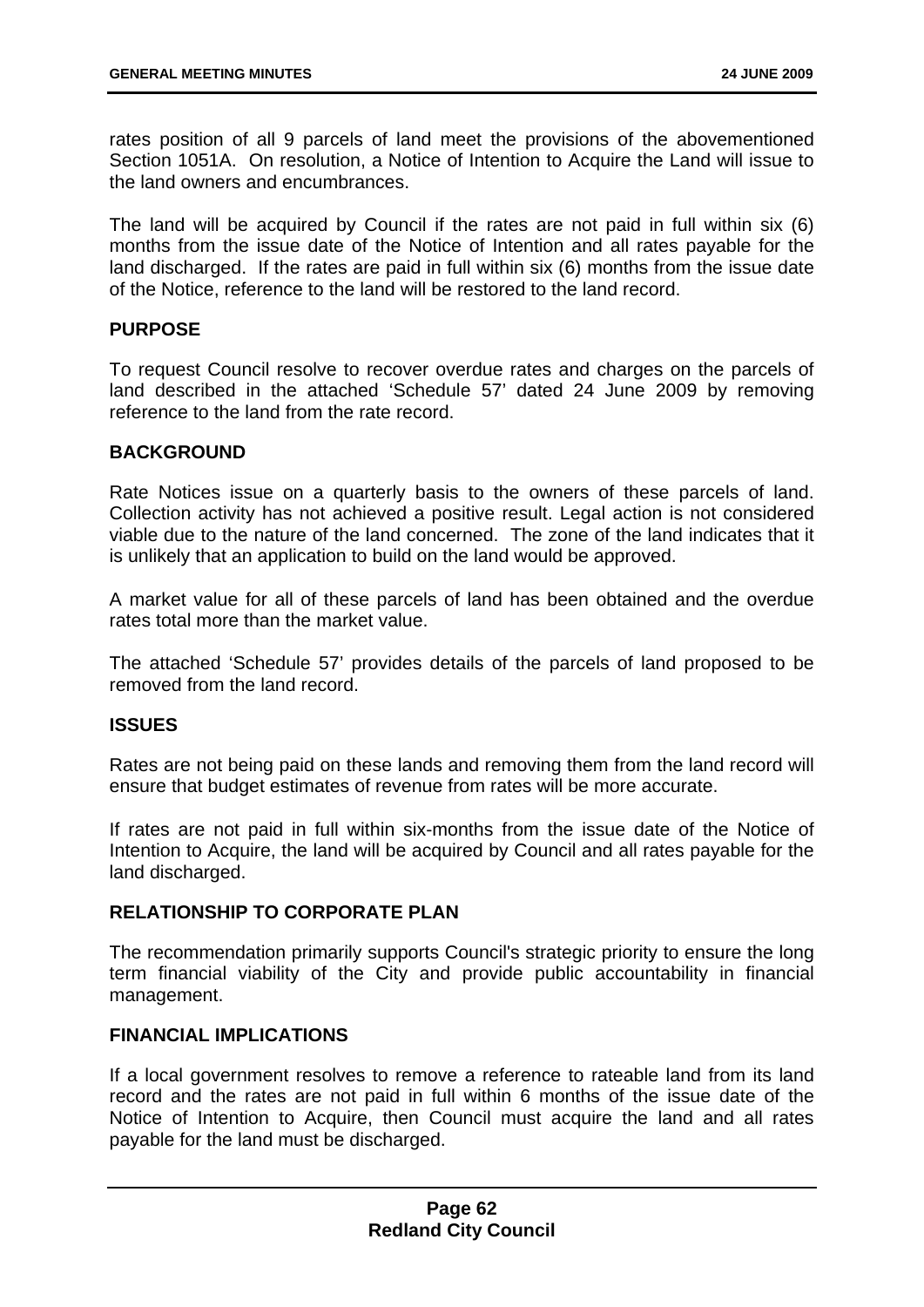rates position of all 9 parcels of land meet the provisions of the abovementioned Section 1051A. On resolution, a Notice of Intention to Acquire the Land will issue to the land owners and encumbrances.

The land will be acquired by Council if the rates are not paid in full within six (6) months from the issue date of the Notice of Intention and all rates payable for the land discharged. If the rates are paid in full within six (6) months from the issue date of the Notice, reference to the land will be restored to the land record.

**PURPOSE**

To request Council resolve to recover overdue rates and charges on the parcels of land described in the attached 'Schedule 57' dated 24 June 2009 by removing reference to the land from the rate record.

**BACKGROUND**

Rate Notices issue on a quarterly basis to the owners of these parcels of land. Collection activity has not achieved a positive result. Legal action is not considered viable due to the nature of the land concerned. The zone of the land indicates that it is unlikely that an application to build on the land would be approved.

A market value for all of these parcels of land has been obtained and the overdue rates total more than the market value.

The attached 'Schedule 57' provides details of the parcels of land proposed to be removed from the land record.

**ISSUES**

Rates are not being paid on these lands and removing them from the land record will ensure that budget estimates of revenue from rates will be more accurate.

If rates are not paid in full within six-months from the issue date of the Notice of Intention to Acquire, the land will be acquired by Council and all rates payable for the land discharged.

**RELATIONSHIP TO CORPORATE PLAN**

The recommendation primarily supports Council's strategic priority to ensure the long term financial viability of the City and provide public accountability in financial management.

**FINANCIAL IMPLICATIONS**

If a local government resolves to remove a reference to rateable land from its land record and the rates are not paid in full within 6 months of the issue date of the Notice of Intention to Acquire, then Council must acquire the land and all rates payable for the land must be discharged.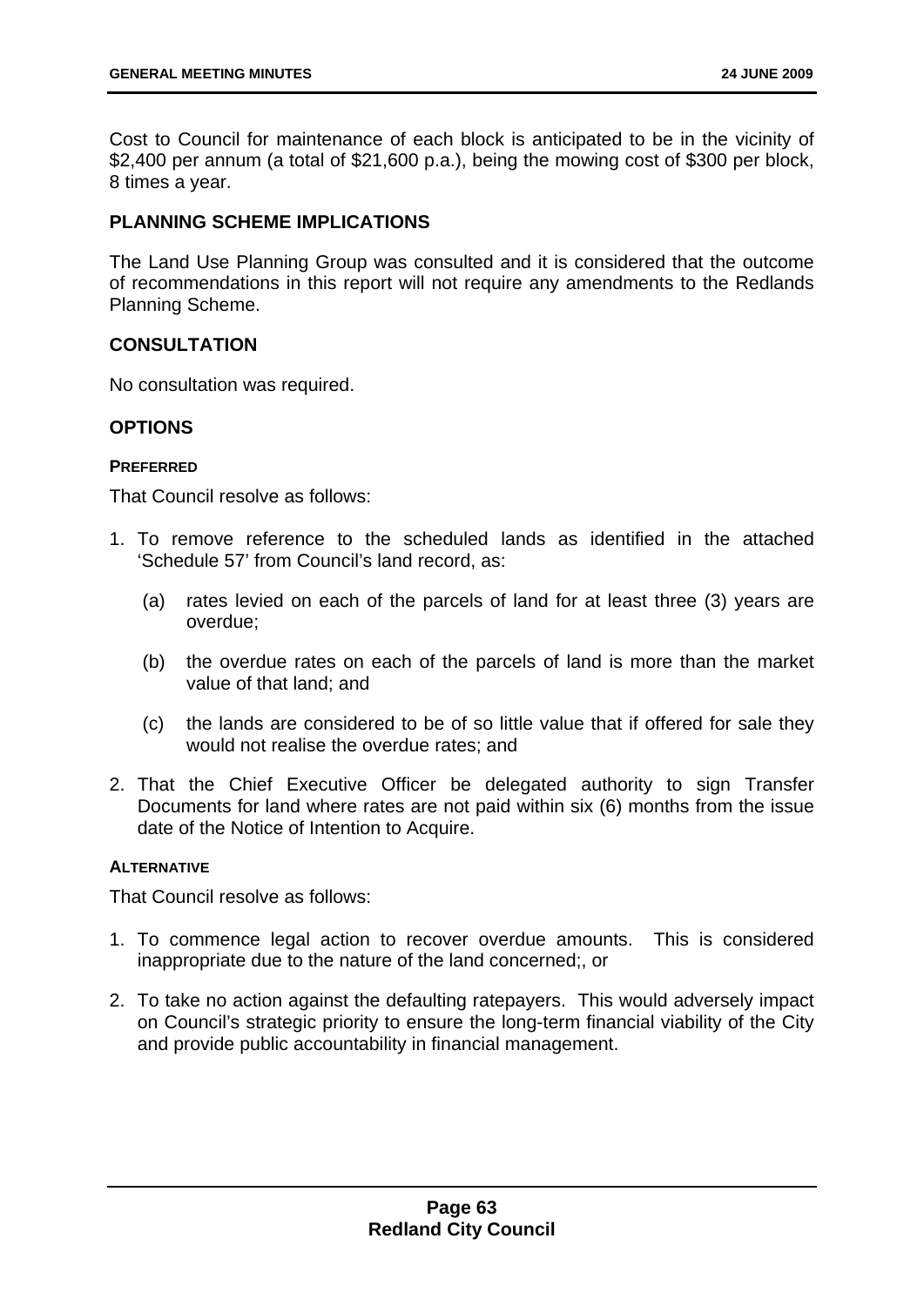Cost to Council for maintenance of each block is anticipated to be in the vicinity of $2,400 per annum (a total of $21,600 p.a.), being the mowing cost of $300 per block, 8 times a year.

## PLANNING SCHEME IMPLICATIONS

The Land Use Planning Group was consulted and it is considered that the outcome of recommendations in this report will not require any amendments to the Redlands Planning Scheme.

## CONSULTATION

No consultation was required.

## OPTIONS

#### PREFERRED

That Council resolve as follows:

1. To remove reference to the scheduled lands as identified in the attached 'Schedule 57' from Council's land record, as:
   (a) rates levied on each of the parcels of land for at least three (3) years are overdue;
   (b) the overdue rates on each of the parcels of land is more than the market value of that land; and
   (c) the lands are considered to be of so little value that if offered for sale they would not realise the overdue rates; and
2. That the Chief Executive Officer be delegated authority to sign Transfer Documents for land where rates are not paid within six (6) months from the issue date of the Notice of Intention to Acquire.

#### ALTERNATIVE

That Council resolve as follows:

1. To commence legal action to recover overdue amounts. This is considered inappropriate due to the nature of the land concerned;, or
2. To take no action against the defaulting ratepayers. This would adversely impact on Council's strategic priority to ensure the long-term financial viability of the City and provide public accountability in financial management.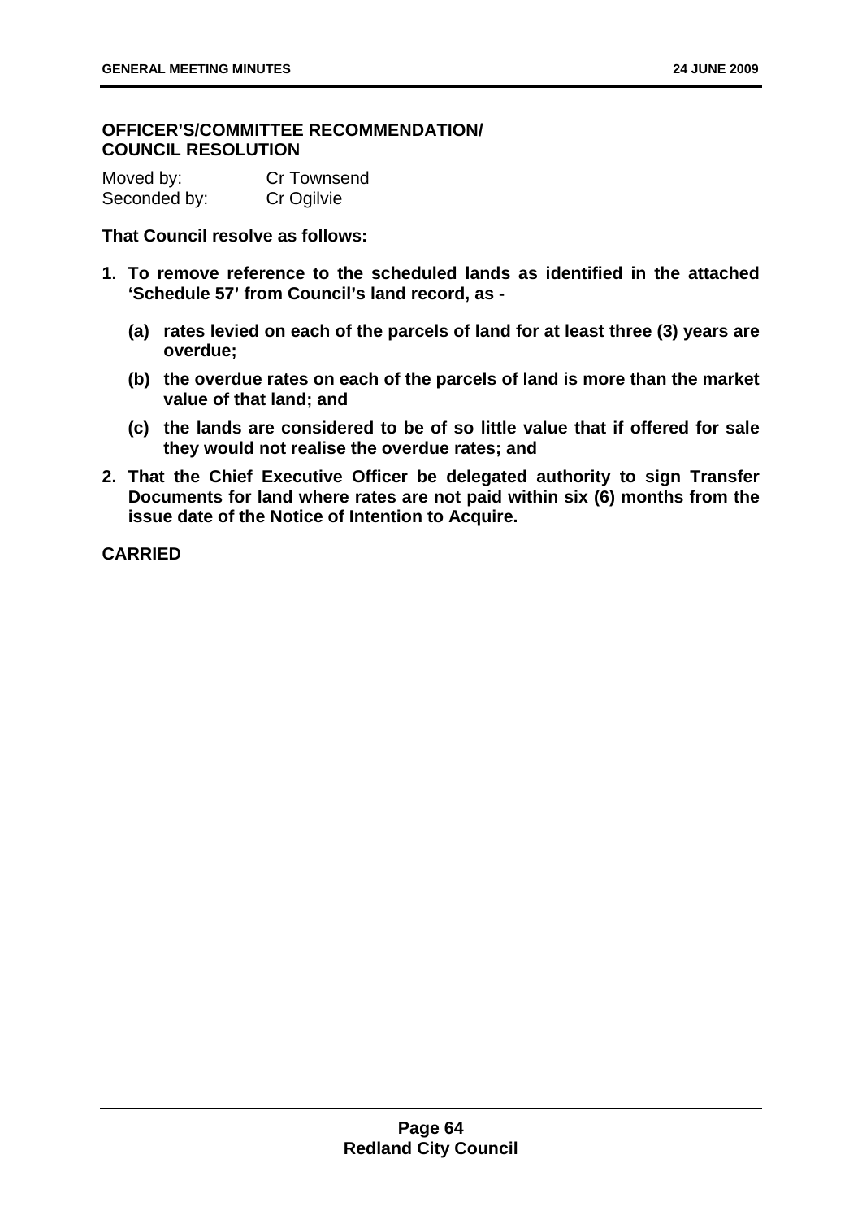**OFFICER'S/COMMITTEE RECOMMENDATION/ COUNCIL RESOLUTION**

Moved by: Cr Townsend
Seconded by: Cr Ogilvie

**That Council resolve as follows:**

1. **To remove reference to the scheduled lands as identified in the attached 'Schedule 57' from Council's land record, as -**

   **(a) rates levied on each of the parcels of land for at least three (3) years are overdue;**

   **(b) the overdue rates on each of the parcels of land is more than the market value of that land; and**

   **(c) the lands are considered to be of so little value that if offered for sale they would not realise the overdue rates; and**

2. **That the Chief Executive Officer be delegated authority to sign Transfer Documents for land where rates are not paid within six (6) months from the issue date of the Notice of Intention to Acquire.**

**CARRIED**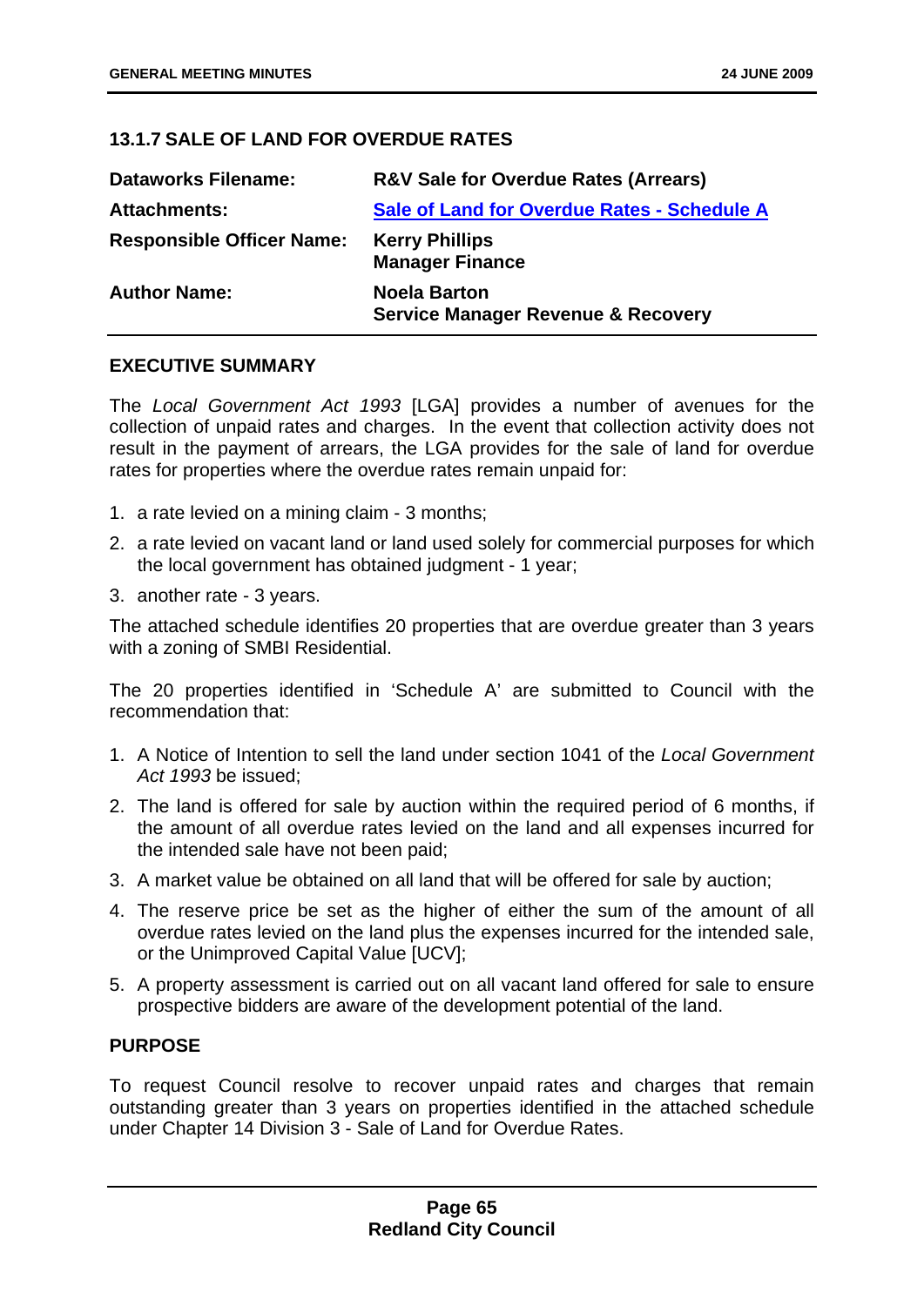### 13.1.7 SALE OF LAND FOR OVERDUE RATES

| | |
|---|---|
| **Dataworks Filename:** | **R&V Sale for Overdue Rates (Arrears)** |
| **Attachments:** | **Sale of Land for Overdue Rates - Schedule A** |
| **Responsible Officer Name:** | **Kerry Phillips**<br>**Manager Finance** |
| **Author Name:** | **Noela Barton**<br>**Service Manager Revenue & Recovery** |

**EXECUTIVE SUMMARY**

The *Local Government Act 1993* [LGA] provides a number of avenues for the collection of unpaid rates and charges. In the event that collection activity does not result in the payment of arrears, the LGA provides for the sale of land for overdue rates for properties where the overdue rates remain unpaid for:

1. a rate levied on a mining claim - 3 months;
2. a rate levied on vacant land or land used solely for commercial purposes for which the local government has obtained judgment - 1 year;
3. another rate - 3 years.

The attached schedule identifies 20 properties that are overdue greater than 3 years with a zoning of SMBI Residential.

The 20 properties identified in 'Schedule A' are submitted to Council with the recommendation that:

1. A Notice of Intention to sell the land under section 1041 of the *Local Government Act 1993* be issued;
2. The land is offered for sale by auction within the required period of 6 months, if the amount of all overdue rates levied on the land and all expenses incurred for the intended sale have not been paid;
3. A market value be obtained on all land that will be offered for sale by auction;
4. The reserve price be set as the higher of either the sum of the amount of all overdue rates levied on the land plus the expenses incurred for the intended sale, or the Unimproved Capital Value [UCV];
5. A property assessment is carried out on all vacant land offered for sale to ensure prospective bidders are aware of the development potential of the land.

**PURPOSE**

To request Council resolve to recover unpaid rates and charges that remain outstanding greater than 3 years on properties identified in the attached schedule under Chapter 14 Division 3 - Sale of Land for Overdue Rates.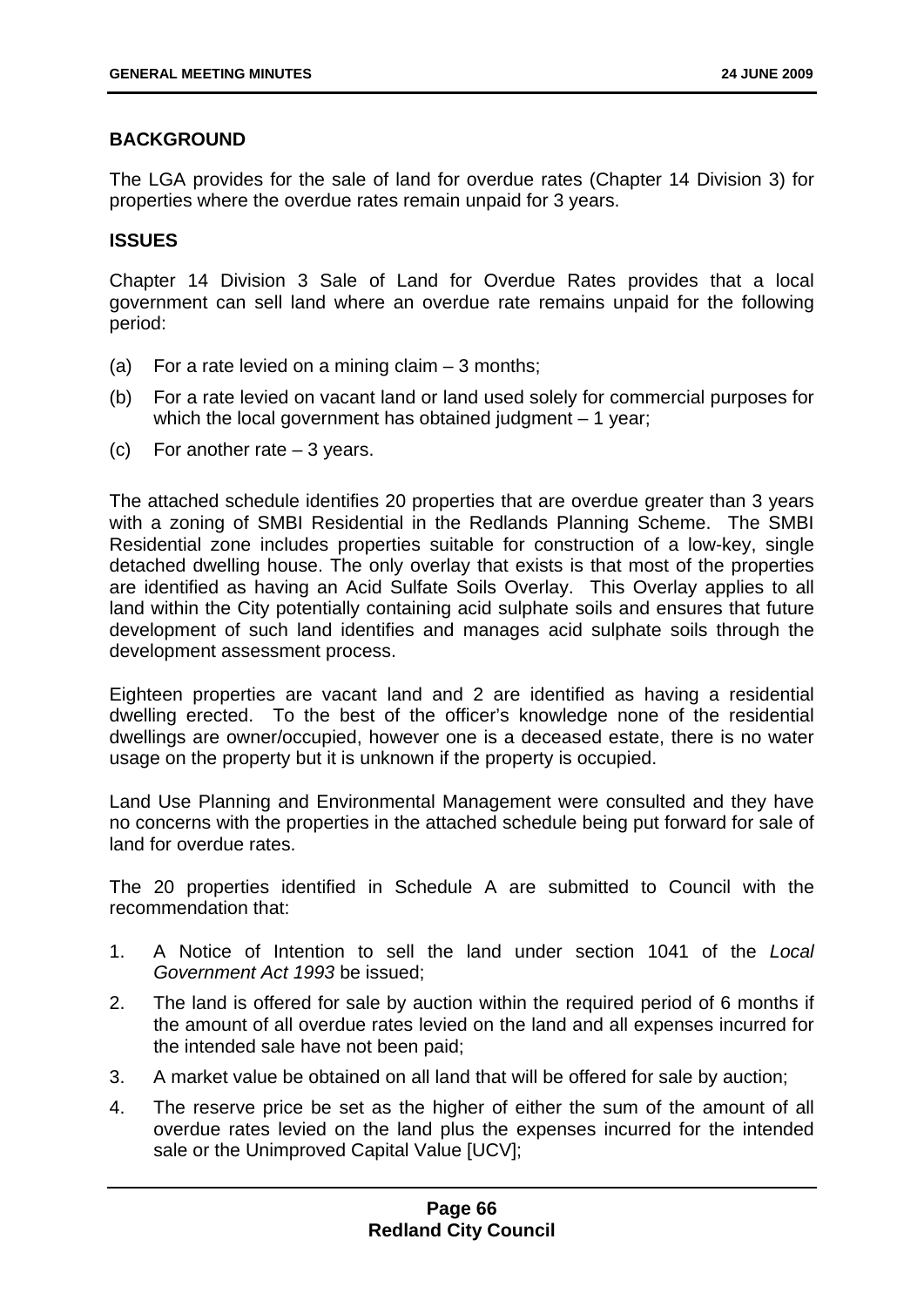## BACKGROUND

The LGA provides for the sale of land for overdue rates (Chapter 14 Division 3) for properties where the overdue rates remain unpaid for 3 years.

## ISSUES

Chapter 14 Division 3 Sale of Land for Overdue Rates provides that a local government can sell land where an overdue rate remains unpaid for the following period:

(a) For a rate levied on a mining claim – 3 months;

(b) For a rate levied on vacant land or land used solely for commercial purposes for which the local government has obtained judgment – 1 year;

(c) For another rate – 3 years.

The attached schedule identifies 20 properties that are overdue greater than 3 years with a zoning of SMBI Residential in the Redlands Planning Scheme. The SMBI Residential zone includes properties suitable for construction of a low-key, single detached dwelling house. The only overlay that exists is that most of the properties are identified as having an Acid Sulfate Soils Overlay. This Overlay applies to all land within the City potentially containing acid sulphate soils and ensures that future development of such land identifies and manages acid sulphate soils through the development assessment process.

Eighteen properties are vacant land and 2 are identified as having a residential dwelling erected. To the best of the officer's knowledge none of the residential dwellings are owner/occupied, however one is a deceased estate, there is no water usage on the property but it is unknown if the property is occupied.

Land Use Planning and Environmental Management were consulted and they have no concerns with the properties in the attached schedule being put forward for sale of land for overdue rates.

The 20 properties identified in Schedule A are submitted to Council with the recommendation that:

1. A Notice of Intention to sell the land under section 1041 of the *Local Government Act 1993* be issued;
2. The land is offered for sale by auction within the required period of 6 months if the amount of all overdue rates levied on the land and all expenses incurred for the intended sale have not been paid;
3. A market value be obtained on all land that will be offered for sale by auction;
4. The reserve price be set as the higher of either the sum of the amount of all overdue rates levied on the land plus the expenses incurred for the intended sale or the Unimproved Capital Value [UCV];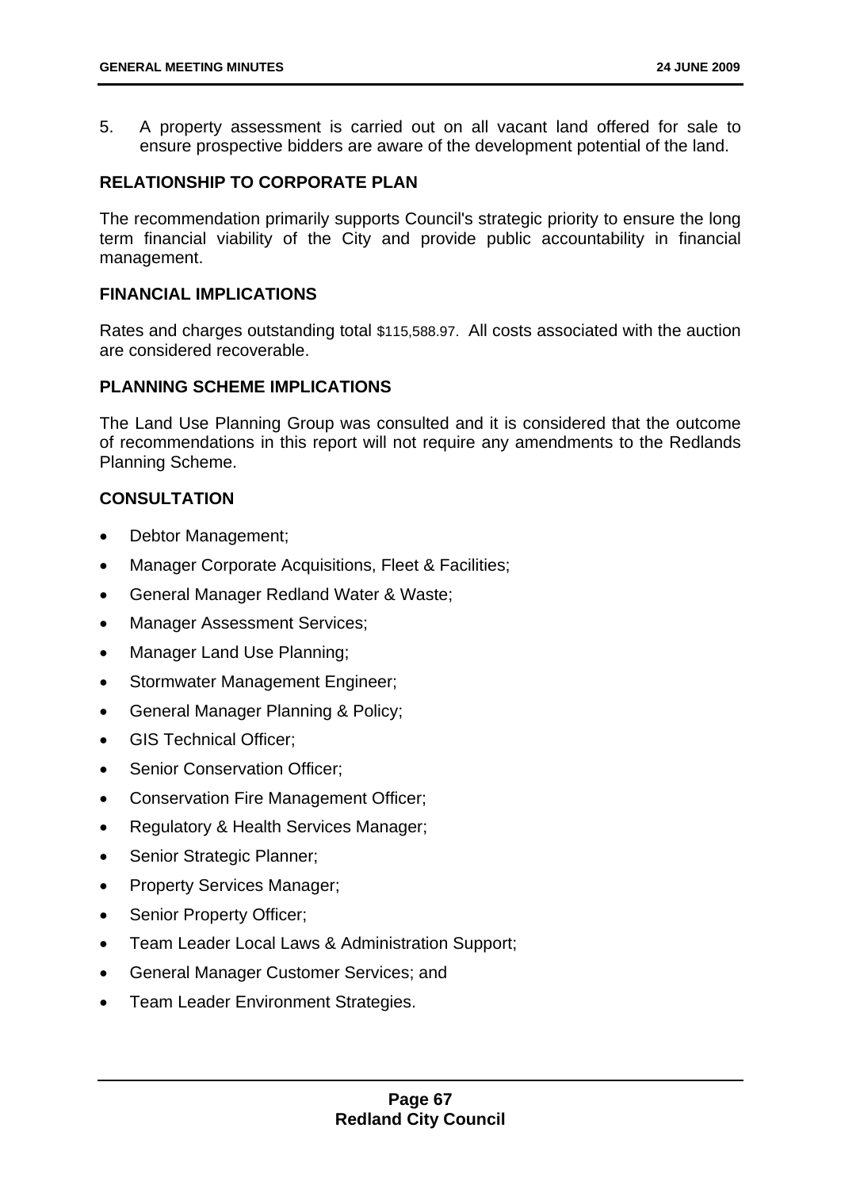5. A property assessment is carried out on all vacant land offered for sale to ensure prospective bidders are aware of the development potential of the land.

## RELATIONSHIP TO CORPORATE PLAN

The recommendation primarily supports Council's strategic priority to ensure the long term financial viability of the City and provide public accountability in financial management.

## FINANCIAL IMPLICATIONS

Rates and charges outstanding total $115,588.97. All costs associated with the auction are considered recoverable.

## PLANNING SCHEME IMPLICATIONS

The Land Use Planning Group was consulted and it is considered that the outcome of recommendations in this report will not require any amendments to the Redlands Planning Scheme.

## CONSULTATION

- Debtor Management;
- Manager Corporate Acquisitions, Fleet & Facilities;
- General Manager Redland Water & Waste;
- Manager Assessment Services;
- Manager Land Use Planning;
- Stormwater Management Engineer;
- General Manager Planning & Policy;
- GIS Technical Officer;
- Senior Conservation Officer;
- Conservation Fire Management Officer;
- Regulatory & Health Services Manager;
- Senior Strategic Planner;
- Property Services Manager;
- Senior Property Officer;
- Team Leader Local Laws & Administration Support;
- General Manager Customer Services; and
- Team Leader Environment Strategies.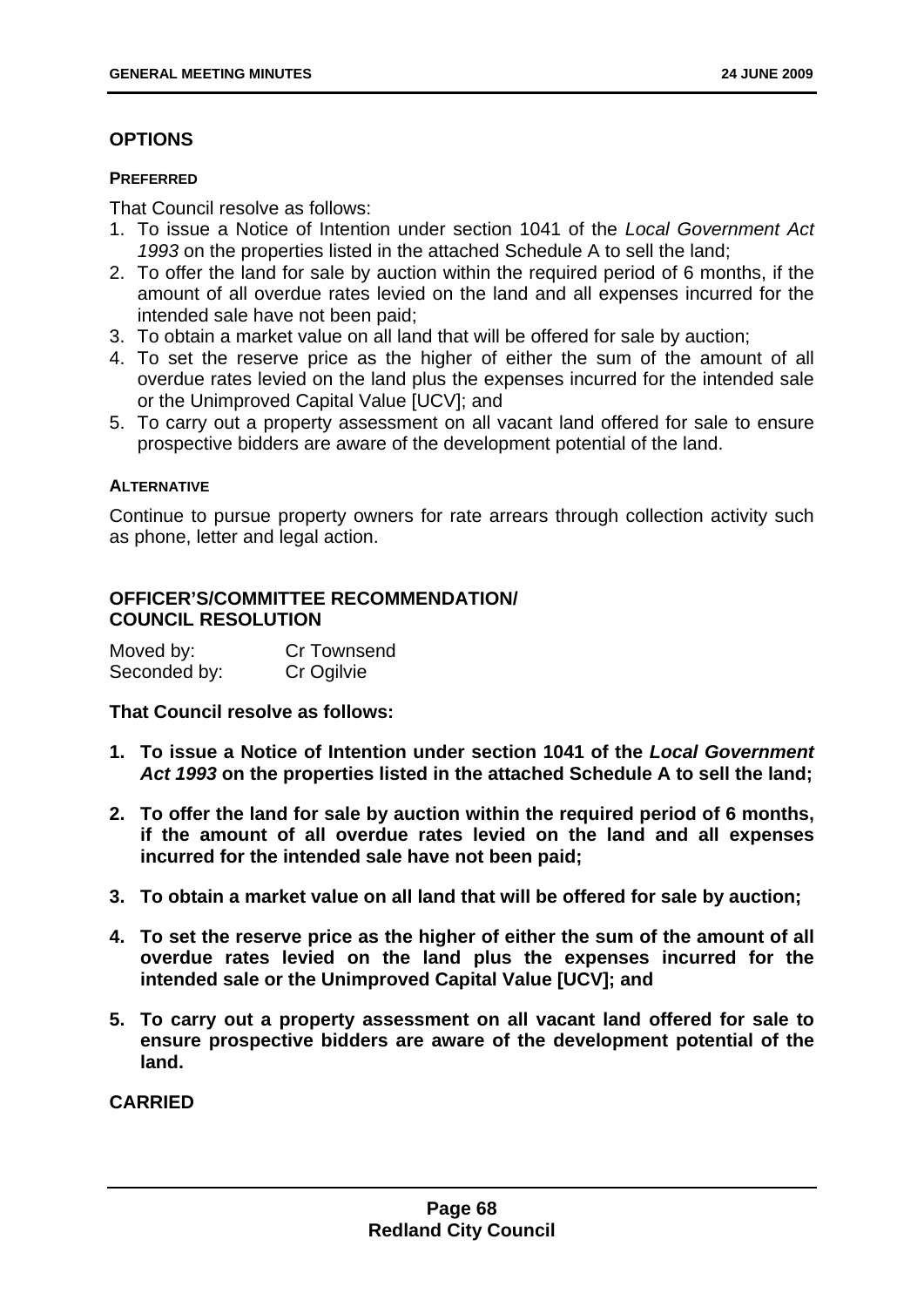## OPTIONS

#### PREFERRED

That Council resolve as follows:

1. To issue a Notice of Intention under section 1041 of the *Local Government Act 1993* on the properties listed in the attached Schedule A to sell the land;
2. To offer the land for sale by auction within the required period of 6 months, if the amount of all overdue rates levied on the land and all expenses incurred for the intended sale have not been paid;
3. To obtain a market value on all land that will be offered for sale by auction;
4. To set the reserve price as the higher of either the sum of the amount of all overdue rates levied on the land plus the expenses incurred for the intended sale or the Unimproved Capital Value [UCV]; and
5. To carry out a property assessment on all vacant land offered for sale to ensure prospective bidders are aware of the development potential of the land.

#### ALTERNATIVE

Continue to pursue property owners for rate arrears through collection activity such as phone, letter and legal action.

## OFFICER'S/COMMITTEE RECOMMENDATION/ COUNCIL RESOLUTION

| Moved by: | Cr Townsend |
|---|---|
| Seconded by: | Cr Ogilvie |

**That Council resolve as follows:**

1. **To issue a Notice of Intention under section 1041 of the *Local Government Act 1993* on the properties listed in the attached Schedule A to sell the land;**
2. **To offer the land for sale by auction within the required period of 6 months, if the amount of all overdue rates levied on the land and all expenses incurred for the intended sale have not been paid;**
3. **To obtain a market value on all land that will be offered for sale by auction;**
4. **To set the reserve price as the higher of either the sum of the amount of all overdue rates levied on the land plus the expenses incurred for the intended sale or the Unimproved Capital Value [UCV]; and**
5. **To carry out a property assessment on all vacant land offered for sale to ensure prospective bidders are aware of the development potential of the land.**

**CARRIED**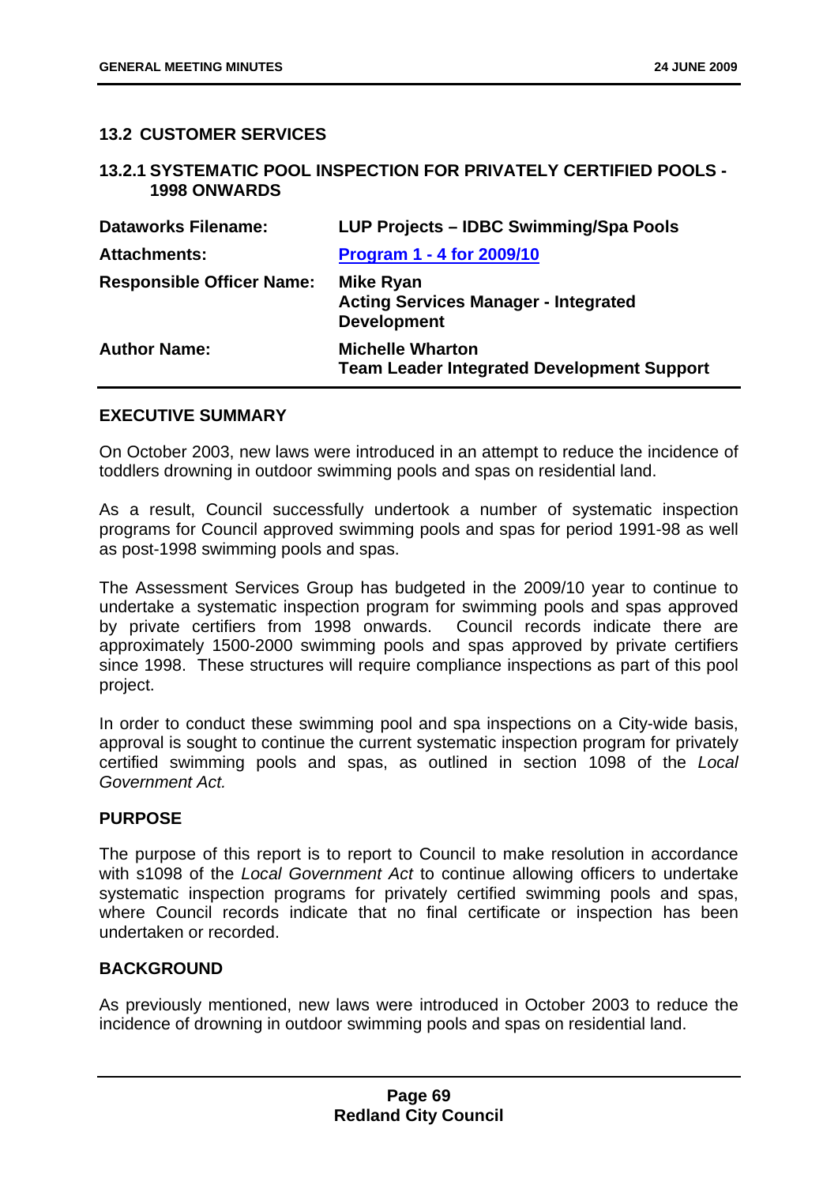## 13.2 CUSTOMER SERVICES

### 13.2.1 SYSTEMATIC POOL INSPECTION FOR PRIVATELY CERTIFIED POOLS - 1998 ONWARDS

| | |
|---|---|
| **Dataworks Filename:** | **LUP Projects – IDBC Swimming/Spa Pools** |
| **Attachments:** | **Program 1 - 4 for 2009/10** |
| **Responsible Officer Name:** | **Mike Ryan**<br>**Acting Services Manager - Integrated Development** |
| **Author Name:** | **Michelle Wharton**<br>**Team Leader Integrated Development Support** |

#### EXECUTIVE SUMMARY

On October 2003, new laws were introduced in an attempt to reduce the incidence of toddlers drowning in outdoor swimming pools and spas on residential land.

As a result, Council successfully undertook a number of systematic inspection programs for Council approved swimming pools and spas for period 1991-98 as well as post-1998 swimming pools and spas.

The Assessment Services Group has budgeted in the 2009/10 year to continue to undertake a systematic inspection program for swimming pools and spas approved by private certifiers from 1998 onwards. Council records indicate there are approximately 1500-2000 swimming pools and spas approved by private certifiers since 1998. These structures will require compliance inspections as part of this pool project.

In order to conduct these swimming pool and spa inspections on a City-wide basis, approval is sought to continue the current systematic inspection program for privately certified swimming pools and spas, as outlined in section 1098 of the *Local Government Act.*

#### PURPOSE

The purpose of this report is to report to Council to make resolution in accordance with s1098 of the *Local Government Act* to continue allowing officers to undertake systematic inspection programs for privately certified swimming pools and spas, where Council records indicate that no final certificate or inspection has been undertaken or recorded.

#### BACKGROUND

As previously mentioned, new laws were introduced in October 2003 to reduce the incidence of drowning in outdoor swimming pools and spas on residential land.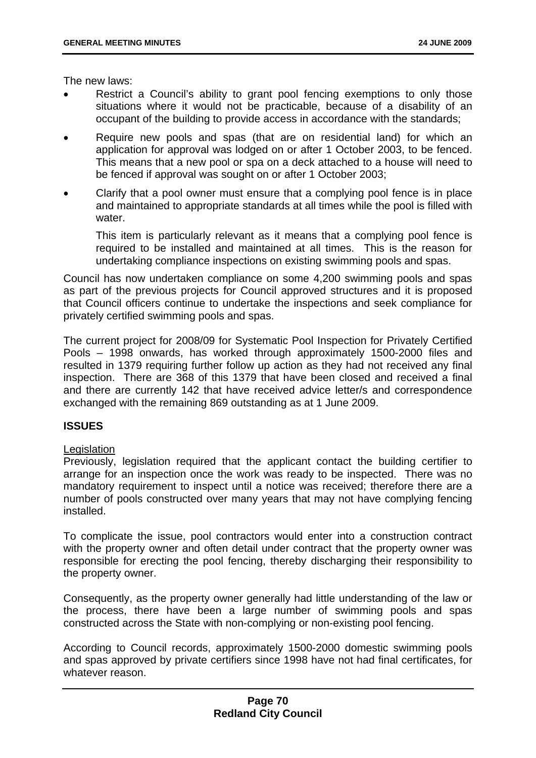The new laws:

- Restrict a Council's ability to grant pool fencing exemptions to only those situations where it would not be practicable, because of a disability of an occupant of the building to provide access in accordance with the standards;
- Require new pools and spas (that are on residential land) for which an application for approval was lodged on or after 1 October 2003, to be fenced. This means that a new pool or spa on a deck attached to a house will need to be fenced if approval was sought on or after 1 October 2003;
- Clarify that a pool owner must ensure that a complying pool fence is in place and maintained to appropriate standards at all times while the pool is filled with water.

  This item is particularly relevant as it means that a complying pool fence is required to be installed and maintained at all times. This is the reason for undertaking compliance inspections on existing swimming pools and spas.

Council has now undertaken compliance on some 4,200 swimming pools and spas as part of the previous projects for Council approved structures and it is proposed that Council officers continue to undertake the inspections and seek compliance for privately certified swimming pools and spas.

The current project for 2008/09 for Systematic Pool Inspection for Privately Certified Pools – 1998 onwards, has worked through approximately 1500-2000 files and resulted in 1379 requiring further follow up action as they had not received any final inspection. There are 368 of this 1379 that have been closed and received a final and there are currently 142 that have received advice letter/s and correspondence exchanged with the remaining 869 outstanding as at 1 June 2009.

## ISSUES

Legislation

Previously, legislation required that the applicant contact the building certifier to arrange for an inspection once the work was ready to be inspected. There was no mandatory requirement to inspect until a notice was received; therefore there are a number of pools constructed over many years that may not have complying fencing installed.

To complicate the issue, pool contractors would enter into a construction contract with the property owner and often detail under contract that the property owner was responsible for erecting the pool fencing, thereby discharging their responsibility to the property owner.

Consequently, as the property owner generally had little understanding of the law or the process, there have been a large number of swimming pools and spas constructed across the State with non-complying or non-existing pool fencing.

According to Council records, approximately 1500-2000 domestic swimming pools and spas approved by private certifiers since 1998 have not had final certificates, for whatever reason.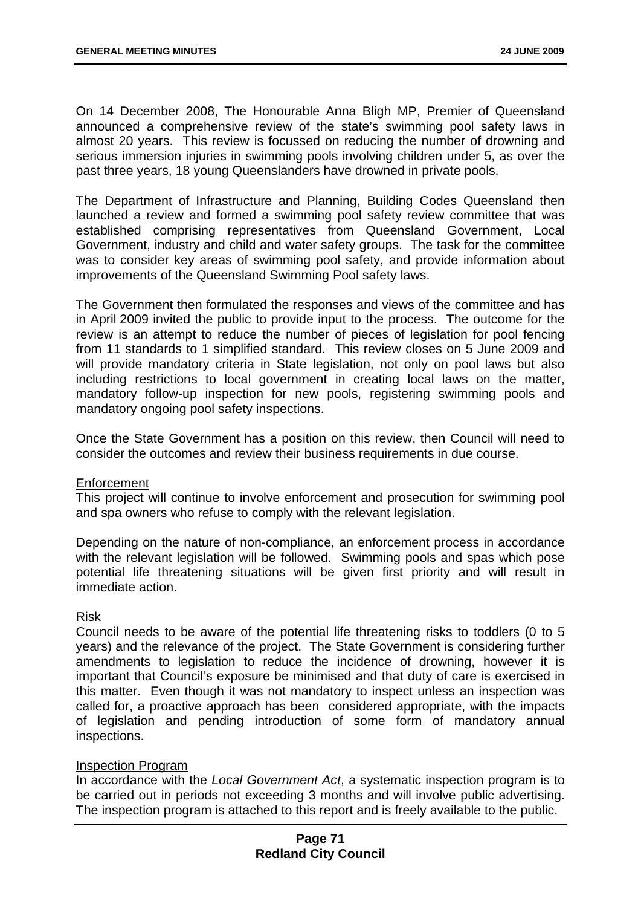On 14 December 2008, The Honourable Anna Bligh MP, Premier of Queensland announced a comprehensive review of the state's swimming pool safety laws in almost 20 years. This review is focussed on reducing the number of drowning and serious immersion injuries in swimming pools involving children under 5, as over the past three years, 18 young Queenslanders have drowned in private pools.

The Department of Infrastructure and Planning, Building Codes Queensland then launched a review and formed a swimming pool safety review committee that was established comprising representatives from Queensland Government, Local Government, industry and child and water safety groups. The task for the committee was to consider key areas of swimming pool safety, and provide information about improvements of the Queensland Swimming Pool safety laws.

The Government then formulated the responses and views of the committee and has in April 2009 invited the public to provide input to the process. The outcome for the review is an attempt to reduce the number of pieces of legislation for pool fencing from 11 standards to 1 simplified standard. This review closes on 5 June 2009 and will provide mandatory criteria in State legislation, not only on pool laws but also including restrictions to local government in creating local laws on the matter, mandatory follow-up inspection for new pools, registering swimming pools and mandatory ongoing pool safety inspections.

Once the State Government has a position on this review, then Council will need to consider the outcomes and review their business requirements in due course.

Enforcement

This project will continue to involve enforcement and prosecution for swimming pool and spa owners who refuse to comply with the relevant legislation.

Depending on the nature of non-compliance, an enforcement process in accordance with the relevant legislation will be followed. Swimming pools and spas which pose potential life threatening situations will be given first priority and will result in immediate action.

Risk

Council needs to be aware of the potential life threatening risks to toddlers (0 to 5 years) and the relevance of the project. The State Government is considering further amendments to legislation to reduce the incidence of drowning, however it is important that Council's exposure be minimised and that duty of care is exercised in this matter. Even though it was not mandatory to inspect unless an inspection was called for, a proactive approach has been considered appropriate, with the impacts of legislation and pending introduction of some form of mandatory annual inspections.

Inspection Program

In accordance with the *Local Government Act*, a systematic inspection program is to be carried out in periods not exceeding 3 months and will involve public advertising. The inspection program is attached to this report and is freely available to the public.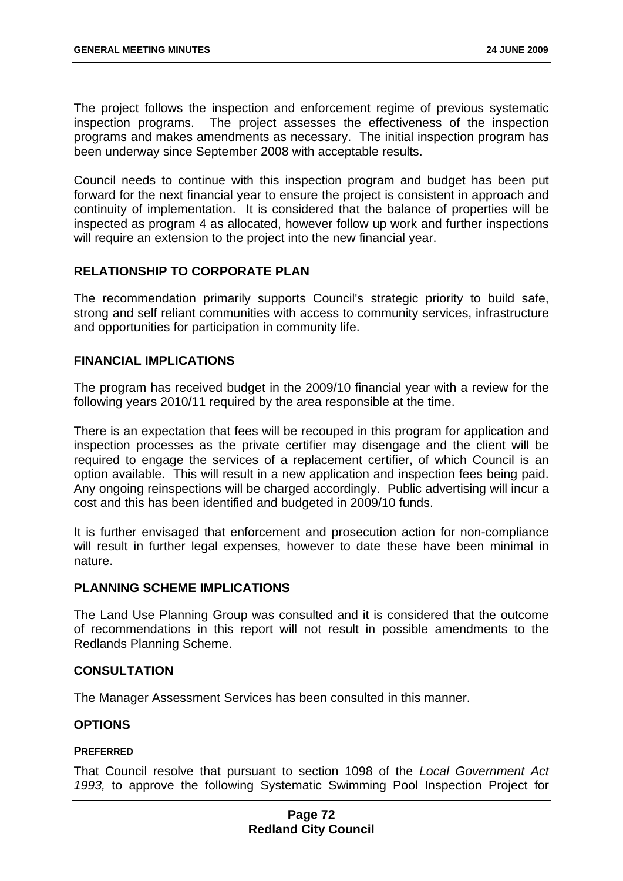The project follows the inspection and enforcement regime of previous systematic inspection programs. The project assesses the effectiveness of the inspection programs and makes amendments as necessary. The initial inspection program has been underway since September 2008 with acceptable results.

Council needs to continue with this inspection program and budget has been put forward for the next financial year to ensure the project is consistent in approach and continuity of implementation. It is considered that the balance of properties will be inspected as program 4 as allocated, however follow up work and further inspections will require an extension to the project into the new financial year.

## RELATIONSHIP TO CORPORATE PLAN

The recommendation primarily supports Council's strategic priority to build safe, strong and self reliant communities with access to community services, infrastructure and opportunities for participation in community life.

## FINANCIAL IMPLICATIONS

The program has received budget in the 2009/10 financial year with a review for the following years 2010/11 required by the area responsible at the time.

There is an expectation that fees will be recouped in this program for application and inspection processes as the private certifier may disengage and the client will be required to engage the services of a replacement certifier, of which Council is an option available. This will result in a new application and inspection fees being paid. Any ongoing reinspections will be charged accordingly. Public advertising will incur a cost and this has been identified and budgeted in 2009/10 funds.

It is further envisaged that enforcement and prosecution action for non-compliance will result in further legal expenses, however to date these have been minimal in nature.

## PLANNING SCHEME IMPLICATIONS

The Land Use Planning Group was consulted and it is considered that the outcome of recommendations in this report will not result in possible amendments to the Redlands Planning Scheme.

## CONSULTATION

The Manager Assessment Services has been consulted in this manner.

## OPTIONS

### PREFERRED

That Council resolve that pursuant to section 1098 of the *Local Government Act 1993,* to approve the following Systematic Swimming Pool Inspection Project for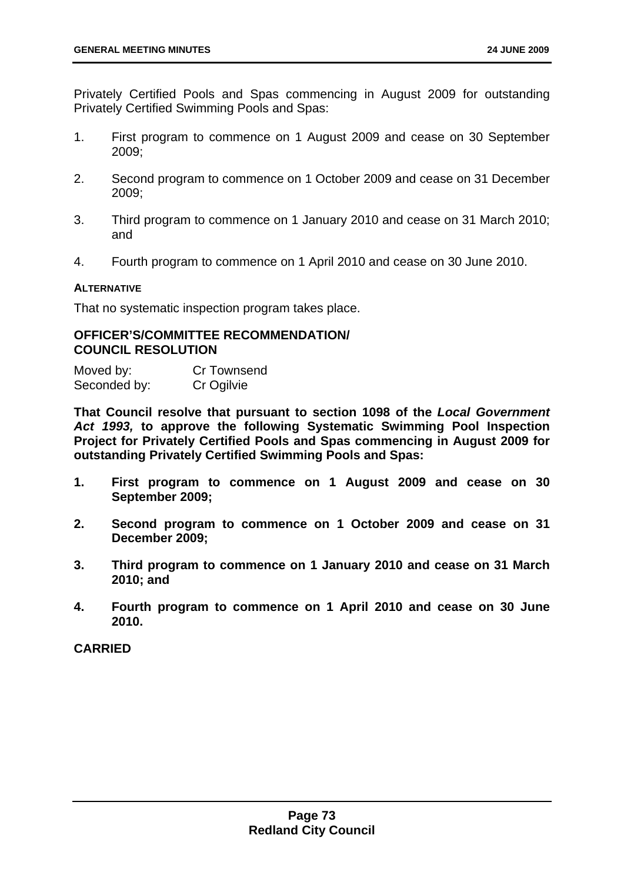Privately Certified Pools and Spas commencing in August 2009 for outstanding Privately Certified Swimming Pools and Spas:

1. First program to commence on 1 August 2009 and cease on 30 September 2009;

2. Second program to commence on 1 October 2009 and cease on 31 December 2009;

3. Third program to commence on 1 January 2010 and cease on 31 March 2010; and

4. Fourth program to commence on 1 April 2010 and cease on 30 June 2010.

**ALTERNATIVE**

That no systematic inspection program takes place.

**OFFICER'S/COMMITTEE RECOMMENDATION/ COUNCIL RESOLUTION**

Moved by: Cr Townsend
Seconded by: Cr Ogilvie

**That Council resolve that pursuant to section 1098 of the *Local Government Act 1993,* to approve the following Systematic Swimming Pool Inspection Project for Privately Certified Pools and Spas commencing in August 2009 for outstanding Privately Certified Swimming Pools and Spas:**

1. **First program to commence on 1 August 2009 and cease on 30 September 2009;**

2. **Second program to commence on 1 October 2009 and cease on 31 December 2009;**

3. **Third program to commence on 1 January 2010 and cease on 31 March 2010; and**

4. **Fourth program to commence on 1 April 2010 and cease on 30 June 2010.**

**CARRIED**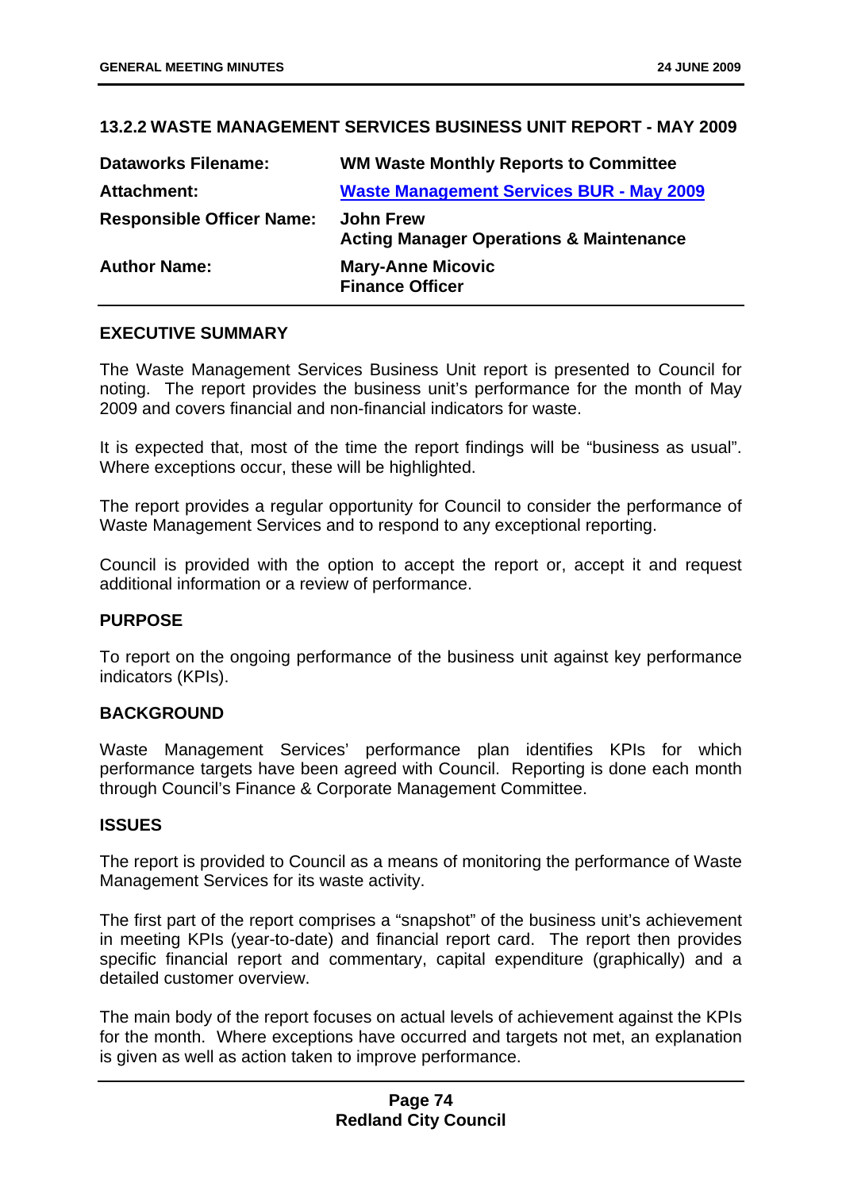### 13.2.2 WASTE MANAGEMENT SERVICES BUSINESS UNIT REPORT - MAY 2009

| | |
|---|---|
| **Dataworks Filename:** | **WM Waste Monthly Reports to Committee** |
| **Attachment:** | **Waste Management Services BUR - May 2009** |
| **Responsible Officer Name:** | **John Frew**<br>**Acting Manager Operations & Maintenance** |
| **Author Name:** | **Mary-Anne Micovic**<br>**Finance Officer** |

#### EXECUTIVE SUMMARY

The Waste Management Services Business Unit report is presented to Council for noting. The report provides the business unit's performance for the month of May 2009 and covers financial and non-financial indicators for waste.

It is expected that, most of the time the report findings will be "business as usual". Where exceptions occur, these will be highlighted.

The report provides a regular opportunity for Council to consider the performance of Waste Management Services and to respond to any exceptional reporting.

Council is provided with the option to accept the report or, accept it and request additional information or a review of performance.

#### PURPOSE

To report on the ongoing performance of the business unit against key performance indicators (KPIs).

#### BACKGROUND

Waste Management Services' performance plan identifies KPIs for which performance targets have been agreed with Council. Reporting is done each month through Council's Finance & Corporate Management Committee.

#### ISSUES

The report is provided to Council as a means of monitoring the performance of Waste Management Services for its waste activity.

The first part of the report comprises a "snapshot" of the business unit's achievement in meeting KPIs (year-to-date) and financial report card. The report then provides specific financial report and commentary, capital expenditure (graphically) and a detailed customer overview.

The main body of the report focuses on actual levels of achievement against the KPIs for the month. Where exceptions have occurred and targets not met, an explanation is given as well as action taken to improve performance.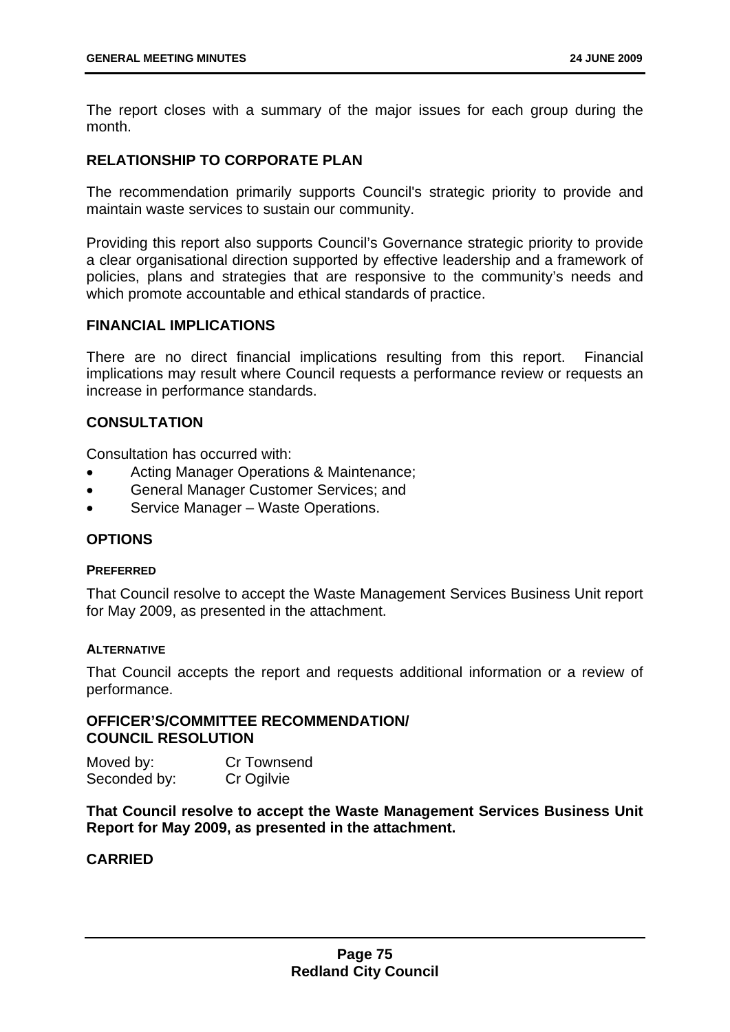The report closes with a summary of the major issues for each group during the month.

## RELATIONSHIP TO CORPORATE PLAN

The recommendation primarily supports Council's strategic priority to provide and maintain waste services to sustain our community.

Providing this report also supports Council's Governance strategic priority to provide a clear organisational direction supported by effective leadership and a framework of policies, plans and strategies that are responsive to the community's needs and which promote accountable and ethical standards of practice.

## FINANCIAL IMPLICATIONS

There are no direct financial implications resulting from this report. Financial implications may result where Council requests a performance review or requests an increase in performance standards.

## CONSULTATION

Consultation has occurred with:

- Acting Manager Operations & Maintenance;
- General Manager Customer Services; and
- Service Manager – Waste Operations.

## OPTIONS

### PREFERRED

That Council resolve to accept the Waste Management Services Business Unit report for May 2009, as presented in the attachment.

### ALTERNATIVE

That Council accepts the report and requests additional information or a review of performance.

## OFFICER'S/COMMITTEE RECOMMENDATION/ COUNCIL RESOLUTION

Moved by: Cr Townsend
Seconded by: Cr Ogilvie

**That Council resolve to accept the Waste Management Services Business Unit Report for May 2009, as presented in the attachment.**

**CARRIED**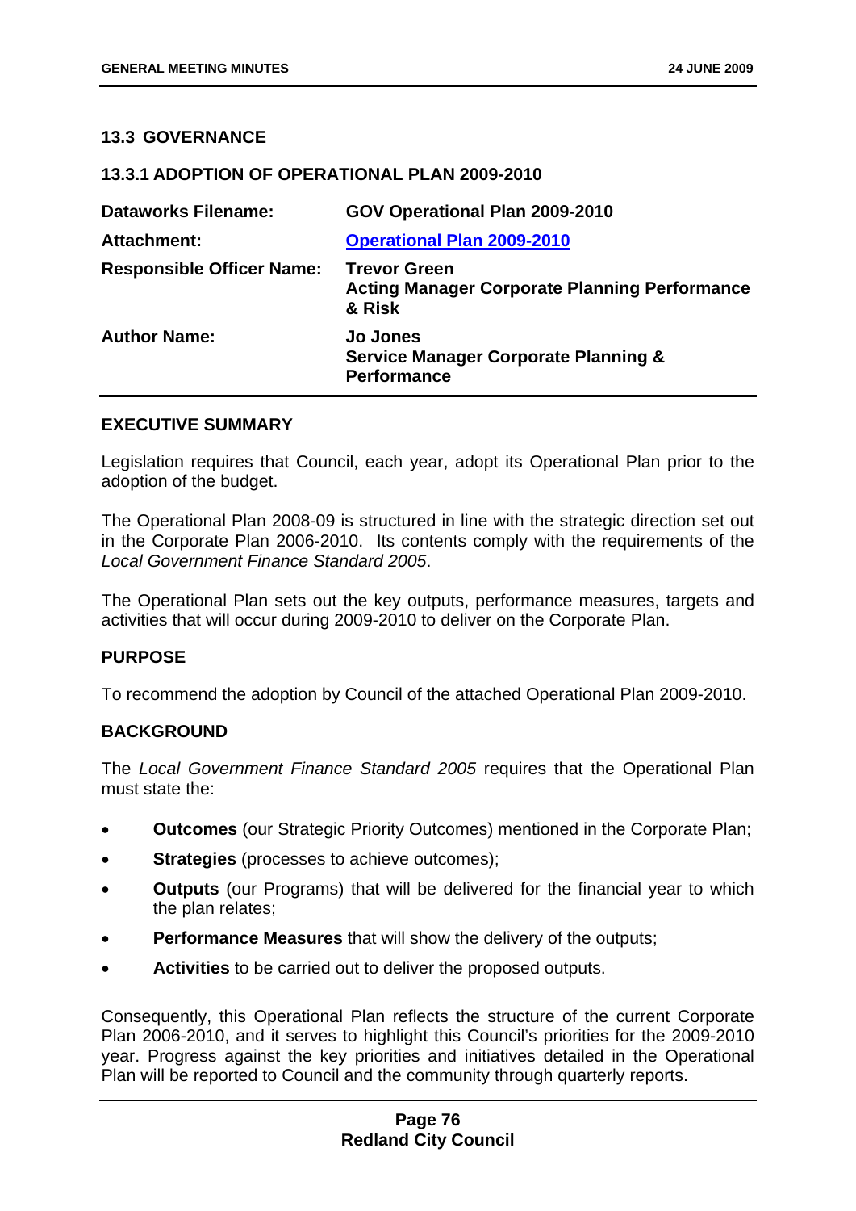## 13.3 GOVERNANCE

### 13.3.1 ADOPTION OF OPERATIONAL PLAN 2009-2010

| | |
|---|---|
| **Dataworks Filename:** | **GOV Operational Plan 2009-2010** |
| **Attachment:** | **Operational Plan 2009-2010** |
| **Responsible Officer Name:** | **Trevor Green**<br>**Acting Manager Corporate Planning Performance & Risk** |
| **Author Name:** | **Jo Jones**<br>**Service Manager Corporate Planning & Performance** |

### EXECUTIVE SUMMARY

Legislation requires that Council, each year, adopt its Operational Plan prior to the adoption of the budget.

The Operational Plan 2008-09 is structured in line with the strategic direction set out in the Corporate Plan 2006-2010. Its contents comply with the requirements of the *Local Government Finance Standard 2005*.

The Operational Plan sets out the key outputs, performance measures, targets and activities that will occur during 2009-2010 to deliver on the Corporate Plan.

### PURPOSE

To recommend the adoption by Council of the attached Operational Plan 2009-2010.

### BACKGROUND

The *Local Government Finance Standard 2005* requires that the Operational Plan must state the:

- **Outcomes** (our Strategic Priority Outcomes) mentioned in the Corporate Plan;
- **Strategies** (processes to achieve outcomes);
- **Outputs** (our Programs) that will be delivered for the financial year to which the plan relates;
- **Performance Measures** that will show the delivery of the outputs;
- **Activities** to be carried out to deliver the proposed outputs.

Consequently, this Operational Plan reflects the structure of the current Corporate Plan 2006-2010, and it serves to highlight this Council's priorities for the 2009-2010 year. Progress against the key priorities and initiatives detailed in the Operational Plan will be reported to Council and the community through quarterly reports.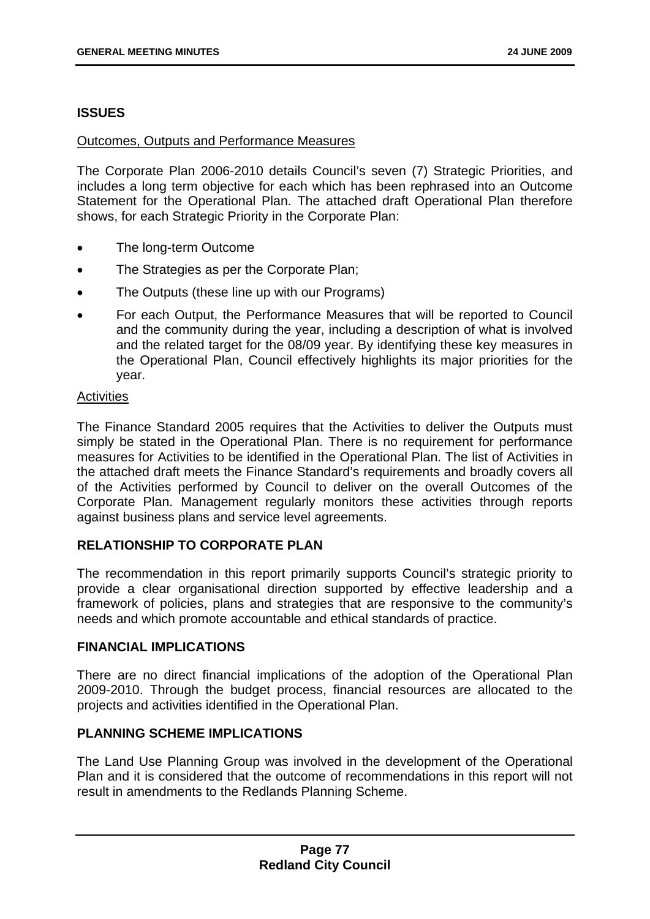## ISSUES

Outcomes, Outputs and Performance Measures

The Corporate Plan 2006-2010 details Council's seven (7) Strategic Priorities, and includes a long term objective for each which has been rephrased into an Outcome Statement for the Operational Plan. The attached draft Operational Plan therefore shows, for each Strategic Priority in the Corporate Plan:

- The long-term Outcome
- The Strategies as per the Corporate Plan;
- The Outputs (these line up with our Programs)
- For each Output, the Performance Measures that will be reported to Council and the community during the year, including a description of what is involved and the related target for the 08/09 year. By identifying these key measures in the Operational Plan, Council effectively highlights its major priorities for the year.

Activities

The Finance Standard 2005 requires that the Activities to deliver the Outputs must simply be stated in the Operational Plan. There is no requirement for performance measures for Activities to be identified in the Operational Plan. The list of Activities in the attached draft meets the Finance Standard's requirements and broadly covers all of the Activities performed by Council to deliver on the overall Outcomes of the Corporate Plan. Management regularly monitors these activities through reports against business plans and service level agreements.

## RELATIONSHIP TO CORPORATE PLAN

The recommendation in this report primarily supports Council's strategic priority to provide a clear organisational direction supported by effective leadership and a framework of policies, plans and strategies that are responsive to the community's needs and which promote accountable and ethical standards of practice.

## FINANCIAL IMPLICATIONS

There are no direct financial implications of the adoption of the Operational Plan 2009-2010. Through the budget process, financial resources are allocated to the projects and activities identified in the Operational Plan.

## PLANNING SCHEME IMPLICATIONS

The Land Use Planning Group was involved in the development of the Operational Plan and it is considered that the outcome of recommendations in this report will not result in amendments to the Redlands Planning Scheme.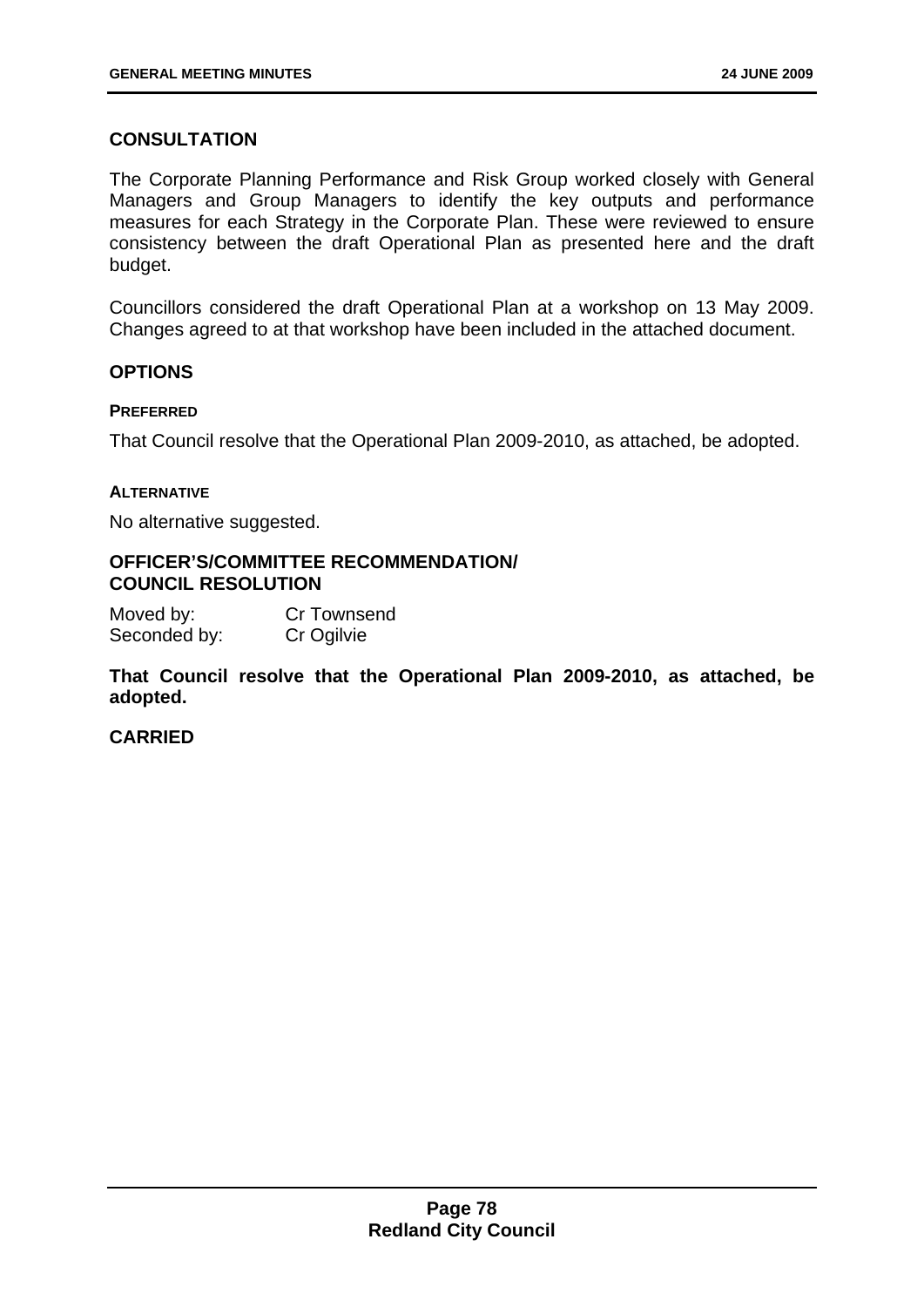## CONSULTATION

The Corporate Planning Performance and Risk Group worked closely with General Managers and Group Managers to identify the key outputs and performance measures for each Strategy in the Corporate Plan. These were reviewed to ensure consistency between the draft Operational Plan as presented here and the draft budget.

Councillors considered the draft Operational Plan at a workshop on 13 May 2009. Changes agreed to at that workshop have been included in the attached document.

## OPTIONS

#### PREFERRED

That Council resolve that the Operational Plan 2009-2010, as attached, be adopted.

#### ALTERNATIVE

No alternative suggested.

## OFFICER'S/COMMITTEE RECOMMENDATION/ COUNCIL RESOLUTION

Moved by: Cr Townsend
Seconded by: Cr Ogilvie

**That Council resolve that the Operational Plan 2009-2010, as attached, be adopted.**

**CARRIED**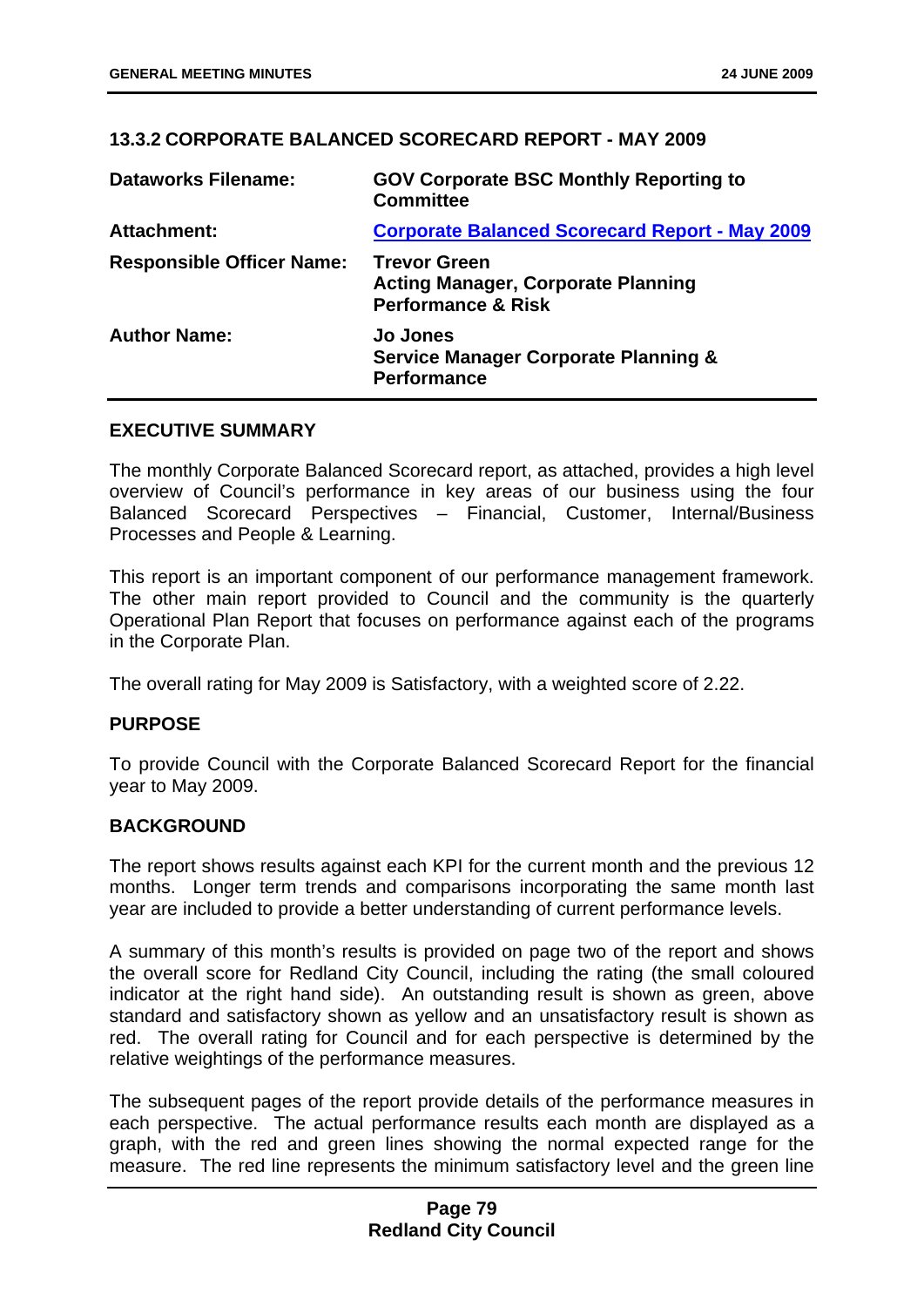### 13.3.2 CORPORATE BALANCED SCORECARD REPORT - MAY 2009

| | |
|---|---|
| **Dataworks Filename:** | **GOV Corporate BSC Monthly Reporting to Committee** |
| **Attachment:** | **Corporate Balanced Scorecard Report - May 2009** |
| **Responsible Officer Name:** | **Trevor Green**<br>**Acting Manager, Corporate Planning Performance & Risk** |
| **Author Name:** | **Jo Jones**<br>**Service Manager Corporate Planning & Performance** |

#### EXECUTIVE SUMMARY

The monthly Corporate Balanced Scorecard report, as attached, provides a high level overview of Council's performance in key areas of our business using the four Balanced Scorecard Perspectives – Financial, Customer, Internal/Business Processes and People & Learning.

This report is an important component of our performance management framework. The other main report provided to Council and the community is the quarterly Operational Plan Report that focuses on performance against each of the programs in the Corporate Plan.

The overall rating for May 2009 is Satisfactory, with a weighted score of 2.22.

#### PURPOSE

To provide Council with the Corporate Balanced Scorecard Report for the financial year to May 2009.

#### BACKGROUND

The report shows results against each KPI for the current month and the previous 12 months. Longer term trends and comparisons incorporating the same month last year are included to provide a better understanding of current performance levels.

A summary of this month's results is provided on page two of the report and shows the overall score for Redland City Council, including the rating (the small coloured indicator at the right hand side). An outstanding result is shown as green, above standard and satisfactory shown as yellow and an unsatisfactory result is shown as red. The overall rating for Council and for each perspective is determined by the relative weightings of the performance measures.

The subsequent pages of the report provide details of the performance measures in each perspective. The actual performance results each month are displayed as a graph, with the red and green lines showing the normal expected range for the measure. The red line represents the minimum satisfactory level and the green line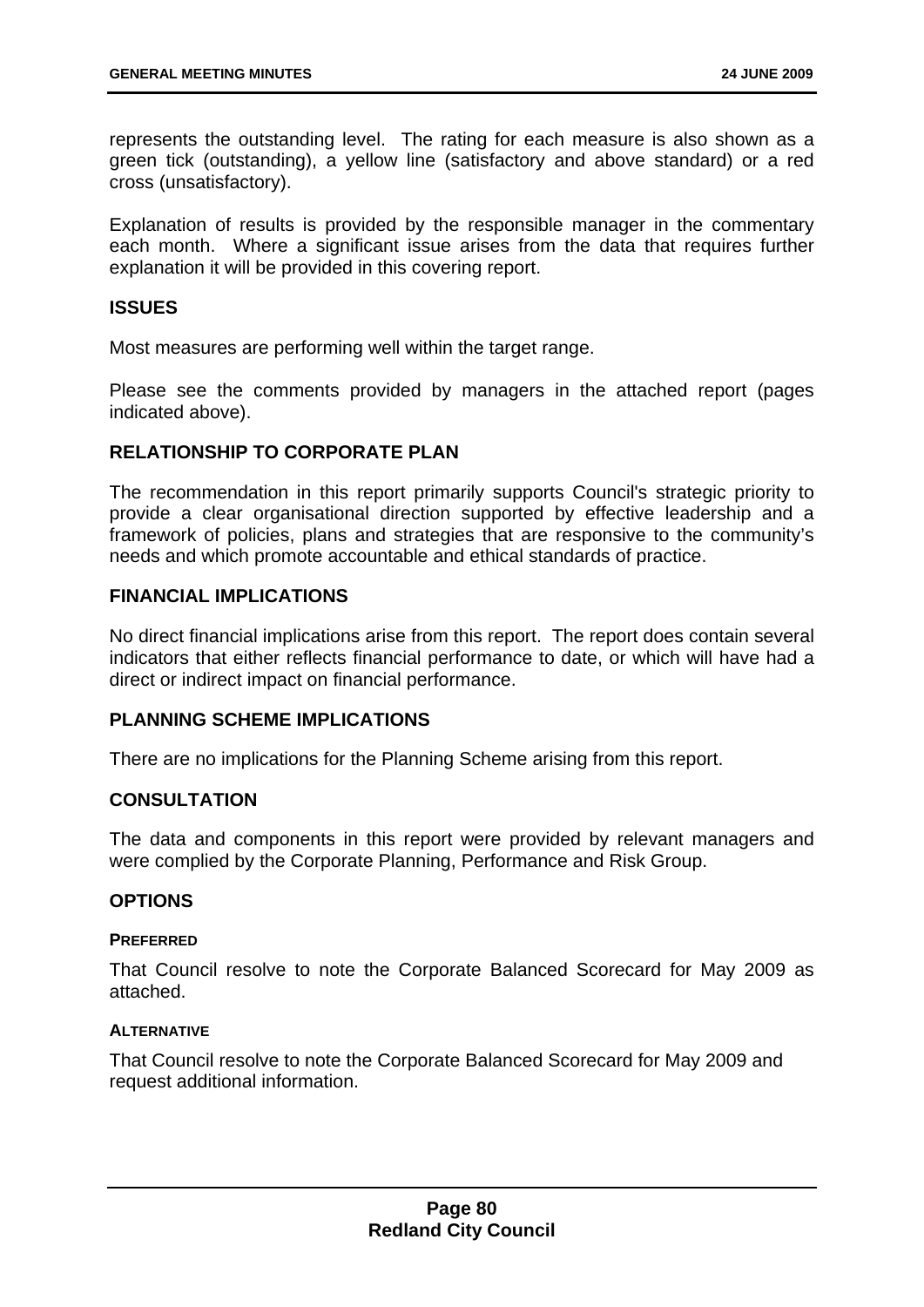represents the outstanding level. The rating for each measure is also shown as a green tick (outstanding), a yellow line (satisfactory and above standard) or a red cross (unsatisfactory).

Explanation of results is provided by the responsible manager in the commentary each month. Where a significant issue arises from the data that requires further explanation it will be provided in this covering report.

## ISSUES

Most measures are performing well within the target range.

Please see the comments provided by managers in the attached report (pages indicated above).

## RELATIONSHIP TO CORPORATE PLAN

The recommendation in this report primarily supports Council's strategic priority to provide a clear organisational direction supported by effective leadership and a framework of policies, plans and strategies that are responsive to the community's needs and which promote accountable and ethical standards of practice.

## FINANCIAL IMPLICATIONS

No direct financial implications arise from this report. The report does contain several indicators that either reflects financial performance to date, or which will have had a direct or indirect impact on financial performance.

## PLANNING SCHEME IMPLICATIONS

There are no implications for the Planning Scheme arising from this report.

## CONSULTATION

The data and components in this report were provided by relevant managers and were complied by the Corporate Planning, Performance and Risk Group.

## OPTIONS

### PREFERRED

That Council resolve to note the Corporate Balanced Scorecard for May 2009 as attached.

### ALTERNATIVE

That Council resolve to note the Corporate Balanced Scorecard for May 2009 and request additional information.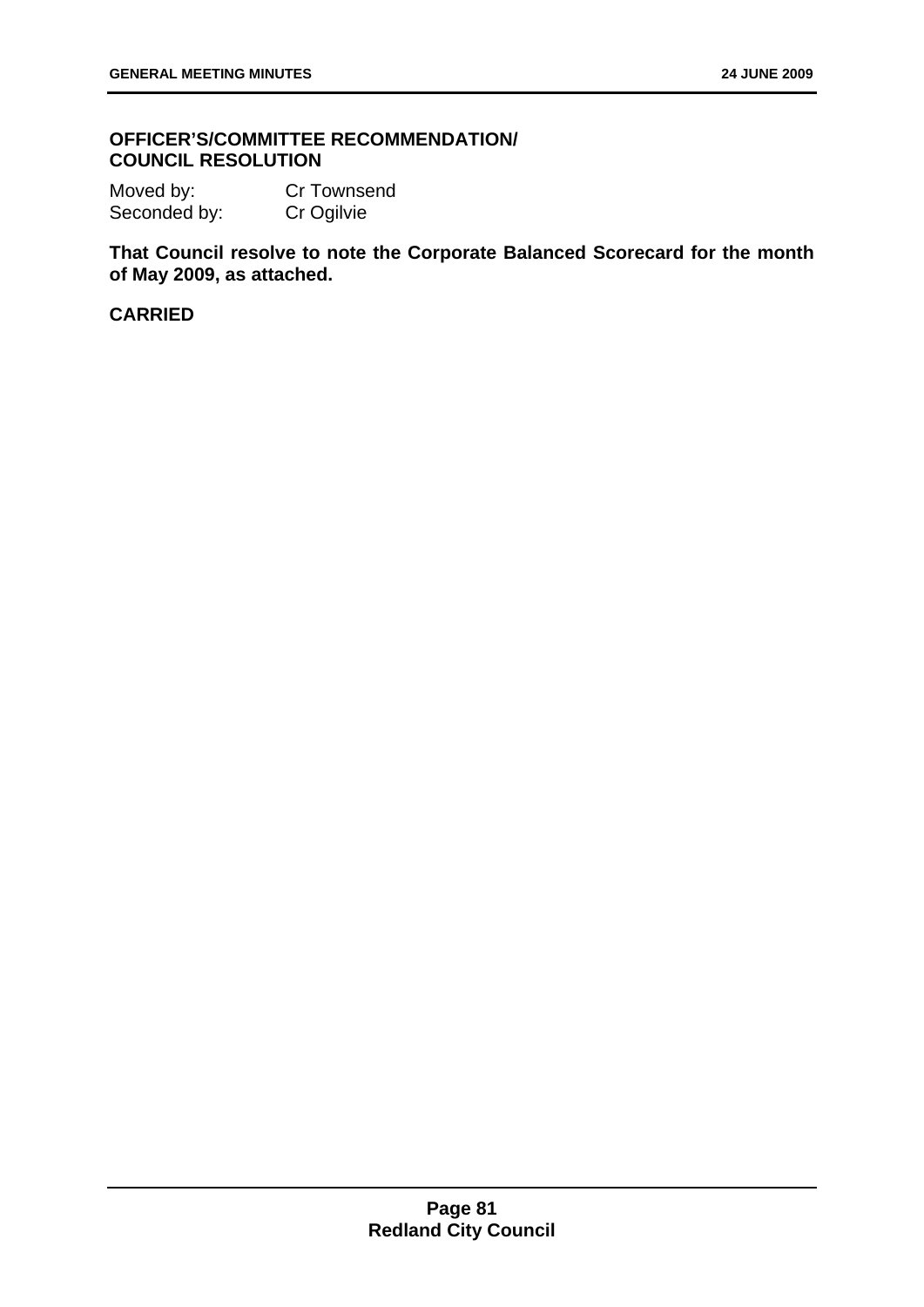### OFFICER'S/COMMITTEE RECOMMENDATION/ COUNCIL RESOLUTION

Moved by: Cr Townsend
Seconded by: Cr Ogilvie

**That Council resolve to note the Corporate Balanced Scorecard for the month of May 2009, as attached.**

**CARRIED**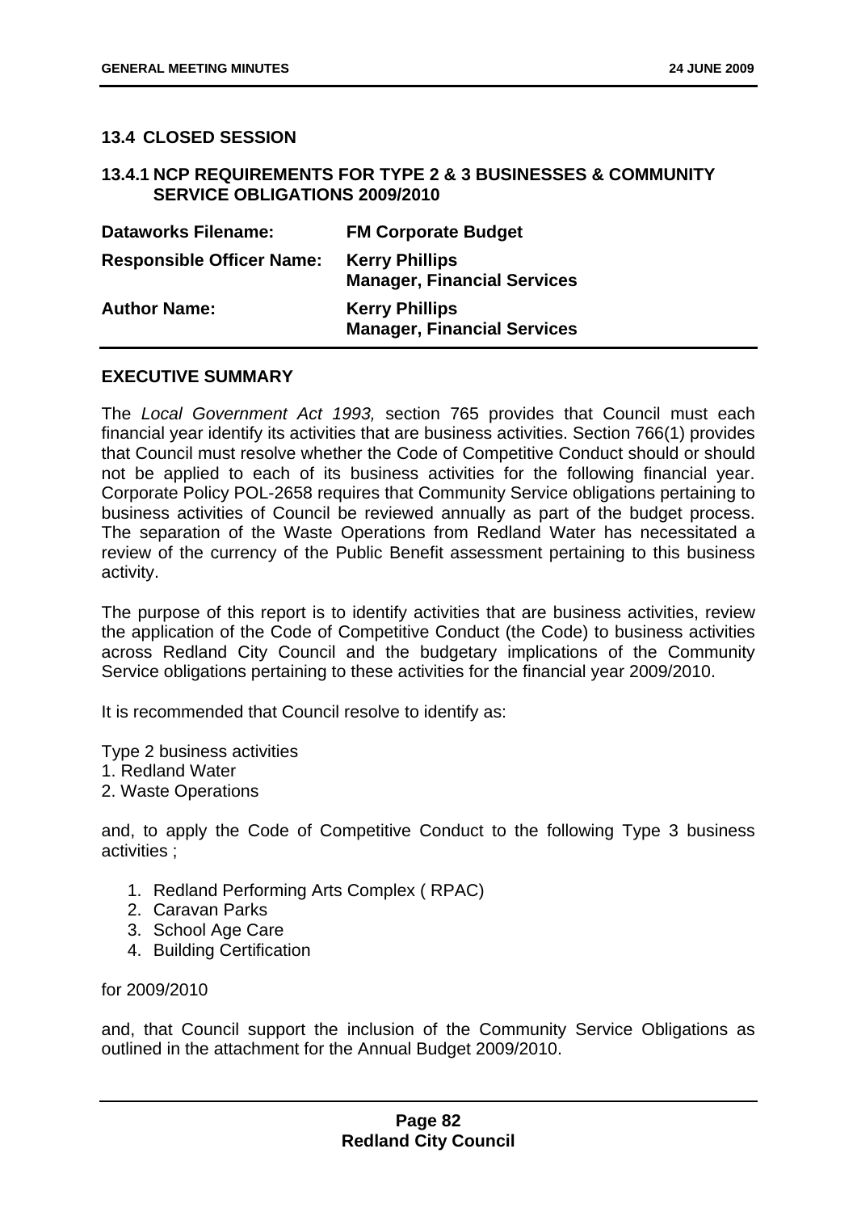## 13.4 CLOSED SESSION

### 13.4.1 NCP REQUIREMENTS FOR TYPE 2 & 3 BUSINESSES & COMMUNITY SERVICE OBLIGATIONS 2009/2010

| | |
|---|---|
| **Dataworks Filename:** | **FM Corporate Budget** |
| **Responsible Officer Name:** | **Kerry Phillips**<br>**Manager, Financial Services** |
| **Author Name:** | **Kerry Phillips**<br>**Manager, Financial Services** |

**EXECUTIVE SUMMARY**

The *Local Government Act 1993,* section 765 provides that Council must each financial year identify its activities that are business activities. Section 766(1) provides that Council must resolve whether the Code of Competitive Conduct should or should not be applied to each of its business activities for the following financial year. Corporate Policy POL-2658 requires that Community Service obligations pertaining to business activities of Council be reviewed annually as part of the budget process. The separation of the Waste Operations from Redland Water has necessitated a review of the currency of the Public Benefit assessment pertaining to this business activity.

The purpose of this report is to identify activities that are business activities, review the application of the Code of Competitive Conduct (the Code) to business activities across Redland City Council and the budgetary implications of the Community Service obligations pertaining to these activities for the financial year 2009/2010.

It is recommended that Council resolve to identify as:

Type 2 business activities
1. Redland Water
2. Waste Operations

and, to apply the Code of Competitive Conduct to the following Type 3 business activities ;

1. Redland Performing Arts Complex ( RPAC)
2. Caravan Parks
3. School Age Care
4. Building Certification

for 2009/2010

and, that Council support the inclusion of the Community Service Obligations as outlined in the attachment for the Annual Budget 2009/2010.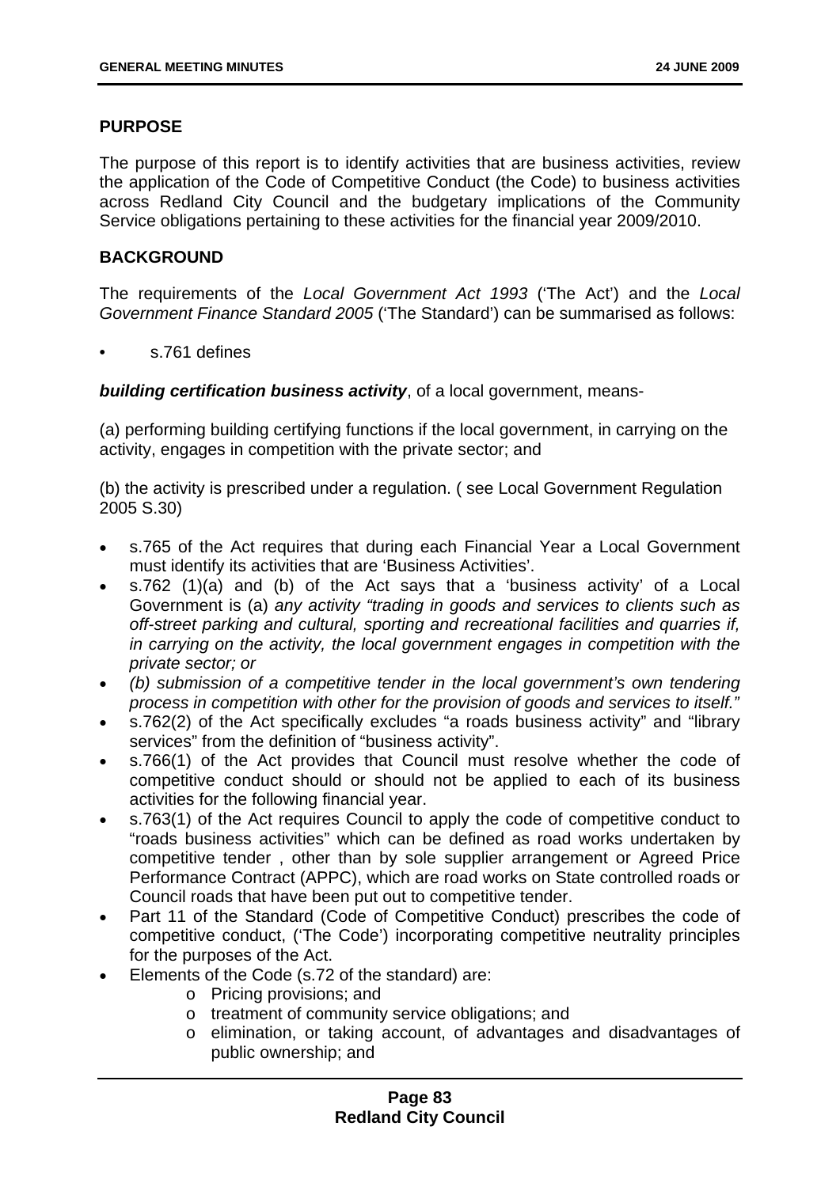## PURPOSE

The purpose of this report is to identify activities that are business activities, review the application of the Code of Competitive Conduct (the Code) to business activities across Redland City Council and the budgetary implications of the Community Service obligations pertaining to these activities for the financial year 2009/2010.

## BACKGROUND

The requirements of the *Local Government Act 1993* ('The Act') and the *Local Government Finance Standard 2005* ('The Standard') can be summarised as follows:

- s.761 defines

***building certification business activity***, of a local government, means-

(a) performing building certifying functions if the local government, in carrying on the activity, engages in competition with the private sector; and

(b) the activity is prescribed under a regulation. ( see Local Government Regulation 2005 S.30)

- s.765 of the Act requires that during each Financial Year a Local Government must identify its activities that are 'Business Activities'.
- s.762 (1)(a) and (b) of the Act says that a 'business activity' of a Local Government is (a) *any activity "trading in goods and services to clients such as off-street parking and cultural, sporting and recreational facilities and quarries if, in carrying on the activity, the local government engages in competition with the private sector; or*
- *(b) submission of a competitive tender in the local government's own tendering process in competition with other for the provision of goods and services to itself."*
- s.762(2) of the Act specifically excludes "a roads business activity" and "library services" from the definition of "business activity".
- s.766(1) of the Act provides that Council must resolve whether the code of competitive conduct should or should not be applied to each of its business activities for the following financial year.
- s.763(1) of the Act requires Council to apply the code of competitive conduct to "roads business activities" which can be defined as road works undertaken by competitive tender , other than by sole supplier arrangement or Agreed Price Performance Contract (APPC), which are road works on State controlled roads or Council roads that have been put out to competitive tender.
- Part 11 of the Standard (Code of Competitive Conduct) prescribes the code of competitive conduct, ('The Code') incorporating competitive neutrality principles for the purposes of the Act.
- Elements of the Code (s.72 of the standard) are:
  - Pricing provisions; and
  - treatment of community service obligations; and
  - elimination, or taking account, of advantages and disadvantages of public ownership; and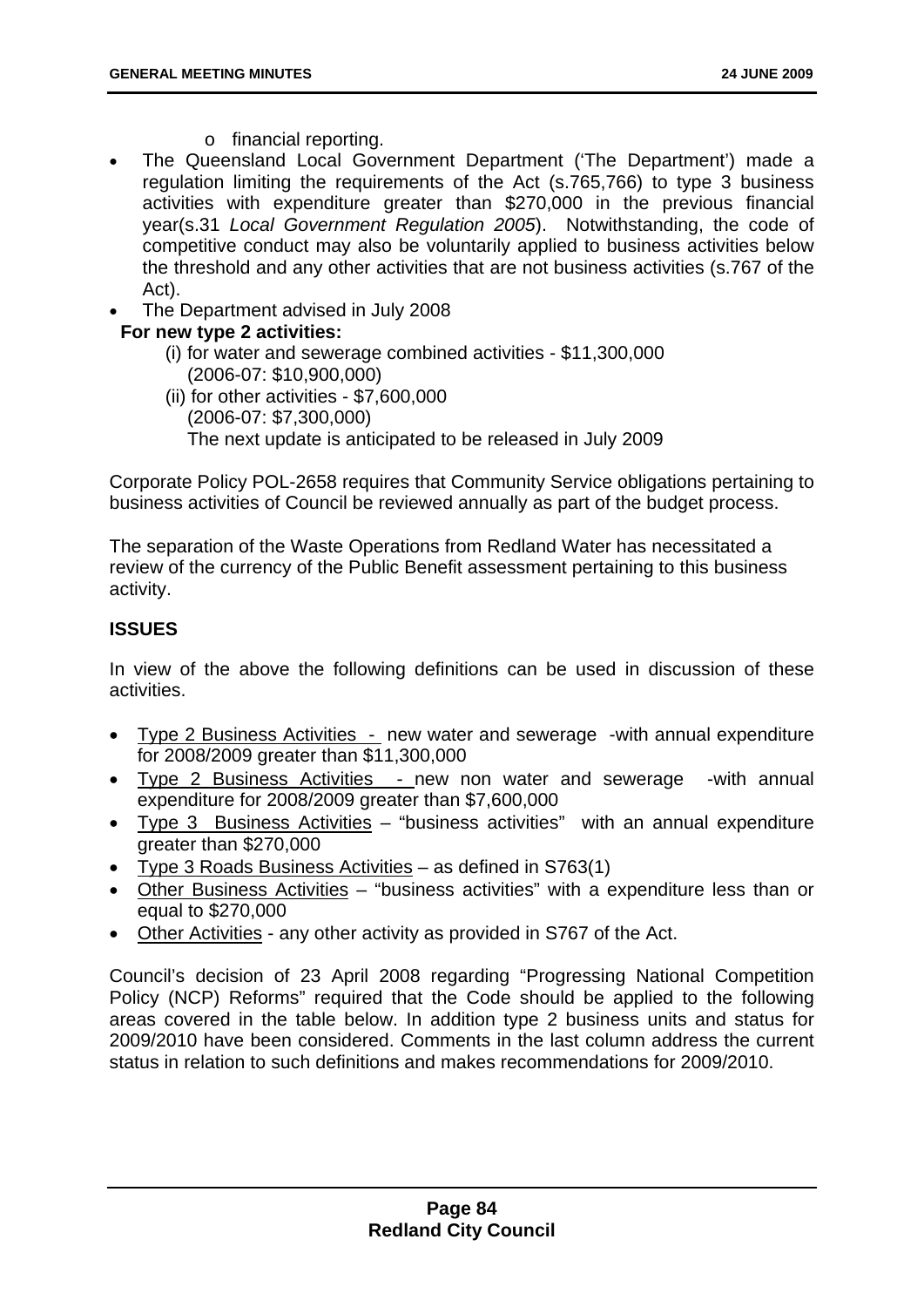- o financial reporting.
- The Queensland Local Government Department ('The Department') made a regulation limiting the requirements of the Act (s.765,766) to type 3 business activities with expenditure greater than $270,000 in the previous financial year(s.31 *Local Government Regulation 2005*). Notwithstanding, the code of competitive conduct may also be voluntarily applied to business activities below the threshold and any other activities that are not business activities (s.767 of the Act).
- The Department advised in July 2008

**For new type 2 activities:**

(i) for water and sewerage combined activities - $11,300,000
(2006-07: $10,900,000)

(ii) for other activities - $7,600,000
(2006-07: $7,300,000)
The next update is anticipated to be released in July 2009

Corporate Policy POL-2658 requires that Community Service obligations pertaining to business activities of Council be reviewed annually as part of the budget process.

The separation of the Waste Operations from Redland Water has necessitated a review of the currency of the Public Benefit assessment pertaining to this business activity.

## ISSUES

In view of the above the following definitions can be used in discussion of these activities.

- Type 2 Business Activities - new water and sewerage -with annual expenditure for 2008/2009 greater than $11,300,000
- Type 2 Business Activities - new non water and sewerage -with annual expenditure for 2008/2009 greater than $7,600,000
- Type 3 Business Activities – "business activities" with an annual expenditure greater than $270,000
- Type 3 Roads Business Activities – as defined in S763(1)
- Other Business Activities – "business activities" with a expenditure less than or equal to $270,000
- Other Activities - any other activity as provided in S767 of the Act.

Council's decision of 23 April 2008 regarding "Progressing National Competition Policy (NCP) Reforms" required that the Code should be applied to the following areas covered in the table below. In addition type 2 business units and status for 2009/2010 have been considered. Comments in the last column address the current status in relation to such definitions and makes recommendations for 2009/2010.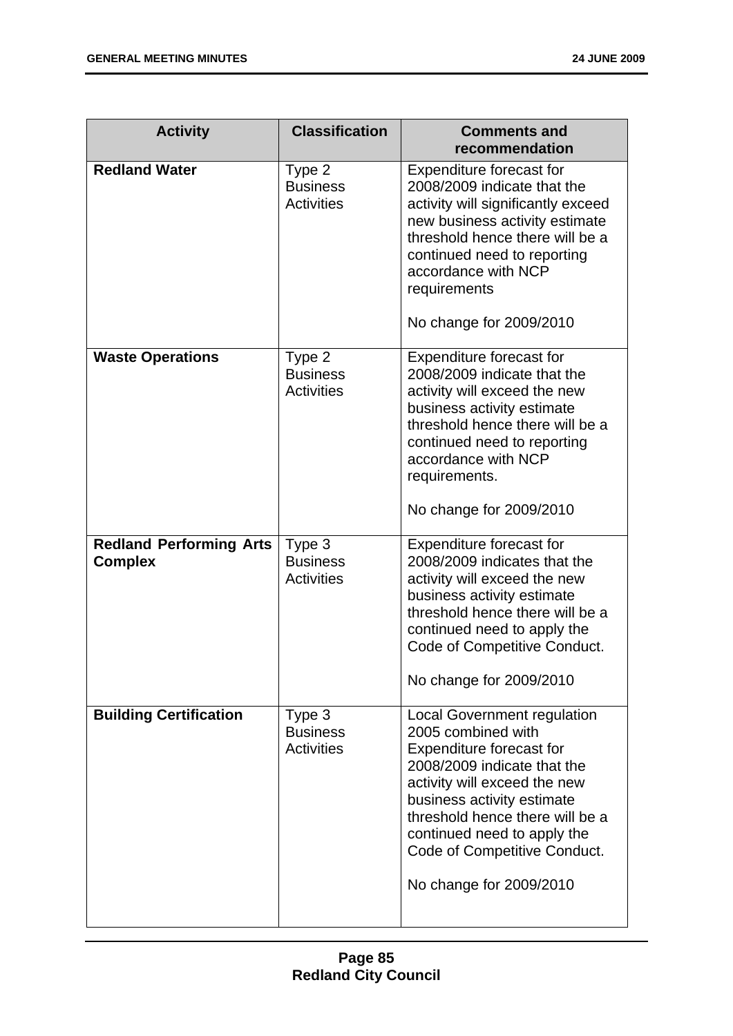| Activity | Classification | Comments and recommendation |
|---|---|---|
| **Redland Water** | Type 2 Business Activities | Expenditure forecast for 2008/2009 indicate that the activity will significantly exceed new business activity estimate threshold hence there will be a continued need to reporting accordance with NCP requirements<br><br>No change for 2009/2010 |
| **Waste Operations** | Type 2 Business Activities | Expenditure forecast for 2008/2009 indicate that the activity will exceed the new business activity estimate threshold hence there will be a continued need to reporting accordance with NCP requirements.<br><br>No change for 2009/2010 |
| **Redland Performing Arts Complex** | Type 3 Business Activities | Expenditure forecast for 2008/2009 indicates that the activity will exceed the new business activity estimate threshold hence there will be a continued need to apply the Code of Competitive Conduct.<br><br>No change for 2009/2010 |
| **Building Certification** | Type 3 Business Activities | Local Government regulation 2005 combined with Expenditure forecast for 2008/2009 indicate that the activity will exceed the new business activity estimate threshold hence there will be a continued need to apply the Code of Competitive Conduct.<br><br>No change for 2009/2010 |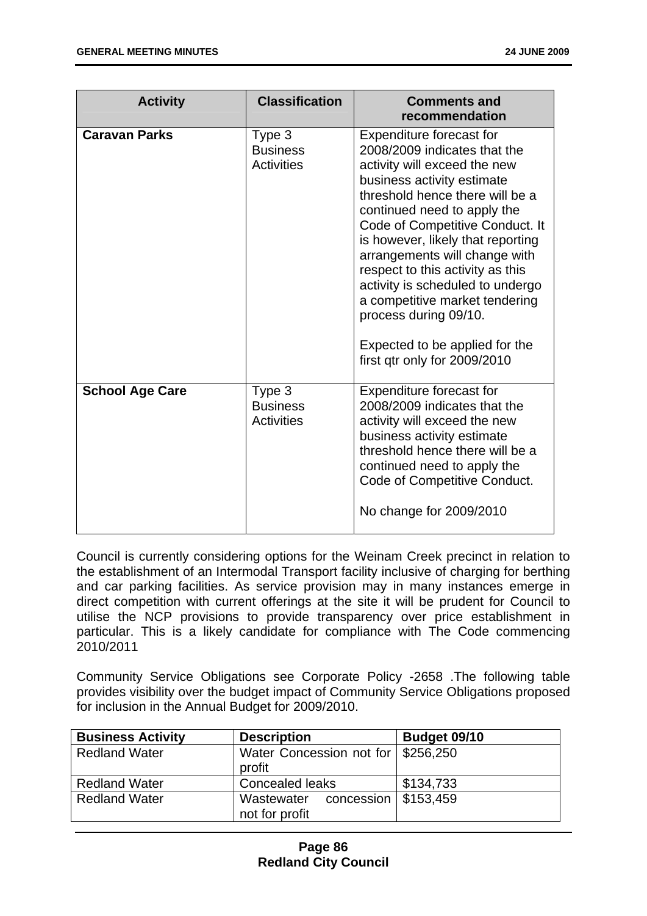| Activity | Classification | Comments and recommendation |
|---|---|---|
| **Caravan Parks** | Type 3 Business Activities | Expenditure forecast for 2008/2009 indicates that the activity will exceed the new business activity estimate threshold hence there will be a continued need to apply the Code of Competitive Conduct. It is however, likely that reporting arrangements will change with respect to this activity as this activity is scheduled to undergo a competitive market tendering process during 09/10.<br><br>Expected to be applied for the first qtr only for 2009/2010 |
| **School Age Care** | Type 3 Business Activities | Expenditure forecast for 2008/2009 indicates that the activity will exceed the new business activity estimate threshold hence there will be a continued need to apply the Code of Competitive Conduct.<br><br>No change for 2009/2010 |

Council is currently considering options for the Weinam Creek precinct in relation to the establishment of an Intermodal Transport facility inclusive of charging for berthing and car parking facilities. As service provision may in many instances emerge in direct competition with current offerings at the site it will be prudent for Council to utilise the NCP provisions to provide transparency over price establishment in particular. This is a likely candidate for compliance with The Code commencing 2010/2011

Community Service Obligations see Corporate Policy -2658 .The following table provides visibility over the budget impact of Community Service Obligations proposed for inclusion in the Annual Budget for 2009/2010.

| Business Activity | Description | Budget 09/10 |
|---|---|---|
| Redland Water | Water Concession not for profit | $256,250 |
| Redland Water | Concealed leaks | $134,733 |
| Redland Water | Wastewater concession not for profit | $153,459 |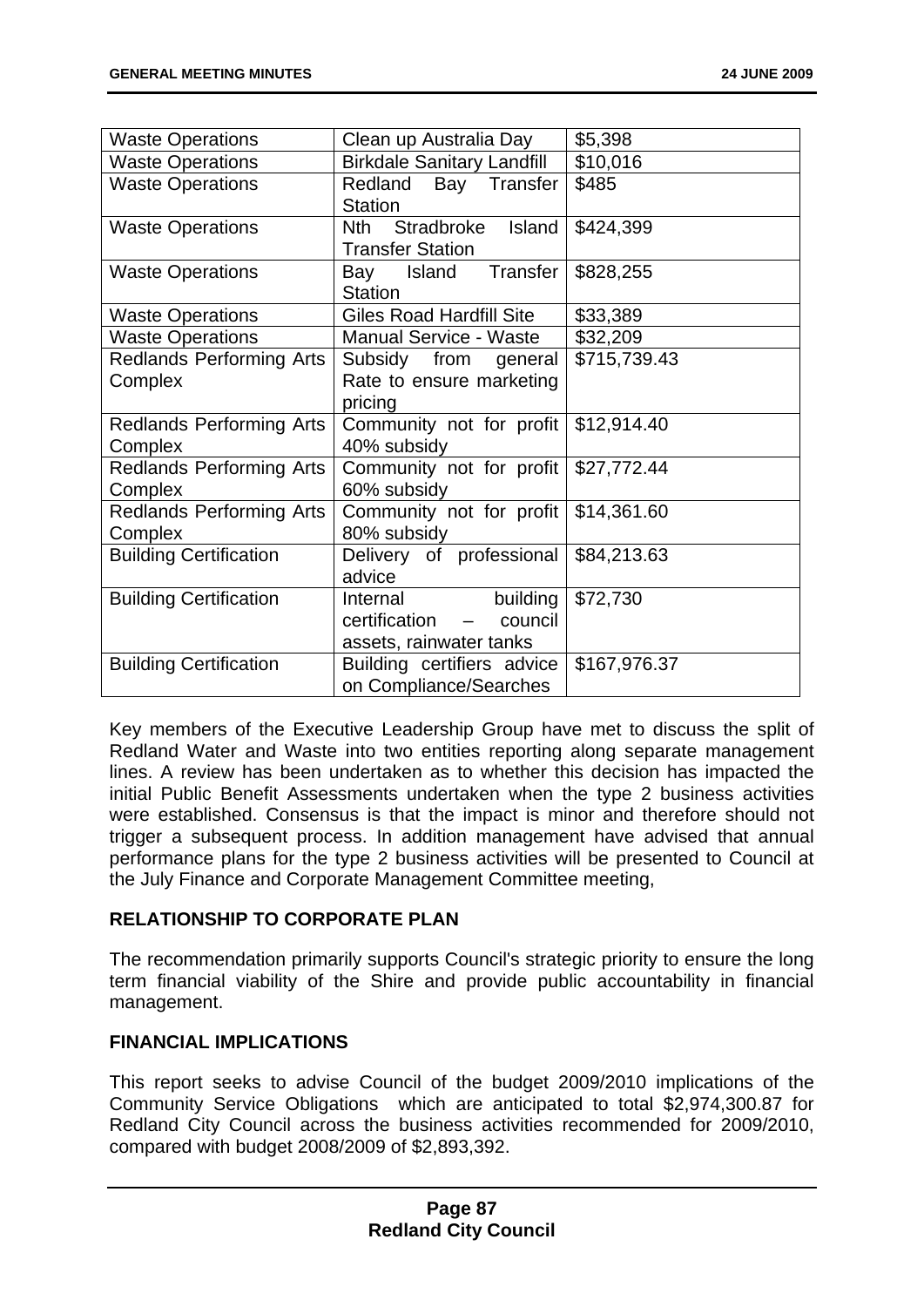| Waste Operations | Clean up Australia Day | $5,398 |
|---|---|---|
| Waste Operations | Birkdale Sanitary Landfill | $10,016 |
| Waste Operations | Redland Bay Transfer Station | $485 |
| Waste Operations | Nth Stradbroke Island Transfer Station | $424,399 |
| Waste Operations | Bay Island Transfer Station | $828,255 |
| Waste Operations | Giles Road Hardfill Site | $33,389 |
| Waste Operations | Manual Service - Waste | $32,209 |
| Redlands Performing Arts Complex | Subsidy from general Rate to ensure marketing pricing | $715,739.43 |
| Redlands Performing Arts Complex | Community not for profit 40% subsidy | $12,914.40 |
| Redlands Performing Arts Complex | Community not for profit 60% subsidy | $27,772.44 |
| Redlands Performing Arts Complex | Community not for profit 80% subsidy | $14,361.60 |
| Building Certification | Delivery of professional advice | $84,213.63 |
| Building Certification | Internal building certification – council assets, rainwater tanks | $72,730 |
| Building Certification | Building certifiers advice on Compliance/Searches | $167,976.37 |

Key members of the Executive Leadership Group have met to discuss the split of Redland Water and Waste into two entities reporting along separate management lines. A review has been undertaken as to whether this decision has impacted the initial Public Benefit Assessments undertaken when the type 2 business activities were established. Consensus is that the impact is minor and therefore should not trigger a subsequent process. In addition management have advised that annual performance plans for the type 2 business activities will be presented to Council at the July Finance and Corporate Management Committee meeting,

## RELATIONSHIP TO CORPORATE PLAN

The recommendation primarily supports Council's strategic priority to ensure the long term financial viability of the Shire and provide public accountability in financial management.

## FINANCIAL IMPLICATIONS

This report seeks to advise Council of the budget 2009/2010 implications of the Community Service Obligations which are anticipated to total $2,974,300.87 for Redland City Council across the business activities recommended for 2009/2010, compared with budget 2008/2009 of $2,893,392.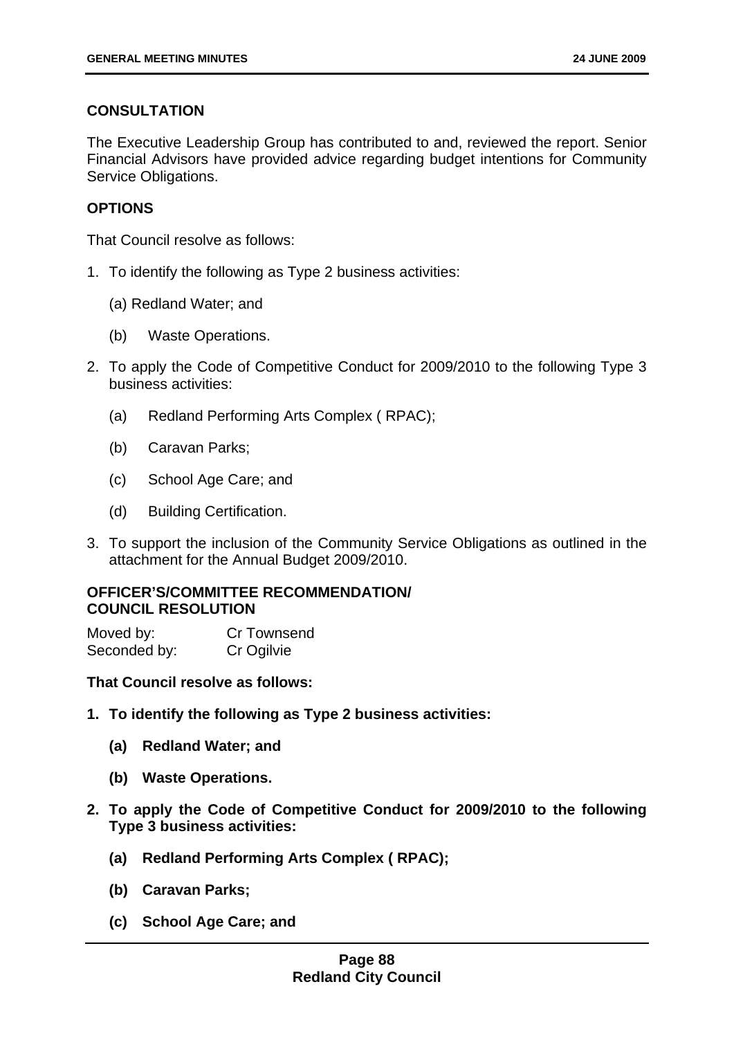## CONSULTATION

The Executive Leadership Group has contributed to and, reviewed the report. Senior Financial Advisors have provided advice regarding budget intentions for Community Service Obligations.

## OPTIONS

That Council resolve as follows:

1. To identify the following as Type 2 business activities:

   (a) Redland Water; and

   (b) Waste Operations.

2. To apply the Code of Competitive Conduct for 2009/2010 to the following Type 3 business activities:

   (a) Redland Performing Arts Complex ( RPAC);

   (b) Caravan Parks;

   (c) School Age Care; and

   (d) Building Certification.

3. To support the inclusion of the Community Service Obligations as outlined in the attachment for the Annual Budget 2009/2010.

## OFFICER'S/COMMITTEE RECOMMENDATION/ COUNCIL RESOLUTION

Moved by: Cr Townsend
Seconded by: Cr Ogilvie

**That Council resolve as follows:**

1. **To identify the following as Type 2 business activities:**

   **(a) Redland Water; and**

   **(b) Waste Operations.**

2. **To apply the Code of Competitive Conduct for 2009/2010 to the following Type 3 business activities:**

   **(a) Redland Performing Arts Complex ( RPAC);**

   **(b) Caravan Parks;**

   **(c) School Age Care; and**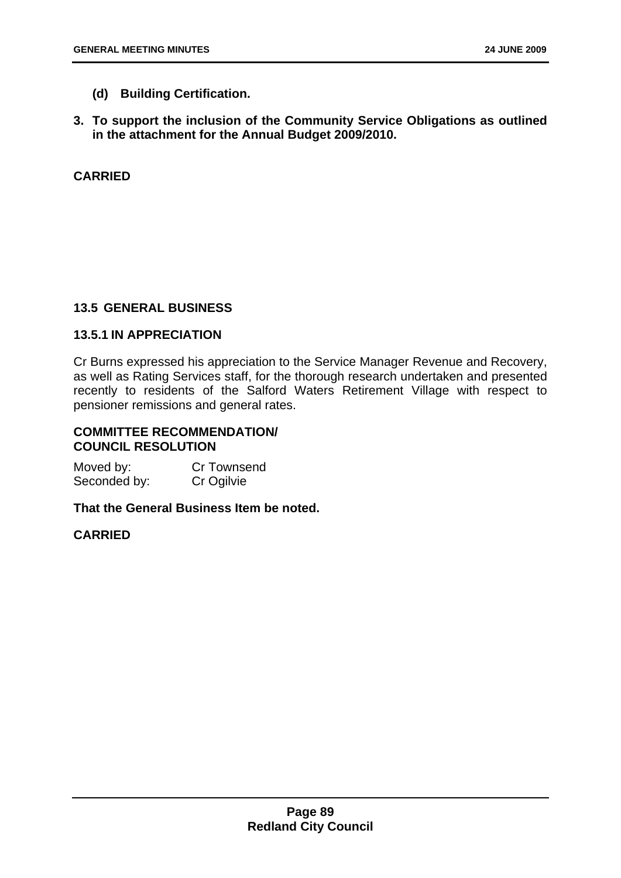**(d) Building Certification.**

**3. To support the inclusion of the Community Service Obligations as outlined in the attachment for the Annual Budget 2009/2010.**

**CARRIED**

## 13.5 GENERAL BUSINESS

### 13.5.1 IN APPRECIATION

Cr Burns expressed his appreciation to the Service Manager Revenue and Recovery, as well as Rating Services staff, for the thorough research undertaken and presented recently to residents of the Salford Waters Retirement Village with respect to pensioner remissions and general rates.

**COMMITTEE RECOMMENDATION/
COUNCIL RESOLUTION**

Moved by: Cr Townsend
Seconded by: Cr Ogilvie

**That the General Business Item be noted.**

**CARRIED**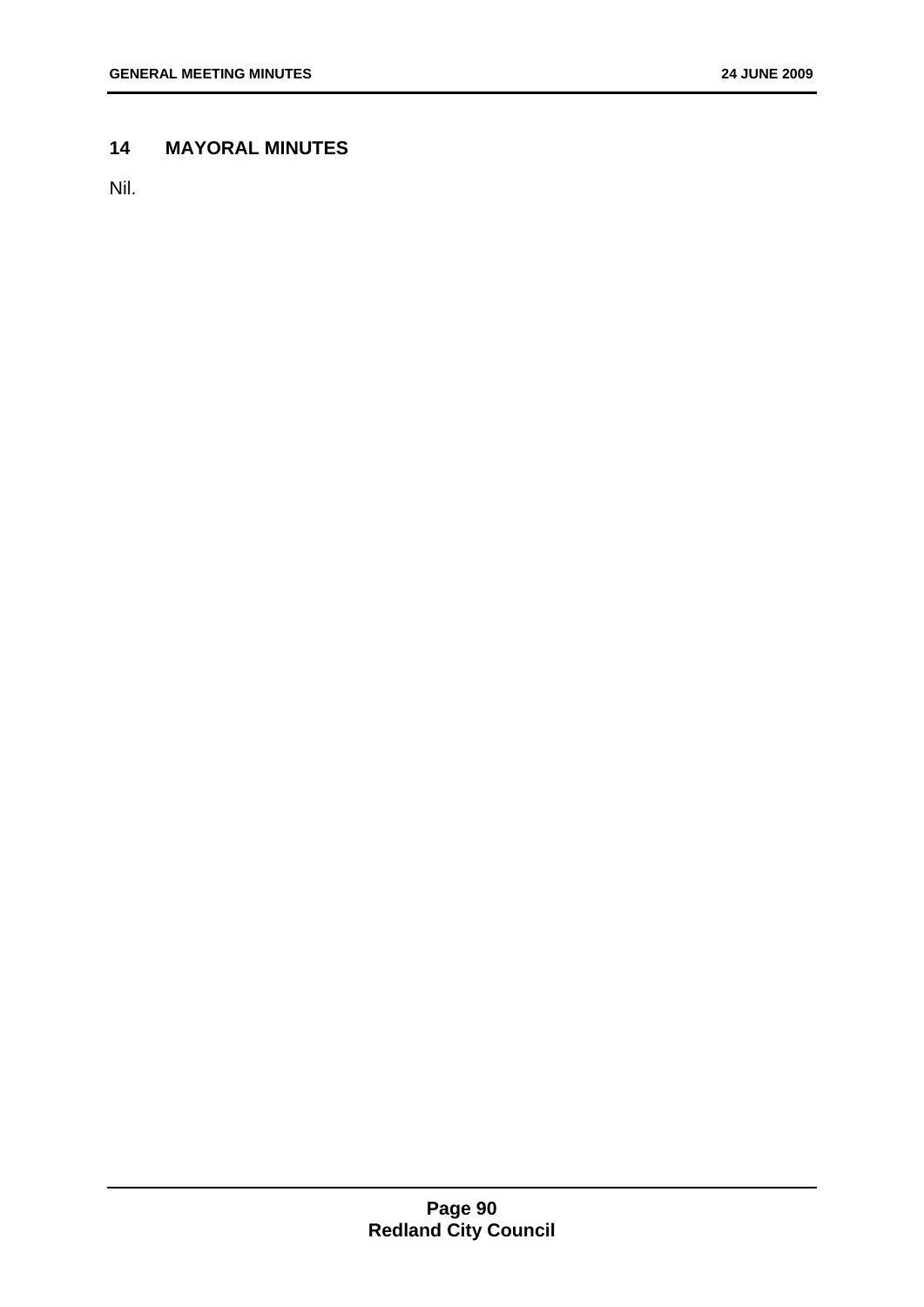## 14 MAYORAL MINUTES

Nil.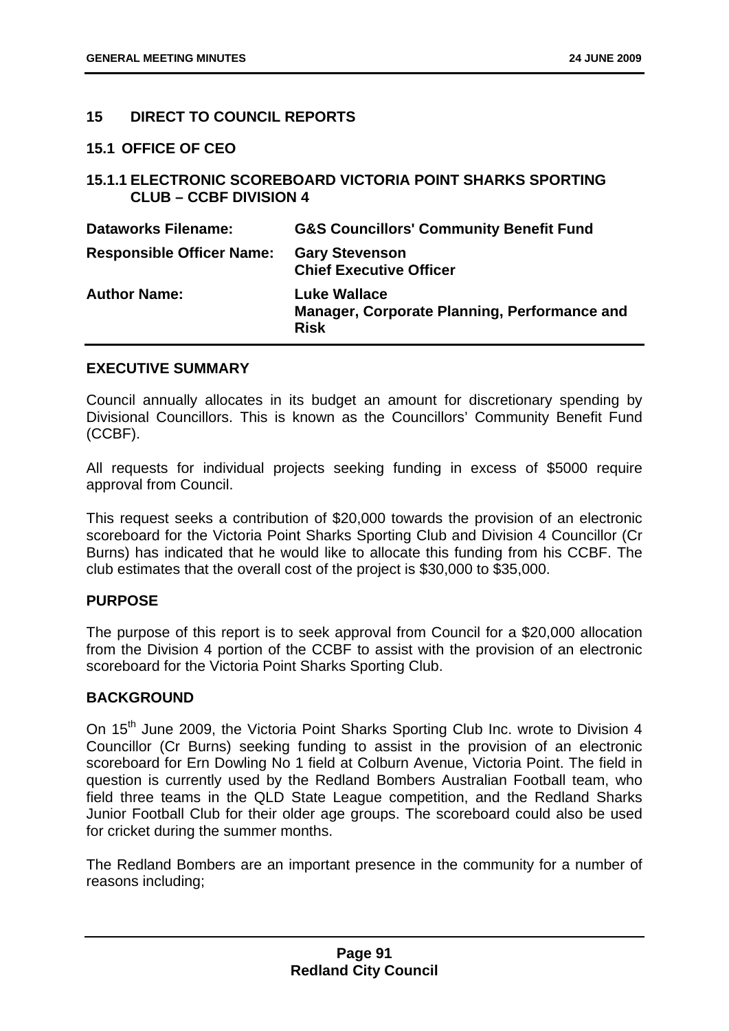## 15 DIRECT TO COUNCIL REPORTS

### 15.1 OFFICE OF CEO

### 15.1.1 ELECTRONIC SCOREBOARD VICTORIA POINT SHARKS SPORTING CLUB – CCBF DIVISION 4

| | |
|---|---|
| **Dataworks Filename:** | **G&S Councillors' Community Benefit Fund** |
| **Responsible Officer Name:** | **Gary Stevenson**<br>**Chief Executive Officer** |
| **Author Name:** | **Luke Wallace**<br>**Manager, Corporate Planning, Performance and Risk** |

**EXECUTIVE SUMMARY**

Council annually allocates in its budget an amount for discretionary spending by Divisional Councillors. This is known as the Councillors' Community Benefit Fund (CCBF).

All requests for individual projects seeking funding in excess of $5000 require approval from Council.

This request seeks a contribution of $20,000 towards the provision of an electronic scoreboard for the Victoria Point Sharks Sporting Club and Division 4 Councillor (Cr Burns) has indicated that he would like to allocate this funding from his CCBF. The club estimates that the overall cost of the project is $30,000 to $35,000.

**PURPOSE**

The purpose of this report is to seek approval from Council for a $20,000 allocation from the Division 4 portion of the CCBF to assist with the provision of an electronic scoreboard for the Victoria Point Sharks Sporting Club.

**BACKGROUND**

On 15th June 2009, the Victoria Point Sharks Sporting Club Inc. wrote to Division 4 Councillor (Cr Burns) seeking funding to assist in the provision of an electronic scoreboard for Ern Dowling No 1 field at Colburn Avenue, Victoria Point. The field in question is currently used by the Redland Bombers Australian Football team, who field three teams in the QLD State League competition, and the Redland Sharks Junior Football Club for their older age groups. The scoreboard could also be used for cricket during the summer months.

The Redland Bombers are an important presence in the community for a number of reasons including;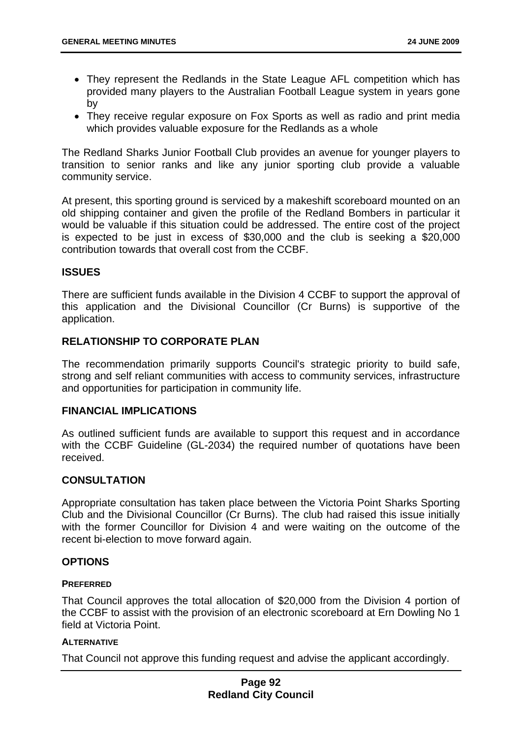- They represent the Redlands in the State League AFL competition which has provided many players to the Australian Football League system in years gone by
- They receive regular exposure on Fox Sports as well as radio and print media which provides valuable exposure for the Redlands as a whole

The Redland Sharks Junior Football Club provides an avenue for younger players to transition to senior ranks and like any junior sporting club provide a valuable community service.

At present, this sporting ground is serviced by a makeshift scoreboard mounted on an old shipping container and given the profile of the Redland Bombers in particular it would be valuable if this situation could be addressed. The entire cost of the project is expected to be just in excess of $30,000 and the club is seeking a $20,000 contribution towards that overall cost from the CCBF.

## ISSUES

There are sufficient funds available in the Division 4 CCBF to support the approval of this application and the Divisional Councillor (Cr Burns) is supportive of the application.

## RELATIONSHIP TO CORPORATE PLAN

The recommendation primarily supports Council's strategic priority to build safe, strong and self reliant communities with access to community services, infrastructure and opportunities for participation in community life.

## FINANCIAL IMPLICATIONS

As outlined sufficient funds are available to support this request and in accordance with the CCBF Guideline (GL-2034) the required number of quotations have been received.

## CONSULTATION

Appropriate consultation has taken place between the Victoria Point Sharks Sporting Club and the Divisional Councillor (Cr Burns). The club had raised this issue initially with the former Councillor for Division 4 and were waiting on the outcome of the recent bi-election to move forward again.

## OPTIONS

### PREFERRED

That Council approves the total allocation of $20,000 from the Division 4 portion of the CCBF to assist with the provision of an electronic scoreboard at Ern Dowling No 1 field at Victoria Point.

### ALTERNATIVE

That Council not approve this funding request and advise the applicant accordingly.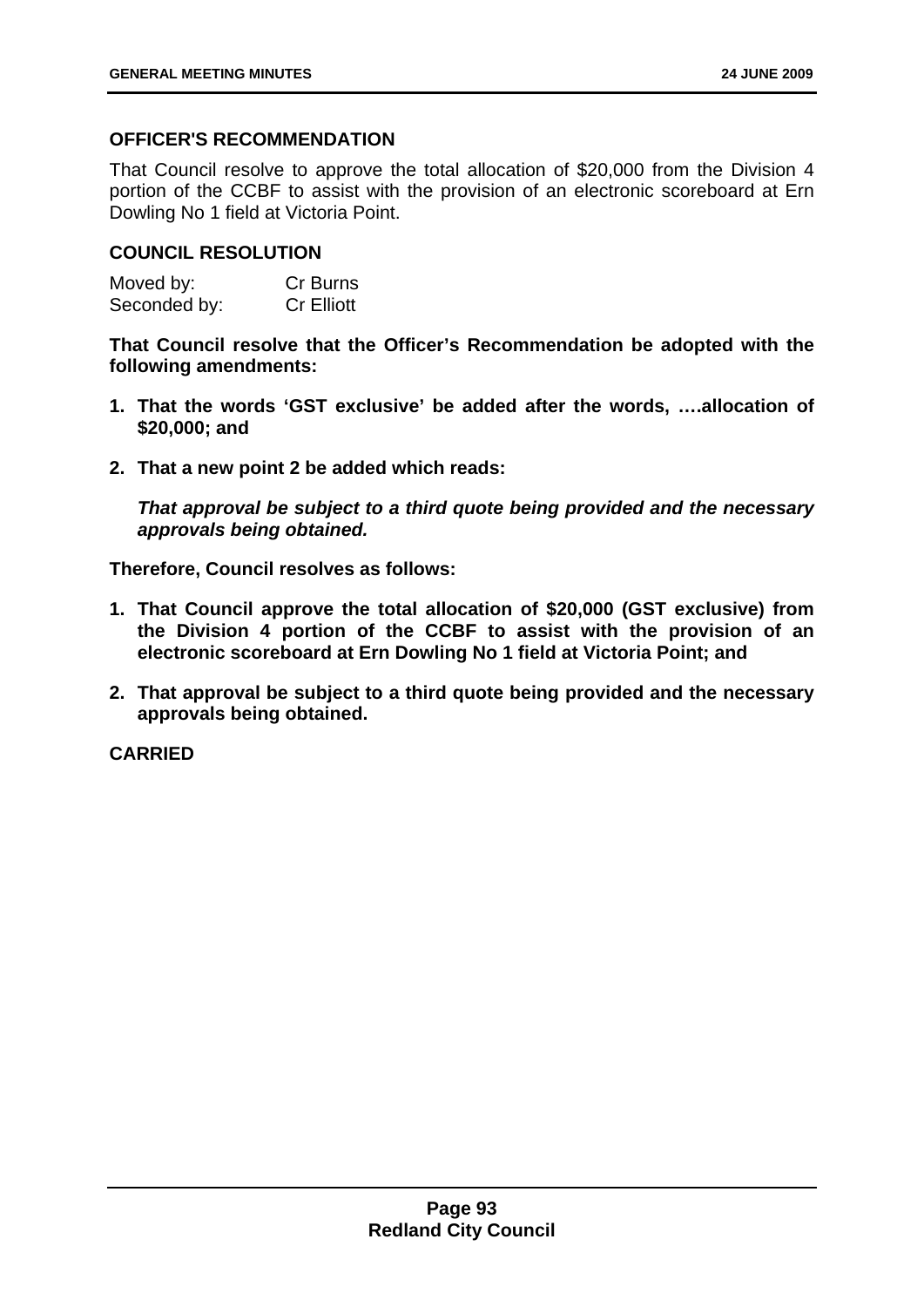### OFFICER'S RECOMMENDATION

That Council resolve to approve the total allocation of $20,000 from the Division 4 portion of the CCBF to assist with the provision of an electronic scoreboard at Ern Dowling No 1 field at Victoria Point.

### COUNCIL RESOLUTION

| Moved by: | Cr Burns |
|---|---|
| Seconded by: | Cr Elliott |

**That Council resolve that the Officer's Recommendation be adopted with the following amendments:**

1. **That the words 'GST exclusive' be added after the words, ….allocation of $20,000; and**
2. **That a new point 2 be added which reads:**

   ***That approval be subject to a third quote being provided and the necessary approvals being obtained.***

**Therefore, Council resolves as follows:**

1. **That Council approve the total allocation of $20,000 (GST exclusive) from the Division 4 portion of the CCBF to assist with the provision of an electronic scoreboard at Ern Dowling No 1 field at Victoria Point; and**
2. **That approval be subject to a third quote being provided and the necessary approvals being obtained.**

**CARRIED**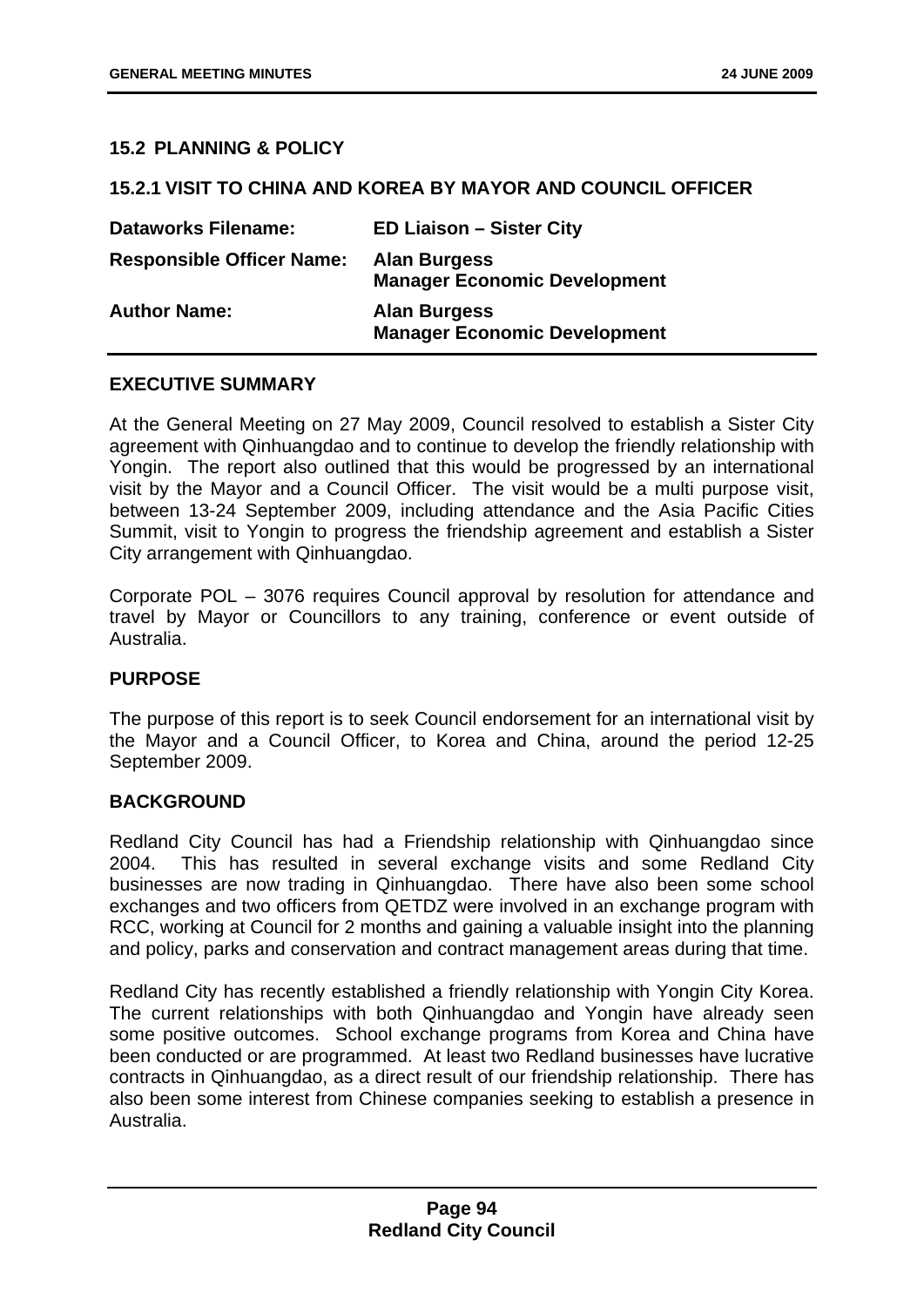## 15.2 PLANNING & POLICY

### 15.2.1 VISIT TO CHINA AND KOREA BY MAYOR AND COUNCIL OFFICER

| **Dataworks Filename:** | **ED Liaison – Sister City** |
|---|---|
| **Responsible Officer Name:** | **Alan Burgess**<br>**Manager Economic Development** |
| **Author Name:** | **Alan Burgess**<br>**Manager Economic Development** |

#### EXECUTIVE SUMMARY

At the General Meeting on 27 May 2009, Council resolved to establish a Sister City agreement with Qinhuangdao and to continue to develop the friendly relationship with Yongin. The report also outlined that this would be progressed by an international visit by the Mayor and a Council Officer. The visit would be a multi purpose visit, between 13-24 September 2009, including attendance and the Asia Pacific Cities Summit, visit to Yongin to progress the friendship agreement and establish a Sister City arrangement with Qinhuangdao.

Corporate POL – 3076 requires Council approval by resolution for attendance and travel by Mayor or Councillors to any training, conference or event outside of Australia.

#### PURPOSE

The purpose of this report is to seek Council endorsement for an international visit by the Mayor and a Council Officer, to Korea and China, around the period 12-25 September 2009.

#### BACKGROUND

Redland City Council has had a Friendship relationship with Qinhuangdao since 2004. This has resulted in several exchange visits and some Redland City businesses are now trading in Qinhuangdao. There have also been some school exchanges and two officers from QETDZ were involved in an exchange program with RCC, working at Council for 2 months and gaining a valuable insight into the planning and policy, parks and conservation and contract management areas during that time.

Redland City has recently established a friendly relationship with Yongin City Korea. The current relationships with both Qinhuangdao and Yongin have already seen some positive outcomes. School exchange programs from Korea and China have been conducted or are programmed. At least two Redland businesses have lucrative contracts in Qinhuangdao, as a direct result of our friendship relationship. There has also been some interest from Chinese companies seeking to establish a presence in Australia.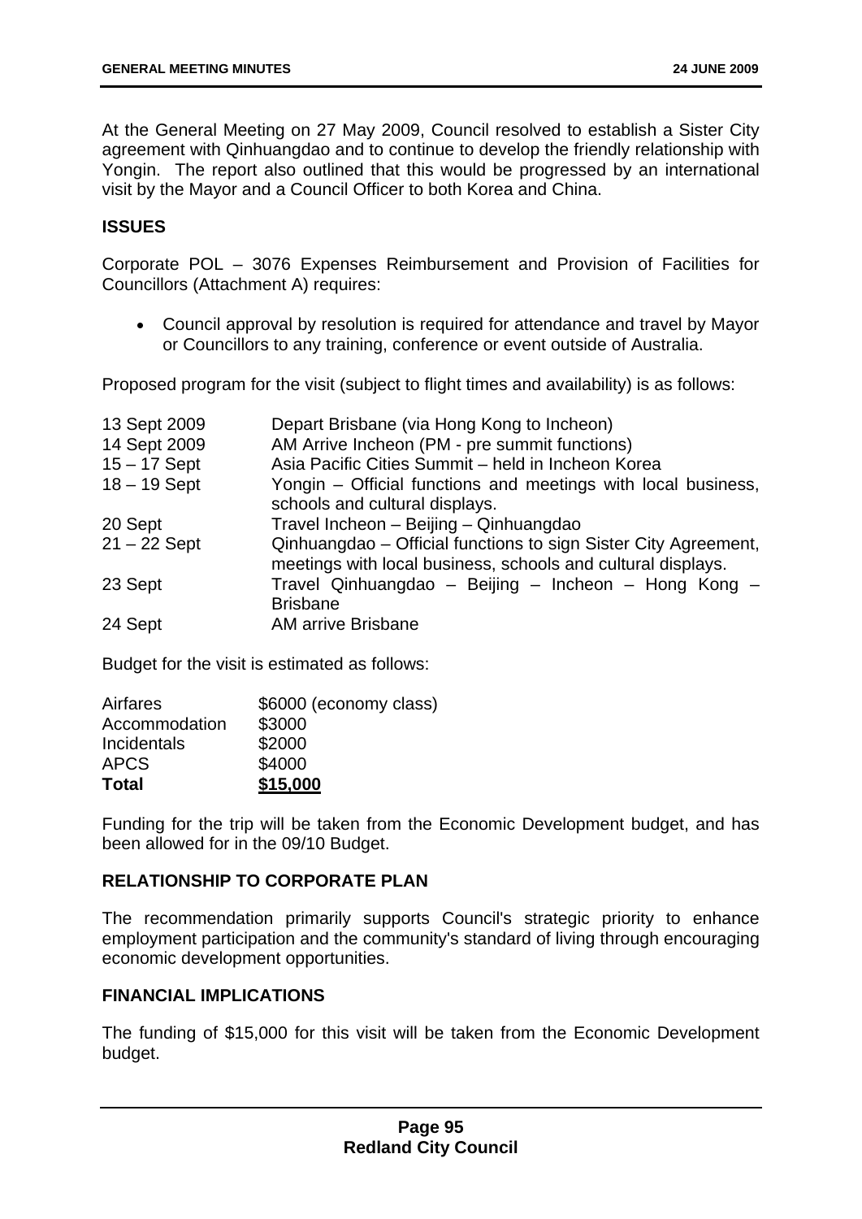At the General Meeting on 27 May 2009, Council resolved to establish a Sister City agreement with Qinhuangdao and to continue to develop the friendly relationship with Yongin. The report also outlined that this would be progressed by an international visit by the Mayor and a Council Officer to both Korea and China.

## ISSUES

Corporate POL – 3076 Expenses Reimbursement and Provision of Facilities for Councillors (Attachment A) requires:

- Council approval by resolution is required for attendance and travel by Mayor or Councillors to any training, conference or event outside of Australia.

Proposed program for the visit (subject to flight times and availability) is as follows:

| | |
|---|---|
| 13 Sept 2009 | Depart Brisbane (via Hong Kong to Incheon) |
| 14 Sept 2009 | AM Arrive Incheon (PM - pre summit functions) |
| 15 – 17 Sept | Asia Pacific Cities Summit – held in Incheon Korea |
| 18 – 19 Sept | Yongin – Official functions and meetings with local business, schools and cultural displays. |
| 20 Sept | Travel Incheon – Beijing – Qinhuangdao |
| 21 – 22 Sept | Qinhuangdao – Official functions to sign Sister City Agreement, meetings with local business, schools and cultural displays. |
| 23 Sept | Travel Qinhuangdao – Beijing – Incheon – Hong Kong – Brisbane |
| 24 Sept | AM arrive Brisbane |

Budget for the visit is estimated as follows:

| | |
|---|---|
| Airfares | \$6000 (economy class) |
| Accommodation | \$3000 |
| Incidentals | \$2000 |
| APCS | \$4000 |
| **Total** | **\$15,000** |

Funding for the trip will be taken from the Economic Development budget, and has been allowed for in the 09/10 Budget.

## RELATIONSHIP TO CORPORATE PLAN

The recommendation primarily supports Council's strategic priority to enhance employment participation and the community's standard of living through encouraging economic development opportunities.

## FINANCIAL IMPLICATIONS

The funding of \$15,000 for this visit will be taken from the Economic Development budget.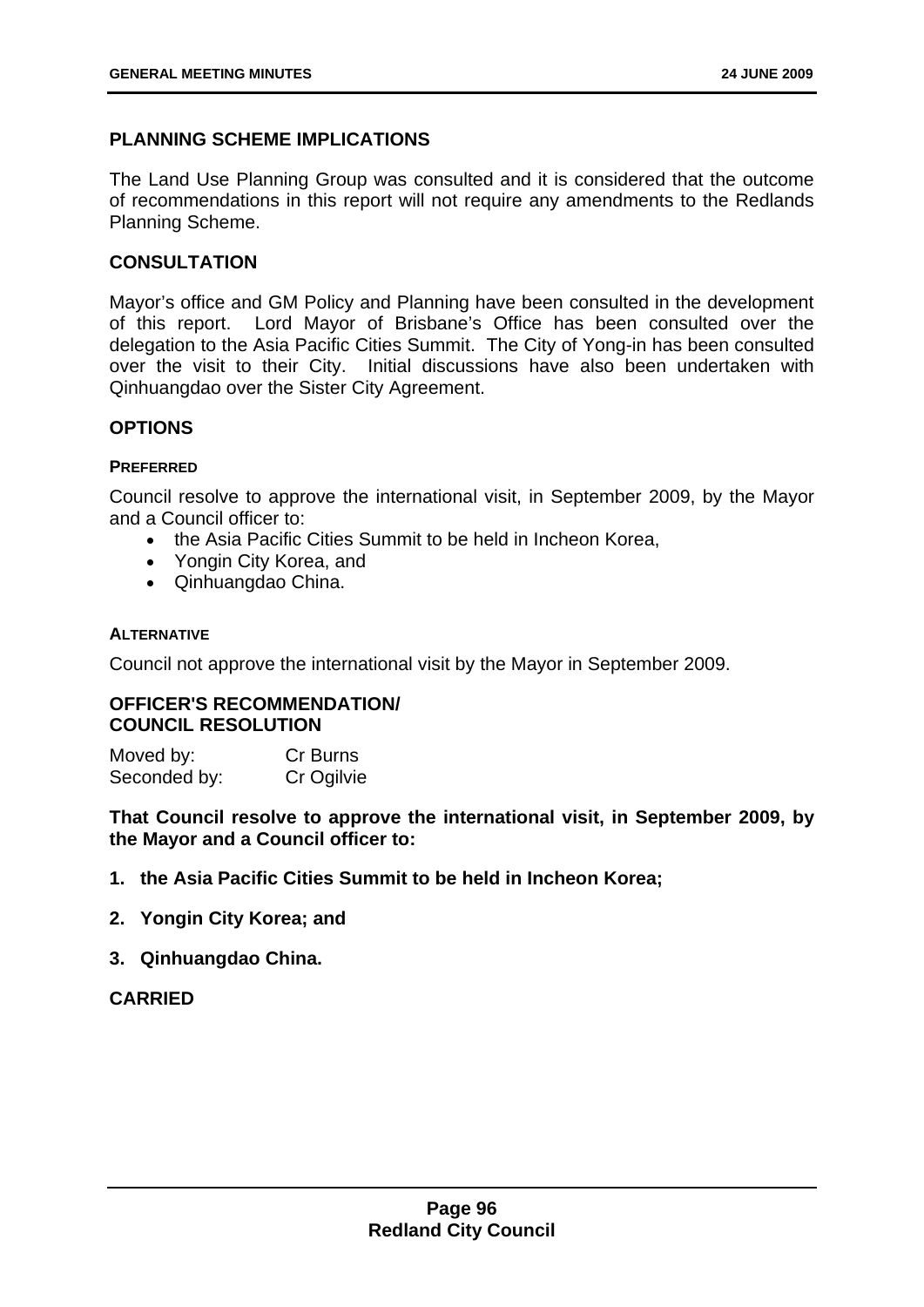## PLANNING SCHEME IMPLICATIONS

The Land Use Planning Group was consulted and it is considered that the outcome of recommendations in this report will not require any amendments to the Redlands Planning Scheme.

## CONSULTATION

Mayor's office and GM Policy and Planning have been consulted in the development of this report. Lord Mayor of Brisbane's Office has been consulted over the delegation to the Asia Pacific Cities Summit. The City of Yong-in has been consulted over the visit to their City. Initial discussions have also been undertaken with Qinhuangdao over the Sister City Agreement.

## OPTIONS

### PREFERRED

Council resolve to approve the international visit, in September 2009, by the Mayor and a Council officer to:

- the Asia Pacific Cities Summit to be held in Incheon Korea,
- Yongin City Korea, and
- Qinhuangdao China.

### ALTERNATIVE

Council not approve the international visit by the Mayor in September 2009.

## OFFICER'S RECOMMENDATION/ COUNCIL RESOLUTION

Moved by: Cr Burns
Seconded by: Cr Ogilvie

**That Council resolve to approve the international visit, in September 2009, by the Mayor and a Council officer to:**

1. **the Asia Pacific Cities Summit to be held in Incheon Korea;**
2. **Yongin City Korea; and**
3. **Qinhuangdao China.**

**CARRIED**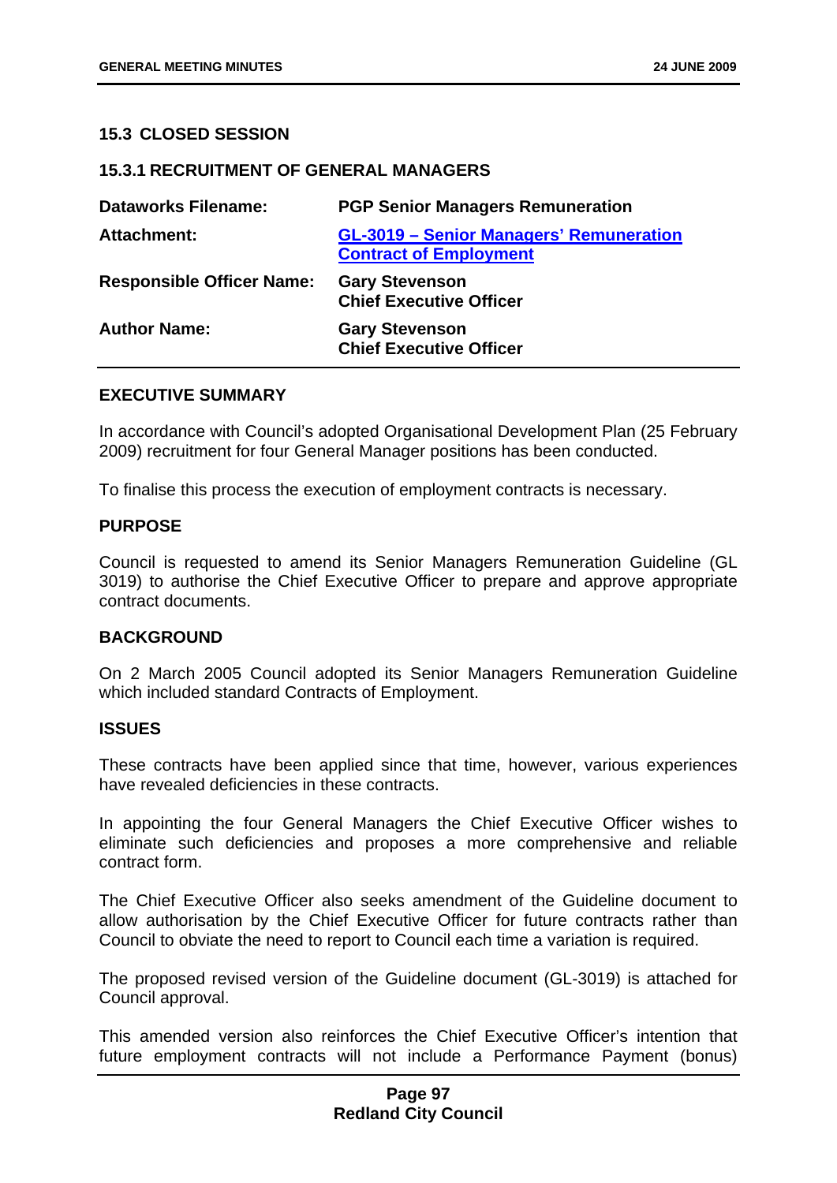## 15.3 CLOSED SESSION

### 15.3.1 RECRUITMENT OF GENERAL MANAGERS

| | |
|---|---|
| **Dataworks Filename:** | **PGP Senior Managers Remuneration** |
| **Attachment:** | **GL-3019 – Senior Managers' Remuneration Contract of Employment** |
| **Responsible Officer Name:** | **Gary Stevenson**<br>**Chief Executive Officer** |
| **Author Name:** | **Gary Stevenson**<br>**Chief Executive Officer** |

**EXECUTIVE SUMMARY**

In accordance with Council's adopted Organisational Development Plan (25 February 2009) recruitment for four General Manager positions has been conducted.

To finalise this process the execution of employment contracts is necessary.

**PURPOSE**

Council is requested to amend its Senior Managers Remuneration Guideline (GL 3019) to authorise the Chief Executive Officer to prepare and approve appropriate contract documents.

**BACKGROUND**

On 2 March 2005 Council adopted its Senior Managers Remuneration Guideline which included standard Contracts of Employment.

**ISSUES**

These contracts have been applied since that time, however, various experiences have revealed deficiencies in these contracts.

In appointing the four General Managers the Chief Executive Officer wishes to eliminate such deficiencies and proposes a more comprehensive and reliable contract form.

The Chief Executive Officer also seeks amendment of the Guideline document to allow authorisation by the Chief Executive Officer for future contracts rather than Council to obviate the need to report to Council each time a variation is required.

The proposed revised version of the Guideline document (GL-3019) is attached for Council approval.

This amended version also reinforces the Chief Executive Officer's intention that future employment contracts will not include a Performance Payment (bonus)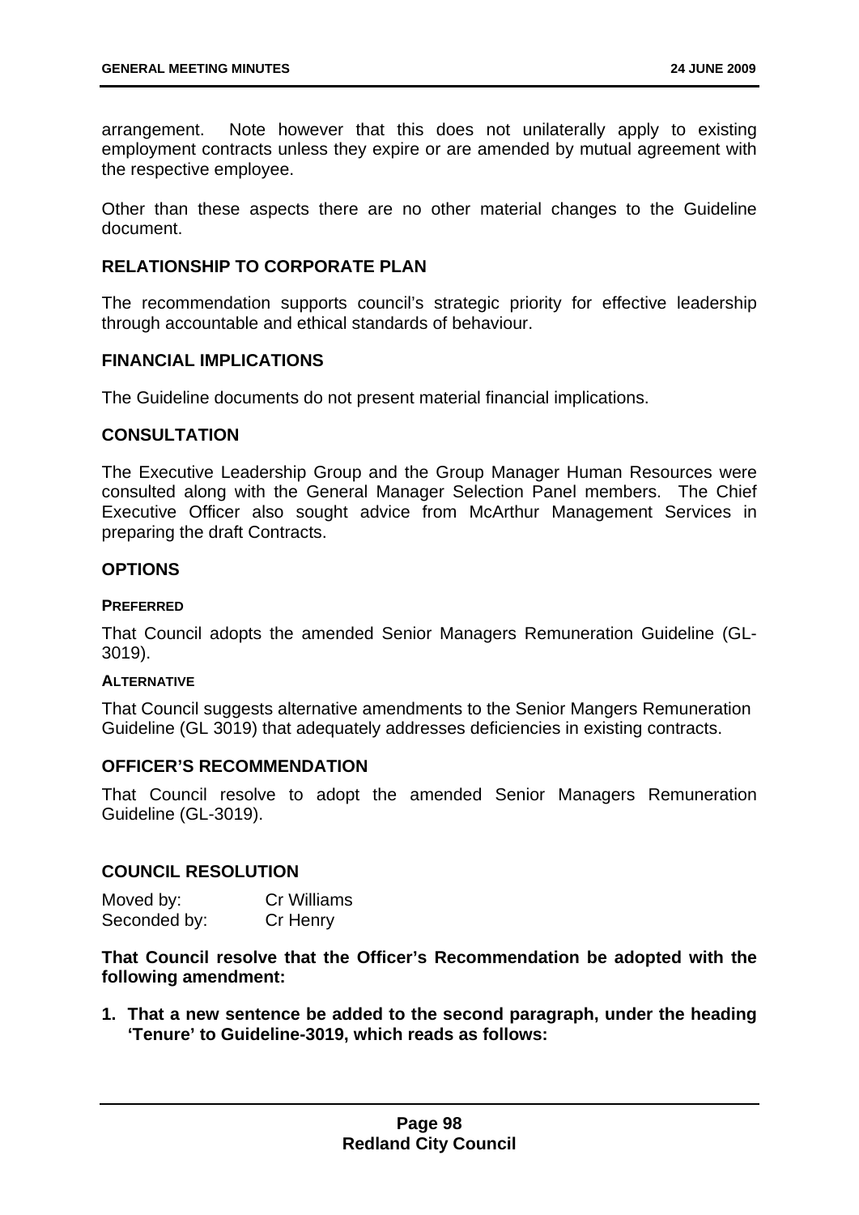arrangement. Note however that this does not unilaterally apply to existing employment contracts unless they expire or are amended by mutual agreement with the respective employee.

Other than these aspects there are no other material changes to the Guideline document.

## RELATIONSHIP TO CORPORATE PLAN

The recommendation supports council's strategic priority for effective leadership through accountable and ethical standards of behaviour.

## FINANCIAL IMPLICATIONS

The Guideline documents do not present material financial implications.

## CONSULTATION

The Executive Leadership Group and the Group Manager Human Resources were consulted along with the General Manager Selection Panel members. The Chief Executive Officer also sought advice from McArthur Management Services in preparing the draft Contracts.

## OPTIONS

### PREFERRED

That Council adopts the amended Senior Managers Remuneration Guideline (GL-3019).

### ALTERNATIVE

That Council suggests alternative amendments to the Senior Mangers Remuneration Guideline (GL 3019) that adequately addresses deficiencies in existing contracts.

## OFFICER'S RECOMMENDATION

That Council resolve to adopt the amended Senior Managers Remuneration Guideline (GL-3019).

## COUNCIL RESOLUTION

Moved by: Cr Williams
Seconded by: Cr Henry

**That Council resolve that the Officer's Recommendation be adopted with the following amendment:**

1. **That a new sentence be added to the second paragraph, under the heading 'Tenure' to Guideline-3019, which reads as follows:**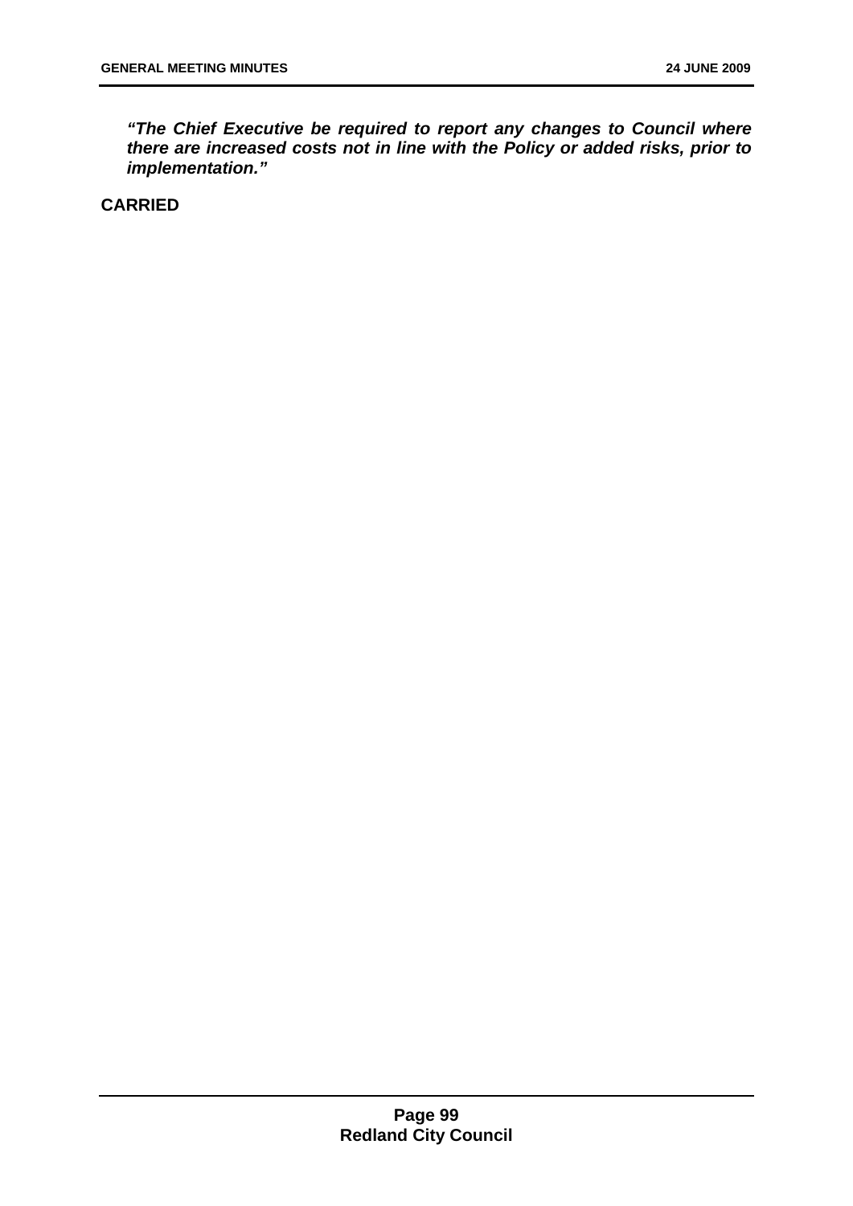***"The Chief Executive be required to report any changes to Council where there are increased costs not in line with the Policy or added risks, prior to implementation."***

**CARRIED**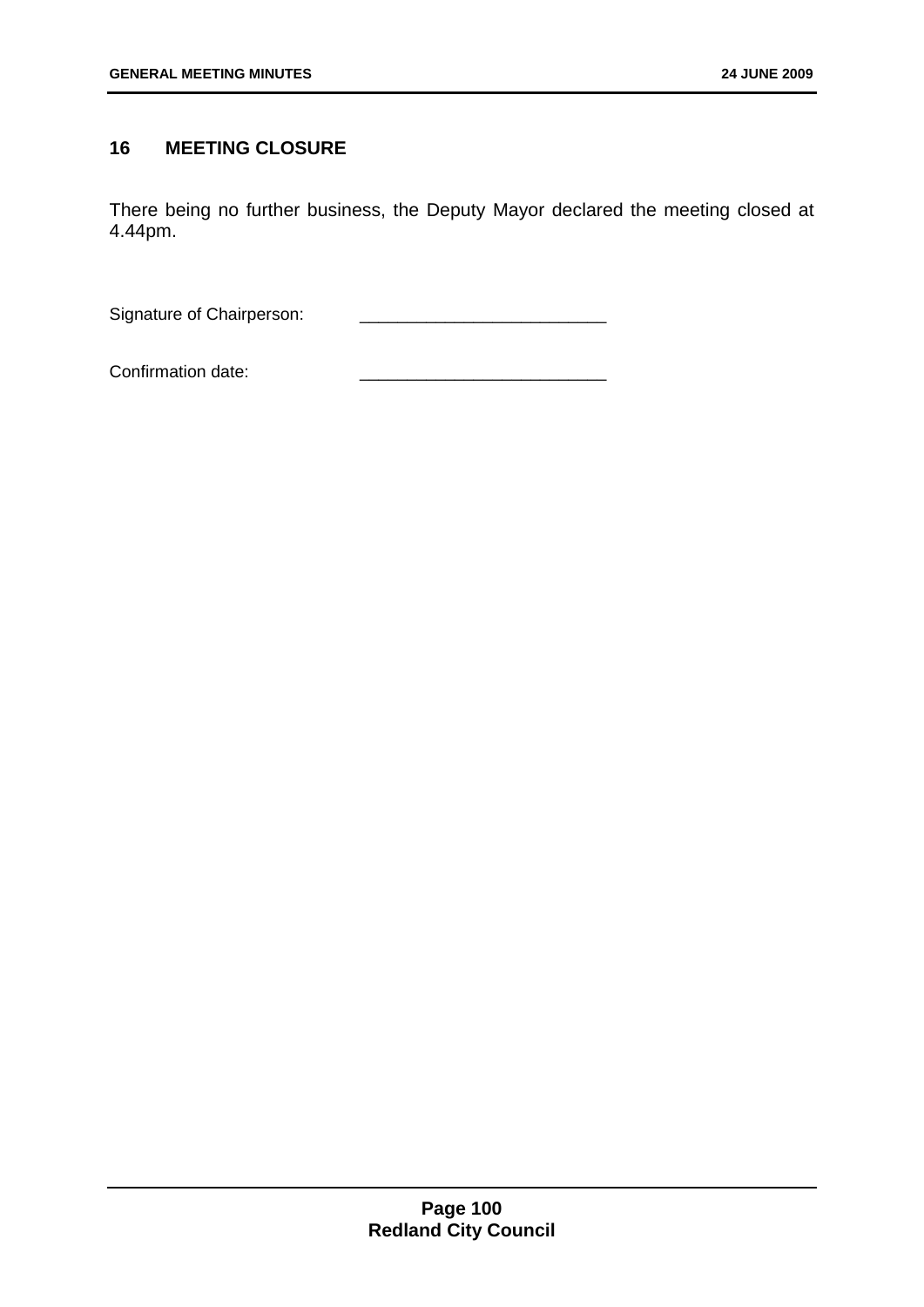## 16 MEETING CLOSURE

There being no further business, the Deputy Mayor declared the meeting closed at 4.44pm.

Signature of Chairperson: __________________________

Confirmation date: __________________________